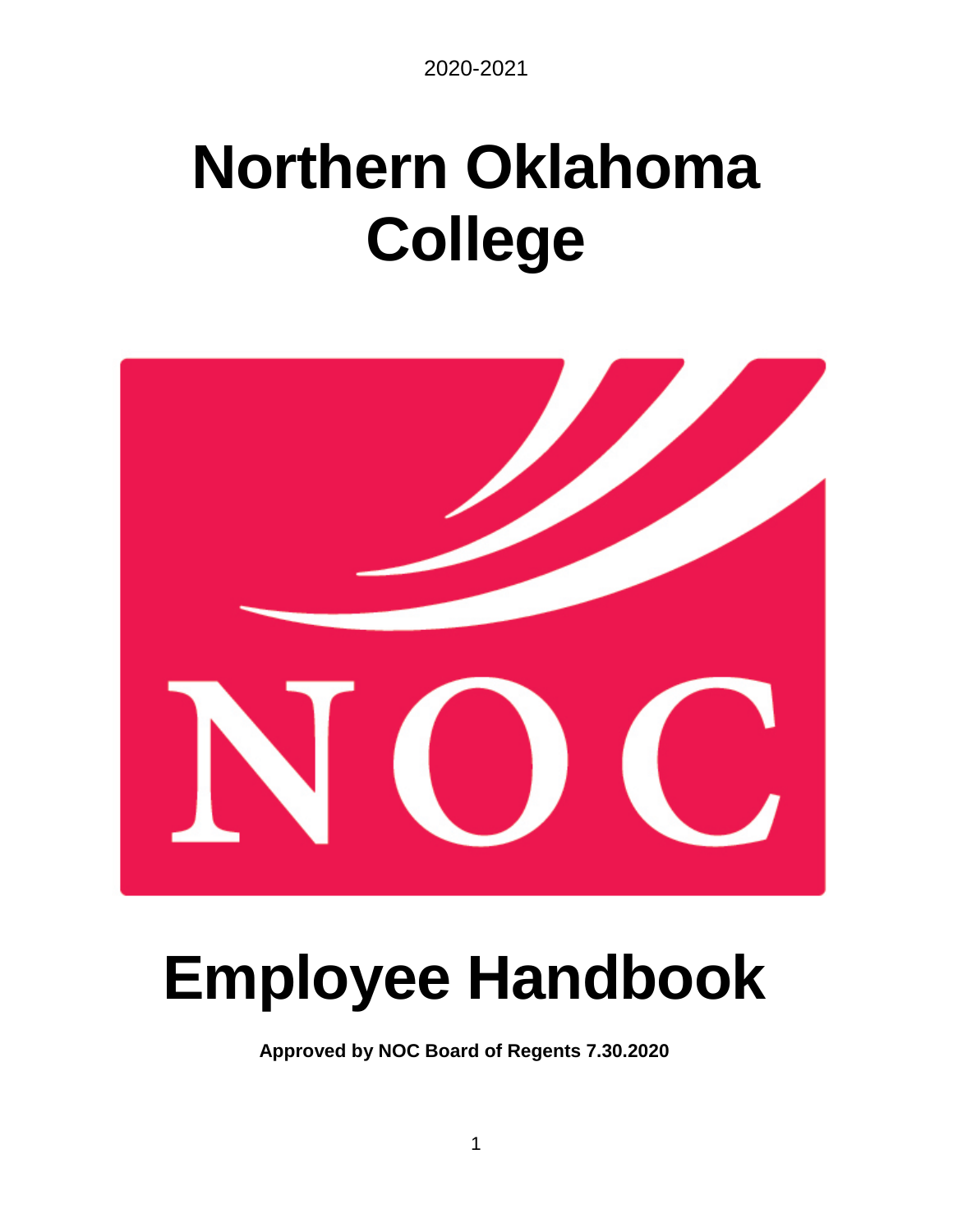2020-2021

# Northern Oklahoma College

NOC

# Employee Handbook

**Approved by NOC Board of Regents 7.30.2020**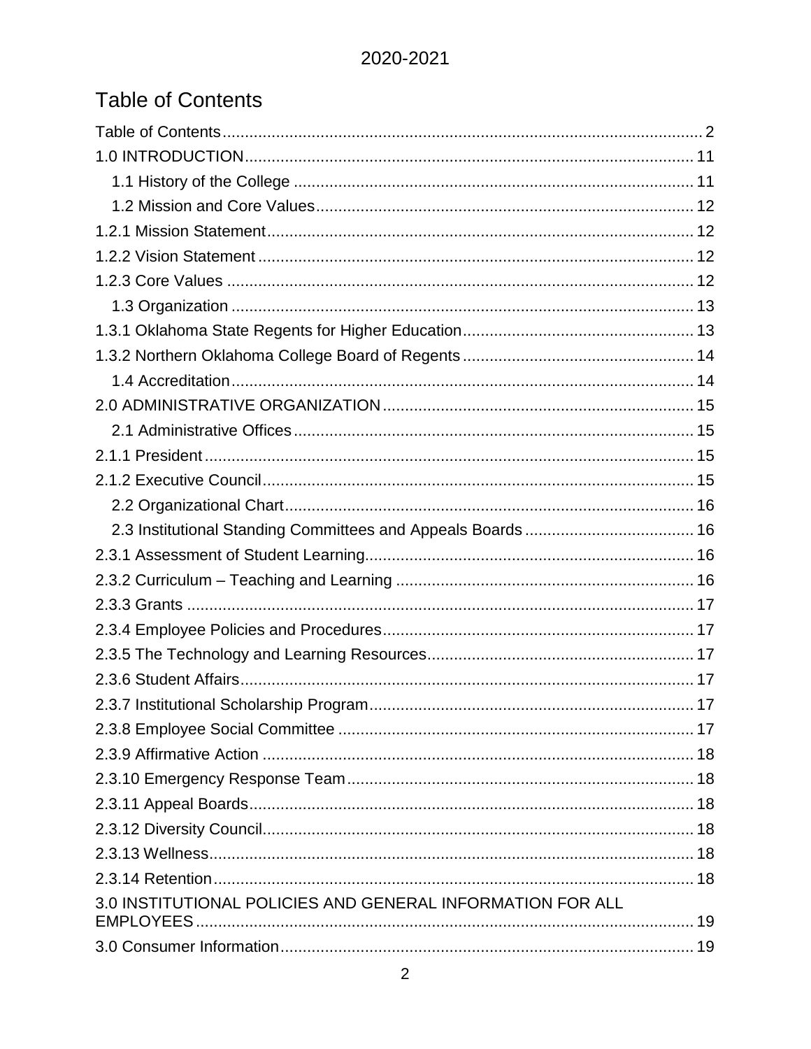# Table of Contents

Table of Contents ........................................................................................................ 2
1.0 INTRODUCTION ................................................................................................... 11
  1.1 History of the College ......................................................................................... 11
  1.2 Mission and Core Values .................................................................................... 12
1.2.1 Mission Statement ............................................................................................... 12
1.2.2 Vision Statement .................................................................................................. 12
1.2.3 Core Values ......................................................................................................... 12
  1.3 Organization ....................................................................................................... 13
1.3.1 Oklahoma State Regents for Higher Education ................................................... 13
1.3.2 Northern Oklahoma College Board of Regents .................................................... 14
  1.4 Accreditation ....................................................................................................... 14
2.0 ADMINISTRATIVE ORGANIZATION ..................................................................... 15
  2.1 Administrative Offices ......................................................................................... 15
2.1.1 President ............................................................................................................. 15
2.1.2 Executive Council ................................................................................................ 15
  2.2 Organizational Chart ........................................................................................... 16
  2.3 Institutional Standing Committees and Appeals Boards ...................................... 16
2.3.1 Assessment of Student Learning ......................................................................... 16
2.3.2 Curriculum – Teaching and Learning .................................................................. 16
2.3.3 Grants ................................................................................................................. 17
2.3.4 Employee Policies and Procedures ..................................................................... 17
2.3.5 The Technology and Learning Resources ........................................................... 17
2.3.6 Student Affairs ..................................................................................................... 17
2.3.7 Institutional Scholarship Program ........................................................................ 17
2.3.8 Employee Social Committee ............................................................................... 17
2.3.9 Affirmative Action ................................................................................................ 18
2.3.10 Emergency Response Team ............................................................................. 18
2.3.11 Appeal Boards ................................................................................................... 18
2.3.12 Diversity Council ................................................................................................ 18
2.3.13 Wellness ............................................................................................................ 18
2.3.14 Retention ........................................................................................................... 18
3.0 INSTITUTIONAL POLICIES AND GENERAL INFORMATION FOR ALL EMPLOYEES ................................................................................................................. 19
3.0 Consumer Information ............................................................................................ 19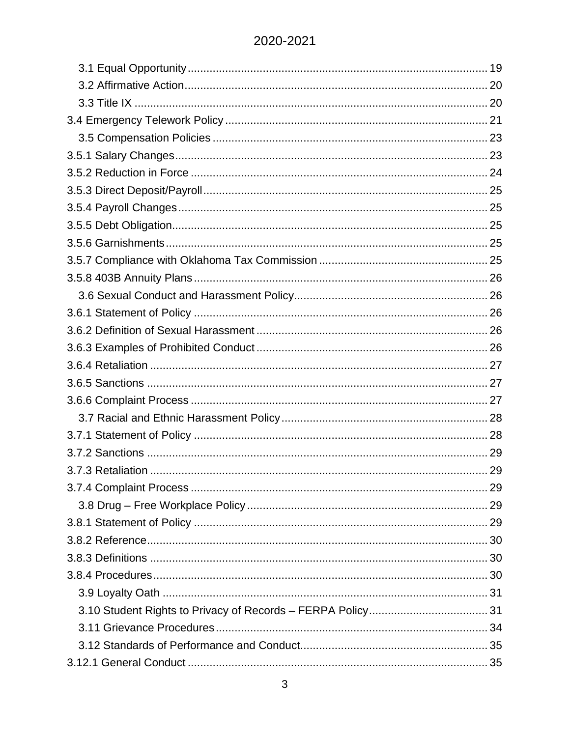3.1 Equal Opportunity ........ 19
3.2 Affirmative Action ........ 20
3.3 Title IX ........ 20
3.4 Emergency Telework Policy ........ 21
3.5 Compensation Policies ........ 23
3.5.1 Salary Changes ........ 23
3.5.2 Reduction in Force ........ 24
3.5.3 Direct Deposit/Payroll ........ 25
3.5.4 Payroll Changes ........ 25
3.5.5 Debt Obligation ........ 25
3.5.6 Garnishments ........ 25
3.5.7 Compliance with Oklahoma Tax Commission ........ 25
3.5.8 403B Annuity Plans ........ 26
3.6 Sexual Conduct and Harassment Policy ........ 26
3.6.1 Statement of Policy ........ 26
3.6.2 Definition of Sexual Harassment ........ 26
3.6.3 Examples of Prohibited Conduct ........ 26
3.6.4 Retaliation ........ 27
3.6.5 Sanctions ........ 27
3.6.6 Complaint Process ........ 27
3.7 Racial and Ethnic Harassment Policy ........ 28
3.7.1 Statement of Policy ........ 28
3.7.2 Sanctions ........ 29
3.7.3 Retaliation ........ 29
3.7.4 Complaint Process ........ 29
3.8 Drug – Free Workplace Policy ........ 29
3.8.1 Statement of Policy ........ 29
3.8.2 Reference ........ 30
3.8.3 Definitions ........ 30
3.8.4 Procedures ........ 30
3.9 Loyalty Oath ........ 31
3.10 Student Rights to Privacy of Records – FERPA Policy ........ 31
3.11 Grievance Procedures ........ 34
3.12 Standards of Performance and Conduct ........ 35
3.12.1 General Conduct ........ 35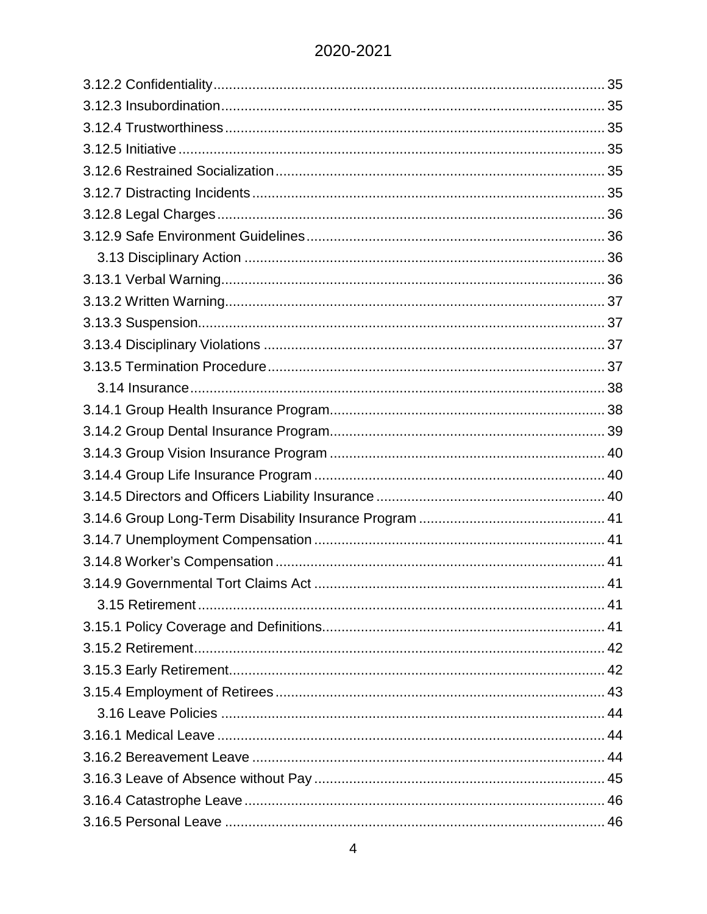3.12.2 Confidentiality ........ 35
3.12.3 Insubordination ........ 35
3.12.4 Trustworthiness ........ 35
3.12.5 Initiative ........ 35
3.12.6 Restrained Socialization ........ 35
3.12.7 Distracting Incidents ........ 35
3.12.8 Legal Charges ........ 36
3.12.9 Safe Environment Guidelines ........ 36
3.13 Disciplinary Action ........ 36
3.13.1 Verbal Warning ........ 36
3.13.2 Written Warning ........ 37
3.13.3 Suspension ........ 37
3.13.4 Disciplinary Violations ........ 37
3.13.5 Termination Procedure ........ 37
3.14 Insurance ........ 38
3.14.1 Group Health Insurance Program ........ 38
3.14.2 Group Dental Insurance Program ........ 39
3.14.3 Group Vision Insurance Program ........ 40
3.14.4 Group Life Insurance Program ........ 40
3.14.5 Directors and Officers Liability Insurance ........ 40
3.14.6 Group Long-Term Disability Insurance Program ........ 41
3.14.7 Unemployment Compensation ........ 41
3.14.8 Worker's Compensation ........ 41
3.14.9 Governmental Tort Claims Act ........ 41
3.15 Retirement ........ 41
3.15.1 Policy Coverage and Definitions ........ 41
3.15.2 Retirement ........ 42
3.15.3 Early Retirement ........ 42
3.15.4 Employment of Retirees ........ 43
3.16 Leave Policies ........ 44
3.16.1 Medical Leave ........ 44
3.16.2 Bereavement Leave ........ 44
3.16.3 Leave of Absence without Pay ........ 45
3.16.4 Catastrophe Leave ........ 46
3.16.5 Personal Leave ........ 46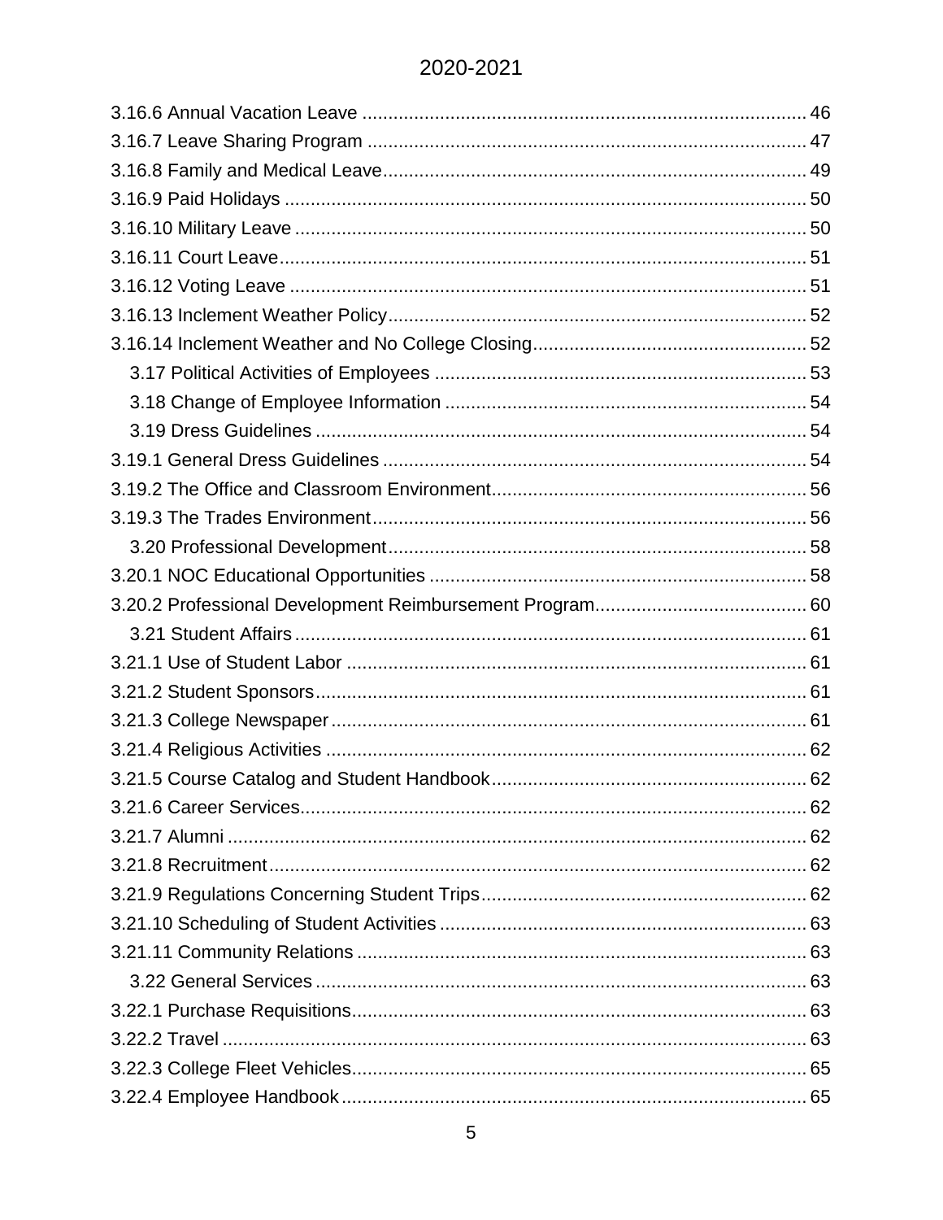3.16.6 Annual Vacation Leave ..... 46
3.16.7 Leave Sharing Program ..... 47
3.16.8 Family and Medical Leave ..... 49
3.16.9 Paid Holidays ..... 50
3.16.10 Military Leave ..... 50
3.16.11 Court Leave ..... 51
3.16.12 Voting Leave ..... 51
3.16.13 Inclement Weather Policy ..... 52
3.16.14 Inclement Weather and No College Closing ..... 52
3.17 Political Activities of Employees ..... 53
3.18 Change of Employee Information ..... 54
3.19 Dress Guidelines ..... 54
3.19.1 General Dress Guidelines ..... 54
3.19.2 The Office and Classroom Environment ..... 56
3.19.3 The Trades Environment ..... 56
3.20 Professional Development ..... 58
3.20.1 NOC Educational Opportunities ..... 58
3.20.2 Professional Development Reimbursement Program ..... 60
3.21 Student Affairs ..... 61
3.21.1 Use of Student Labor ..... 61
3.21.2 Student Sponsors ..... 61
3.21.3 College Newspaper ..... 61
3.21.4 Religious Activities ..... 62
3.21.5 Course Catalog and Student Handbook ..... 62
3.21.6 Career Services ..... 62
3.21.7 Alumni ..... 62
3.21.8 Recruitment ..... 62
3.21.9 Regulations Concerning Student Trips ..... 62
3.21.10 Scheduling of Student Activities ..... 63
3.21.11 Community Relations ..... 63
3.22 General Services ..... 63
3.22.1 Purchase Requisitions ..... 63
3.22.2 Travel ..... 63
3.22.3 College Fleet Vehicles ..... 65
3.22.4 Employee Handbook ..... 65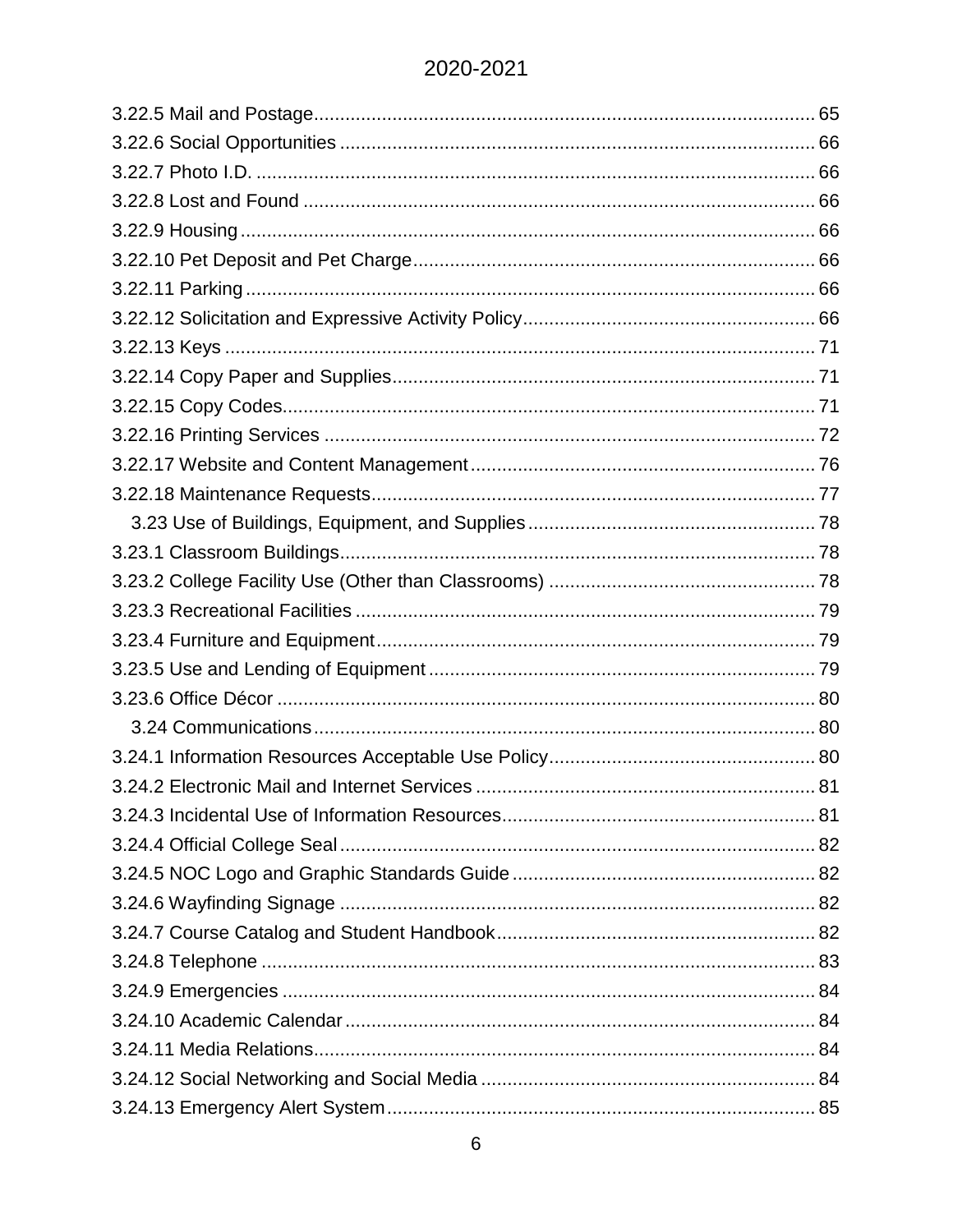3.22.5 Mail and Postage ........ 65
3.22.6 Social Opportunities ........ 66
3.22.7 Photo I.D. ........ 66
3.22.8 Lost and Found ........ 66
3.22.9 Housing ........ 66
3.22.10 Pet Deposit and Pet Charge ........ 66
3.22.11 Parking ........ 66
3.22.12 Solicitation and Expressive Activity Policy ........ 66
3.22.13 Keys ........ 71
3.22.14 Copy Paper and Supplies ........ 71
3.22.15 Copy Codes ........ 71
3.22.16 Printing Services ........ 72
3.22.17 Website and Content Management ........ 76
3.22.18 Maintenance Requests ........ 77
3.23 Use of Buildings, Equipment, and Supplies ........ 78
3.23.1 Classroom Buildings ........ 78
3.23.2 College Facility Use (Other than Classrooms) ........ 78
3.23.3 Recreational Facilities ........ 79
3.23.4 Furniture and Equipment ........ 79
3.23.5 Use and Lending of Equipment ........ 79
3.23.6 Office Décor ........ 80
3.24 Communications ........ 80
3.24.1 Information Resources Acceptable Use Policy ........ 80
3.24.2 Electronic Mail and Internet Services ........ 81
3.24.3 Incidental Use of Information Resources ........ 81
3.24.4 Official College Seal ........ 82
3.24.5 NOC Logo and Graphic Standards Guide ........ 82
3.24.6 Wayfinding Signage ........ 82
3.24.7 Course Catalog and Student Handbook ........ 82
3.24.8 Telephone ........ 83
3.24.9 Emergencies ........ 84
3.24.10 Academic Calendar ........ 84
3.24.11 Media Relations ........ 84
3.24.12 Social Networking and Social Media ........ 84
3.24.13 Emergency Alert System ........ 85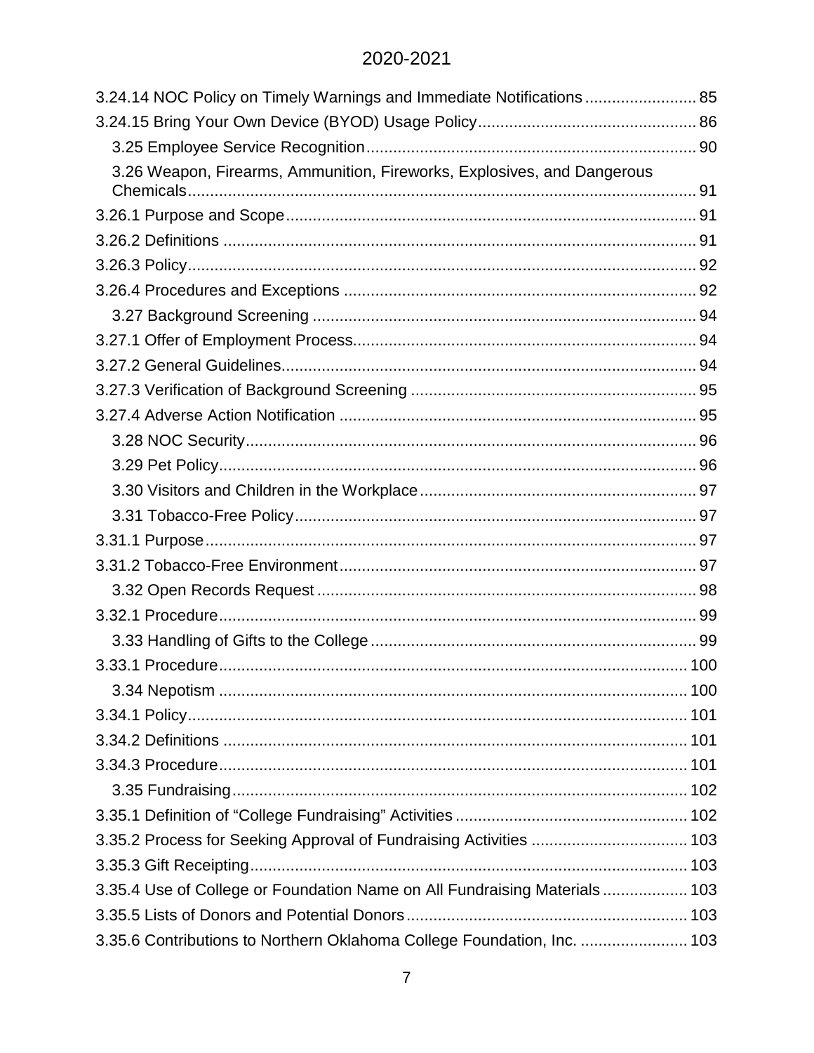3.24.14 NOC Policy on Timely Warnings and Immediate Notifications ........................ 85
3.24.15 Bring Your Own Device (BYOD) Usage Policy ................................................ 86
3.25 Employee Service Recognition ......................................................................... 90
3.26 Weapon, Firearms, Ammunition, Fireworks, Explosives, and Dangerous Chemicals ................................................................................................................ 91
3.26.1 Purpose and Scope ........................................................................................ 91
3.26.2 Definitions ....................................................................................................... 91
3.26.3 Policy ............................................................................................................... 92
3.26.4 Procedures and Exceptions ............................................................................ 92
3.27 Background Screening ....................................................................................... 94
3.27.1 Offer of Employment Process .......................................................................... 94
3.27.2 General Guidelines .......................................................................................... 94
3.27.3 Verification of Background Screening .............................................................. 95
3.27.4 Adverse Action Notification .............................................................................. 95
3.28 NOC Security ...................................................................................................... 96
3.29 Pet Policy ............................................................................................................ 96
3.30 Visitors and Children in the Workplace .............................................................. 97
3.31 Tobacco-Free Policy ........................................................................................... 97
3.31.1 Purpose ........................................................................................................... 97
3.31.2 Tobacco-Free Environment .............................................................................. 97
3.32 Open Records Request ...................................................................................... 98
3.32.1 Procedure ......................................................................................................... 99
3.33 Handling of Gifts to the College .......................................................................... 99
3.33.1 Procedure ....................................................................................................... 100
3.34 Nepotism .......................................................................................................... 100
3.34.1 Policy ............................................................................................................. 101
3.34.2 Definitions ...................................................................................................... 101
3.34.3 Procedure ....................................................................................................... 101
3.35 Fundraising ....................................................................................................... 102
3.35.1 Definition of "College Fundraising" Activities .................................................. 102
3.35.2 Process for Seeking Approval of Fundraising Activities .................................. 103
3.35.3 Gift Receipting ................................................................................................ 103
3.35.4 Use of College or Foundation Name on All Fundraising Materials .................. 103
3.35.5 Lists of Donors and Potential Donors .............................................................. 103
3.35.6 Contributions to Northern Oklahoma College Foundation, Inc. ....................... 103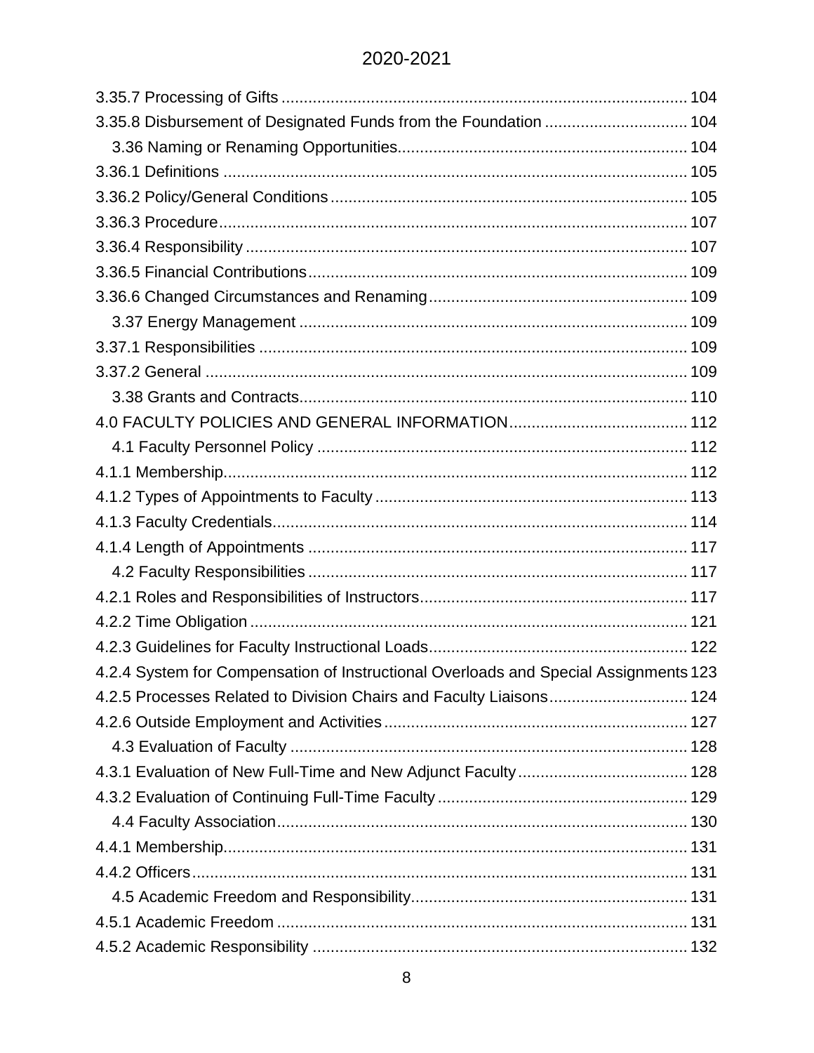3.35.7 Processing of Gifts ........................................................................................ 104
3.35.8 Disbursement of Designated Funds from the Foundation ................................ 104
3.36 Naming or Renaming Opportunities................................................................ 104
3.36.1 Definitions ....................................................................................................... 105
3.36.2 Policy/General Conditions ............................................................................... 105
3.36.3 Procedure........................................................................................................ 107
3.36.4 Responsibility .................................................................................................. 107
3.36.5 Financial Contributions.................................................................................... 109
3.36.6 Changed Circumstances and Renaming......................................................... 109
3.37 Energy Management ...................................................................................... 109
3.37.1 Responsibilities ............................................................................................... 109
3.37.2 General ........................................................................................................... 109
3.38 Grants and Contracts...................................................................................... 110
4.0 FACULTY POLICIES AND GENERAL INFORMATION........................................ 112
4.1 Faculty Personnel Policy .................................................................................. 112
4.1.1 Membership....................................................................................................... 112
4.1.2 Types of Appointments to Faculty ..................................................................... 113
4.1.3 Faculty Credentials............................................................................................ 114
4.1.4 Length of Appointments .................................................................................... 117
4.2 Faculty Responsibilities .................................................................................... 117
4.2.1 Roles and Responsibilities of Instructors........................................................... 117
4.2.2 Time Obligation ................................................................................................. 121
4.2.3 Guidelines for Faculty Instructional Loads......................................................... 122
4.2.4 System for Compensation of Instructional Overloads and Special Assignments 123
4.2.5 Processes Related to Division Chairs and Faculty Liaisons............................... 124
4.2.6 Outside Employment and Activities................................................................... 127
4.3 Evaluation of Faculty ........................................................................................ 128
4.3.1 Evaluation of New Full-Time and New Adjunct Faculty...................................... 128
4.3.2 Evaluation of Continuing Full-Time Faculty ....................................................... 129
4.4 Faculty Association........................................................................................... 130
4.4.1 Membership....................................................................................................... 131
4.4.2 Officers.............................................................................................................. 131
4.5 Academic Freedom and Responsibility............................................................. 131
4.5.1 Academic Freedom ........................................................................................... 131
4.5.2 Academic Responsibility ................................................................................... 132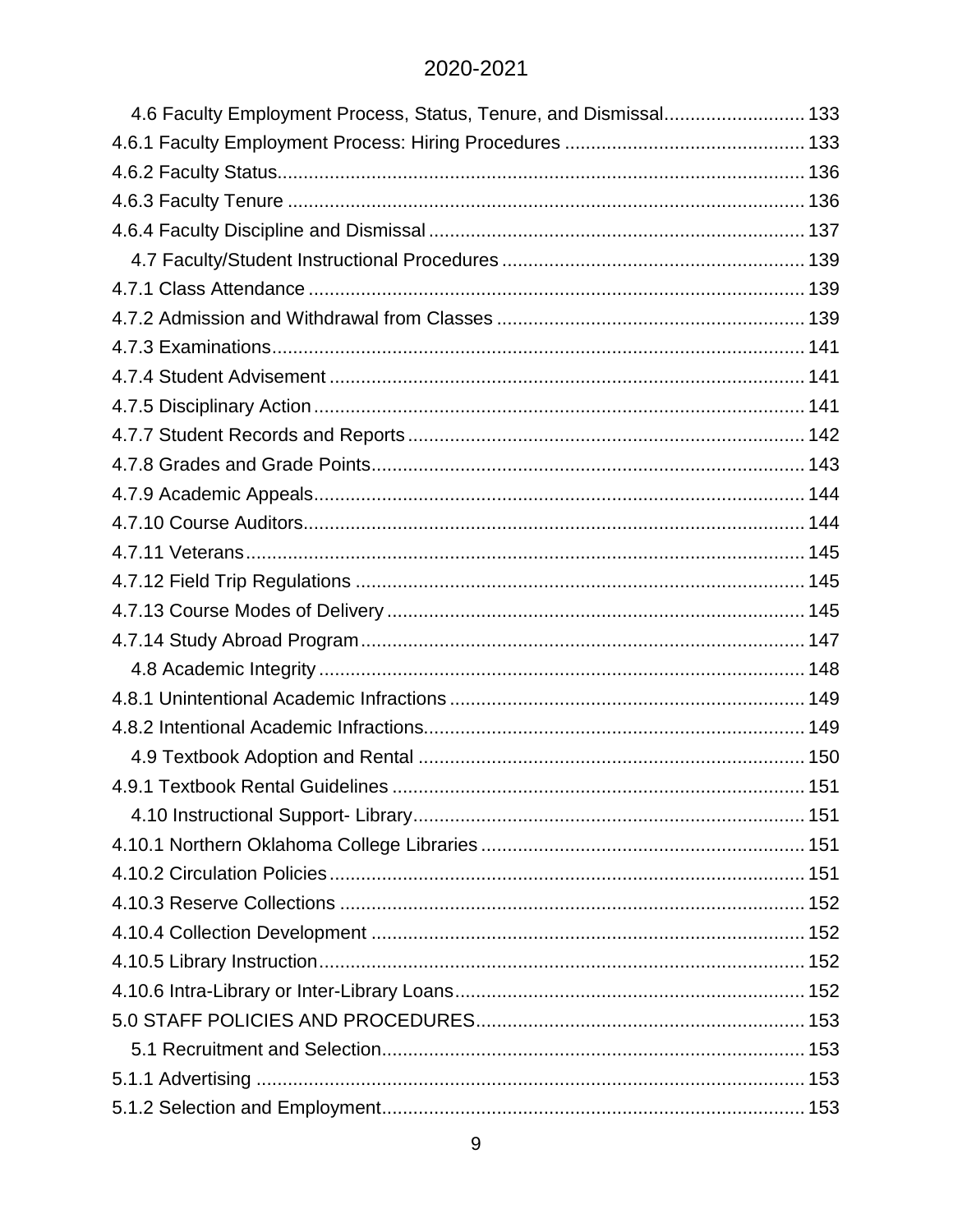4.6 Faculty Employment Process, Status, Tenure, and Dismissal .......................... 133
4.6.1 Faculty Employment Process: Hiring Procedures ............................................. 133
4.6.2 Faculty Status.................................................................................................... 136
4.6.3 Faculty Tenure .................................................................................................. 136
4.6.4 Faculty Discipline and Dismissal ....................................................................... 137
4.7 Faculty/Student Instructional Procedures ......................................................... 139
4.7.1 Class Attendance .............................................................................................. 139
4.7.2 Admission and Withdrawal from Classes .......................................................... 139
4.7.3 Examinations..................................................................................................... 141
4.7.4 Student Advisement .......................................................................................... 141
4.7.5 Disciplinary Action ............................................................................................. 141
4.7.7 Student Records and Reports ........................................................................... 142
4.7.8 Grades and Grade Points.................................................................................. 143
4.7.9 Academic Appeals............................................................................................. 144
4.7.10 Course Auditors............................................................................................... 144
4.7.11 Veterans .......................................................................................................... 145
4.7.12 Field Trip Regulations ..................................................................................... 145
4.7.13 Course Modes of Delivery ............................................................................... 145
4.7.14 Study Abroad Program .................................................................................... 147
4.8 Academic Integrity ............................................................................................ 148
4.8.1 Unintentional Academic Infractions .................................................................. 149
4.8.2 Intentional Academic Infractions........................................................................ 149
4.9 Textbook Adoption and Rental ......................................................................... 150
4.9.1 Textbook Rental Guidelines .............................................................................. 151
4.10 Instructional Support- Library .......................................................................... 151
4.10.1 Northern Oklahoma College Libraries ............................................................. 151
4.10.2 Circulation Policies .......................................................................................... 151
4.10.3 Reserve Collections ........................................................................................ 152
4.10.4 Collection Development .................................................................................. 152
4.10.5 Library Instruction ............................................................................................ 152
4.10.6 Intra-Library or Inter-Library Loans .................................................................. 152
5.0 STAFF POLICIES AND PROCEDURES .............................................................. 153
5.1 Recruitment and Selection ................................................................................ 153
5.1.1 Advertising ........................................................................................................ 153
5.1.2 Selection and Employment ................................................................................ 153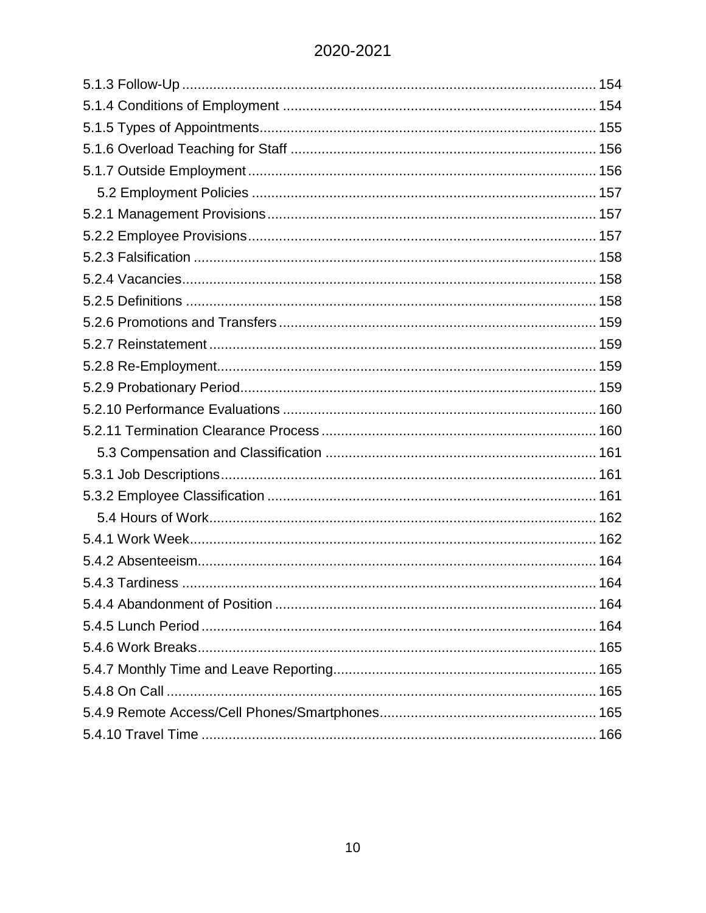5.1.3 Follow-Up .......... 154
5.1.4 Conditions of Employment .......... 154
5.1.5 Types of Appointments .......... 155
5.1.6 Overload Teaching for Staff .......... 156
5.1.7 Outside Employment .......... 156
5.2 Employment Policies .......... 157
5.2.1 Management Provisions .......... 157
5.2.2 Employee Provisions .......... 157
5.2.3 Falsification .......... 158
5.2.4 Vacancies .......... 158
5.2.5 Definitions .......... 158
5.2.6 Promotions and Transfers .......... 159
5.2.7 Reinstatement .......... 159
5.2.8 Re-Employment .......... 159
5.2.9 Probationary Period .......... 159
5.2.10 Performance Evaluations .......... 160
5.2.11 Termination Clearance Process .......... 160
5.3 Compensation and Classification .......... 161
5.3.1 Job Descriptions .......... 161
5.3.2 Employee Classification .......... 161
5.4 Hours of Work .......... 162
5.4.1 Work Week .......... 162
5.4.2 Absenteeism .......... 164
5.4.3 Tardiness .......... 164
5.4.4 Abandonment of Position .......... 164
5.4.5 Lunch Period .......... 164
5.4.6 Work Breaks .......... 165
5.4.7 Monthly Time and Leave Reporting .......... 165
5.4.8 On Call .......... 165
5.4.9 Remote Access/Cell Phones/Smartphones .......... 165
5.4.10 Travel Time .......... 166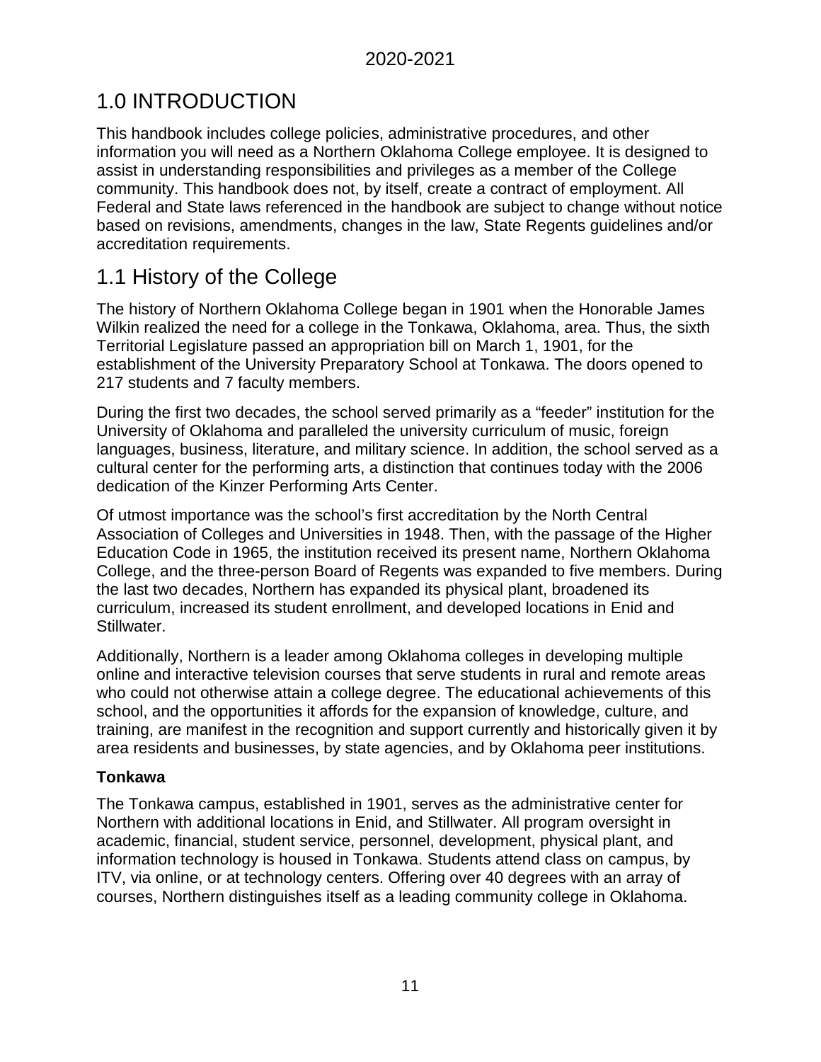# 1.0 INTRODUCTION

This handbook includes college policies, administrative procedures, and other information you will need as a Northern Oklahoma College employee. It is designed to assist in understanding responsibilities and privileges as a member of the College community. This handbook does not, by itself, create a contract of employment. All Federal and State laws referenced in the handbook are subject to change without notice based on revisions, amendments, changes in the law, State Regents guidelines and/or accreditation requirements.

# 1.1 History of the College

The history of Northern Oklahoma College began in 1901 when the Honorable James Wilkin realized the need for a college in the Tonkawa, Oklahoma, area. Thus, the sixth Territorial Legislature passed an appropriation bill on March 1, 1901, for the establishment of the University Preparatory School at Tonkawa. The doors opened to 217 students and 7 faculty members.

During the first two decades, the school served primarily as a "feeder" institution for the University of Oklahoma and paralleled the university curriculum of music, foreign languages, business, literature, and military science. In addition, the school served as a cultural center for the performing arts, a distinction that continues today with the 2006 dedication of the Kinzer Performing Arts Center.

Of utmost importance was the school's first accreditation by the North Central Association of Colleges and Universities in 1948. Then, with the passage of the Higher Education Code in 1965, the institution received its present name, Northern Oklahoma College, and the three-person Board of Regents was expanded to five members. During the last two decades, Northern has expanded its physical plant, broadened its curriculum, increased its student enrollment, and developed locations in Enid and Stillwater.

Additionally, Northern is a leader among Oklahoma colleges in developing multiple online and interactive television courses that serve students in rural and remote areas who could not otherwise attain a college degree. The educational achievements of this school, and the opportunities it affords for the expansion of knowledge, culture, and training, are manifest in the recognition and support currently and historically given it by area residents and businesses, by state agencies, and by Oklahoma peer institutions.

**Tonkawa**

The Tonkawa campus, established in 1901, serves as the administrative center for Northern with additional locations in Enid, and Stillwater. All program oversight in academic, financial, student service, personnel, development, physical plant, and information technology is housed in Tonkawa. Students attend class on campus, by ITV, via online, or at technology centers. Offering over 40 degrees with an array of courses, Northern distinguishes itself as a leading community college in Oklahoma.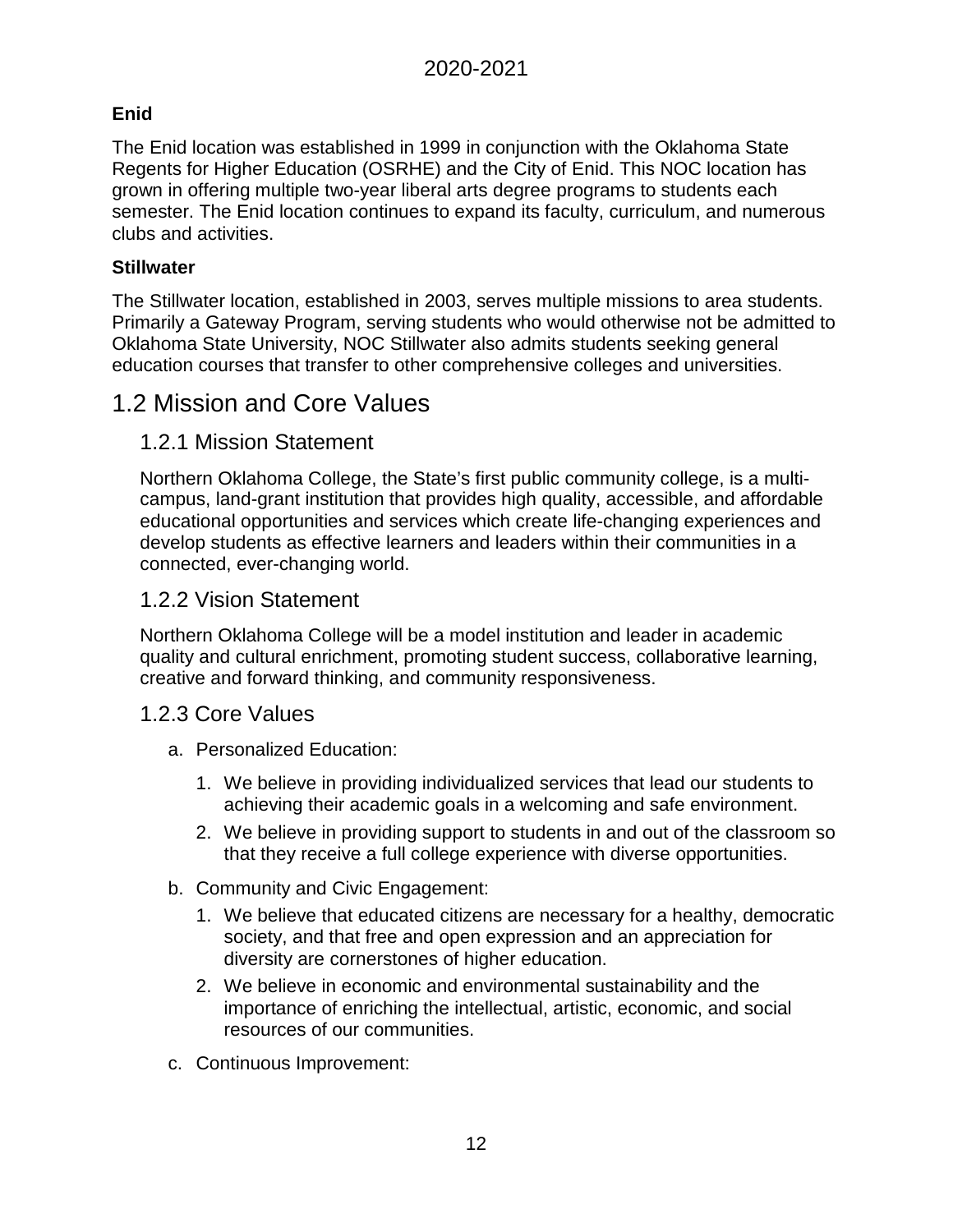**Enid**

The Enid location was established in 1999 in conjunction with the Oklahoma State Regents for Higher Education (OSRHE) and the City of Enid. This NOC location has grown in offering multiple two-year liberal arts degree programs to students each semester. The Enid location continues to expand its faculty, curriculum, and numerous clubs and activities.

**Stillwater**

The Stillwater location, established in 2003, serves multiple missions to area students. Primarily a Gateway Program, serving students who would otherwise not be admitted to Oklahoma State University, NOC Stillwater also admits students seeking general education courses that transfer to other comprehensive colleges and universities.

## 1.2 Mission and Core Values

### 1.2.1 Mission Statement

Northern Oklahoma College, the State's first public community college, is a multi-campus, land-grant institution that provides high quality, accessible, and affordable educational opportunities and services which create life-changing experiences and develop students as effective learners and leaders within their communities in a connected, ever-changing world.

### 1.2.2 Vision Statement

Northern Oklahoma College will be a model institution and leader in academic quality and cultural enrichment, promoting student success, collaborative learning, creative and forward thinking, and community responsiveness.

### 1.2.3 Core Values

a. Personalized Education:
   1. We believe in providing individualized services that lead our students to achieving their academic goals in a welcoming and safe environment.
   2. We believe in providing support to students in and out of the classroom so that they receive a full college experience with diverse opportunities.

b. Community and Civic Engagement:
   1. We believe that educated citizens are necessary for a healthy, democratic society, and that free and open expression and an appreciation for diversity are cornerstones of higher education.
   2. We believe in economic and environmental sustainability and the importance of enriching the intellectual, artistic, economic, and social resources of our communities.

c. Continuous Improvement: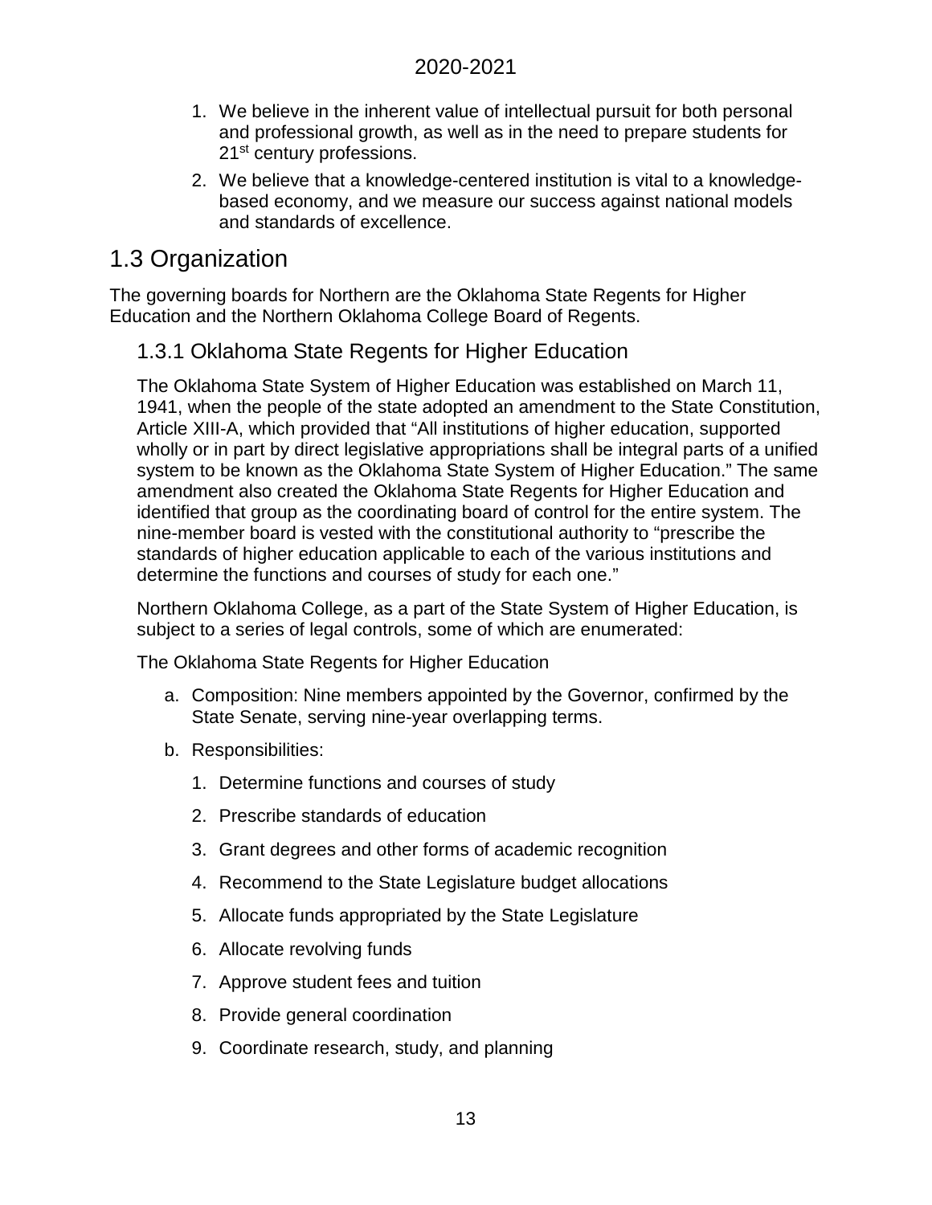1. We believe in the inherent value of intellectual pursuit for both personal and professional growth, as well as in the need to prepare students for 21st century professions.
2. We believe that a knowledge-centered institution is vital to a knowledge-based economy, and we measure our success against national models and standards of excellence.

## 1.3 Organization

The governing boards for Northern are the Oklahoma State Regents for Higher Education and the Northern Oklahoma College Board of Regents.

### 1.3.1 Oklahoma State Regents for Higher Education

The Oklahoma State System of Higher Education was established on March 11, 1941, when the people of the state adopted an amendment to the State Constitution, Article XIII-A, which provided that "All institutions of higher education, supported wholly or in part by direct legislative appropriations shall be integral parts of a unified system to be known as the Oklahoma State System of Higher Education." The same amendment also created the Oklahoma State Regents for Higher Education and identified that group as the coordinating board of control for the entire system. The nine-member board is vested with the constitutional authority to "prescribe the standards of higher education applicable to each of the various institutions and determine the functions and courses of study for each one."

Northern Oklahoma College, as a part of the State System of Higher Education, is subject to a series of legal controls, some of which are enumerated:

The Oklahoma State Regents for Higher Education

a. Composition: Nine members appointed by the Governor, confirmed by the State Senate, serving nine-year overlapping terms.
b. Responsibilities:
    1. Determine functions and courses of study
    2. Prescribe standards of education
    3. Grant degrees and other forms of academic recognition
    4. Recommend to the State Legislature budget allocations
    5. Allocate funds appropriated by the State Legislature
    6. Allocate revolving funds
    7. Approve student fees and tuition
    8. Provide general coordination
    9. Coordinate research, study, and planning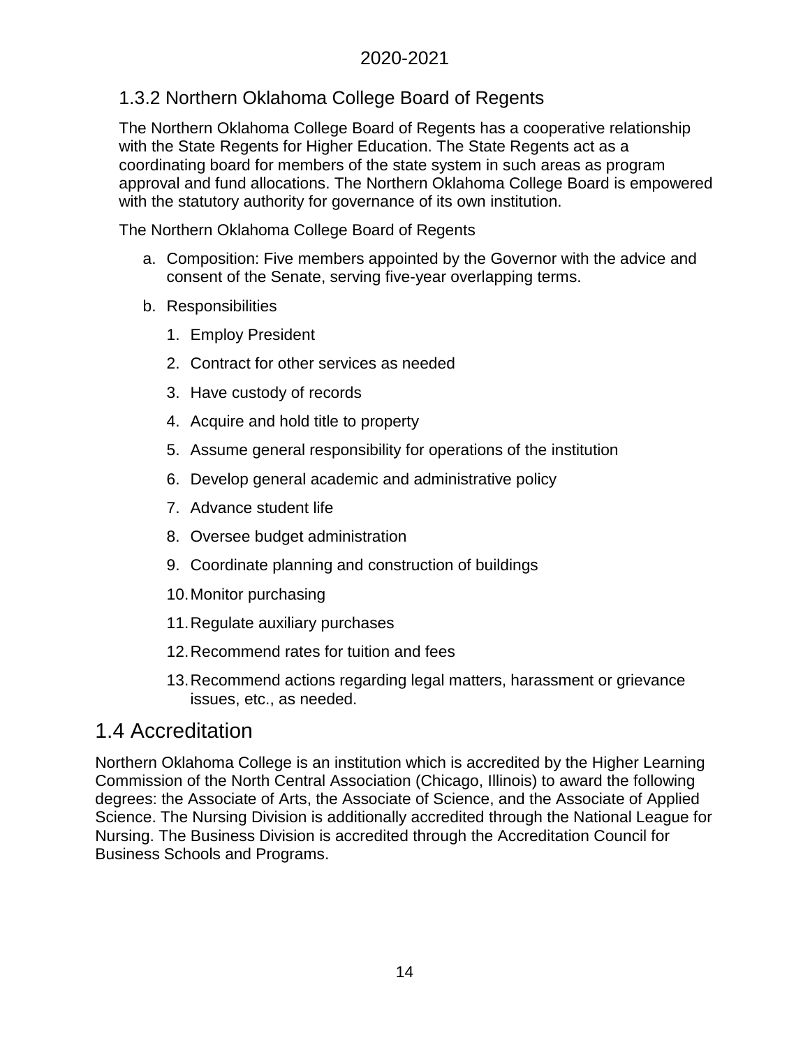### 1.3.2 Northern Oklahoma College Board of Regents

The Northern Oklahoma College Board of Regents has a cooperative relationship with the State Regents for Higher Education. The State Regents act as a coordinating board for members of the state system in such areas as program approval and fund allocations. The Northern Oklahoma College Board is empowered with the statutory authority for governance of its own institution.

The Northern Oklahoma College Board of Regents

a. Composition: Five members appointed by the Governor with the advice and consent of the Senate, serving five-year overlapping terms.
b. Responsibilities
    1. Employ President
    2. Contract for other services as needed
    3. Have custody of records
    4. Acquire and hold title to property
    5. Assume general responsibility for operations of the institution
    6. Develop general academic and administrative policy
    7. Advance student life
    8. Oversee budget administration
    9. Coordinate planning and construction of buildings
    10. Monitor purchasing
    11. Regulate auxiliary purchases
    12. Recommend rates for tuition and fees
    13. Recommend actions regarding legal matters, harassment or grievance issues, etc., as needed.

## 1.4 Accreditation

Northern Oklahoma College is an institution which is accredited by the Higher Learning Commission of the North Central Association (Chicago, Illinois) to award the following degrees: the Associate of Arts, the Associate of Science, and the Associate of Applied Science. The Nursing Division is additionally accredited through the National League for Nursing. The Business Division is accredited through the Accreditation Council for Business Schools and Programs.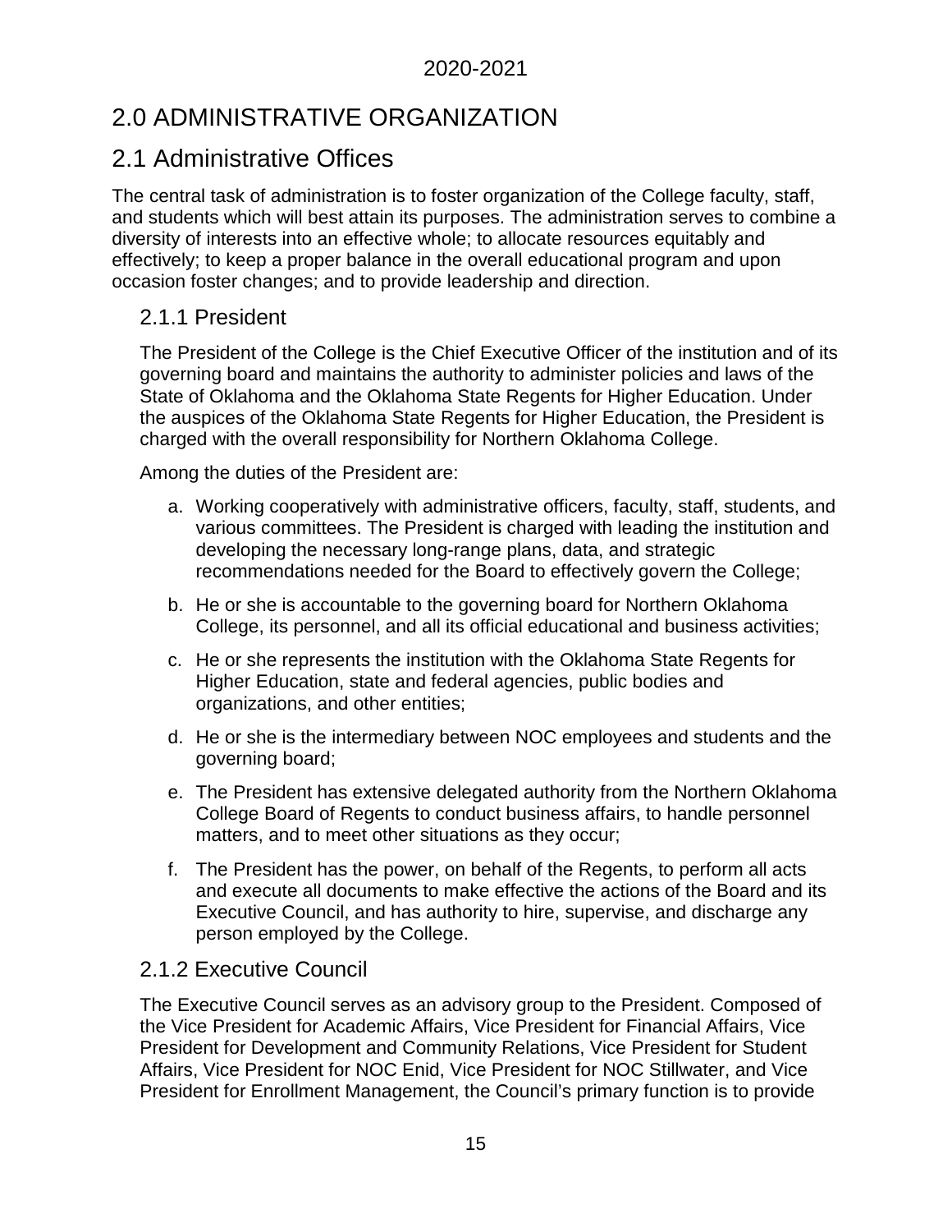# 2.0 ADMINISTRATIVE ORGANIZATION

## 2.1 Administrative Offices

The central task of administration is to foster organization of the College faculty, staff, and students which will best attain its purposes. The administration serves to combine a diversity of interests into an effective whole; to allocate resources equitably and effectively; to keep a proper balance in the overall educational program and upon occasion foster changes; and to provide leadership and direction.

### 2.1.1 President

The President of the College is the Chief Executive Officer of the institution and of its governing board and maintains the authority to administer policies and laws of the State of Oklahoma and the Oklahoma State Regents for Higher Education. Under the auspices of the Oklahoma State Regents for Higher Education, the President is charged with the overall responsibility for Northern Oklahoma College.

Among the duties of the President are:

a. Working cooperatively with administrative officers, faculty, staff, students, and various committees. The President is charged with leading the institution and developing the necessary long-range plans, data, and strategic recommendations needed for the Board to effectively govern the College;

b. He or she is accountable to the governing board for Northern Oklahoma College, its personnel, and all its official educational and business activities;

c. He or she represents the institution with the Oklahoma State Regents for Higher Education, state and federal agencies, public bodies and organizations, and other entities;

d. He or she is the intermediary between NOC employees and students and the governing board;

e. The President has extensive delegated authority from the Northern Oklahoma College Board of Regents to conduct business affairs, to handle personnel matters, and to meet other situations as they occur;

f. The President has the power, on behalf of the Regents, to perform all acts and execute all documents to make effective the actions of the Board and its Executive Council, and has authority to hire, supervise, and discharge any person employed by the College.

### 2.1.2 Executive Council

The Executive Council serves as an advisory group to the President. Composed of the Vice President for Academic Affairs, Vice President for Financial Affairs, Vice President for Development and Community Relations, Vice President for Student Affairs, Vice President for NOC Enid, Vice President for NOC Stillwater, and Vice President for Enrollment Management, the Council's primary function is to provide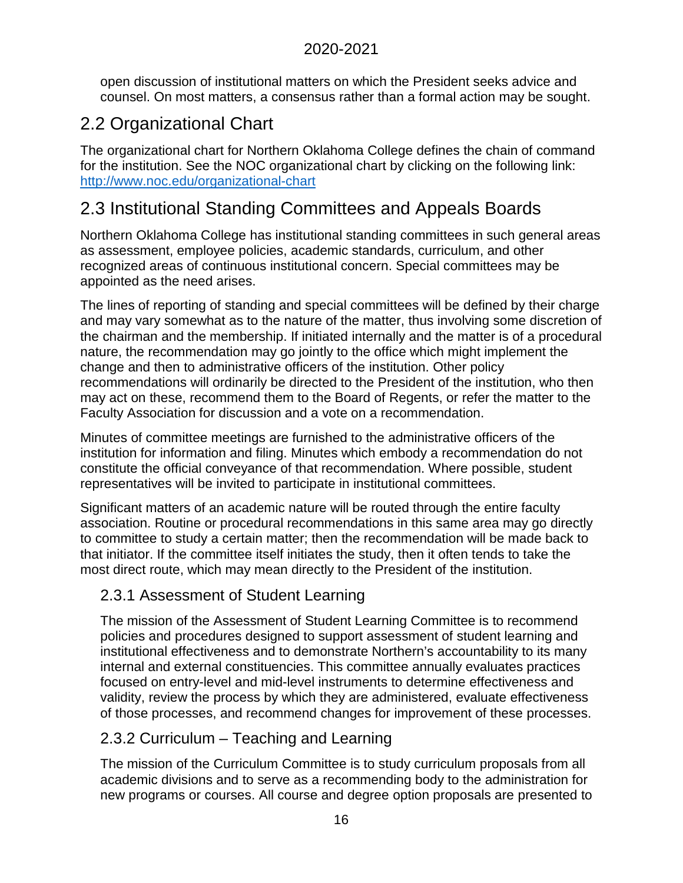open discussion of institutional matters on which the President seeks advice and counsel. On most matters, a consensus rather than a formal action may be sought.

## 2.2 Organizational Chart

The organizational chart for Northern Oklahoma College defines the chain of command for the institution. See the NOC organizational chart by clicking on the following link: [http://www.noc.edu/organizational-chart](http://www.noc.edu/organizational-chart)

## 2.3 Institutional Standing Committees and Appeals Boards

Northern Oklahoma College has institutional standing committees in such general areas as assessment, employee policies, academic standards, curriculum, and other recognized areas of continuous institutional concern. Special committees may be appointed as the need arises.

The lines of reporting of standing and special committees will be defined by their charge and may vary somewhat as to the nature of the matter, thus involving some discretion of the chairman and the membership. If initiated internally and the matter is of a procedural nature, the recommendation may go jointly to the office which might implement the change and then to administrative officers of the institution. Other policy recommendations will ordinarily be directed to the President of the institution, who then may act on these, recommend them to the Board of Regents, or refer the matter to the Faculty Association for discussion and a vote on a recommendation.

Minutes of committee meetings are furnished to the administrative officers of the institution for information and filing. Minutes which embody a recommendation do not constitute the official conveyance of that recommendation. Where possible, student representatives will be invited to participate in institutional committees.

Significant matters of an academic nature will be routed through the entire faculty association. Routine or procedural recommendations in this same area may go directly to committee to study a certain matter; then the recommendation will be made back to that initiator. If the committee itself initiates the study, then it often tends to take the most direct route, which may mean directly to the President of the institution.

### 2.3.1 Assessment of Student Learning

The mission of the Assessment of Student Learning Committee is to recommend policies and procedures designed to support assessment of student learning and institutional effectiveness and to demonstrate Northern's accountability to its many internal and external constituencies. This committee annually evaluates practices focused on entry-level and mid-level instruments to determine effectiveness and validity, review the process by which they are administered, evaluate effectiveness of those processes, and recommend changes for improvement of these processes.

### 2.3.2 Curriculum – Teaching and Learning

The mission of the Curriculum Committee is to study curriculum proposals from all academic divisions and to serve as a recommending body to the administration for new programs or courses. All course and degree option proposals are presented to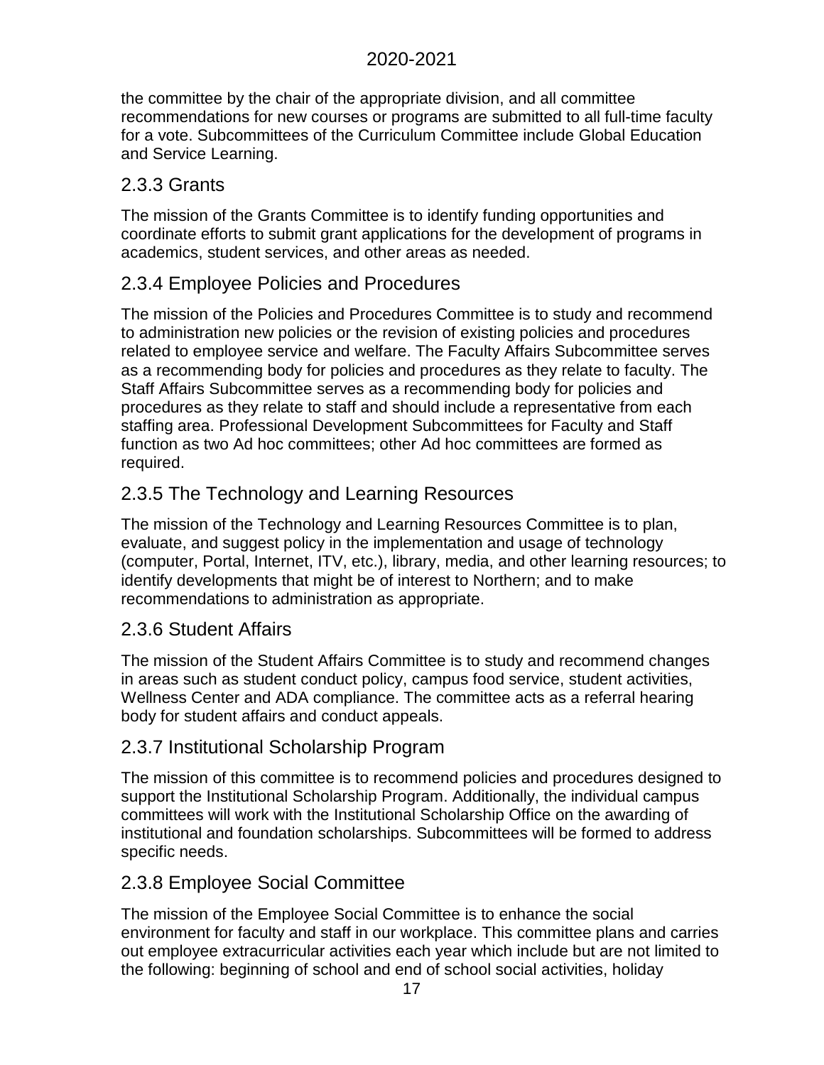the committee by the chair of the appropriate division, and all committee recommendations for new courses or programs are submitted to all full-time faculty for a vote. Subcommittees of the Curriculum Committee include Global Education and Service Learning.

### 2.3.3 Grants

The mission of the Grants Committee is to identify funding opportunities and coordinate efforts to submit grant applications for the development of programs in academics, student services, and other areas as needed.

### 2.3.4 Employee Policies and Procedures

The mission of the Policies and Procedures Committee is to study and recommend to administration new policies or the revision of existing policies and procedures related to employee service and welfare. The Faculty Affairs Subcommittee serves as a recommending body for policies and procedures as they relate to faculty. The Staff Affairs Subcommittee serves as a recommending body for policies and procedures as they relate to staff and should include a representative from each staffing area. Professional Development Subcommittees for Faculty and Staff function as two Ad hoc committees; other Ad hoc committees are formed as required.

### 2.3.5 The Technology and Learning Resources

The mission of the Technology and Learning Resources Committee is to plan, evaluate, and suggest policy in the implementation and usage of technology (computer, Portal, Internet, ITV, etc.), library, media, and other learning resources; to identify developments that might be of interest to Northern; and to make recommendations to administration as appropriate.

### 2.3.6 Student Affairs

The mission of the Student Affairs Committee is to study and recommend changes in areas such as student conduct policy, campus food service, student activities, Wellness Center and ADA compliance. The committee acts as a referral hearing body for student affairs and conduct appeals.

### 2.3.7 Institutional Scholarship Program

The mission of this committee is to recommend policies and procedures designed to support the Institutional Scholarship Program. Additionally, the individual campus committees will work with the Institutional Scholarship Office on the awarding of institutional and foundation scholarships. Subcommittees will be formed to address specific needs.

### 2.3.8 Employee Social Committee

The mission of the Employee Social Committee is to enhance the social environment for faculty and staff in our workplace. This committee plans and carries out employee extracurricular activities each year which include but are not limited to the following: beginning of school and end of school social activities, holiday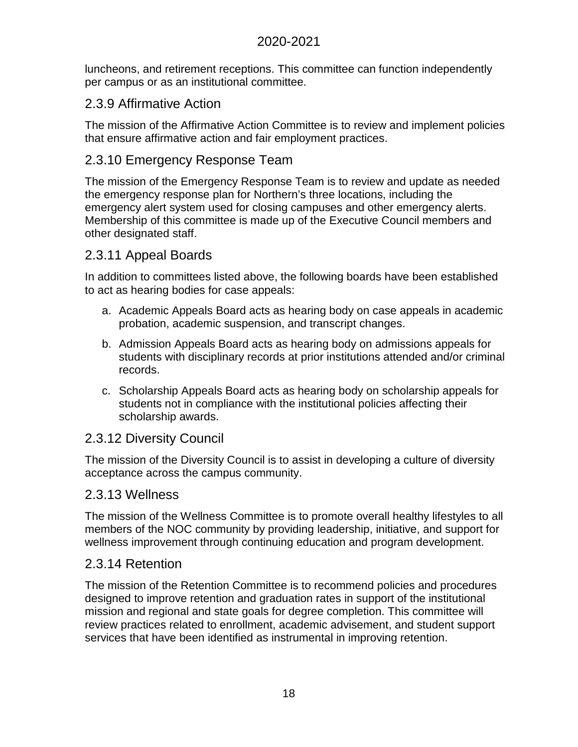luncheons, and retirement receptions. This committee can function independently per campus or as an institutional committee.

## 2.3.9 Affirmative Action

The mission of the Affirmative Action Committee is to review and implement policies that ensure affirmative action and fair employment practices.

## 2.3.10 Emergency Response Team

The mission of the Emergency Response Team is to review and update as needed the emergency response plan for Northern's three locations, including the emergency alert system used for closing campuses and other emergency alerts. Membership of this committee is made up of the Executive Council members and other designated staff.

## 2.3.11 Appeal Boards

In addition to committees listed above, the following boards have been established to act as hearing bodies for case appeals:

a. Academic Appeals Board acts as hearing body on case appeals in academic probation, academic suspension, and transcript changes.

b. Admission Appeals Board acts as hearing body on admissions appeals for students with disciplinary records at prior institutions attended and/or criminal records.

c. Scholarship Appeals Board acts as hearing body on scholarship appeals for students not in compliance with the institutional policies affecting their scholarship awards.

## 2.3.12 Diversity Council

The mission of the Diversity Council is to assist in developing a culture of diversity acceptance across the campus community.

## 2.3.13 Wellness

The mission of the Wellness Committee is to promote overall healthy lifestyles to all members of the NOC community by providing leadership, initiative, and support for wellness improvement through continuing education and program development.

## 2.3.14 Retention

The mission of the Retention Committee is to recommend policies and procedures designed to improve retention and graduation rates in support of the institutional mission and regional and state goals for degree completion. This committee will review practices related to enrollment, academic advisement, and student support services that have been identified as instrumental in improving retention.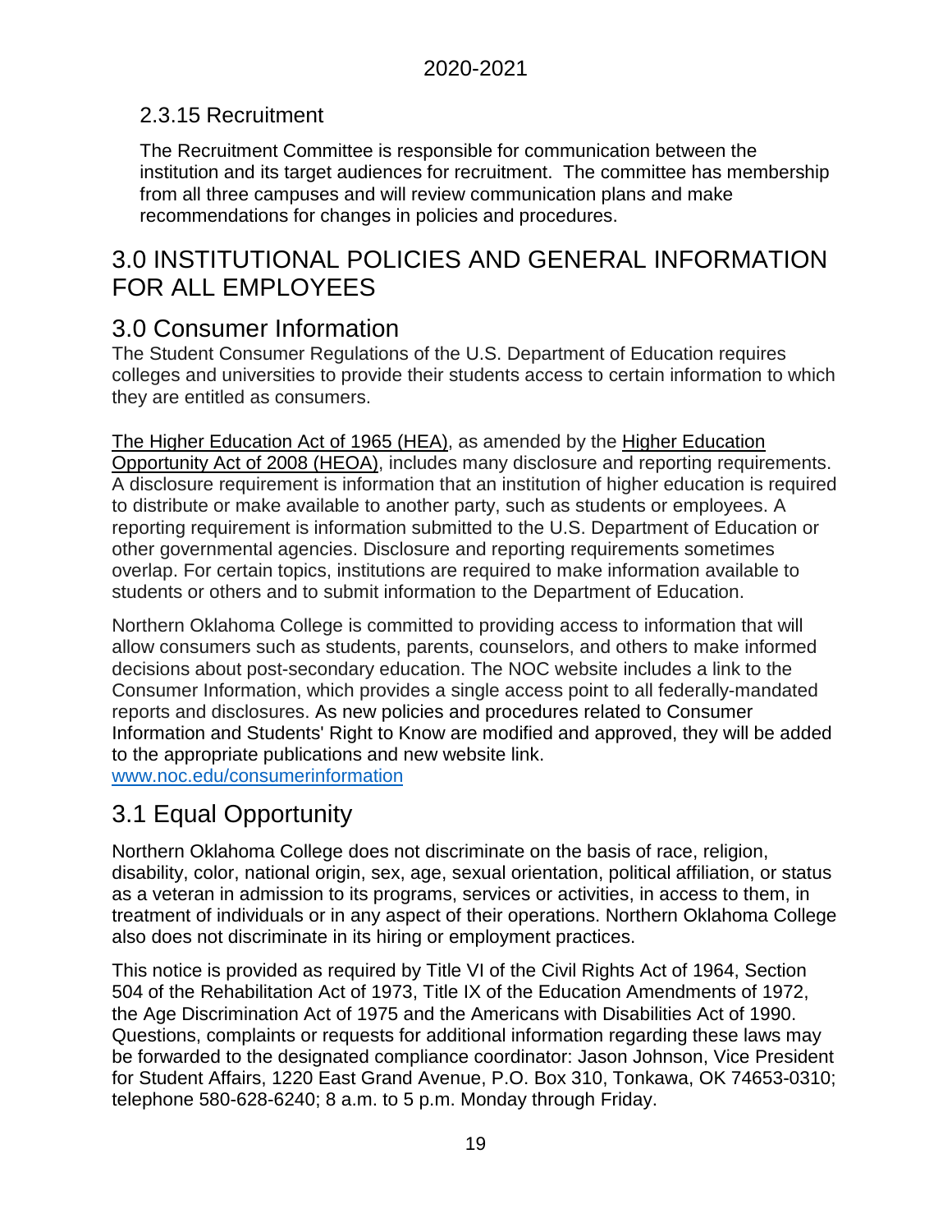### 2.3.15 Recruitment

The Recruitment Committee is responsible for communication between the institution and its target audiences for recruitment. The committee has membership from all three campuses and will review communication plans and make recommendations for changes in policies and procedures.

# 3.0 INSTITUTIONAL POLICIES AND GENERAL INFORMATION FOR ALL EMPLOYEES

## 3.0 Consumer Information

The Student Consumer Regulations of the U.S. Department of Education requires colleges and universities to provide their students access to certain information to which they are entitled as consumers.

The Higher Education Act of 1965 (HEA), as amended by the Higher Education Opportunity Act of 2008 (HEOA), includes many disclosure and reporting requirements. A disclosure requirement is information that an institution of higher education is required to distribute or make available to another party, such as students or employees. A reporting requirement is information submitted to the U.S. Department of Education or other governmental agencies. Disclosure and reporting requirements sometimes overlap. For certain topics, institutions are required to make information available to students or others and to submit information to the Department of Education.

Northern Oklahoma College is committed to providing access to information that will allow consumers such as students, parents, counselors, and others to make informed decisions about post-secondary education. The NOC website includes a link to the Consumer Information, which provides a single access point to all federally-mandated reports and disclosures. As new policies and procedures related to Consumer Information and Students' Right to Know are modified and approved, they will be added to the appropriate publications and new website link.
www.noc.edu/consumerinformation

## 3.1 Equal Opportunity

Northern Oklahoma College does not discriminate on the basis of race, religion, disability, color, national origin, sex, age, sexual orientation, political affiliation, or status as a veteran in admission to its programs, services or activities, in access to them, in treatment of individuals or in any aspect of their operations. Northern Oklahoma College also does not discriminate in its hiring or employment practices.

This notice is provided as required by Title VI of the Civil Rights Act of 1964, Section 504 of the Rehabilitation Act of 1973, Title IX of the Education Amendments of 1972, the Age Discrimination Act of 1975 and the Americans with Disabilities Act of 1990. Questions, complaints or requests for additional information regarding these laws may be forwarded to the designated compliance coordinator: Jason Johnson, Vice President for Student Affairs, 1220 East Grand Avenue, P.O. Box 310, Tonkawa, OK 74653-0310; telephone 580-628-6240; 8 a.m. to 5 p.m. Monday through Friday.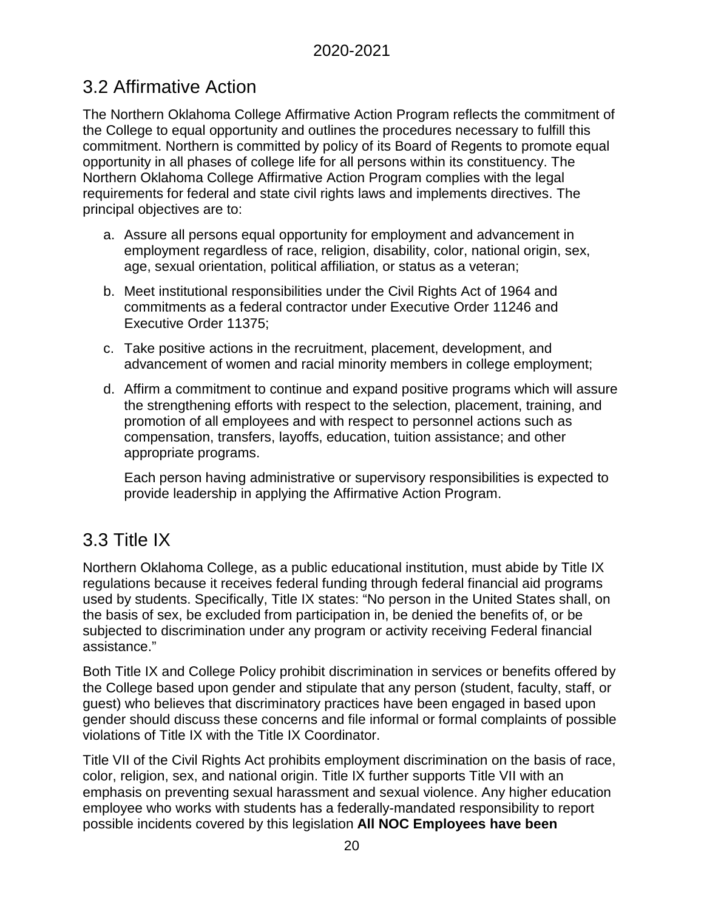## 3.2 Affirmative Action

The Northern Oklahoma College Affirmative Action Program reflects the commitment of the College to equal opportunity and outlines the procedures necessary to fulfill this commitment. Northern is committed by policy of its Board of Regents to promote equal opportunity in all phases of college life for all persons within its constituency. The Northern Oklahoma College Affirmative Action Program complies with the legal requirements for federal and state civil rights laws and implements directives. The principal objectives are to:

a. Assure all persons equal opportunity for employment and advancement in employment regardless of race, religion, disability, color, national origin, sex, age, sexual orientation, political affiliation, or status as a veteran;

b. Meet institutional responsibilities under the Civil Rights Act of 1964 and commitments as a federal contractor under Executive Order 11246 and Executive Order 11375;

c. Take positive actions in the recruitment, placement, development, and advancement of women and racial minority members in college employment;

d. Affirm a commitment to continue and expand positive programs which will assure the strengthening efforts with respect to the selection, placement, training, and promotion of all employees and with respect to personnel actions such as compensation, transfers, layoffs, education, tuition assistance; and other appropriate programs.

   Each person having administrative or supervisory responsibilities is expected to provide leadership in applying the Affirmative Action Program.

## 3.3 Title IX

Northern Oklahoma College, as a public educational institution, must abide by Title IX regulations because it receives federal funding through federal financial aid programs used by students. Specifically, Title IX states: "No person in the United States shall, on the basis of sex, be excluded from participation in, be denied the benefits of, or be subjected to discrimination under any program or activity receiving Federal financial assistance."

Both Title IX and College Policy prohibit discrimination in services or benefits offered by the College based upon gender and stipulate that any person (student, faculty, staff, or guest) who believes that discriminatory practices have been engaged in based upon gender should discuss these concerns and file informal or formal complaints of possible violations of Title IX with the Title IX Coordinator.

Title VII of the Civil Rights Act prohibits employment discrimination on the basis of race, color, religion, sex, and national origin. Title IX further supports Title VII with an emphasis on preventing sexual harassment and sexual violence. Any higher education employee who works with students has a federally-mandated responsibility to report possible incidents covered by this legislation **All NOC Employees have been**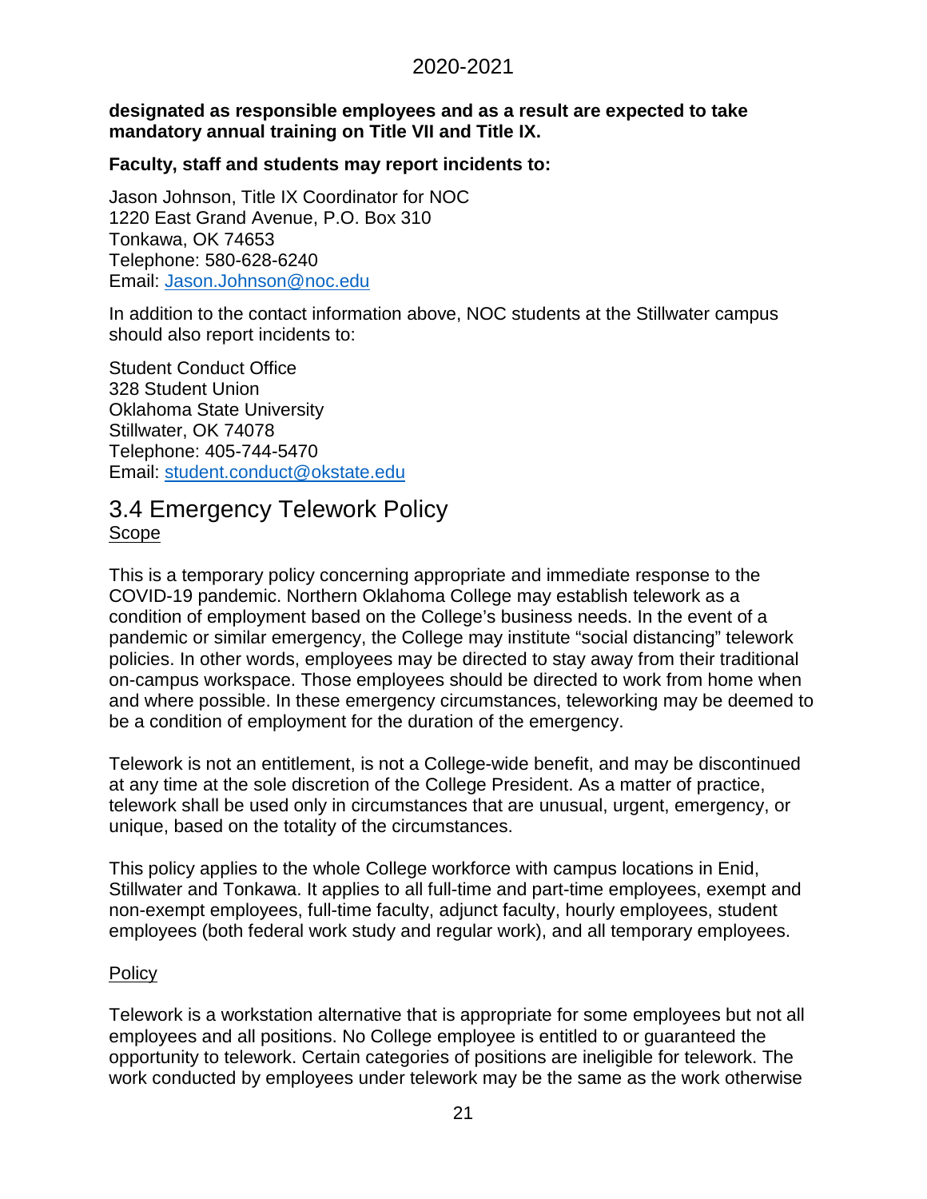**designated as responsible employees and as a result are expected to take mandatory annual training on Title VII and Title IX.**

**Faculty, staff and students may report incidents to:**

Jason Johnson, Title IX Coordinator for NOC
1220 East Grand Avenue, P.O. Box 310
Tonkawa, OK 74653
Telephone: 580-628-6240
Email: Jason.Johnson@noc.edu

In addition to the contact information above, NOC students at the Stillwater campus should also report incidents to:

Student Conduct Office
328 Student Union
Oklahoma State University
Stillwater, OK 74078
Telephone: 405-744-5470
Email: student.conduct@okstate.edu

## 3.4 Emergency Telework Policy

Scope

This is a temporary policy concerning appropriate and immediate response to the COVID-19 pandemic. Northern Oklahoma College may establish telework as a condition of employment based on the College's business needs. In the event of a pandemic or similar emergency, the College may institute "social distancing" telework policies. In other words, employees may be directed to stay away from their traditional on-campus workspace. Those employees should be directed to work from home when and where possible. In these emergency circumstances, teleworking may be deemed to be a condition of employment for the duration of the emergency.

Telework is not an entitlement, is not a College-wide benefit, and may be discontinued at any time at the sole discretion of the College President. As a matter of practice, telework shall be used only in circumstances that are unusual, urgent, emergency, or unique, based on the totality of the circumstances.

This policy applies to the whole College workforce with campus locations in Enid, Stillwater and Tonkawa. It applies to all full-time and part-time employees, exempt and non-exempt employees, full-time faculty, adjunct faculty, hourly employees, student employees (both federal work study and regular work), and all temporary employees.

Policy

Telework is a workstation alternative that is appropriate for some employees but not all employees and all positions. No College employee is entitled to or guaranteed the opportunity to telework. Certain categories of positions are ineligible for telework. The work conducted by employees under telework may be the same as the work otherwise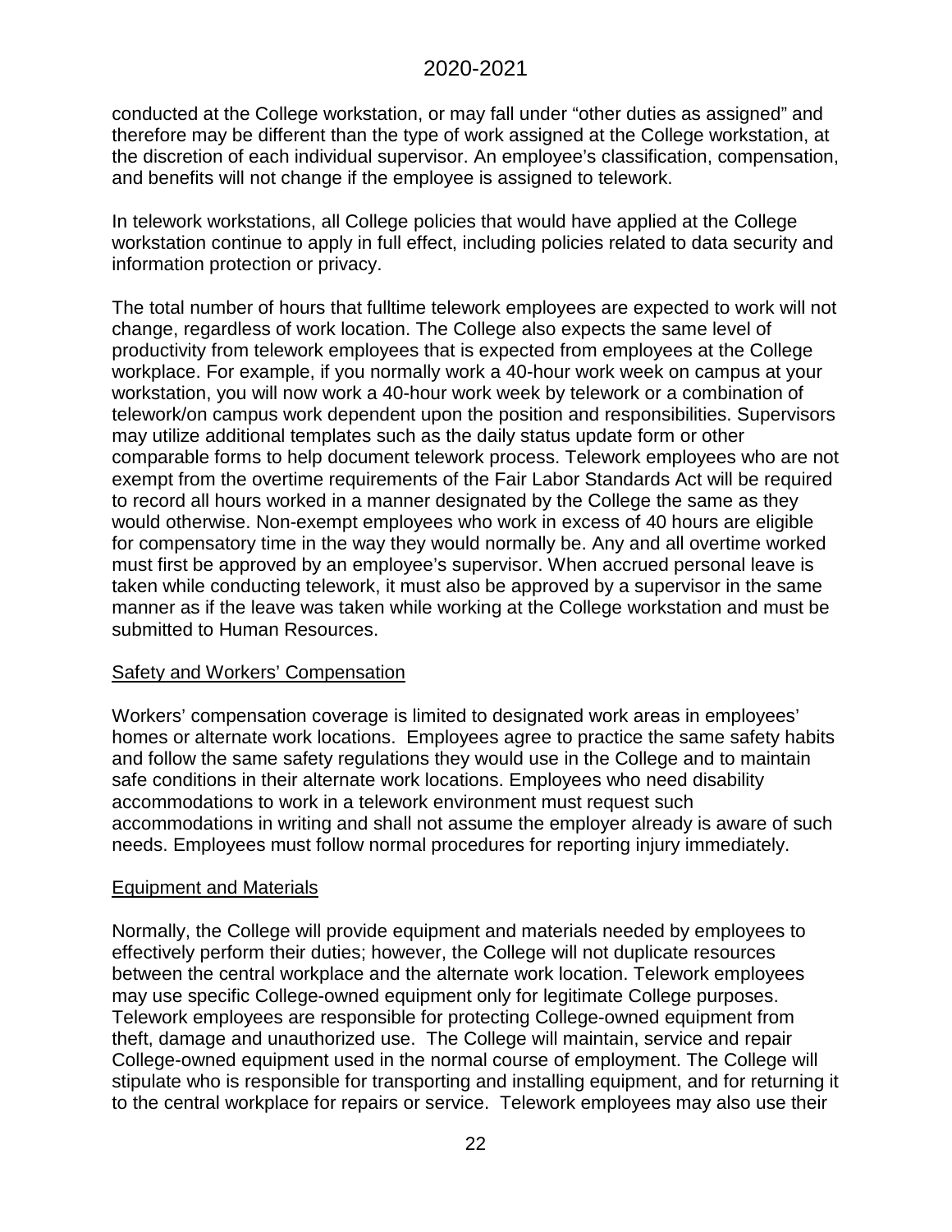conducted at the College workstation, or may fall under "other duties as assigned" and therefore may be different than the type of work assigned at the College workstation, at the discretion of each individual supervisor. An employee's classification, compensation, and benefits will not change if the employee is assigned to telework.

In telework workstations, all College policies that would have applied at the College workstation continue to apply in full effect, including policies related to data security and information protection or privacy.

The total number of hours that fulltime telework employees are expected to work will not change, regardless of work location. The College also expects the same level of productivity from telework employees that is expected from employees at the College workplace. For example, if you normally work a 40-hour work week on campus at your workstation, you will now work a 40-hour work week by telework or a combination of telework/on campus work dependent upon the position and responsibilities. Supervisors may utilize additional templates such as the daily status update form or other comparable forms to help document telework process. Telework employees who are not exempt from the overtime requirements of the Fair Labor Standards Act will be required to record all hours worked in a manner designated by the College the same as they would otherwise. Non-exempt employees who work in excess of 40 hours are eligible for compensatory time in the way they would normally be. Any and all overtime worked must first be approved by an employee's supervisor. When accrued personal leave is taken while conducting telework, it must also be approved by a supervisor in the same manner as if the leave was taken while working at the College workstation and must be submitted to Human Resources.

<u>Safety and Workers' Compensation</u>

Workers' compensation coverage is limited to designated work areas in employees' homes or alternate work locations. Employees agree to practice the same safety habits and follow the same safety regulations they would use in the College and to maintain safe conditions in their alternate work locations. Employees who need disability accommodations to work in a telework environment must request such accommodations in writing and shall not assume the employer already is aware of such needs. Employees must follow normal procedures for reporting injury immediately.

<u>Equipment and Materials</u>

Normally, the College will provide equipment and materials needed by employees to effectively perform their duties; however, the College will not duplicate resources between the central workplace and the alternate work location. Telework employees may use specific College-owned equipment only for legitimate College purposes. Telework employees are responsible for protecting College-owned equipment from theft, damage and unauthorized use. The College will maintain, service and repair College-owned equipment used in the normal course of employment. The College will stipulate who is responsible for transporting and installing equipment, and for returning it to the central workplace for repairs or service. Telework employees may also use their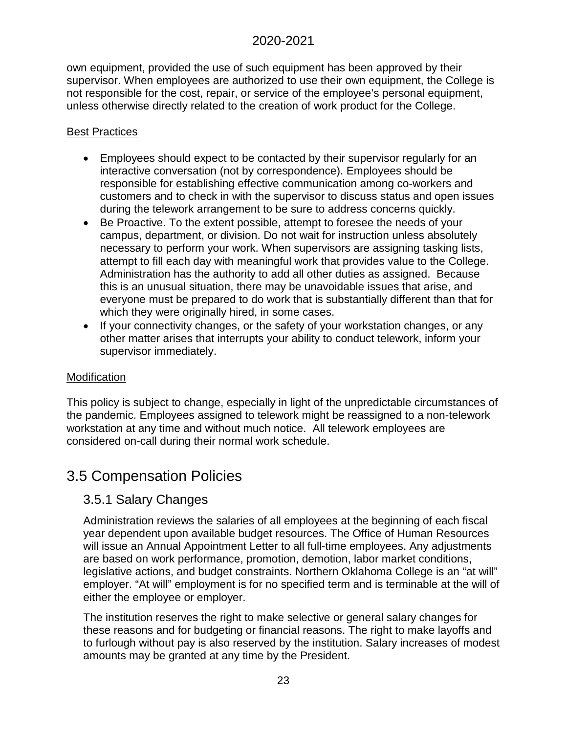own equipment, provided the use of such equipment has been approved by their supervisor. When employees are authorized to use their own equipment, the College is not responsible for the cost, repair, or service of the employee's personal equipment, unless otherwise directly related to the creation of work product for the College.

Best Practices

- Employees should expect to be contacted by their supervisor regularly for an interactive conversation (not by correspondence). Employees should be responsible for establishing effective communication among co-workers and customers and to check in with the supervisor to discuss status and open issues during the telework arrangement to be sure to address concerns quickly.
- Be Proactive. To the extent possible, attempt to foresee the needs of your campus, department, or division. Do not wait for instruction unless absolutely necessary to perform your work. When supervisors are assigning tasking lists, attempt to fill each day with meaningful work that provides value to the College. Administration has the authority to add all other duties as assigned. Because this is an unusual situation, there may be unavoidable issues that arise, and everyone must be prepared to do work that is substantially different than that for which they were originally hired, in some cases.
- If your connectivity changes, or the safety of your workstation changes, or any other matter arises that interrupts your ability to conduct telework, inform your supervisor immediately.

Modification

This policy is subject to change, especially in light of the unpredictable circumstances of the pandemic. Employees assigned to telework might be reassigned to a non-telework workstation at any time and without much notice. All telework employees are considered on-call during their normal work schedule.

## 3.5 Compensation Policies

### 3.5.1 Salary Changes

Administration reviews the salaries of all employees at the beginning of each fiscal year dependent upon available budget resources. The Office of Human Resources will issue an Annual Appointment Letter to all full-time employees. Any adjustments are based on work performance, promotion, demotion, labor market conditions, legislative actions, and budget constraints. Northern Oklahoma College is an "at will" employer. "At will" employment is for no specified term and is terminable at the will of either the employee or employer.

The institution reserves the right to make selective or general salary changes for these reasons and for budgeting or financial reasons. The right to make layoffs and to furlough without pay is also reserved by the institution. Salary increases of modest amounts may be granted at any time by the President.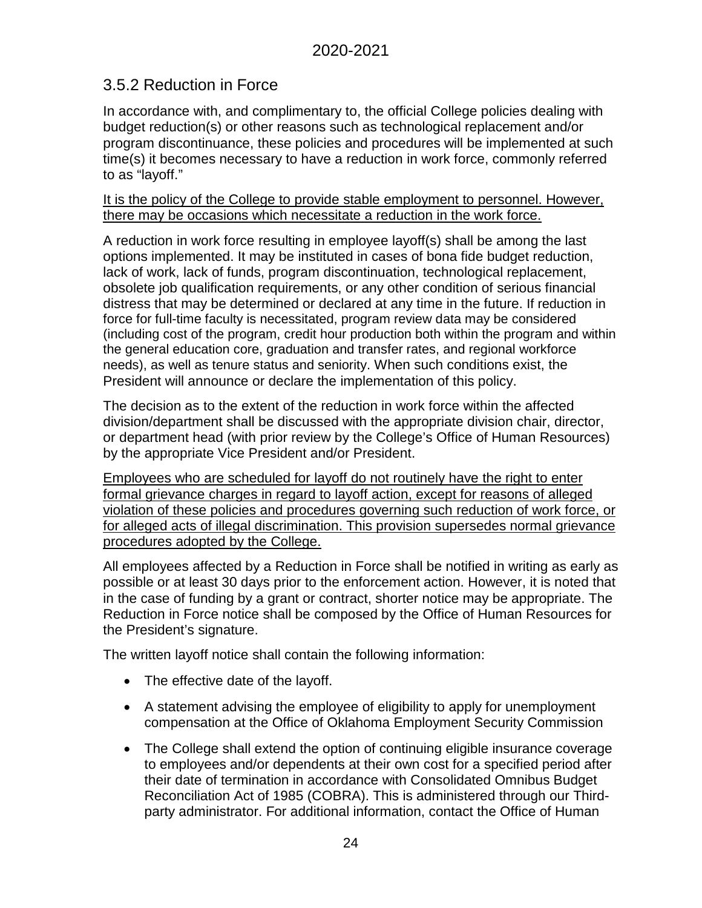## 3.5.2 Reduction in Force

In accordance with, and complimentary to, the official College policies dealing with budget reduction(s) or other reasons such as technological replacement and/or program discontinuance, these policies and procedures will be implemented at such time(s) it becomes necessary to have a reduction in work force, commonly referred to as "layoff."

<u>It is the policy of the College to provide stable employment to personnel. However, there may be occasions which necessitate a reduction in the work force.</u>

A reduction in work force resulting in employee layoff(s) shall be among the last options implemented. It may be instituted in cases of bona fide budget reduction, lack of work, lack of funds, program discontinuation, technological replacement, obsolete job qualification requirements, or any other condition of serious financial distress that may be determined or declared at any time in the future. If reduction in force for full-time faculty is necessitated, program review data may be considered (including cost of the program, credit hour production both within the program and within the general education core, graduation and transfer rates, and regional workforce needs), as well as tenure status and seniority. When such conditions exist, the President will announce or declare the implementation of this policy.

The decision as to the extent of the reduction in work force within the affected division/department shall be discussed with the appropriate division chair, director, or department head (with prior review by the College's Office of Human Resources) by the appropriate Vice President and/or President.

<u>Employees who are scheduled for layoff do not routinely have the right to enter formal grievance charges in regard to layoff action, except for reasons of alleged violation of these policies and procedures governing such reduction of work force, or for alleged acts of illegal discrimination. This provision supersedes normal grievance procedures adopted by the College.</u>

All employees affected by a Reduction in Force shall be notified in writing as early as possible or at least 30 days prior to the enforcement action. However, it is noted that in the case of funding by a grant or contract, shorter notice may be appropriate. The Reduction in Force notice shall be composed by the Office of Human Resources for the President's signature.

The written layoff notice shall contain the following information:

- The effective date of the layoff.
- A statement advising the employee of eligibility to apply for unemployment compensation at the Office of Oklahoma Employment Security Commission
- The College shall extend the option of continuing eligible insurance coverage to employees and/or dependents at their own cost for a specified period after their date of termination in accordance with Consolidated Omnibus Budget Reconciliation Act of 1985 (COBRA). This is administered through our Third-party administrator. For additional information, contact the Office of Human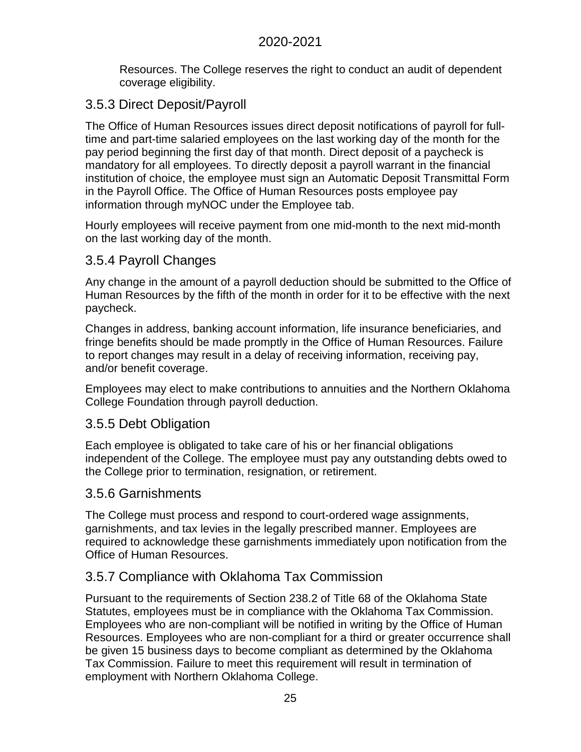Resources. The College reserves the right to conduct an audit of dependent coverage eligibility.

### 3.5.3 Direct Deposit/Payroll

The Office of Human Resources issues direct deposit notifications of payroll for full-time and part-time salaried employees on the last working day of the month for the pay period beginning the first day of that month. Direct deposit of a paycheck is mandatory for all employees. To directly deposit a payroll warrant in the financial institution of choice, the employee must sign an Automatic Deposit Transmittal Form in the Payroll Office. The Office of Human Resources posts employee pay information through myNOC under the Employee tab.

Hourly employees will receive payment from one mid-month to the next mid-month on the last working day of the month.

### 3.5.4 Payroll Changes

Any change in the amount of a payroll deduction should be submitted to the Office of Human Resources by the fifth of the month in order for it to be effective with the next paycheck.

Changes in address, banking account information, life insurance beneficiaries, and fringe benefits should be made promptly in the Office of Human Resources. Failure to report changes may result in a delay of receiving information, receiving pay, and/or benefit coverage.

Employees may elect to make contributions to annuities and the Northern Oklahoma College Foundation through payroll deduction.

### 3.5.5 Debt Obligation

Each employee is obligated to take care of his or her financial obligations independent of the College. The employee must pay any outstanding debts owed to the College prior to termination, resignation, or retirement.

### 3.5.6 Garnishments

The College must process and respond to court-ordered wage assignments, garnishments, and tax levies in the legally prescribed manner. Employees are required to acknowledge these garnishments immediately upon notification from the Office of Human Resources.

### 3.5.7 Compliance with Oklahoma Tax Commission

Pursuant to the requirements of Section 238.2 of Title 68 of the Oklahoma State Statutes, employees must be in compliance with the Oklahoma Tax Commission. Employees who are non-compliant will be notified in writing by the Office of Human Resources. Employees who are non-compliant for a third or greater occurrence shall be given 15 business days to become compliant as determined by the Oklahoma Tax Commission. Failure to meet this requirement will result in termination of employment with Northern Oklahoma College.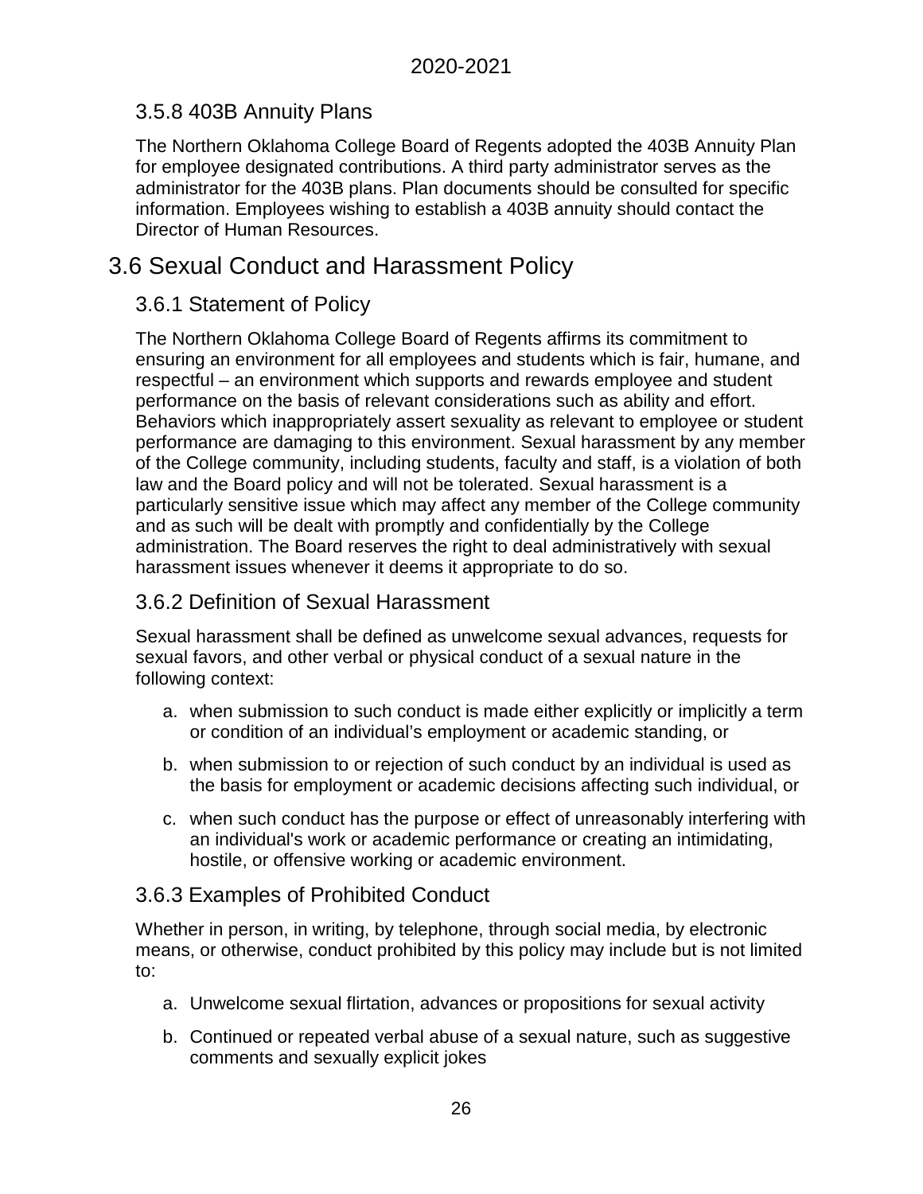### 3.5.8 403B Annuity Plans

The Northern Oklahoma College Board of Regents adopted the 403B Annuity Plan for employee designated contributions. A third party administrator serves as the administrator for the 403B plans. Plan documents should be consulted for specific information. Employees wishing to establish a 403B annuity should contact the Director of Human Resources.

## 3.6 Sexual Conduct and Harassment Policy

### 3.6.1 Statement of Policy

The Northern Oklahoma College Board of Regents affirms its commitment to ensuring an environment for all employees and students which is fair, humane, and respectful – an environment which supports and rewards employee and student performance on the basis of relevant considerations such as ability and effort. Behaviors which inappropriately assert sexuality as relevant to employee or student performance are damaging to this environment. Sexual harassment by any member of the College community, including students, faculty and staff, is a violation of both law and the Board policy and will not be tolerated. Sexual harassment is a particularly sensitive issue which may affect any member of the College community and as such will be dealt with promptly and confidentially by the College administration. The Board reserves the right to deal administratively with sexual harassment issues whenever it deems it appropriate to do so.

### 3.6.2 Definition of Sexual Harassment

Sexual harassment shall be defined as unwelcome sexual advances, requests for sexual favors, and other verbal or physical conduct of a sexual nature in the following context:

a. when submission to such conduct is made either explicitly or implicitly a term or condition of an individual's employment or academic standing, or

b. when submission to or rejection of such conduct by an individual is used as the basis for employment or academic decisions affecting such individual, or

c. when such conduct has the purpose or effect of unreasonably interfering with an individual's work or academic performance or creating an intimidating, hostile, or offensive working or academic environment.

### 3.6.3 Examples of Prohibited Conduct

Whether in person, in writing, by telephone, through social media, by electronic means, or otherwise, conduct prohibited by this policy may include but is not limited to:

a. Unwelcome sexual flirtation, advances or propositions for sexual activity

b. Continued or repeated verbal abuse of a sexual nature, such as suggestive comments and sexually explicit jokes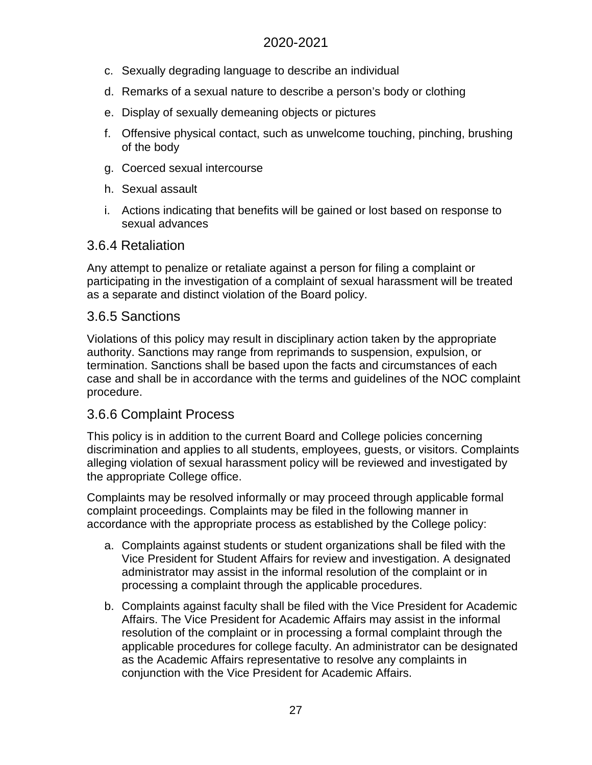c. Sexually degrading language to describe an individual

d. Remarks of a sexual nature to describe a person's body or clothing

e. Display of sexually demeaning objects or pictures

f. Offensive physical contact, such as unwelcome touching, pinching, brushing of the body

g. Coerced sexual intercourse

h. Sexual assault

i. Actions indicating that benefits will be gained or lost based on response to sexual advances

### 3.6.4 Retaliation

Any attempt to penalize or retaliate against a person for filing a complaint or participating in the investigation of a complaint of sexual harassment will be treated as a separate and distinct violation of the Board policy.

### 3.6.5 Sanctions

Violations of this policy may result in disciplinary action taken by the appropriate authority. Sanctions may range from reprimands to suspension, expulsion, or termination. Sanctions shall be based upon the facts and circumstances of each case and shall be in accordance with the terms and guidelines of the NOC complaint procedure.

### 3.6.6 Complaint Process

This policy is in addition to the current Board and College policies concerning discrimination and applies to all students, employees, guests, or visitors. Complaints alleging violation of sexual harassment policy will be reviewed and investigated by the appropriate College office.

Complaints may be resolved informally or may proceed through applicable formal complaint proceedings. Complaints may be filed in the following manner in accordance with the appropriate process as established by the College policy:

a. Complaints against students or student organizations shall be filed with the Vice President for Student Affairs for review and investigation. A designated administrator may assist in the informal resolution of the complaint or in processing a complaint through the applicable procedures.

b. Complaints against faculty shall be filed with the Vice President for Academic Affairs. The Vice President for Academic Affairs may assist in the informal resolution of the complaint or in processing a formal complaint through the applicable procedures for college faculty. An administrator can be designated as the Academic Affairs representative to resolve any complaints in conjunction with the Vice President for Academic Affairs.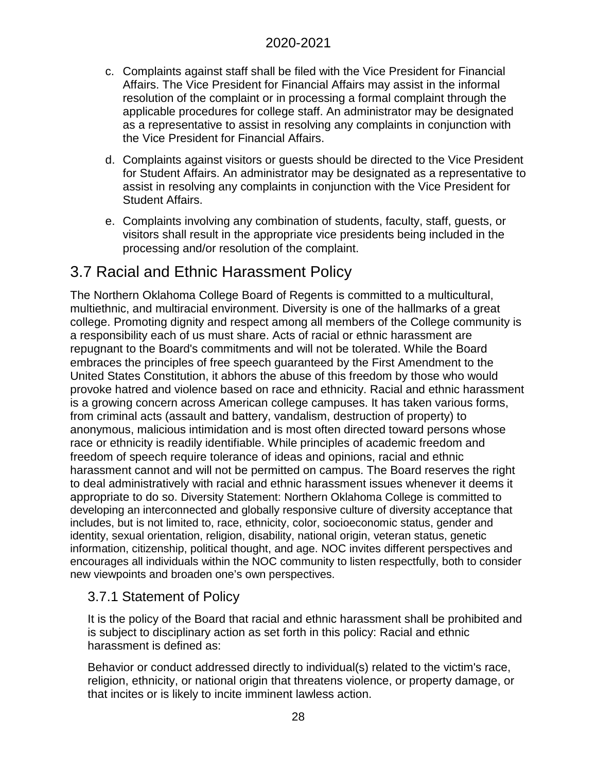c. Complaints against staff shall be filed with the Vice President for Financial Affairs. The Vice President for Financial Affairs may assist in the informal resolution of the complaint or in processing a formal complaint through the applicable procedures for college staff. An administrator may be designated as a representative to assist in resolving any complaints in conjunction with the Vice President for Financial Affairs.

d. Complaints against visitors or guests should be directed to the Vice President for Student Affairs. An administrator may be designated as a representative to assist in resolving any complaints in conjunction with the Vice President for Student Affairs.

e. Complaints involving any combination of students, faculty, staff, guests, or visitors shall result in the appropriate vice presidents being included in the processing and/or resolution of the complaint.

## 3.7 Racial and Ethnic Harassment Policy

The Northern Oklahoma College Board of Regents is committed to a multicultural, multiethnic, and multiracial environment. Diversity is one of the hallmarks of a great college. Promoting dignity and respect among all members of the College community is a responsibility each of us must share. Acts of racial or ethnic harassment are repugnant to the Board's commitments and will not be tolerated. While the Board embraces the principles of free speech guaranteed by the First Amendment to the United States Constitution, it abhors the abuse of this freedom by those who would provoke hatred and violence based on race and ethnicity. Racial and ethnic harassment is a growing concern across American college campuses. It has taken various forms, from criminal acts (assault and battery, vandalism, destruction of property) to anonymous, malicious intimidation and is most often directed toward persons whose race or ethnicity is readily identifiable. While principles of academic freedom and freedom of speech require tolerance of ideas and opinions, racial and ethnic harassment cannot and will not be permitted on campus. The Board reserves the right to deal administratively with racial and ethnic harassment issues whenever it deems it appropriate to do so. Diversity Statement: Northern Oklahoma College is committed to developing an interconnected and globally responsive culture of diversity acceptance that includes, but is not limited to, race, ethnicity, color, socioeconomic status, gender and identity, sexual orientation, religion, disability, national origin, veteran status, genetic information, citizenship, political thought, and age. NOC invites different perspectives and encourages all individuals within the NOC community to listen respectfully, both to consider new viewpoints and broaden one's own perspectives.

### 3.7.1 Statement of Policy

It is the policy of the Board that racial and ethnic harassment shall be prohibited and is subject to disciplinary action as set forth in this policy: Racial and ethnic harassment is defined as:

Behavior or conduct addressed directly to individual(s) related to the victim's race, religion, ethnicity, or national origin that threatens violence, or property damage, or that incites or is likely to incite imminent lawless action.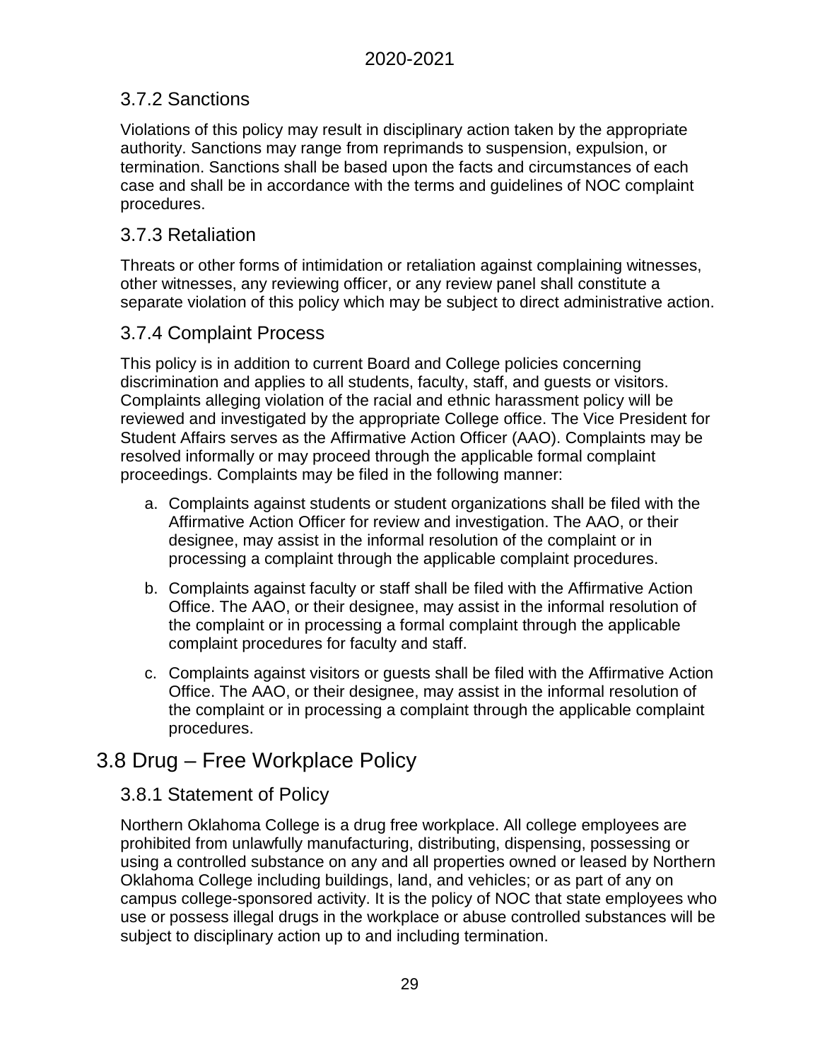### 3.7.2 Sanctions

Violations of this policy may result in disciplinary action taken by the appropriate authority. Sanctions may range from reprimands to suspension, expulsion, or termination. Sanctions shall be based upon the facts and circumstances of each case and shall be in accordance with the terms and guidelines of NOC complaint procedures.

### 3.7.3 Retaliation

Threats or other forms of intimidation or retaliation against complaining witnesses, other witnesses, any reviewing officer, or any review panel shall constitute a separate violation of this policy which may be subject to direct administrative action.

### 3.7.4 Complaint Process

This policy is in addition to current Board and College policies concerning discrimination and applies to all students, faculty, staff, and guests or visitors. Complaints alleging violation of the racial and ethnic harassment policy will be reviewed and investigated by the appropriate College office. The Vice President for Student Affairs serves as the Affirmative Action Officer (AAO). Complaints may be resolved informally or may proceed through the applicable formal complaint proceedings. Complaints may be filed in the following manner:

a. Complaints against students or student organizations shall be filed with the Affirmative Action Officer for review and investigation. The AAO, or their designee, may assist in the informal resolution of the complaint or in processing a complaint through the applicable complaint procedures.

b. Complaints against faculty or staff shall be filed with the Affirmative Action Office. The AAO, or their designee, may assist in the informal resolution of the complaint or in processing a formal complaint through the applicable complaint procedures for faculty and staff.

c. Complaints against visitors or guests shall be filed with the Affirmative Action Office. The AAO, or their designee, may assist in the informal resolution of the complaint or in processing a complaint through the applicable complaint procedures.

## 3.8 Drug – Free Workplace Policy

### 3.8.1 Statement of Policy

Northern Oklahoma College is a drug free workplace. All college employees are prohibited from unlawfully manufacturing, distributing, dispensing, possessing or using a controlled substance on any and all properties owned or leased by Northern Oklahoma College including buildings, land, and vehicles; or as part of any on campus college-sponsored activity. It is the policy of NOC that state employees who use or possess illegal drugs in the workplace or abuse controlled substances will be subject to disciplinary action up to and including termination.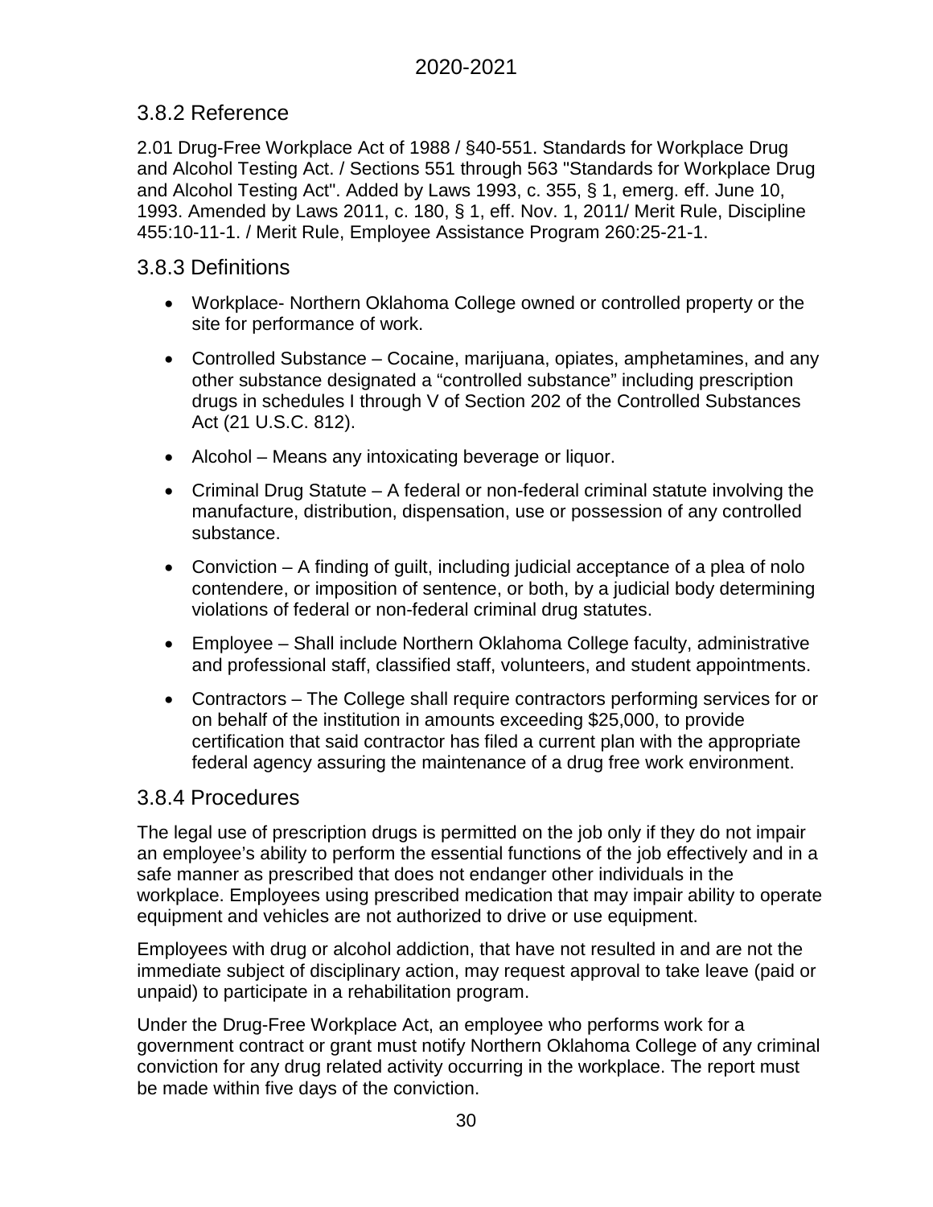## 3.8.2 Reference

2.01 Drug-Free Workplace Act of 1988 / §40-551. Standards for Workplace Drug and Alcohol Testing Act. / Sections 551 through 563 "Standards for Workplace Drug and Alcohol Testing Act". Added by Laws 1993, c. 355, § 1, emerg. eff. June 10, 1993. Amended by Laws 2011, c. 180, § 1, eff. Nov. 1, 2011/ Merit Rule, Discipline 455:10-11-1. / Merit Rule, Employee Assistance Program 260:25-21-1.

## 3.8.3 Definitions

- Workplace- Northern Oklahoma College owned or controlled property or the site for performance of work.
- Controlled Substance – Cocaine, marijuana, opiates, amphetamines, and any other substance designated a "controlled substance" including prescription drugs in schedules I through V of Section 202 of the Controlled Substances Act (21 U.S.C. 812).
- Alcohol – Means any intoxicating beverage or liquor.
- Criminal Drug Statute – A federal or non-federal criminal statute involving the manufacture, distribution, dispensation, use or possession of any controlled substance.
- Conviction – A finding of guilt, including judicial acceptance of a plea of nolo contendere, or imposition of sentence, or both, by a judicial body determining violations of federal or non-federal criminal drug statutes.
- Employee – Shall include Northern Oklahoma College faculty, administrative and professional staff, classified staff, volunteers, and student appointments.
- Contractors – The College shall require contractors performing services for or on behalf of the institution in amounts exceeding $25,000, to provide certification that said contractor has filed a current plan with the appropriate federal agency assuring the maintenance of a drug free work environment.

## 3.8.4 Procedures

The legal use of prescription drugs is permitted on the job only if they do not impair an employee's ability to perform the essential functions of the job effectively and in a safe manner as prescribed that does not endanger other individuals in the workplace. Employees using prescribed medication that may impair ability to operate equipment and vehicles are not authorized to drive or use equipment.

Employees with drug or alcohol addiction, that have not resulted in and are not the immediate subject of disciplinary action, may request approval to take leave (paid or unpaid) to participate in a rehabilitation program.

Under the Drug-Free Workplace Act, an employee who performs work for a government contract or grant must notify Northern Oklahoma College of any criminal conviction for any drug related activity occurring in the workplace. The report must be made within five days of the conviction.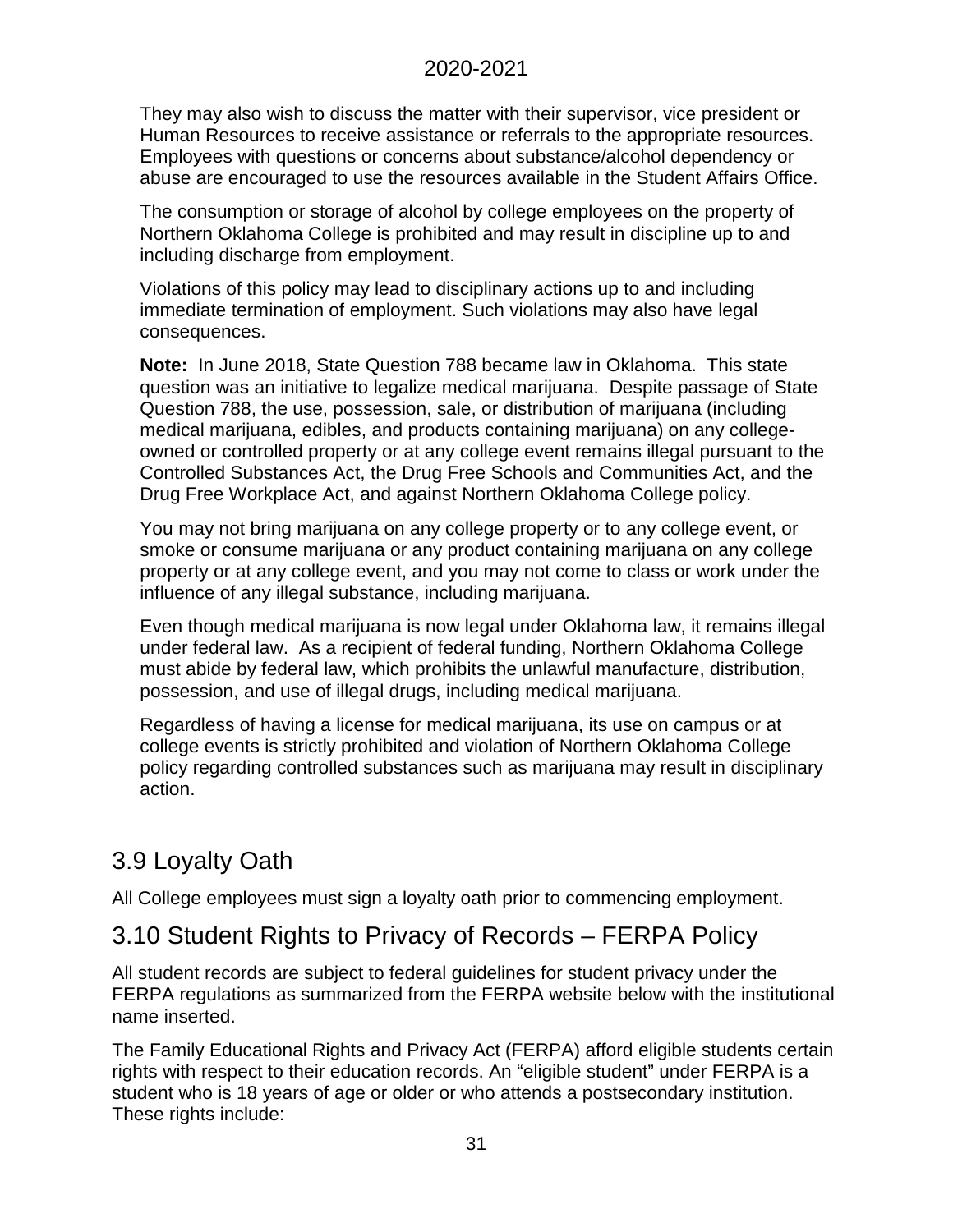They may also wish to discuss the matter with their supervisor, vice president or Human Resources to receive assistance or referrals to the appropriate resources. Employees with questions or concerns about substance/alcohol dependency or abuse are encouraged to use the resources available in the Student Affairs Office.

The consumption or storage of alcohol by college employees on the property of Northern Oklahoma College is prohibited and may result in discipline up to and including discharge from employment.

Violations of this policy may lead to disciplinary actions up to and including immediate termination of employment. Such violations may also have legal consequences.

**Note:** In June 2018, State Question 788 became law in Oklahoma. This state question was an initiative to legalize medical marijuana. Despite passage of State Question 788, the use, possession, sale, or distribution of marijuana (including medical marijuana, edibles, and products containing marijuana) on any college-owned or controlled property or at any college event remains illegal pursuant to the Controlled Substances Act, the Drug Free Schools and Communities Act, and the Drug Free Workplace Act, and against Northern Oklahoma College policy.

You may not bring marijuana on any college property or to any college event, or smoke or consume marijuana or any product containing marijuana on any college property or at any college event, and you may not come to class or work under the influence of any illegal substance, including marijuana.

Even though medical marijuana is now legal under Oklahoma law, it remains illegal under federal law. As a recipient of federal funding, Northern Oklahoma College must abide by federal law, which prohibits the unlawful manufacture, distribution, possession, and use of illegal drugs, including medical marijuana.

Regardless of having a license for medical marijuana, its use on campus or at college events is strictly prohibited and violation of Northern Oklahoma College policy regarding controlled substances such as marijuana may result in disciplinary action.

## 3.9 Loyalty Oath

All College employees must sign a loyalty oath prior to commencing employment.

## 3.10 Student Rights to Privacy of Records – FERPA Policy

All student records are subject to federal guidelines for student privacy under the FERPA regulations as summarized from the FERPA website below with the institutional name inserted.

The Family Educational Rights and Privacy Act (FERPA) afford eligible students certain rights with respect to their education records. An "eligible student" under FERPA is a student who is 18 years of age or older or who attends a postsecondary institution. These rights include: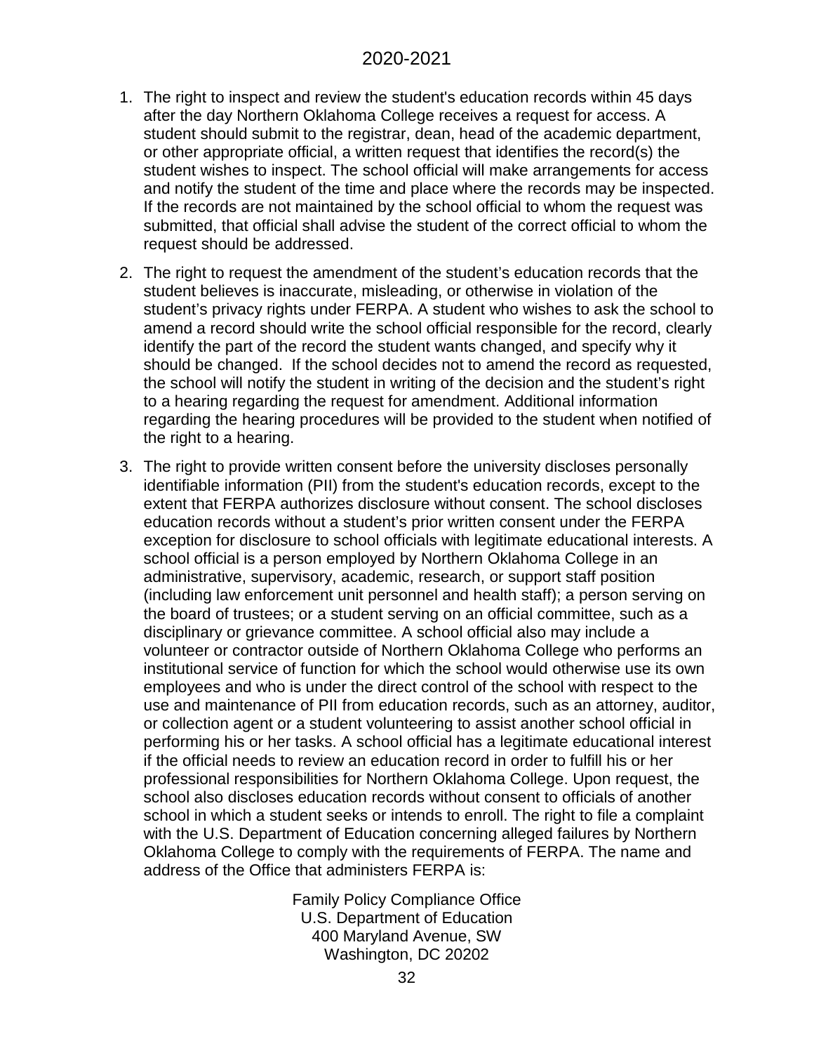1. The right to inspect and review the student's education records within 45 days after the day Northern Oklahoma College receives a request for access. A student should submit to the registrar, dean, head of the academic department, or other appropriate official, a written request that identifies the record(s) the student wishes to inspect. The school official will make arrangements for access and notify the student of the time and place where the records may be inspected. If the records are not maintained by the school official to whom the request was submitted, that official shall advise the student of the correct official to whom the request should be addressed.
2. The right to request the amendment of the student's education records that the student believes is inaccurate, misleading, or otherwise in violation of the student's privacy rights under FERPA. A student who wishes to ask the school to amend a record should write the school official responsible for the record, clearly identify the part of the record the student wants changed, and specify why it should be changed. If the school decides not to amend the record as requested, the school will notify the student in writing of the decision and the student's right to a hearing regarding the request for amendment. Additional information regarding the hearing procedures will be provided to the student when notified of the right to a hearing.
3. The right to provide written consent before the university discloses personally identifiable information (PII) from the student's education records, except to the extent that FERPA authorizes disclosure without consent. The school discloses education records without a student's prior written consent under the FERPA exception for disclosure to school officials with legitimate educational interests. A school official is a person employed by Northern Oklahoma College in an administrative, supervisory, academic, research, or support staff position (including law enforcement unit personnel and health staff); a person serving on the board of trustees; or a student serving on an official committee, such as a disciplinary or grievance committee. A school official also may include a volunteer or contractor outside of Northern Oklahoma College who performs an institutional service of function for which the school would otherwise use its own employees and who is under the direct control of the school with respect to the use and maintenance of PII from education records, such as an attorney, auditor, or collection agent or a student volunteering to assist another school official in performing his or her tasks. A school official has a legitimate educational interest if the official needs to review an education record in order to fulfill his or her professional responsibilities for Northern Oklahoma College. Upon request, the school also discloses education records without consent to officials of another school in which a student seeks or intends to enroll. The right to file a complaint with the U.S. Department of Education concerning alleged failures by Northern Oklahoma College to comply with the requirements of FERPA. The name and address of the Office that administers FERPA is:

   Family Policy Compliance Office
   U.S. Department of Education
   400 Maryland Avenue, SW
   Washington, DC 20202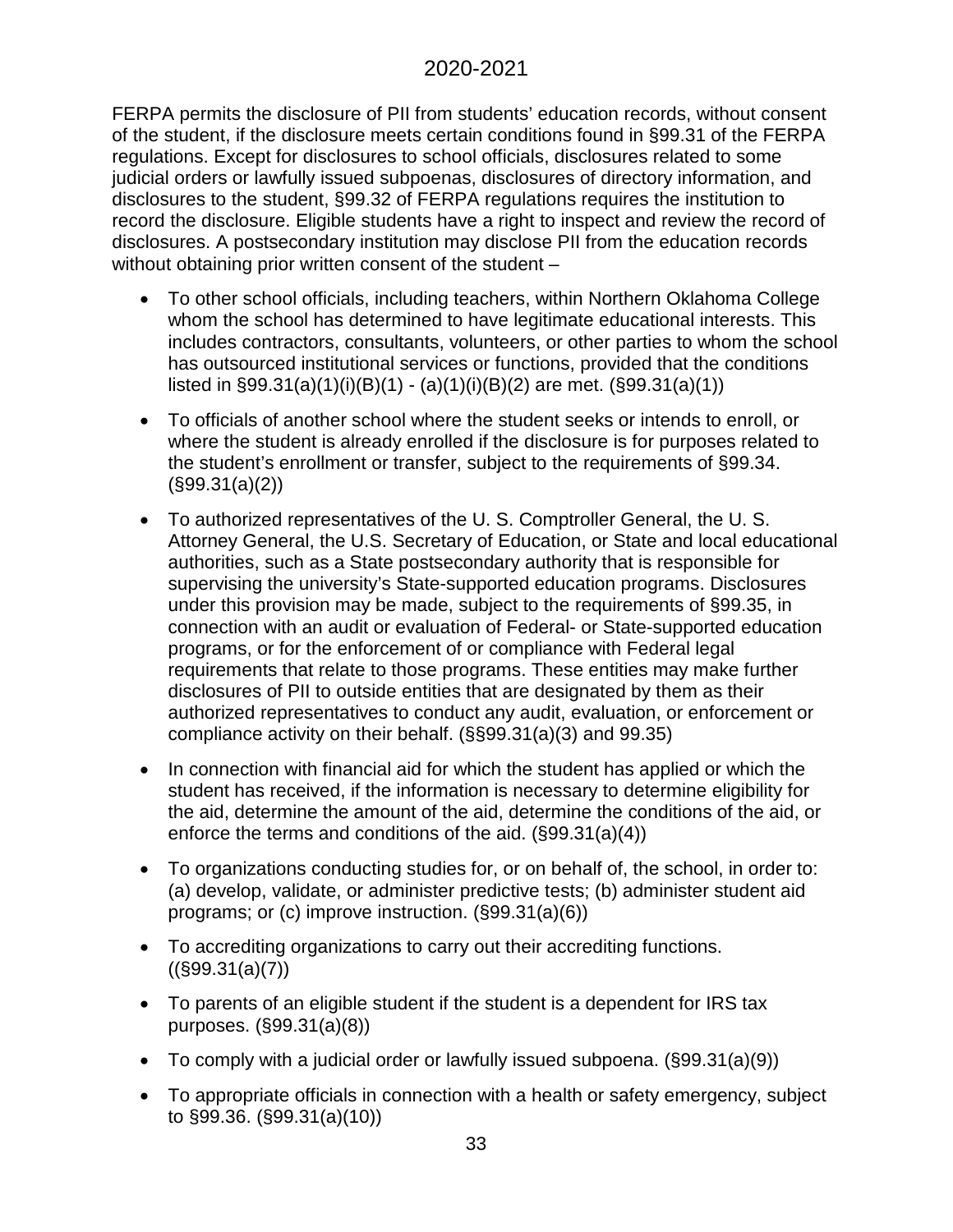FERPA permits the disclosure of PII from students' education records, without consent of the student, if the disclosure meets certain conditions found in §99.31 of the FERPA regulations. Except for disclosures to school officials, disclosures related to some judicial orders or lawfully issued subpoenas, disclosures of directory information, and disclosures to the student, §99.32 of FERPA regulations requires the institution to record the disclosure. Eligible students have a right to inspect and review the record of disclosures. A postsecondary institution may disclose PII from the education records without obtaining prior written consent of the student –

- To other school officials, including teachers, within Northern Oklahoma College whom the school has determined to have legitimate educational interests. This includes contractors, consultants, volunteers, or other parties to whom the school has outsourced institutional services or functions, provided that the conditions listed in §99.31(a)(1)(i)(B)(1) - (a)(1)(i)(B)(2) are met. (§99.31(a)(1))
- To officials of another school where the student seeks or intends to enroll, or where the student is already enrolled if the disclosure is for purposes related to the student's enrollment or transfer, subject to the requirements of §99.34. (§99.31(a)(2))
- To authorized representatives of the U. S. Comptroller General, the U. S. Attorney General, the U.S. Secretary of Education, or State and local educational authorities, such as a State postsecondary authority that is responsible for supervising the university's State-supported education programs. Disclosures under this provision may be made, subject to the requirements of §99.35, in connection with an audit or evaluation of Federal- or State-supported education programs, or for the enforcement of or compliance with Federal legal requirements that relate to those programs. These entities may make further disclosures of PII to outside entities that are designated by them as their authorized representatives to conduct any audit, evaluation, or enforcement or compliance activity on their behalf. (§§99.31(a)(3) and 99.35)
- In connection with financial aid for which the student has applied or which the student has received, if the information is necessary to determine eligibility for the aid, determine the amount of the aid, determine the conditions of the aid, or enforce the terms and conditions of the aid. (§99.31(a)(4))
- To organizations conducting studies for, or on behalf of, the school, in order to: (a) develop, validate, or administer predictive tests; (b) administer student aid programs; or (c) improve instruction. (§99.31(a)(6))
- To accrediting organizations to carry out their accrediting functions. ((§99.31(a)(7))
- To parents of an eligible student if the student is a dependent for IRS tax purposes. (§99.31(a)(8))
- To comply with a judicial order or lawfully issued subpoena. (§99.31(a)(9))
- To appropriate officials in connection with a health or safety emergency, subject to §99.36. (§99.31(a)(10))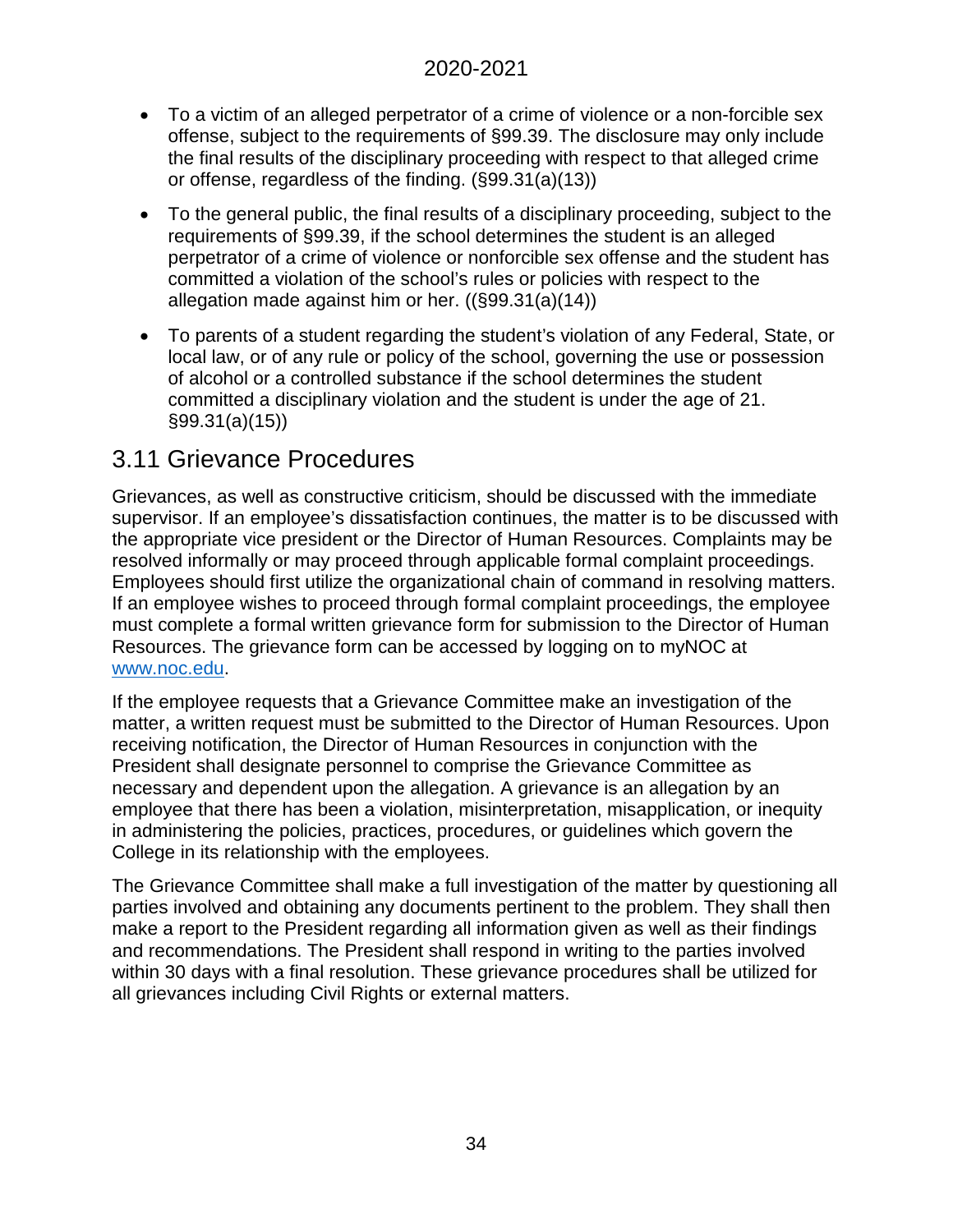- To a victim of an alleged perpetrator of a crime of violence or a non-forcible sex offense, subject to the requirements of §99.39. The disclosure may only include the final results of the disciplinary proceeding with respect to that alleged crime or offense, regardless of the finding. (§99.31(a)(13))
- To the general public, the final results of a disciplinary proceeding, subject to the requirements of §99.39, if the school determines the student is an alleged perpetrator of a crime of violence or nonforcible sex offense and the student has committed a violation of the school's rules or policies with respect to the allegation made against him or her. ((§99.31(a)(14))
- To parents of a student regarding the student's violation of any Federal, State, or local law, or of any rule or policy of the school, governing the use or possession of alcohol or a controlled substance if the school determines the student committed a disciplinary violation and the student is under the age of 21. §99.31(a)(15))

## 3.11 Grievance Procedures

Grievances, as well as constructive criticism, should be discussed with the immediate supervisor. If an employee's dissatisfaction continues, the matter is to be discussed with the appropriate vice president or the Director of Human Resources. Complaints may be resolved informally or may proceed through applicable formal complaint proceedings. Employees should first utilize the organizational chain of command in resolving matters. If an employee wishes to proceed through formal complaint proceedings, the employee must complete a formal written grievance form for submission to the Director of Human Resources. The grievance form can be accessed by logging on to myNOC at [www.noc.edu](www.noc.edu).

If the employee requests that a Grievance Committee make an investigation of the matter, a written request must be submitted to the Director of Human Resources. Upon receiving notification, the Director of Human Resources in conjunction with the President shall designate personnel to comprise the Grievance Committee as necessary and dependent upon the allegation. A grievance is an allegation by an employee that there has been a violation, misinterpretation, misapplication, or inequity in administering the policies, practices, procedures, or guidelines which govern the College in its relationship with the employees.

The Grievance Committee shall make a full investigation of the matter by questioning all parties involved and obtaining any documents pertinent to the problem. They shall then make a report to the President regarding all information given as well as their findings and recommendations. The President shall respond in writing to the parties involved within 30 days with a final resolution. These grievance procedures shall be utilized for all grievances including Civil Rights or external matters.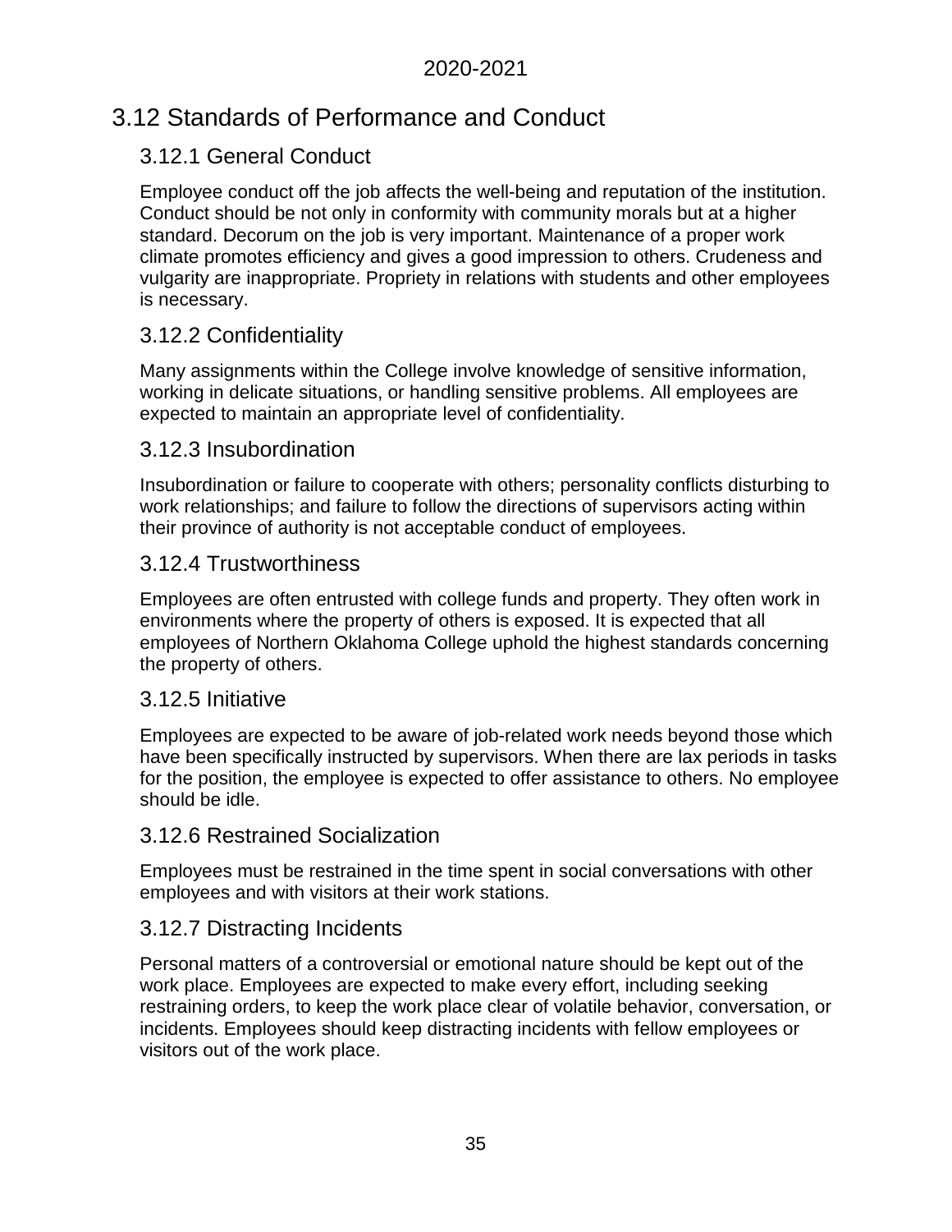## 3.12 Standards of Performance and Conduct

### 3.12.1 General Conduct

Employee conduct off the job affects the well-being and reputation of the institution. Conduct should be not only in conformity with community morals but at a higher standard. Decorum on the job is very important. Maintenance of a proper work climate promotes efficiency and gives a good impression to others. Crudeness and vulgarity are inappropriate. Propriety in relations with students and other employees is necessary.

### 3.12.2 Confidentiality

Many assignments within the College involve knowledge of sensitive information, working in delicate situations, or handling sensitive problems. All employees are expected to maintain an appropriate level of confidentiality.

### 3.12.3 Insubordination

Insubordination or failure to cooperate with others; personality conflicts disturbing to work relationships; and failure to follow the directions of supervisors acting within their province of authority is not acceptable conduct of employees.

### 3.12.4 Trustworthiness

Employees are often entrusted with college funds and property. They often work in environments where the property of others is exposed. It is expected that all employees of Northern Oklahoma College uphold the highest standards concerning the property of others.

### 3.12.5 Initiative

Employees are expected to be aware of job-related work needs beyond those which have been specifically instructed by supervisors. When there are lax periods in tasks for the position, the employee is expected to offer assistance to others. No employee should be idle.

### 3.12.6 Restrained Socialization

Employees must be restrained in the time spent in social conversations with other employees and with visitors at their work stations.

### 3.12.7 Distracting Incidents

Personal matters of a controversial or emotional nature should be kept out of the work place. Employees are expected to make every effort, including seeking restraining orders, to keep the work place clear of volatile behavior, conversation, or incidents. Employees should keep distracting incidents with fellow employees or visitors out of the work place.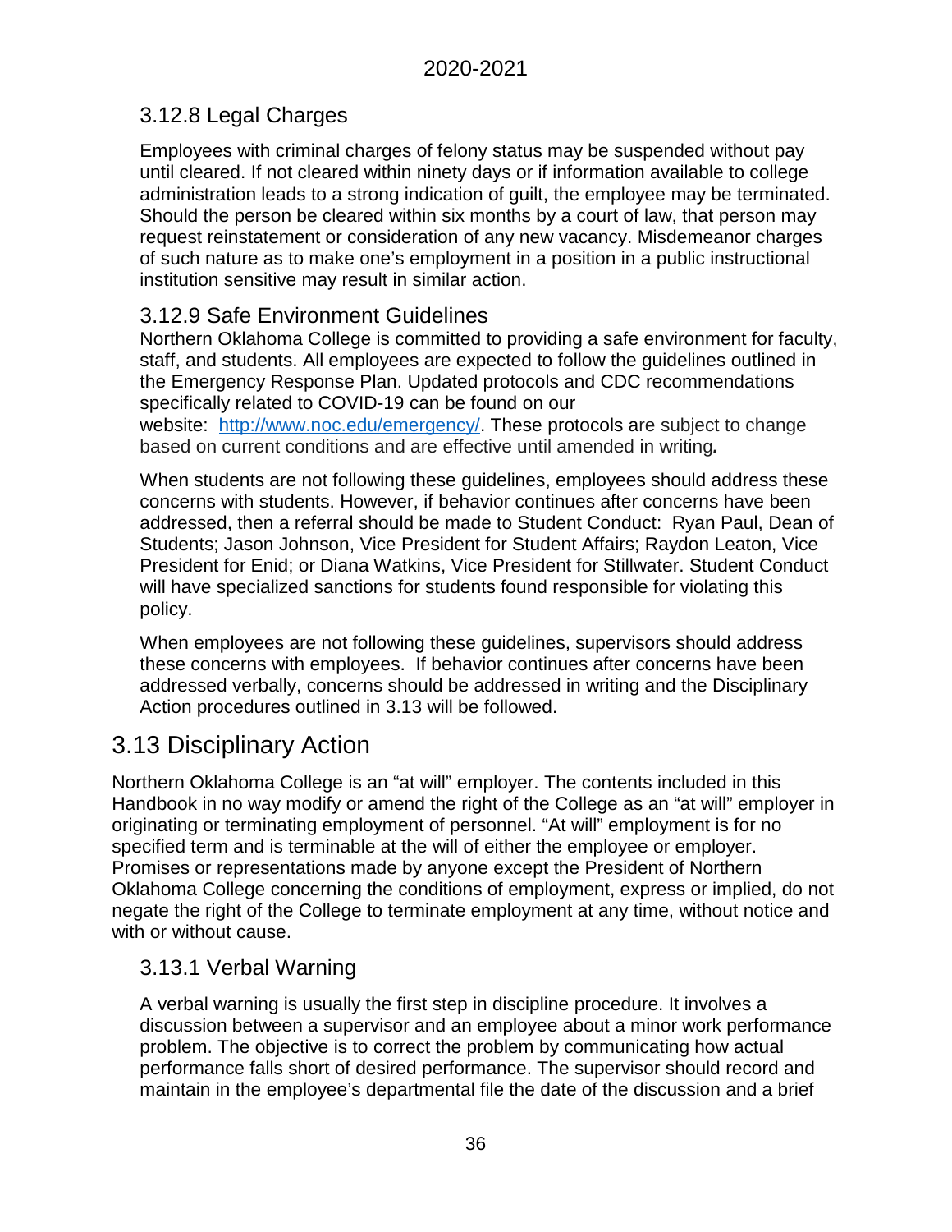### 3.12.8 Legal Charges

Employees with criminal charges of felony status may be suspended without pay until cleared. If not cleared within ninety days or if information available to college administration leads to a strong indication of guilt, the employee may be terminated. Should the person be cleared within six months by a court of law, that person may request reinstatement or consideration of any new vacancy. Misdemeanor charges of such nature as to make one's employment in a position in a public instructional institution sensitive may result in similar action.

### 3.12.9 Safe Environment Guidelines

Northern Oklahoma College is committed to providing a safe environment for faculty, staff, and students. All employees are expected to follow the guidelines outlined in the Emergency Response Plan. Updated protocols and CDC recommendations specifically related to COVID-19 can be found on our website: [http://www.noc.edu/emergency/](http://www.noc.edu/emergency/). These protocols are subject to change based on current conditions and are effective until amended in writing***.***

When students are not following these guidelines, employees should address these concerns with students. However, if behavior continues after concerns have been addressed, then a referral should be made to Student Conduct: Ryan Paul, Dean of Students; Jason Johnson, Vice President for Student Affairs; Raydon Leaton, Vice President for Enid; or Diana Watkins, Vice President for Stillwater. Student Conduct will have specialized sanctions for students found responsible for violating this policy.

When employees are not following these guidelines, supervisors should address these concerns with employees. If behavior continues after concerns have been addressed verbally, concerns should be addressed in writing and the Disciplinary Action procedures outlined in 3.13 will be followed.

## 3.13 Disciplinary Action

Northern Oklahoma College is an "at will" employer. The contents included in this Handbook in no way modify or amend the right of the College as an "at will" employer in originating or terminating employment of personnel. "At will" employment is for no specified term and is terminable at the will of either the employee or employer. Promises or representations made by anyone except the President of Northern Oklahoma College concerning the conditions of employment, express or implied, do not negate the right of the College to terminate employment at any time, without notice and with or without cause.

### 3.13.1 Verbal Warning

A verbal warning is usually the first step in discipline procedure. It involves a discussion between a supervisor and an employee about a minor work performance problem. The objective is to correct the problem by communicating how actual performance falls short of desired performance. The supervisor should record and maintain in the employee's departmental file the date of the discussion and a brief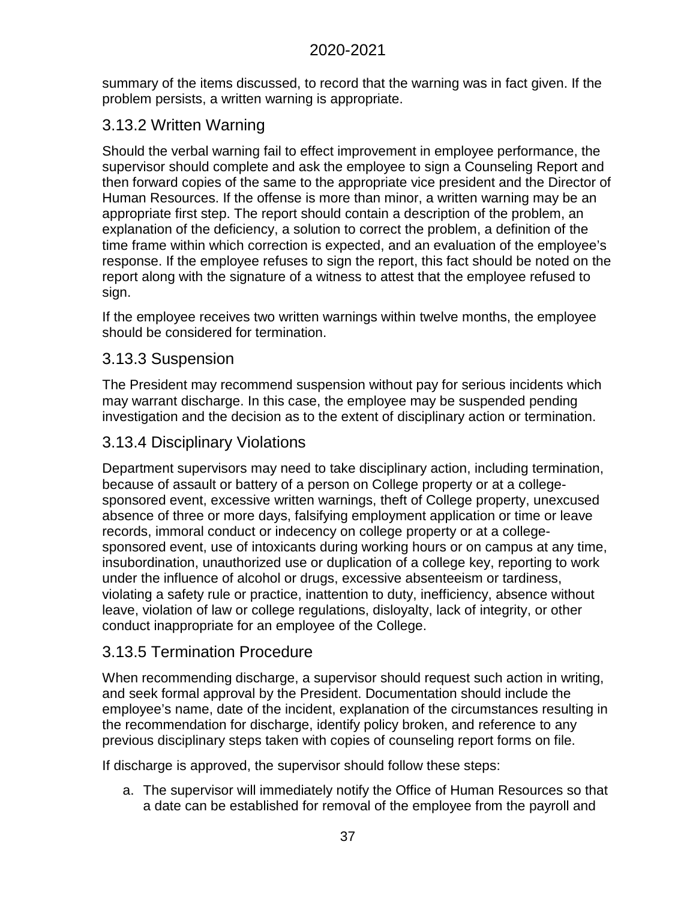summary of the items discussed, to record that the warning was in fact given. If the problem persists, a written warning is appropriate.

### 3.13.2 Written Warning

Should the verbal warning fail to effect improvement in employee performance, the supervisor should complete and ask the employee to sign a Counseling Report and then forward copies of the same to the appropriate vice president and the Director of Human Resources. If the offense is more than minor, a written warning may be an appropriate first step. The report should contain a description of the problem, an explanation of the deficiency, a solution to correct the problem, a definition of the time frame within which correction is expected, and an evaluation of the employee's response. If the employee refuses to sign the report, this fact should be noted on the report along with the signature of a witness to attest that the employee refused to sign.

If the employee receives two written warnings within twelve months, the employee should be considered for termination.

### 3.13.3 Suspension

The President may recommend suspension without pay for serious incidents which may warrant discharge. In this case, the employee may be suspended pending investigation and the decision as to the extent of disciplinary action or termination.

### 3.13.4 Disciplinary Violations

Department supervisors may need to take disciplinary action, including termination, because of assault or battery of a person on College property or at a college-sponsored event, excessive written warnings, theft of College property, unexcused absence of three or more days, falsifying employment application or time or leave records, immoral conduct or indecency on college property or at a college-sponsored event, use of intoxicants during working hours or on campus at any time, insubordination, unauthorized use or duplication of a college key, reporting to work under the influence of alcohol or drugs, excessive absenteeism or tardiness, violating a safety rule or practice, inattention to duty, inefficiency, absence without leave, violation of law or college regulations, disloyalty, lack of integrity, or other conduct inappropriate for an employee of the College.

### 3.13.5 Termination Procedure

When recommending discharge, a supervisor should request such action in writing, and seek formal approval by the President. Documentation should include the employee's name, date of the incident, explanation of the circumstances resulting in the recommendation for discharge, identify policy broken, and reference to any previous disciplinary steps taken with copies of counseling report forms on file.

If discharge is approved, the supervisor should follow these steps:

a. The supervisor will immediately notify the Office of Human Resources so that a date can be established for removal of the employee from the payroll and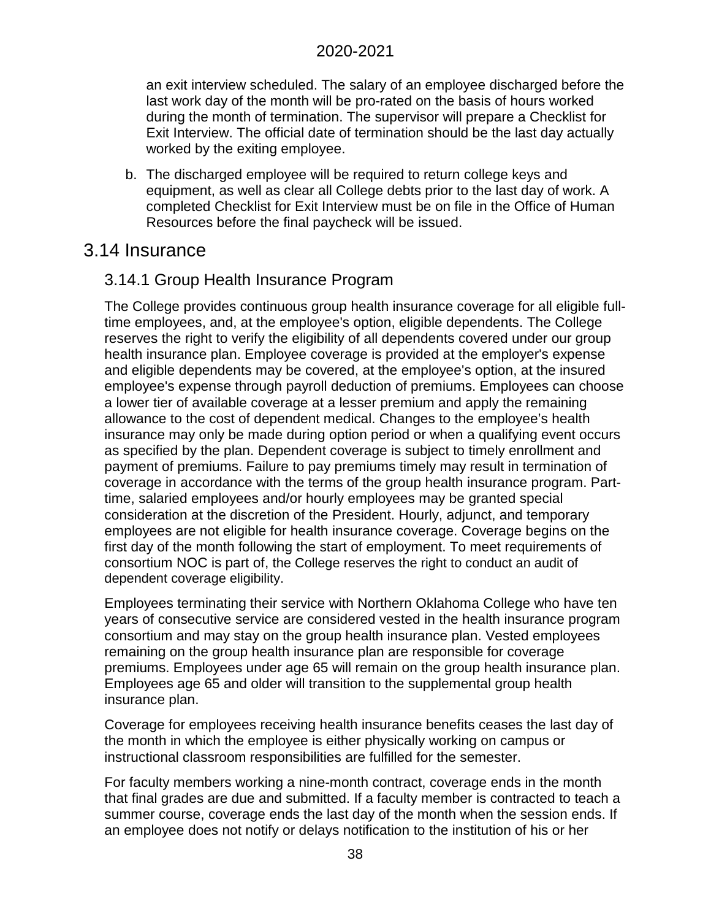an exit interview scheduled. The salary of an employee discharged before the last work day of the month will be pro-rated on the basis of hours worked during the month of termination. The supervisor will prepare a Checklist for Exit Interview. The official date of termination should be the last day actually worked by the exiting employee.

b. The discharged employee will be required to return college keys and equipment, as well as clear all College debts prior to the last day of work. A completed Checklist for Exit Interview must be on file in the Office of Human Resources before the final paycheck will be issued.

## 3.14 Insurance

### 3.14.1 Group Health Insurance Program

The College provides continuous group health insurance coverage for all eligible full-time employees, and, at the employee's option, eligible dependents. The College reserves the right to verify the eligibility of all dependents covered under our group health insurance plan. Employee coverage is provided at the employer's expense and eligible dependents may be covered, at the employee's option, at the insured employee's expense through payroll deduction of premiums. Employees can choose a lower tier of available coverage at a lesser premium and apply the remaining allowance to the cost of dependent medical. Changes to the employee's health insurance may only be made during option period or when a qualifying event occurs as specified by the plan. Dependent coverage is subject to timely enrollment and payment of premiums. Failure to pay premiums timely may result in termination of coverage in accordance with the terms of the group health insurance program. Part-time, salaried employees and/or hourly employees may be granted special consideration at the discretion of the President. Hourly, adjunct, and temporary employees are not eligible for health insurance coverage. Coverage begins on the first day of the month following the start of employment. To meet requirements of consortium NOC is part of, the College reserves the right to conduct an audit of dependent coverage eligibility.

Employees terminating their service with Northern Oklahoma College who have ten years of consecutive service are considered vested in the health insurance program consortium and may stay on the group health insurance plan. Vested employees remaining on the group health insurance plan are responsible for coverage premiums. Employees under age 65 will remain on the group health insurance plan. Employees age 65 and older will transition to the supplemental group health insurance plan.

Coverage for employees receiving health insurance benefits ceases the last day of the month in which the employee is either physically working on campus or instructional classroom responsibilities are fulfilled for the semester.

For faculty members working a nine-month contract, coverage ends in the month that final grades are due and submitted. If a faculty member is contracted to teach a summer course, coverage ends the last day of the month when the session ends. If an employee does not notify or delays notification to the institution of his or her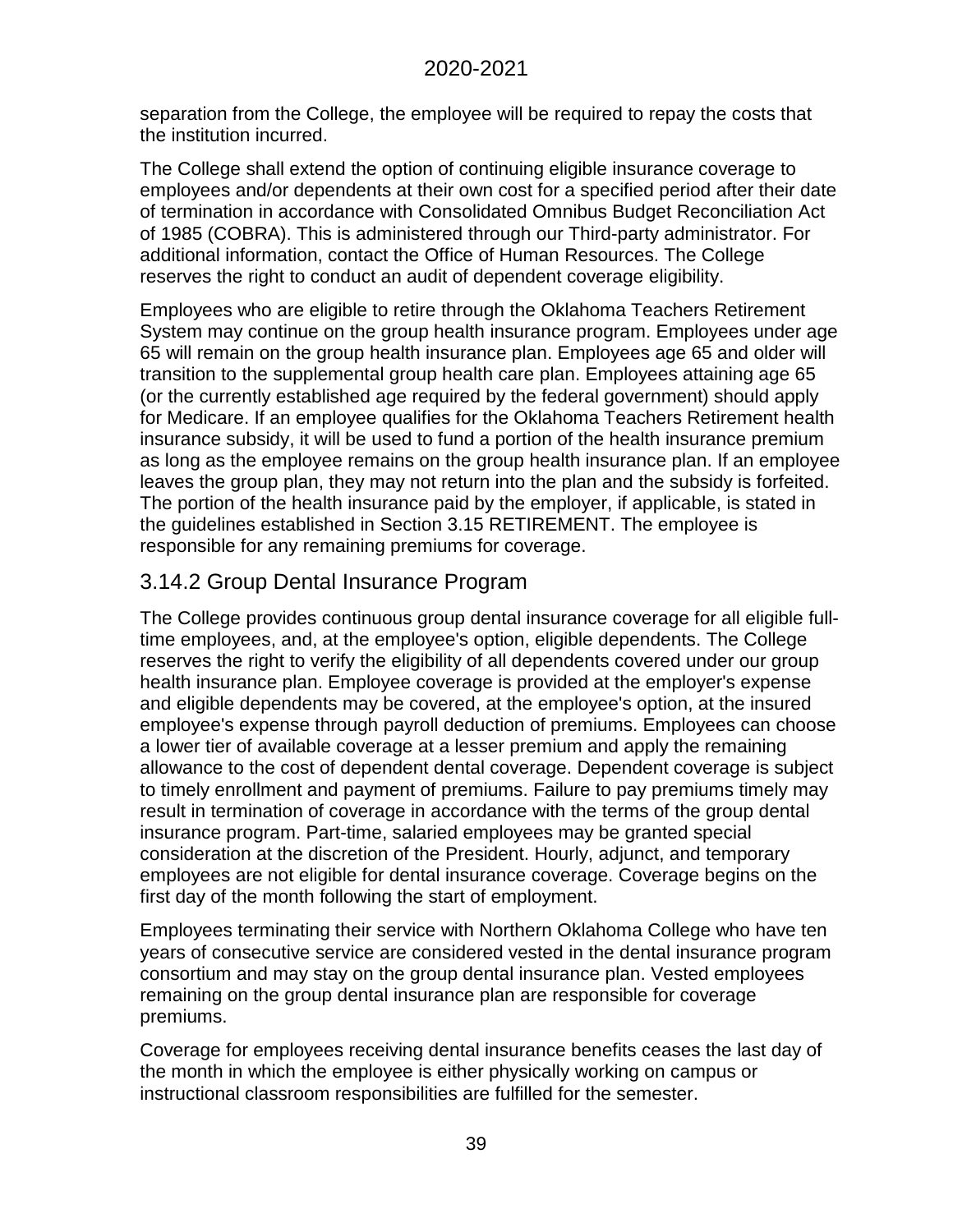separation from the College, the employee will be required to repay the costs that the institution incurred.

The College shall extend the option of continuing eligible insurance coverage to employees and/or dependents at their own cost for a specified period after their date of termination in accordance with Consolidated Omnibus Budget Reconciliation Act of 1985 (COBRA). This is administered through our Third-party administrator. For additional information, contact the Office of Human Resources. The College reserves the right to conduct an audit of dependent coverage eligibility.

Employees who are eligible to retire through the Oklahoma Teachers Retirement System may continue on the group health insurance program. Employees under age 65 will remain on the group health insurance plan. Employees age 65 and older will transition to the supplemental group health care plan. Employees attaining age 65 (or the currently established age required by the federal government) should apply for Medicare. If an employee qualifies for the Oklahoma Teachers Retirement health insurance subsidy, it will be used to fund a portion of the health insurance premium as long as the employee remains on the group health insurance plan. If an employee leaves the group plan, they may not return into the plan and the subsidy is forfeited. The portion of the health insurance paid by the employer, if applicable, is stated in the guidelines established in Section 3.15 RETIREMENT. The employee is responsible for any remaining premiums for coverage.

### 3.14.2 Group Dental Insurance Program

The College provides continuous group dental insurance coverage for all eligible full-time employees, and, at the employee's option, eligible dependents. The College reserves the right to verify the eligibility of all dependents covered under our group health insurance plan. Employee coverage is provided at the employer's expense and eligible dependents may be covered, at the employee's option, at the insured employee's expense through payroll deduction of premiums. Employees can choose a lower tier of available coverage at a lesser premium and apply the remaining allowance to the cost of dependent dental coverage. Dependent coverage is subject to timely enrollment and payment of premiums. Failure to pay premiums timely may result in termination of coverage in accordance with the terms of the group dental insurance program. Part-time, salaried employees may be granted special consideration at the discretion of the President. Hourly, adjunct, and temporary employees are not eligible for dental insurance coverage. Coverage begins on the first day of the month following the start of employment.

Employees terminating their service with Northern Oklahoma College who have ten years of consecutive service are considered vested in the dental insurance program consortium and may stay on the group dental insurance plan. Vested employees remaining on the group dental insurance plan are responsible for coverage premiums.

Coverage for employees receiving dental insurance benefits ceases the last day of the month in which the employee is either physically working on campus or instructional classroom responsibilities are fulfilled for the semester.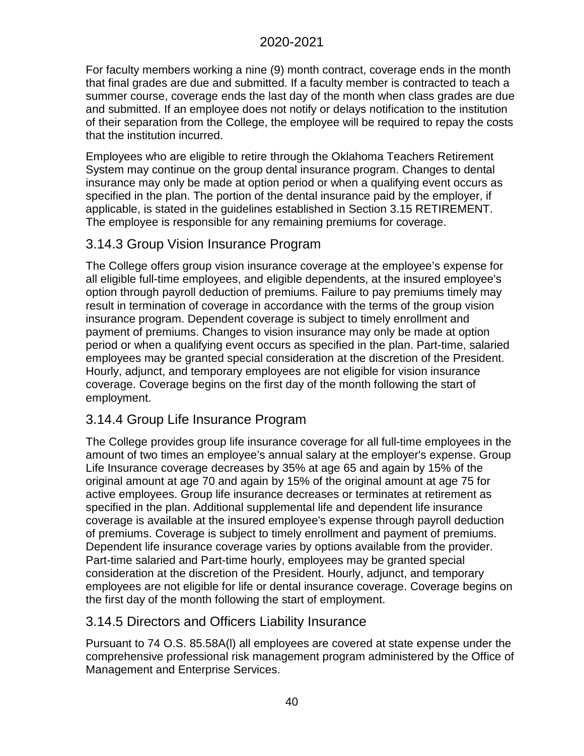For faculty members working a nine (9) month contract, coverage ends in the month that final grades are due and submitted. If a faculty member is contracted to teach a summer course, coverage ends the last day of the month when class grades are due and submitted. If an employee does not notify or delays notification to the institution of their separation from the College, the employee will be required to repay the costs that the institution incurred.

Employees who are eligible to retire through the Oklahoma Teachers Retirement System may continue on the group dental insurance program. Changes to dental insurance may only be made at option period or when a qualifying event occurs as specified in the plan. The portion of the dental insurance paid by the employer, if applicable, is stated in the guidelines established in Section 3.15 RETIREMENT. The employee is responsible for any remaining premiums for coverage.

### 3.14.3 Group Vision Insurance Program

The College offers group vision insurance coverage at the employee's expense for all eligible full-time employees, and eligible dependents, at the insured employee's option through payroll deduction of premiums. Failure to pay premiums timely may result in termination of coverage in accordance with the terms of the group vision insurance program. Dependent coverage is subject to timely enrollment and payment of premiums. Changes to vision insurance may only be made at option period or when a qualifying event occurs as specified in the plan. Part-time, salaried employees may be granted special consideration at the discretion of the President. Hourly, adjunct, and temporary employees are not eligible for vision insurance coverage. Coverage begins on the first day of the month following the start of employment.

### 3.14.4 Group Life Insurance Program

The College provides group life insurance coverage for all full-time employees in the amount of two times an employee's annual salary at the employer's expense. Group Life Insurance coverage decreases by 35% at age 65 and again by 15% of the original amount at age 70 and again by 15% of the original amount at age 75 for active employees. Group life insurance decreases or terminates at retirement as specified in the plan. Additional supplemental life and dependent life insurance coverage is available at the insured employee's expense through payroll deduction of premiums. Coverage is subject to timely enrollment and payment of premiums. Dependent life insurance coverage varies by options available from the provider. Part-time salaried and Part-time hourly, employees may be granted special consideration at the discretion of the President. Hourly, adjunct, and temporary employees are not eligible for life or dental insurance coverage. Coverage begins on the first day of the month following the start of employment.

### 3.14.5 Directors and Officers Liability Insurance

Pursuant to 74 O.S. 85.58A(l) all employees are covered at state expense under the comprehensive professional risk management program administered by the Office of Management and Enterprise Services.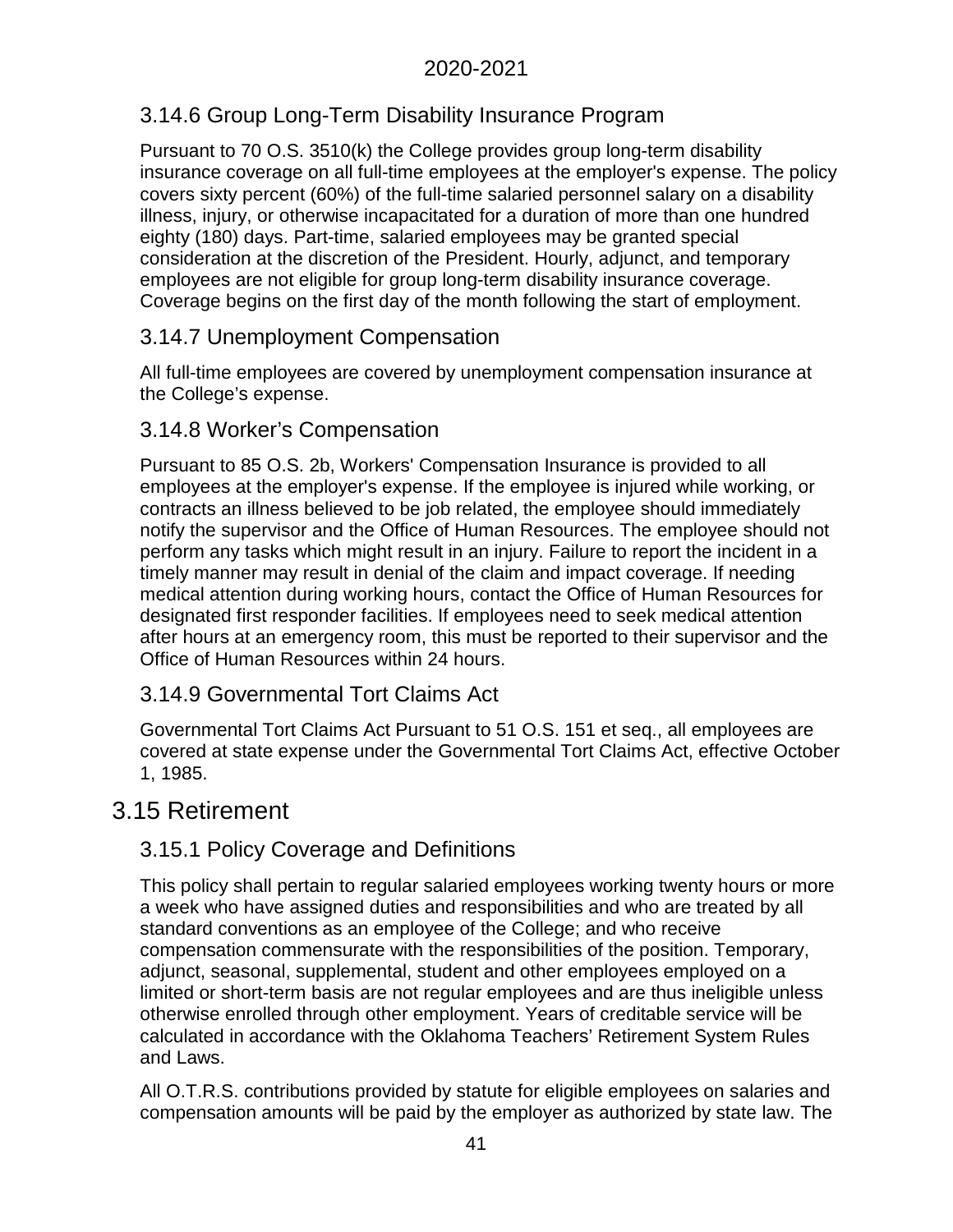### 3.14.6 Group Long-Term Disability Insurance Program

Pursuant to 70 O.S. 3510(k) the College provides group long-term disability insurance coverage on all full-time employees at the employer's expense. The policy covers sixty percent (60%) of the full-time salaried personnel salary on a disability illness, injury, or otherwise incapacitated for a duration of more than one hundred eighty (180) days. Part-time, salaried employees may be granted special consideration at the discretion of the President. Hourly, adjunct, and temporary employees are not eligible for group long-term disability insurance coverage. Coverage begins on the first day of the month following the start of employment.

### 3.14.7 Unemployment Compensation

All full-time employees are covered by unemployment compensation insurance at the College's expense.

### 3.14.8 Worker's Compensation

Pursuant to 85 O.S. 2b, Workers' Compensation Insurance is provided to all employees at the employer's expense. If the employee is injured while working, or contracts an illness believed to be job related, the employee should immediately notify the supervisor and the Office of Human Resources. The employee should not perform any tasks which might result in an injury. Failure to report the incident in a timely manner may result in denial of the claim and impact coverage. If needing medical attention during working hours, contact the Office of Human Resources for designated first responder facilities. If employees need to seek medical attention after hours at an emergency room, this must be reported to their supervisor and the Office of Human Resources within 24 hours.

### 3.14.9 Governmental Tort Claims Act

Governmental Tort Claims Act Pursuant to 51 O.S. 151 et seq., all employees are covered at state expense under the Governmental Tort Claims Act, effective October 1, 1985.

## 3.15 Retirement

### 3.15.1 Policy Coverage and Definitions

This policy shall pertain to regular salaried employees working twenty hours or more a week who have assigned duties and responsibilities and who are treated by all standard conventions as an employee of the College; and who receive compensation commensurate with the responsibilities of the position. Temporary, adjunct, seasonal, supplemental, student and other employees employed on a limited or short-term basis are not regular employees and are thus ineligible unless otherwise enrolled through other employment. Years of creditable service will be calculated in accordance with the Oklahoma Teachers' Retirement System Rules and Laws.

All O.T.R.S. contributions provided by statute for eligible employees on salaries and compensation amounts will be paid by the employer as authorized by state law. The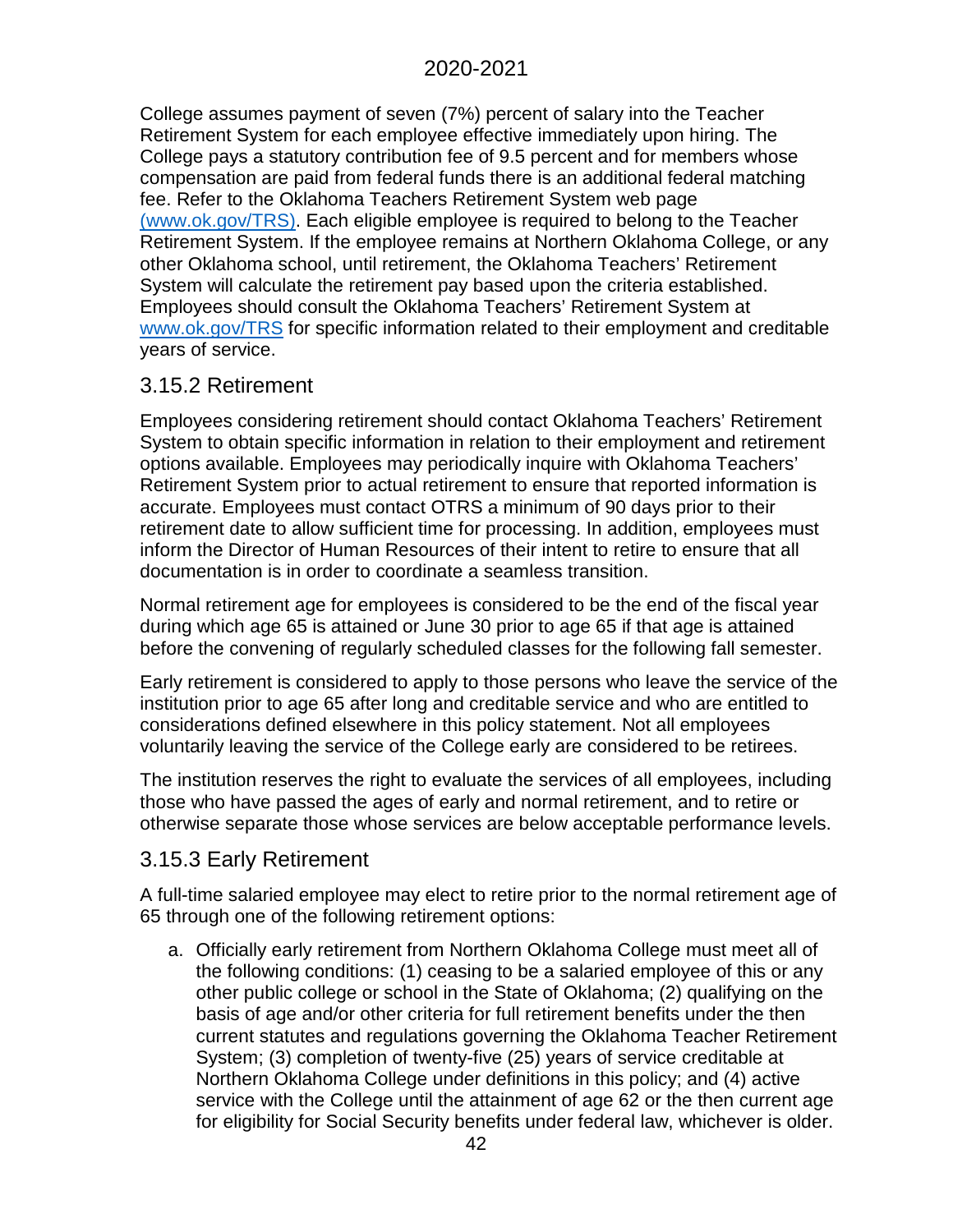College assumes payment of seven (7%) percent of salary into the Teacher Retirement System for each employee effective immediately upon hiring. The College pays a statutory contribution fee of 9.5 percent and for members whose compensation are paid from federal funds there is an additional federal matching fee. Refer to the Oklahoma Teachers Retirement System web page [(www.ok.gov/TRS)](http://www.ok.gov/TRS). Each eligible employee is required to belong to the Teacher Retirement System. If the employee remains at Northern Oklahoma College, or any other Oklahoma school, until retirement, the Oklahoma Teachers' Retirement System will calculate the retirement pay based upon the criteria established. Employees should consult the Oklahoma Teachers' Retirement System at [www.ok.gov/TRS](http://www.ok.gov/TRS) for specific information related to their employment and creditable years of service.

### 3.15.2 Retirement

Employees considering retirement should contact Oklahoma Teachers' Retirement System to obtain specific information in relation to their employment and retirement options available. Employees may periodically inquire with Oklahoma Teachers' Retirement System prior to actual retirement to ensure that reported information is accurate. Employees must contact OTRS a minimum of 90 days prior to their retirement date to allow sufficient time for processing. In addition, employees must inform the Director of Human Resources of their intent to retire to ensure that all documentation is in order to coordinate a seamless transition.

Normal retirement age for employees is considered to be the end of the fiscal year during which age 65 is attained or June 30 prior to age 65 if that age is attained before the convening of regularly scheduled classes for the following fall semester.

Early retirement is considered to apply to those persons who leave the service of the institution prior to age 65 after long and creditable service and who are entitled to considerations defined elsewhere in this policy statement. Not all employees voluntarily leaving the service of the College early are considered to be retirees.

The institution reserves the right to evaluate the services of all employees, including those who have passed the ages of early and normal retirement, and to retire or otherwise separate those whose services are below acceptable performance levels.

### 3.15.3 Early Retirement

A full-time salaried employee may elect to retire prior to the normal retirement age of 65 through one of the following retirement options:

a. Officially early retirement from Northern Oklahoma College must meet all of the following conditions: (1) ceasing to be a salaried employee of this or any other public college or school in the State of Oklahoma; (2) qualifying on the basis of age and/or other criteria for full retirement benefits under the then current statutes and regulations governing the Oklahoma Teacher Retirement System; (3) completion of twenty-five (25) years of service creditable at Northern Oklahoma College under definitions in this policy; and (4) active service with the College until the attainment of age 62 or the then current age for eligibility for Social Security benefits under federal law, whichever is older.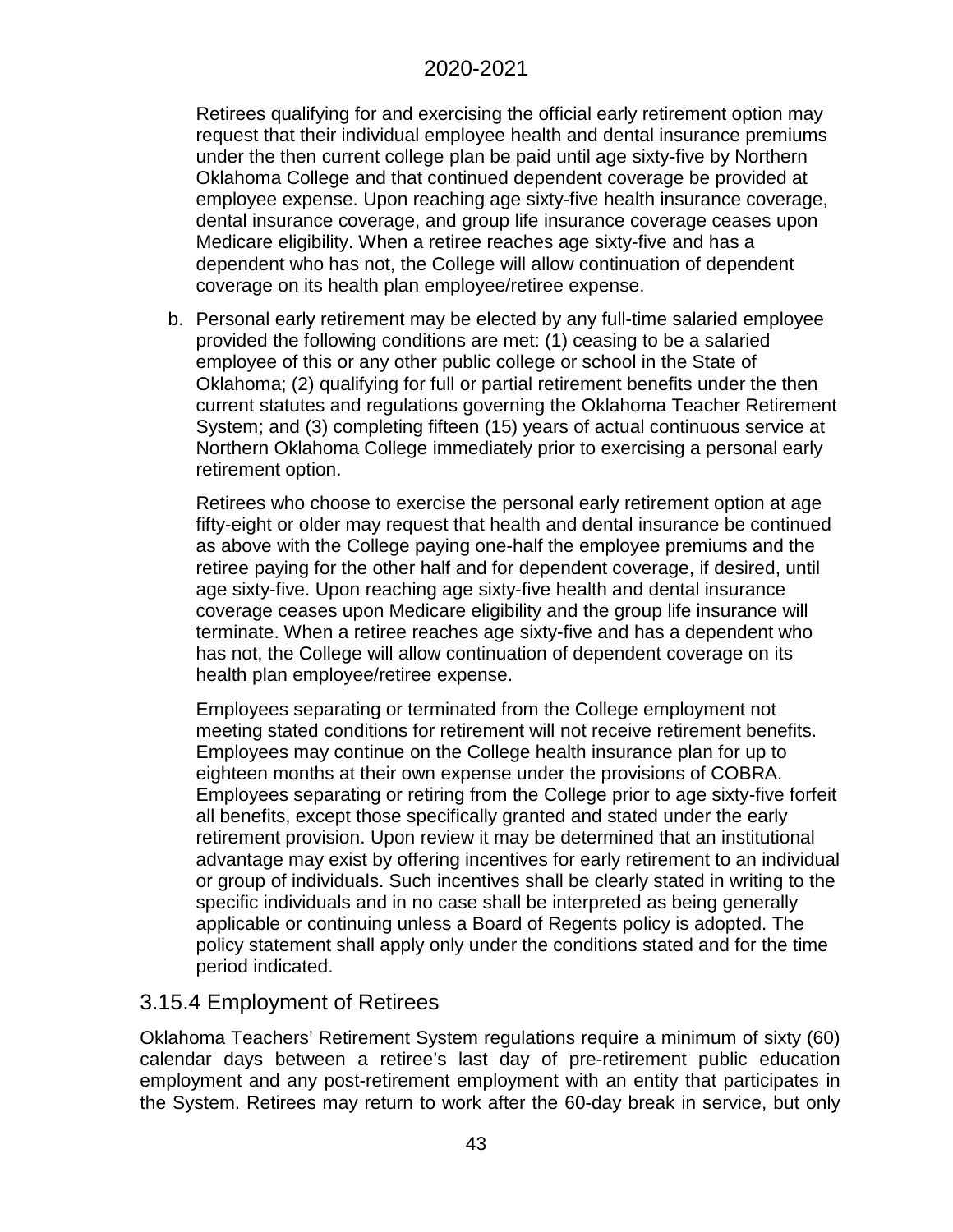Retirees qualifying for and exercising the official early retirement option may request that their individual employee health and dental insurance premiums under the then current college plan be paid until age sixty-five by Northern Oklahoma College and that continued dependent coverage be provided at employee expense. Upon reaching age sixty-five health insurance coverage, dental insurance coverage, and group life insurance coverage ceases upon Medicare eligibility. When a retiree reaches age sixty-five and has a dependent who has not, the College will allow continuation of dependent coverage on its health plan employee/retiree expense.

b. Personal early retirement may be elected by any full-time salaried employee provided the following conditions are met: (1) ceasing to be a salaried employee of this or any other public college or school in the State of Oklahoma; (2) qualifying for full or partial retirement benefits under the then current statutes and regulations governing the Oklahoma Teacher Retirement System; and (3) completing fifteen (15) years of actual continuous service at Northern Oklahoma College immediately prior to exercising a personal early retirement option.

   Retirees who choose to exercise the personal early retirement option at age fifty-eight or older may request that health and dental insurance be continued as above with the College paying one-half the employee premiums and the retiree paying for the other half and for dependent coverage, if desired, until age sixty-five. Upon reaching age sixty-five health and dental insurance coverage ceases upon Medicare eligibility and the group life insurance will terminate. When a retiree reaches age sixty-five and has a dependent who has not, the College will allow continuation of dependent coverage on its health plan employee/retiree expense.

   Employees separating or terminated from the College employment not meeting stated conditions for retirement will not receive retirement benefits. Employees may continue on the College health insurance plan for up to eighteen months at their own expense under the provisions of COBRA. Employees separating or retiring from the College prior to age sixty-five forfeit all benefits, except those specifically granted and stated under the early retirement provision. Upon review it may be determined that an institutional advantage may exist by offering incentives for early retirement to an individual or group of individuals. Such incentives shall be clearly stated in writing to the specific individuals and in no case shall be interpreted as being generally applicable or continuing unless a Board of Regents policy is adopted. The policy statement shall apply only under the conditions stated and for the time period indicated.

## 3.15.4 Employment of Retirees

Oklahoma Teachers' Retirement System regulations require a minimum of sixty (60) calendar days between a retiree's last day of pre-retirement public education employment and any post-retirement employment with an entity that participates in the System. Retirees may return to work after the 60-day break in service, but only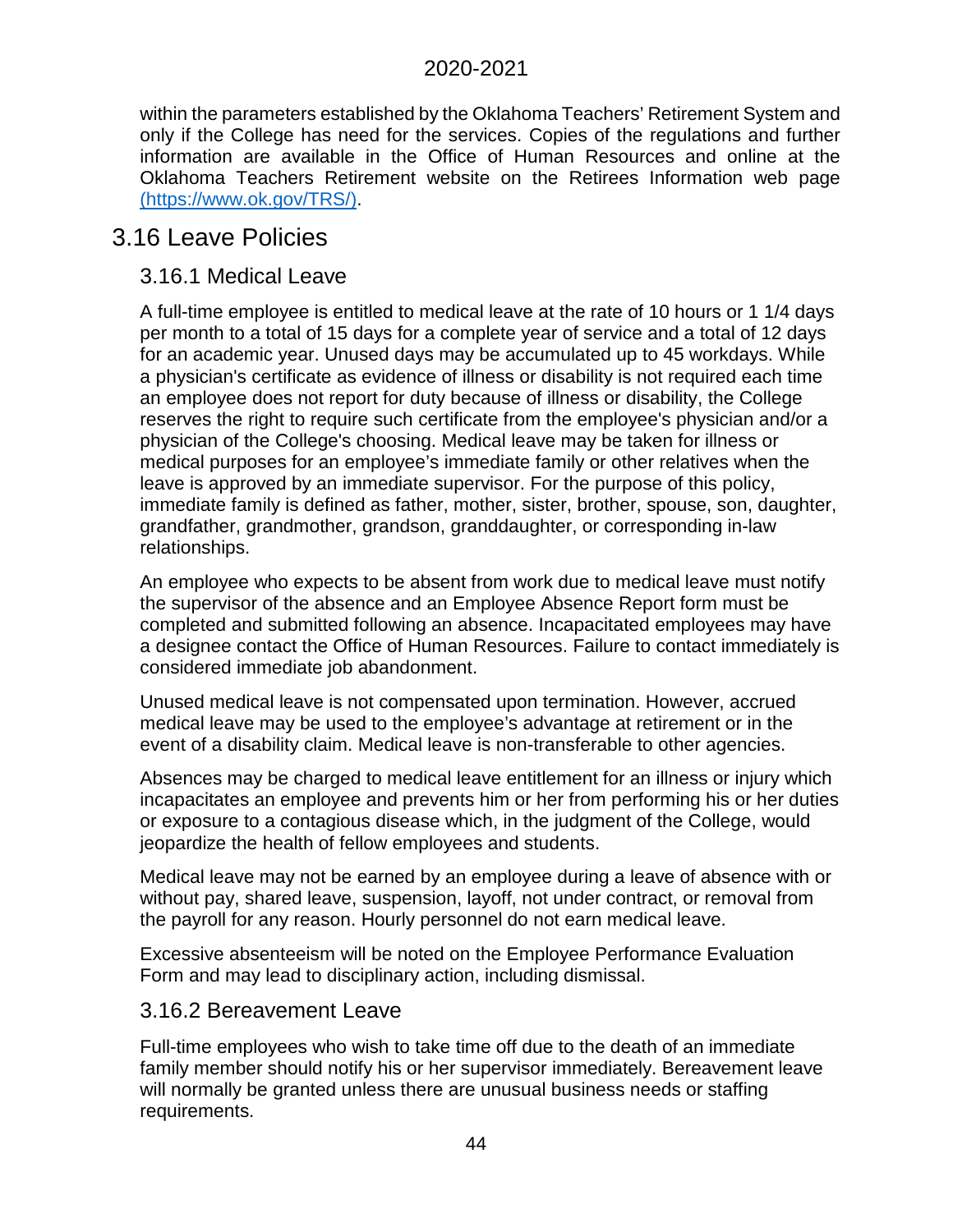within the parameters established by the Oklahoma Teachers' Retirement System and only if the College has need for the services. Copies of the regulations and further information are available in the Office of Human Resources and online at the Oklahoma Teachers Retirement website on the Retirees Information web page (https://www.ok.gov/TRS/).

## 3.16 Leave Policies

### 3.16.1 Medical Leave

A full-time employee is entitled to medical leave at the rate of 10 hours or 1 1/4 days per month to a total of 15 days for a complete year of service and a total of 12 days for an academic year. Unused days may be accumulated up to 45 workdays. While a physician's certificate as evidence of illness or disability is not required each time an employee does not report for duty because of illness or disability, the College reserves the right to require such certificate from the employee's physician and/or a physician of the College's choosing. Medical leave may be taken for illness or medical purposes for an employee's immediate family or other relatives when the leave is approved by an immediate supervisor. For the purpose of this policy, immediate family is defined as father, mother, sister, brother, spouse, son, daughter, grandfather, grandmother, grandson, granddaughter, or corresponding in-law relationships.

An employee who expects to be absent from work due to medical leave must notify the supervisor of the absence and an Employee Absence Report form must be completed and submitted following an absence. Incapacitated employees may have a designee contact the Office of Human Resources. Failure to contact immediately is considered immediate job abandonment.

Unused medical leave is not compensated upon termination. However, accrued medical leave may be used to the employee's advantage at retirement or in the event of a disability claim. Medical leave is non-transferable to other agencies.

Absences may be charged to medical leave entitlement for an illness or injury which incapacitates an employee and prevents him or her from performing his or her duties or exposure to a contagious disease which, in the judgment of the College, would jeopardize the health of fellow employees and students.

Medical leave may not be earned by an employee during a leave of absence with or without pay, shared leave, suspension, layoff, not under contract, or removal from the payroll for any reason. Hourly personnel do not earn medical leave.

Excessive absenteeism will be noted on the Employee Performance Evaluation Form and may lead to disciplinary action, including dismissal.

### 3.16.2 Bereavement Leave

Full-time employees who wish to take time off due to the death of an immediate family member should notify his or her supervisor immediately. Bereavement leave will normally be granted unless there are unusual business needs or staffing requirements.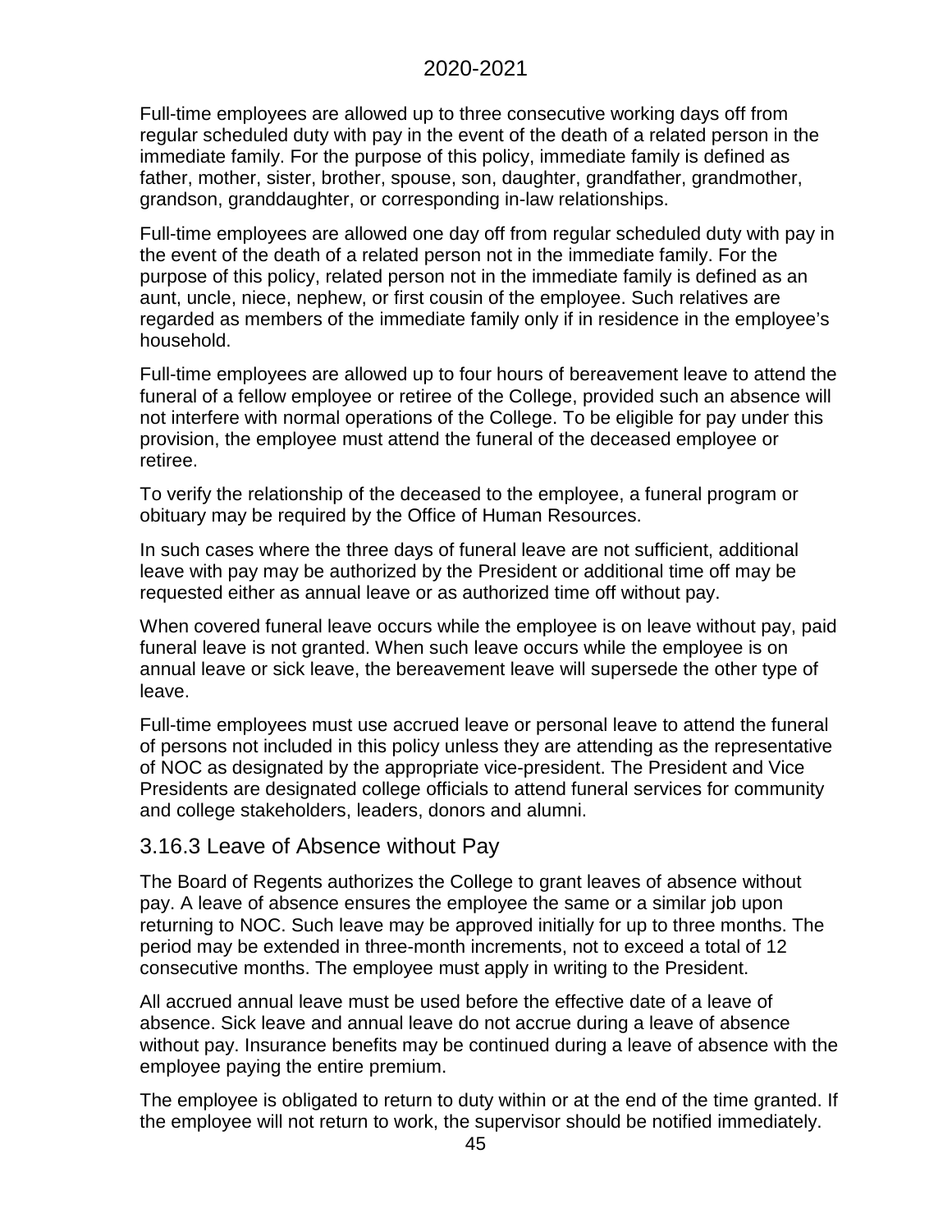Full-time employees are allowed up to three consecutive working days off from regular scheduled duty with pay in the event of the death of a related person in the immediate family. For the purpose of this policy, immediate family is defined as father, mother, sister, brother, spouse, son, daughter, grandfather, grandmother, grandson, granddaughter, or corresponding in-law relationships.

Full-time employees are allowed one day off from regular scheduled duty with pay in the event of the death of a related person not in the immediate family. For the purpose of this policy, related person not in the immediate family is defined as an aunt, uncle, niece, nephew, or first cousin of the employee. Such relatives are regarded as members of the immediate family only if in residence in the employee's household.

Full-time employees are allowed up to four hours of bereavement leave to attend the funeral of a fellow employee or retiree of the College, provided such an absence will not interfere with normal operations of the College. To be eligible for pay under this provision, the employee must attend the funeral of the deceased employee or retiree.

To verify the relationship of the deceased to the employee, a funeral program or obituary may be required by the Office of Human Resources.

In such cases where the three days of funeral leave are not sufficient, additional leave with pay may be authorized by the President or additional time off may be requested either as annual leave or as authorized time off without pay.

When covered funeral leave occurs while the employee is on leave without pay, paid funeral leave is not granted. When such leave occurs while the employee is on annual leave or sick leave, the bereavement leave will supersede the other type of leave.

Full-time employees must use accrued leave or personal leave to attend the funeral of persons not included in this policy unless they are attending as the representative of NOC as designated by the appropriate vice-president. The President and Vice Presidents are designated college officials to attend funeral services for community and college stakeholders, leaders, donors and alumni.

### 3.16.3 Leave of Absence without Pay

The Board of Regents authorizes the College to grant leaves of absence without pay. A leave of absence ensures the employee the same or a similar job upon returning to NOC. Such leave may be approved initially for up to three months. The period may be extended in three-month increments, not to exceed a total of 12 consecutive months. The employee must apply in writing to the President.

All accrued annual leave must be used before the effective date of a leave of absence. Sick leave and annual leave do not accrue during a leave of absence without pay. Insurance benefits may be continued during a leave of absence with the employee paying the entire premium.

The employee is obligated to return to duty within or at the end of the time granted. If the employee will not return to work, the supervisor should be notified immediately.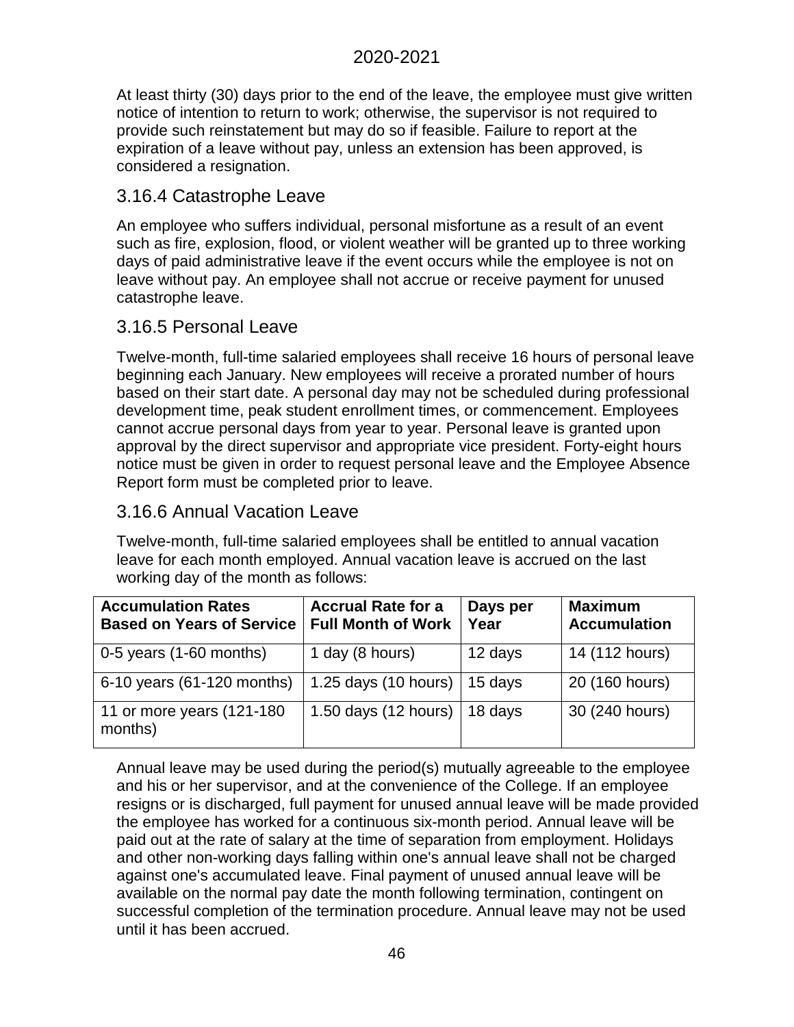At least thirty (30) days prior to the end of the leave, the employee must give written notice of intention to return to work; otherwise, the supervisor is not required to provide such reinstatement but may do so if feasible. Failure to report at the expiration of a leave without pay, unless an extension has been approved, is considered a resignation.

### 3.16.4 Catastrophe Leave

An employee who suffers individual, personal misfortune as a result of an event such as fire, explosion, flood, or violent weather will be granted up to three working days of paid administrative leave if the event occurs while the employee is not on leave without pay. An employee shall not accrue or receive payment for unused catastrophe leave.

### 3.16.5 Personal Leave

Twelve-month, full-time salaried employees shall receive 16 hours of personal leave beginning each January. New employees will receive a prorated number of hours based on their start date. A personal day may not be scheduled during professional development time, peak student enrollment times, or commencement. Employees cannot accrue personal days from year to year. Personal leave is granted upon approval by the direct supervisor and appropriate vice president. Forty-eight hours notice must be given in order to request personal leave and the Employee Absence Report form must be completed prior to leave.

### 3.16.6 Annual Vacation Leave

Twelve-month, full-time salaried employees shall be entitled to annual vacation leave for each month employed. Annual vacation leave is accrued on the last working day of the month as follows:

| Accumulation Rates Based on Years of Service | Accrual Rate for a Full Month of Work | Days per Year | Maximum Accumulation |
|---|---|---|---|
| 0-5 years (1-60 months) | 1 day (8 hours) | 12 days | 14 (112 hours) |
| 6-10 years (61-120 months) | 1.25 days (10 hours) | 15 days | 20 (160 hours) |
| 11 or more years (121-180 months) | 1.50 days (12 hours) | 18 days | 30 (240 hours) |

Annual leave may be used during the period(s) mutually agreeable to the employee and his or her supervisor, and at the convenience of the College. If an employee resigns or is discharged, full payment for unused annual leave will be made provided the employee has worked for a continuous six-month period. Annual leave will be paid out at the rate of salary at the time of separation from employment. Holidays and other non-working days falling within one's annual leave shall not be charged against one's accumulated leave. Final payment of unused annual leave will be available on the normal pay date the month following termination, contingent on successful completion of the termination procedure. Annual leave may not be used until it has been accrued.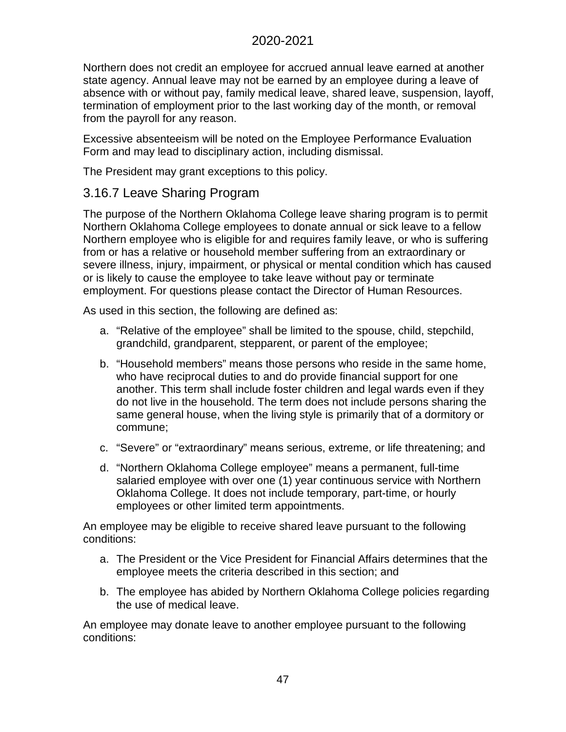Northern does not credit an employee for accrued annual leave earned at another state agency. Annual leave may not be earned by an employee during a leave of absence with or without pay, family medical leave, shared leave, suspension, layoff, termination of employment prior to the last working day of the month, or removal from the payroll for any reason.

Excessive absenteeism will be noted on the Employee Performance Evaluation Form and may lead to disciplinary action, including dismissal.

The President may grant exceptions to this policy.

## 3.16.7 Leave Sharing Program

The purpose of the Northern Oklahoma College leave sharing program is to permit Northern Oklahoma College employees to donate annual or sick leave to a fellow Northern employee who is eligible for and requires family leave, or who is suffering from or has a relative or household member suffering from an extraordinary or severe illness, injury, impairment, or physical or mental condition which has caused or is likely to cause the employee to take leave without pay or terminate employment. For questions please contact the Director of Human Resources.

As used in this section, the following are defined as:

a. "Relative of the employee" shall be limited to the spouse, child, stepchild, grandchild, grandparent, stepparent, or parent of the employee;

b. "Household members" means those persons who reside in the same home, who have reciprocal duties to and do provide financial support for one another. This term shall include foster children and legal wards even if they do not live in the household. The term does not include persons sharing the same general house, when the living style is primarily that of a dormitory or commune;

c. "Severe" or "extraordinary" means serious, extreme, or life threatening; and

d. "Northern Oklahoma College employee" means a permanent, full-time salaried employee with over one (1) year continuous service with Northern Oklahoma College. It does not include temporary, part-time, or hourly employees or other limited term appointments.

An employee may be eligible to receive shared leave pursuant to the following conditions:

a. The President or the Vice President for Financial Affairs determines that the employee meets the criteria described in this section; and

b. The employee has abided by Northern Oklahoma College policies regarding the use of medical leave.

An employee may donate leave to another employee pursuant to the following conditions: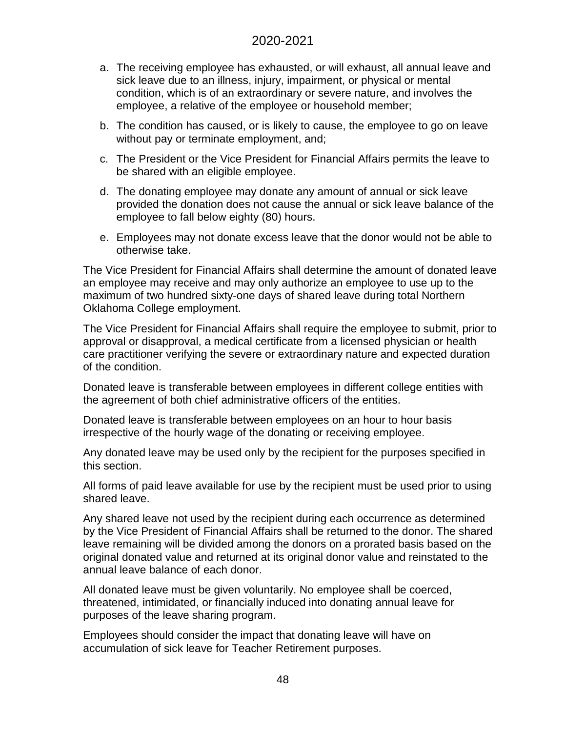a. The receiving employee has exhausted, or will exhaust, all annual leave and sick leave due to an illness, injury, impairment, or physical or mental condition, which is of an extraordinary or severe nature, and involves the employee, a relative of the employee or household member;

b. The condition has caused, or is likely to cause, the employee to go on leave without pay or terminate employment, and;

c. The President or the Vice President for Financial Affairs permits the leave to be shared with an eligible employee.

d. The donating employee may donate any amount of annual or sick leave provided the donation does not cause the annual or sick leave balance of the employee to fall below eighty (80) hours.

e. Employees may not donate excess leave that the donor would not be able to otherwise take.

The Vice President for Financial Affairs shall determine the amount of donated leave an employee may receive and may only authorize an employee to use up to the maximum of two hundred sixty-one days of shared leave during total Northern Oklahoma College employment.

The Vice President for Financial Affairs shall require the employee to submit, prior to approval or disapproval, a medical certificate from a licensed physician or health care practitioner verifying the severe or extraordinary nature and expected duration of the condition.

Donated leave is transferable between employees in different college entities with the agreement of both chief administrative officers of the entities.

Donated leave is transferable between employees on an hour to hour basis irrespective of the hourly wage of the donating or receiving employee.

Any donated leave may be used only by the recipient for the purposes specified in this section.

All forms of paid leave available for use by the recipient must be used prior to using shared leave.

Any shared leave not used by the recipient during each occurrence as determined by the Vice President of Financial Affairs shall be returned to the donor. The shared leave remaining will be divided among the donors on a prorated basis based on the original donated value and returned at its original donor value and reinstated to the annual leave balance of each donor.

All donated leave must be given voluntarily. No employee shall be coerced, threatened, intimidated, or financially induced into donating annual leave for purposes of the leave sharing program.

Employees should consider the impact that donating leave will have on accumulation of sick leave for Teacher Retirement purposes.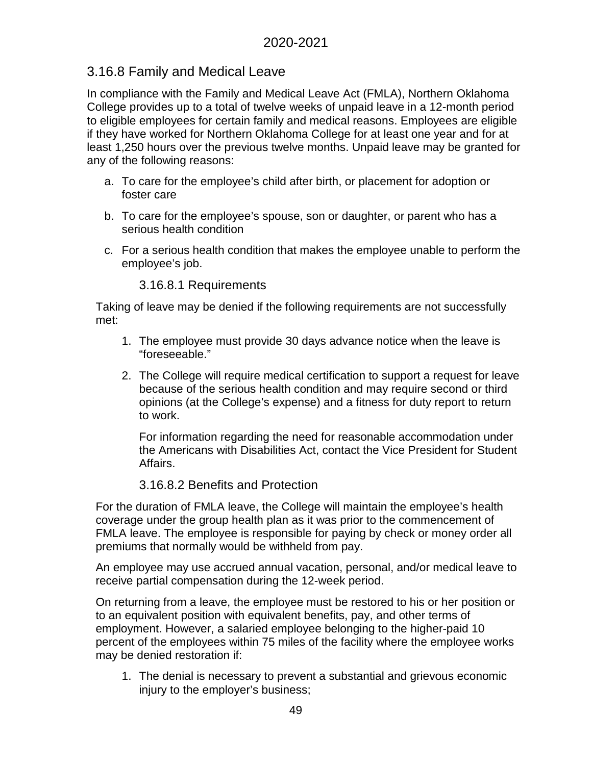## 3.16.8 Family and Medical Leave

In compliance with the Family and Medical Leave Act (FMLA), Northern Oklahoma College provides up to a total of twelve weeks of unpaid leave in a 12-month period to eligible employees for certain family and medical reasons. Employees are eligible if they have worked for Northern Oklahoma College for at least one year and for at least 1,250 hours over the previous twelve months. Unpaid leave may be granted for any of the following reasons:

a. To care for the employee's child after birth, or placement for adoption or foster care
b. To care for the employee's spouse, son or daughter, or parent who has a serious health condition
c. For a serious health condition that makes the employee unable to perform the employee's job.

### 3.16.8.1 Requirements

Taking of leave may be denied if the following requirements are not successfully met:

1. The employee must provide 30 days advance notice when the leave is "foreseeable."
2. The College will require medical certification to support a request for leave because of the serious health condition and may require second or third opinions (at the College's expense) and a fitness for duty report to return to work.

   For information regarding the need for reasonable accommodation under the Americans with Disabilities Act, contact the Vice President for Student Affairs.

### 3.16.8.2 Benefits and Protection

For the duration of FMLA leave, the College will maintain the employee's health coverage under the group health plan as it was prior to the commencement of FMLA leave. The employee is responsible for paying by check or money order all premiums that normally would be withheld from pay.

An employee may use accrued annual vacation, personal, and/or medical leave to receive partial compensation during the 12-week period.

On returning from a leave, the employee must be restored to his or her position or to an equivalent position with equivalent benefits, pay, and other terms of employment. However, a salaried employee belonging to the higher-paid 10 percent of the employees within 75 miles of the facility where the employee works may be denied restoration if:

1. The denial is necessary to prevent a substantial and grievous economic injury to the employer's business;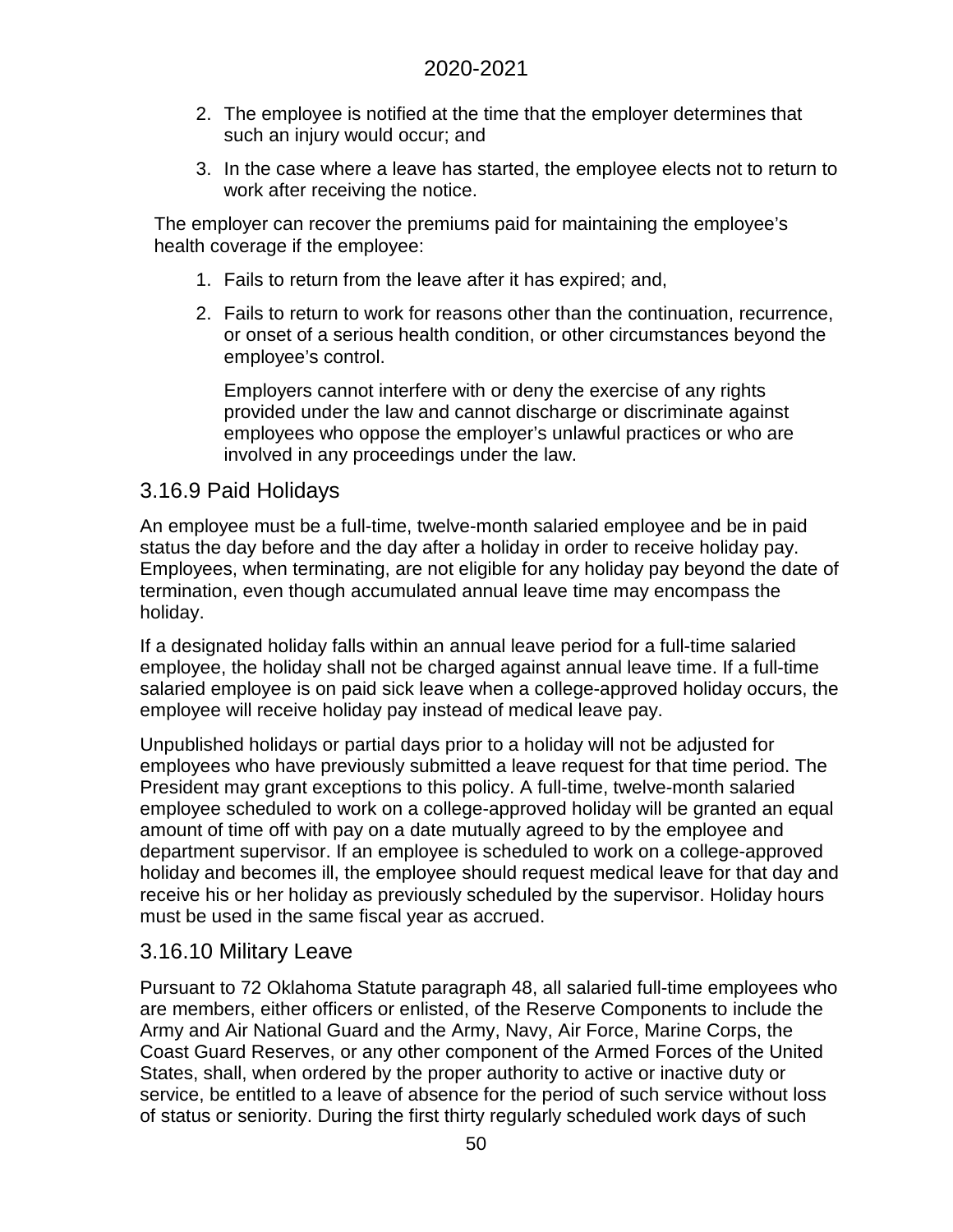2. The employee is notified at the time that the employer determines that such an injury would occur; and
3. In the case where a leave has started, the employee elects not to return to work after receiving the notice.

The employer can recover the premiums paid for maintaining the employee's health coverage if the employee:

1. Fails to return from the leave after it has expired; and,
2. Fails to return to work for reasons other than the continuation, recurrence, or onset of a serious health condition, or other circumstances beyond the employee's control.

   Employers cannot interfere with or deny the exercise of any rights provided under the law and cannot discharge or discriminate against employees who oppose the employer's unlawful practices or who are involved in any proceedings under the law.

## 3.16.9 Paid Holidays

An employee must be a full-time, twelve-month salaried employee and be in paid status the day before and the day after a holiday in order to receive holiday pay. Employees, when terminating, are not eligible for any holiday pay beyond the date of termination, even though accumulated annual leave time may encompass the holiday.

If a designated holiday falls within an annual leave period for a full-time salaried employee, the holiday shall not be charged against annual leave time. If a full-time salaried employee is on paid sick leave when a college-approved holiday occurs, the employee will receive holiday pay instead of medical leave pay.

Unpublished holidays or partial days prior to a holiday will not be adjusted for employees who have previously submitted a leave request for that time period. The President may grant exceptions to this policy. A full-time, twelve-month salaried employee scheduled to work on a college-approved holiday will be granted an equal amount of time off with pay on a date mutually agreed to by the employee and department supervisor. If an employee is scheduled to work on a college-approved holiday and becomes ill, the employee should request medical leave for that day and receive his or her holiday as previously scheduled by the supervisor. Holiday hours must be used in the same fiscal year as accrued.

## 3.16.10 Military Leave

Pursuant to 72 Oklahoma Statute paragraph 48, all salaried full-time employees who are members, either officers or enlisted, of the Reserve Components to include the Army and Air National Guard and the Army, Navy, Air Force, Marine Corps, the Coast Guard Reserves, or any other component of the Armed Forces of the United States, shall, when ordered by the proper authority to active or inactive duty or service, be entitled to a leave of absence for the period of such service without loss of status or seniority. During the first thirty regularly scheduled work days of such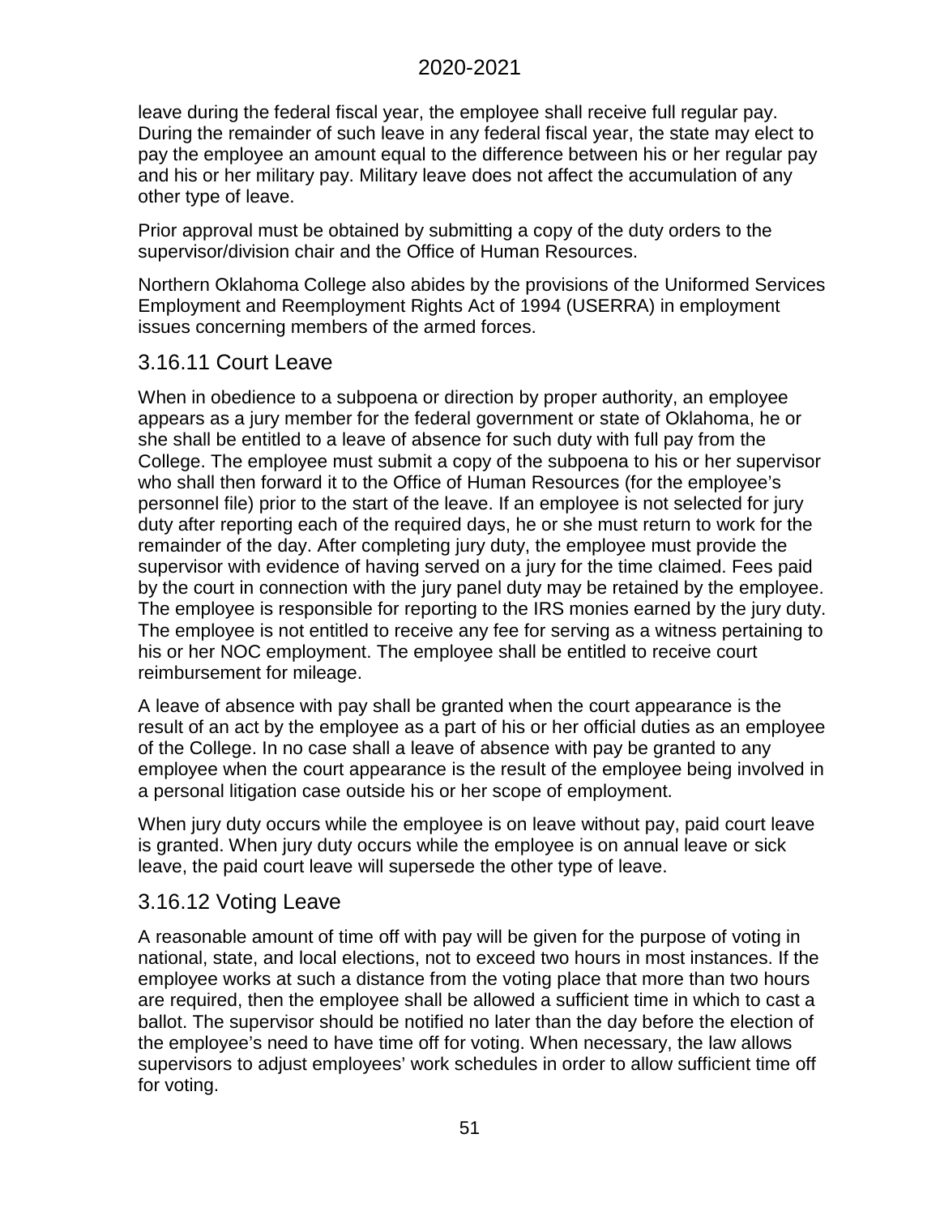leave during the federal fiscal year, the employee shall receive full regular pay. During the remainder of such leave in any federal fiscal year, the state may elect to pay the employee an amount equal to the difference between his or her regular pay and his or her military pay. Military leave does not affect the accumulation of any other type of leave.

Prior approval must be obtained by submitting a copy of the duty orders to the supervisor/division chair and the Office of Human Resources.

Northern Oklahoma College also abides by the provisions of the Uniformed Services Employment and Reemployment Rights Act of 1994 (USERRA) in employment issues concerning members of the armed forces.

### 3.16.11 Court Leave

When in obedience to a subpoena or direction by proper authority, an employee appears as a jury member for the federal government or state of Oklahoma, he or she shall be entitled to a leave of absence for such duty with full pay from the College. The employee must submit a copy of the subpoena to his or her supervisor who shall then forward it to the Office of Human Resources (for the employee's personnel file) prior to the start of the leave. If an employee is not selected for jury duty after reporting each of the required days, he or she must return to work for the remainder of the day. After completing jury duty, the employee must provide the supervisor with evidence of having served on a jury for the time claimed. Fees paid by the court in connection with the jury panel duty may be retained by the employee. The employee is responsible for reporting to the IRS monies earned by the jury duty. The employee is not entitled to receive any fee for serving as a witness pertaining to his or her NOC employment. The employee shall be entitled to receive court reimbursement for mileage.

A leave of absence with pay shall be granted when the court appearance is the result of an act by the employee as a part of his or her official duties as an employee of the College. In no case shall a leave of absence with pay be granted to any employee when the court appearance is the result of the employee being involved in a personal litigation case outside his or her scope of employment.

When jury duty occurs while the employee is on leave without pay, paid court leave is granted. When jury duty occurs while the employee is on annual leave or sick leave, the paid court leave will supersede the other type of leave.

### 3.16.12 Voting Leave

A reasonable amount of time off with pay will be given for the purpose of voting in national, state, and local elections, not to exceed two hours in most instances. If the employee works at such a distance from the voting place that more than two hours are required, then the employee shall be allowed a sufficient time in which to cast a ballot. The supervisor should be notified no later than the day before the election of the employee's need to have time off for voting. When necessary, the law allows supervisors to adjust employees' work schedules in order to allow sufficient time off for voting.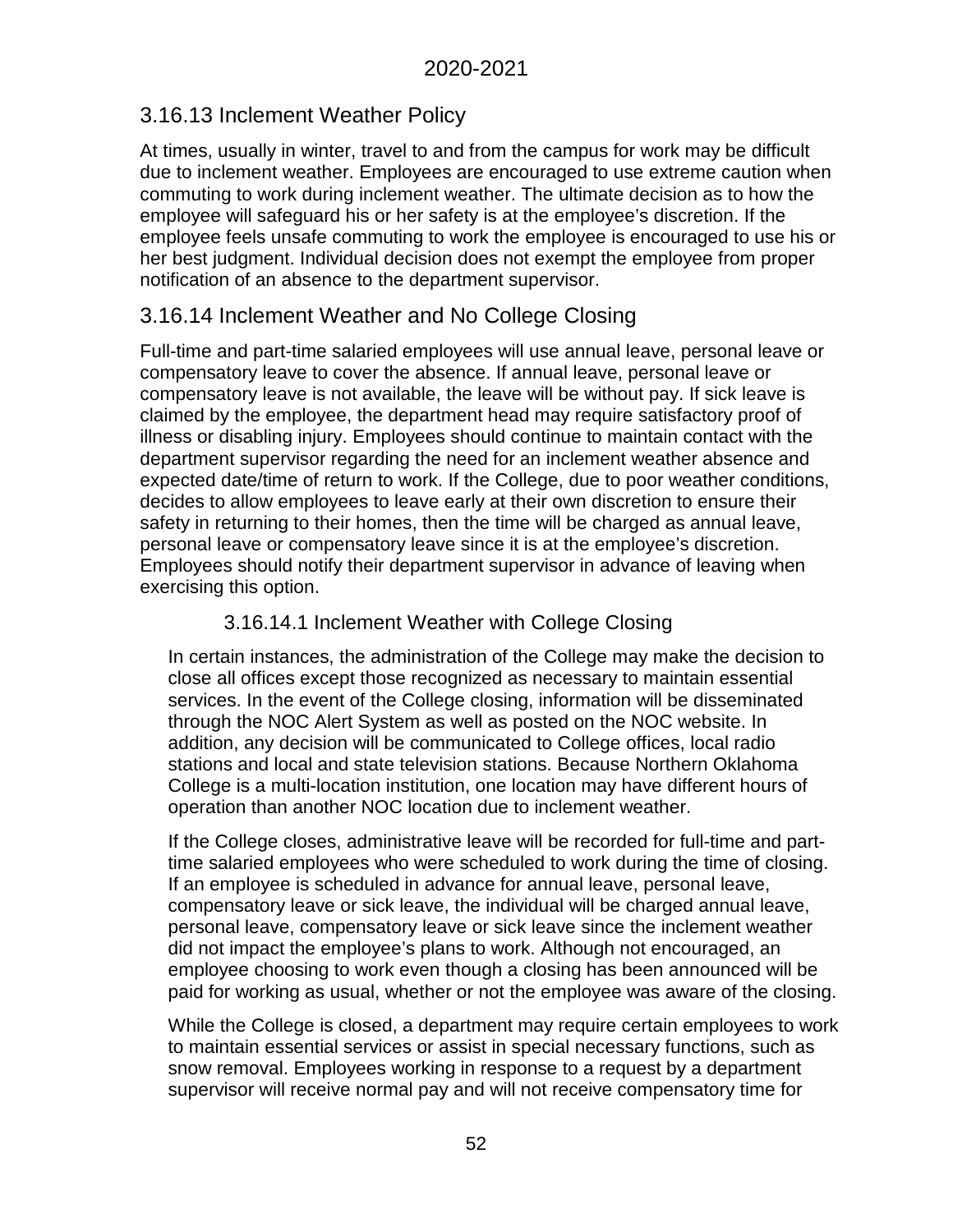## 3.16.13 Inclement Weather Policy

At times, usually in winter, travel to and from the campus for work may be difficult due to inclement weather. Employees are encouraged to use extreme caution when commuting to work during inclement weather. The ultimate decision as to how the employee will safeguard his or her safety is at the employee's discretion. If the employee feels unsafe commuting to work the employee is encouraged to use his or her best judgment. Individual decision does not exempt the employee from proper notification of an absence to the department supervisor.

## 3.16.14 Inclement Weather and No College Closing

Full-time and part-time salaried employees will use annual leave, personal leave or compensatory leave to cover the absence. If annual leave, personal leave or compensatory leave is not available, the leave will be without pay. If sick leave is claimed by the employee, the department head may require satisfactory proof of illness or disabling injury. Employees should continue to maintain contact with the department supervisor regarding the need for an inclement weather absence and expected date/time of return to work. If the College, due to poor weather conditions, decides to allow employees to leave early at their own discretion to ensure their safety in returning to their homes, then the time will be charged as annual leave, personal leave or compensatory leave since it is at the employee's discretion. Employees should notify their department supervisor in advance of leaving when exercising this option.

### 3.16.14.1 Inclement Weather with College Closing

In certain instances, the administration of the College may make the decision to close all offices except those recognized as necessary to maintain essential services. In the event of the College closing, information will be disseminated through the NOC Alert System as well as posted on the NOC website. In addition, any decision will be communicated to College offices, local radio stations and local and state television stations. Because Northern Oklahoma College is a multi-location institution, one location may have different hours of operation than another NOC location due to inclement weather.

If the College closes, administrative leave will be recorded for full-time and part-time salaried employees who were scheduled to work during the time of closing. If an employee is scheduled in advance for annual leave, personal leave, compensatory leave or sick leave, the individual will be charged annual leave, personal leave, compensatory leave or sick leave since the inclement weather did not impact the employee's plans to work. Although not encouraged, an employee choosing to work even though a closing has been announced will be paid for working as usual, whether or not the employee was aware of the closing.

While the College is closed, a department may require certain employees to work to maintain essential services or assist in special necessary functions, such as snow removal. Employees working in response to a request by a department supervisor will receive normal pay and will not receive compensatory time for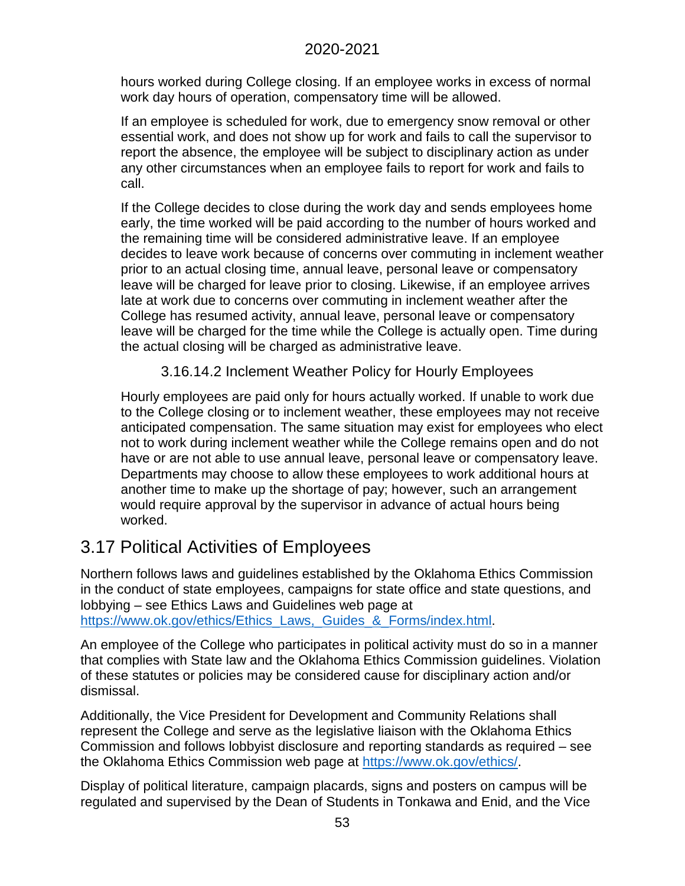hours worked during College closing. If an employee works in excess of normal work day hours of operation, compensatory time will be allowed.

If an employee is scheduled for work, due to emergency snow removal or other essential work, and does not show up for work and fails to call the supervisor to report the absence, the employee will be subject to disciplinary action as under any other circumstances when an employee fails to report for work and fails to call.

If the College decides to close during the work day and sends employees home early, the time worked will be paid according to the number of hours worked and the remaining time will be considered administrative leave. If an employee decides to leave work because of concerns over commuting in inclement weather prior to an actual closing time, annual leave, personal leave or compensatory leave will be charged for leave prior to closing. Likewise, if an employee arrives late at work due to concerns over commuting in inclement weather after the College has resumed activity, annual leave, personal leave or compensatory leave will be charged for the time while the College is actually open. Time during the actual closing will be charged as administrative leave.

#### 3.16.14.2 Inclement Weather Policy for Hourly Employees

Hourly employees are paid only for hours actually worked. If unable to work due to the College closing or to inclement weather, these employees may not receive anticipated compensation. The same situation may exist for employees who elect not to work during inclement weather while the College remains open and do not have or are not able to use annual leave, personal leave or compensatory leave. Departments may choose to allow these employees to work additional hours at another time to make up the shortage of pay; however, such an arrangement would require approval by the supervisor in advance of actual hours being worked.

## 3.17 Political Activities of Employees

Northern follows laws and guidelines established by the Oklahoma Ethics Commission in the conduct of state employees, campaigns for state office and state questions, and lobbying – see Ethics Laws and Guidelines web page at https://www.ok.gov/ethics/Ethics_Laws,_Guides_&_Forms/index.html.

An employee of the College who participates in political activity must do so in a manner that complies with State law and the Oklahoma Ethics Commission guidelines. Violation of these statutes or policies may be considered cause for disciplinary action and/or dismissal.

Additionally, the Vice President for Development and Community Relations shall represent the College and serve as the legislative liaison with the Oklahoma Ethics Commission and follows lobbyist disclosure and reporting standards as required – see the Oklahoma Ethics Commission web page at https://www.ok.gov/ethics/.

Display of political literature, campaign placards, signs and posters on campus will be regulated and supervised by the Dean of Students in Tonkawa and Enid, and the Vice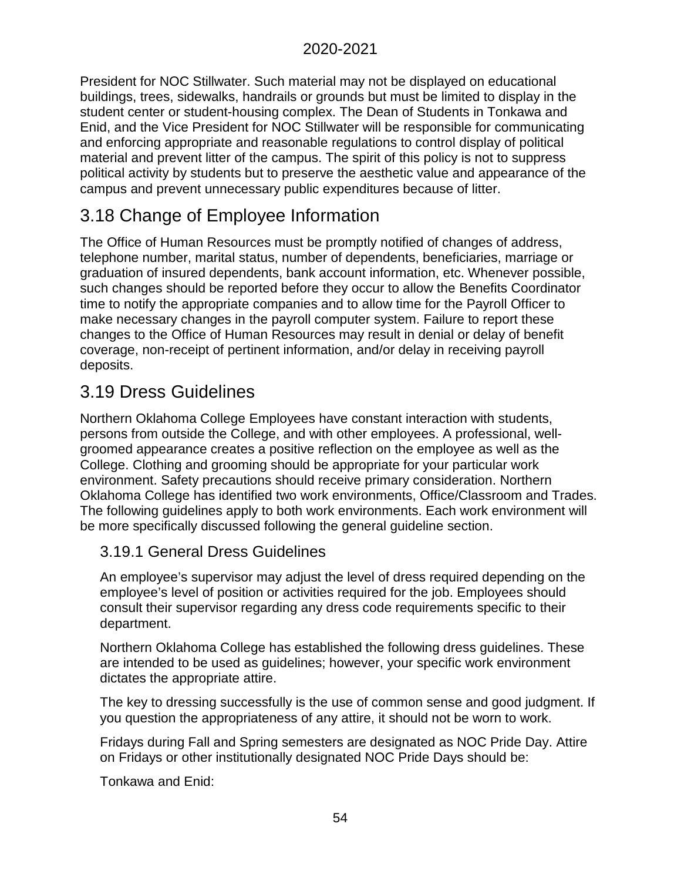President for NOC Stillwater. Such material may not be displayed on educational buildings, trees, sidewalks, handrails or grounds but must be limited to display in the student center or student-housing complex. The Dean of Students in Tonkawa and Enid, and the Vice President for NOC Stillwater will be responsible for communicating and enforcing appropriate and reasonable regulations to control display of political material and prevent litter of the campus. The spirit of this policy is not to suppress political activity by students but to preserve the aesthetic value and appearance of the campus and prevent unnecessary public expenditures because of litter.

## 3.18 Change of Employee Information

The Office of Human Resources must be promptly notified of changes of address, telephone number, marital status, number of dependents, beneficiaries, marriage or graduation of insured dependents, bank account information, etc. Whenever possible, such changes should be reported before they occur to allow the Benefits Coordinator time to notify the appropriate companies and to allow time for the Payroll Officer to make necessary changes in the payroll computer system. Failure to report these changes to the Office of Human Resources may result in denial or delay of benefit coverage, non-receipt of pertinent information, and/or delay in receiving payroll deposits.

## 3.19 Dress Guidelines

Northern Oklahoma College Employees have constant interaction with students, persons from outside the College, and with other employees. A professional, well-groomed appearance creates a positive reflection on the employee as well as the College. Clothing and grooming should be appropriate for your particular work environment. Safety precautions should receive primary consideration. Northern Oklahoma College has identified two work environments, Office/Classroom and Trades. The following guidelines apply to both work environments. Each work environment will be more specifically discussed following the general guideline section.

### 3.19.1 General Dress Guidelines

An employee's supervisor may adjust the level of dress required depending on the employee's level of position or activities required for the job. Employees should consult their supervisor regarding any dress code requirements specific to their department.

Northern Oklahoma College has established the following dress guidelines. These are intended to be used as guidelines; however, your specific work environment dictates the appropriate attire.

The key to dressing successfully is the use of common sense and good judgment. If you question the appropriateness of any attire, it should not be worn to work.

Fridays during Fall and Spring semesters are designated as NOC Pride Day. Attire on Fridays or other institutionally designated NOC Pride Days should be:

Tonkawa and Enid: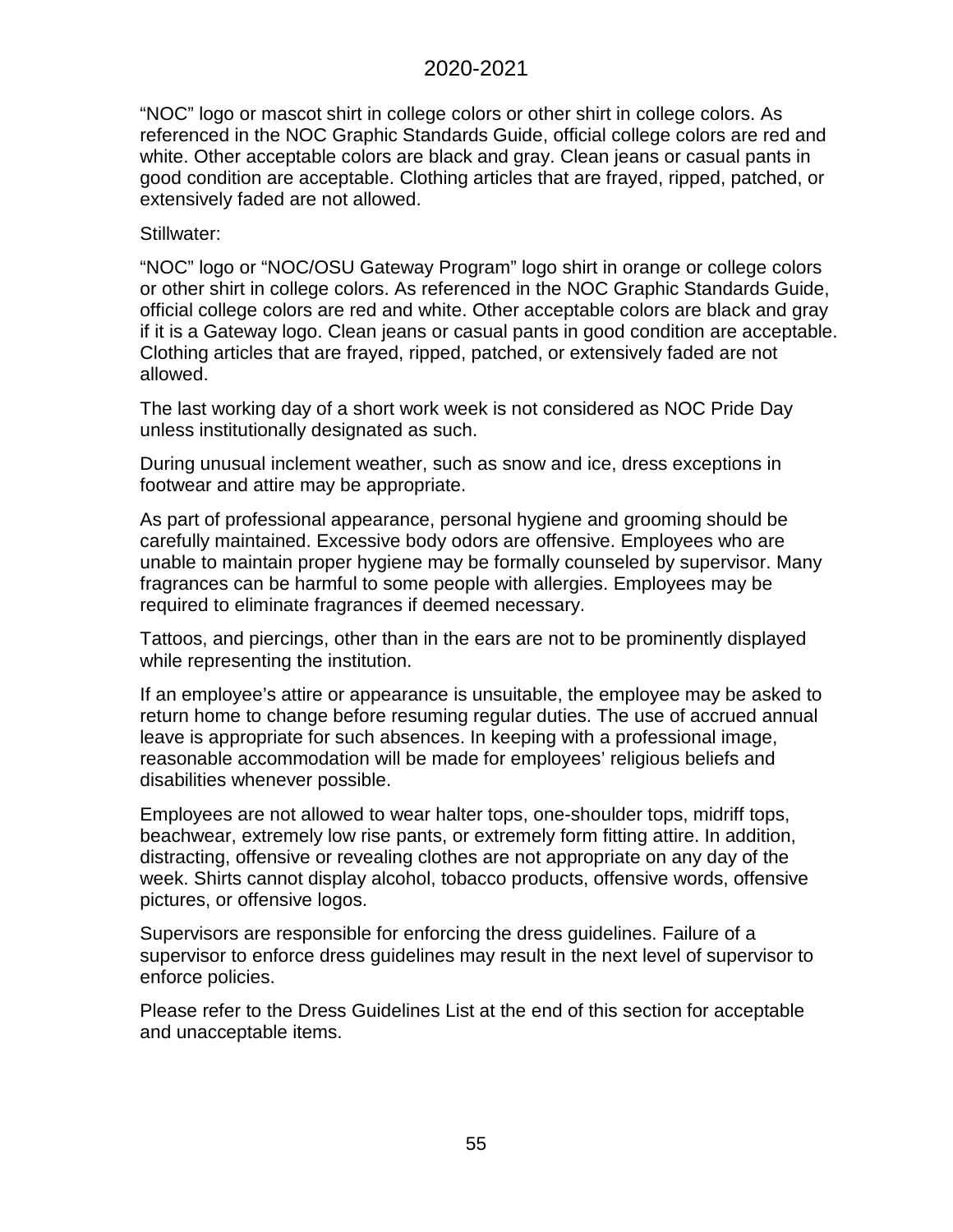“NOC” logo or mascot shirt in college colors or other shirt in college colors. As referenced in the NOC Graphic Standards Guide, official college colors are red and white. Other acceptable colors are black and gray. Clean jeans or casual pants in good condition are acceptable. Clothing articles that are frayed, ripped, patched, or extensively faded are not allowed.

Stillwater:

“NOC” logo or “NOC/OSU Gateway Program” logo shirt in orange or college colors or other shirt in college colors. As referenced in the NOC Graphic Standards Guide, official college colors are red and white. Other acceptable colors are black and gray if it is a Gateway logo. Clean jeans or casual pants in good condition are acceptable. Clothing articles that are frayed, ripped, patched, or extensively faded are not allowed.

The last working day of a short work week is not considered as NOC Pride Day unless institutionally designated as such.

During unusual inclement weather, such as snow and ice, dress exceptions in footwear and attire may be appropriate.

As part of professional appearance, personal hygiene and grooming should be carefully maintained. Excessive body odors are offensive. Employees who are unable to maintain proper hygiene may be formally counseled by supervisor. Many fragrances can be harmful to some people with allergies. Employees may be required to eliminate fragrances if deemed necessary.

Tattoos, and piercings, other than in the ears are not to be prominently displayed while representing the institution.

If an employee’s attire or appearance is unsuitable, the employee may be asked to return home to change before resuming regular duties. The use of accrued annual leave is appropriate for such absences. In keeping with a professional image, reasonable accommodation will be made for employees’ religious beliefs and disabilities whenever possible.

Employees are not allowed to wear halter tops, one-shoulder tops, midriff tops, beachwear, extremely low rise pants, or extremely form fitting attire. In addition, distracting, offensive or revealing clothes are not appropriate on any day of the week. Shirts cannot display alcohol, tobacco products, offensive words, offensive pictures, or offensive logos.

Supervisors are responsible for enforcing the dress guidelines. Failure of a supervisor to enforce dress guidelines may result in the next level of supervisor to enforce policies.

Please refer to the Dress Guidelines List at the end of this section for acceptable and unacceptable items.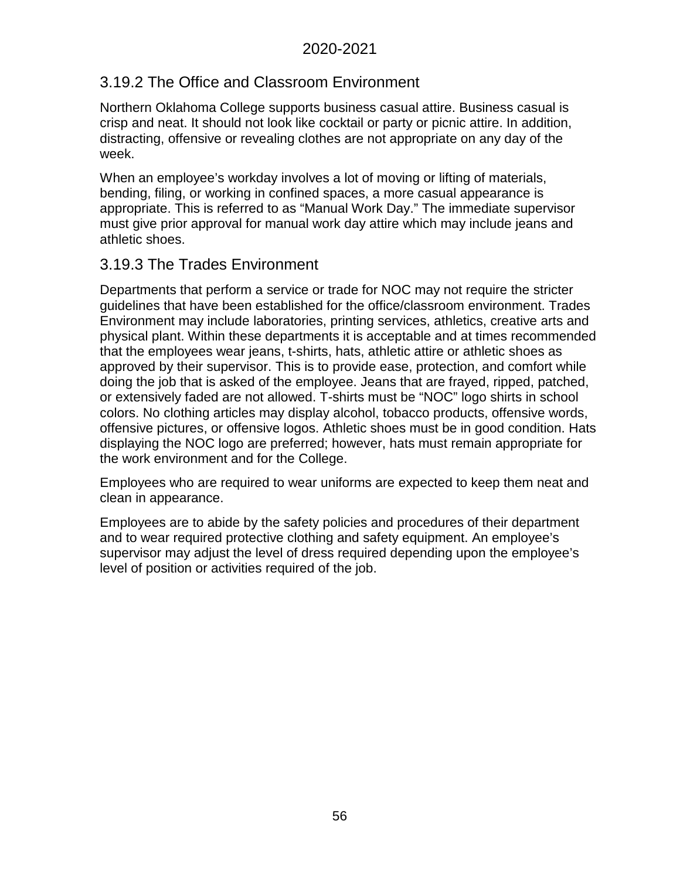### 3.19.2 The Office and Classroom Environment

Northern Oklahoma College supports business casual attire. Business casual is crisp and neat. It should not look like cocktail or party or picnic attire. In addition, distracting, offensive or revealing clothes are not appropriate on any day of the week.

When an employee's workday involves a lot of moving or lifting of materials, bending, filing, or working in confined spaces, a more casual appearance is appropriate. This is referred to as "Manual Work Day." The immediate supervisor must give prior approval for manual work day attire which may include jeans and athletic shoes.

### 3.19.3 The Trades Environment

Departments that perform a service or trade for NOC may not require the stricter guidelines that have been established for the office/classroom environment. Trades Environment may include laboratories, printing services, athletics, creative arts and physical plant. Within these departments it is acceptable and at times recommended that the employees wear jeans, t-shirts, hats, athletic attire or athletic shoes as approved by their supervisor. This is to provide ease, protection, and comfort while doing the job that is asked of the employee. Jeans that are frayed, ripped, patched, or extensively faded are not allowed. T-shirts must be "NOC" logo shirts in school colors. No clothing articles may display alcohol, tobacco products, offensive words, offensive pictures, or offensive logos. Athletic shoes must be in good condition. Hats displaying the NOC logo are preferred; however, hats must remain appropriate for the work environment and for the College.

Employees who are required to wear uniforms are expected to keep them neat and clean in appearance.

Employees are to abide by the safety policies and procedures of their department and to wear required protective clothing and safety equipment. An employee's supervisor may adjust the level of dress required depending upon the employee's level of position or activities required of the job.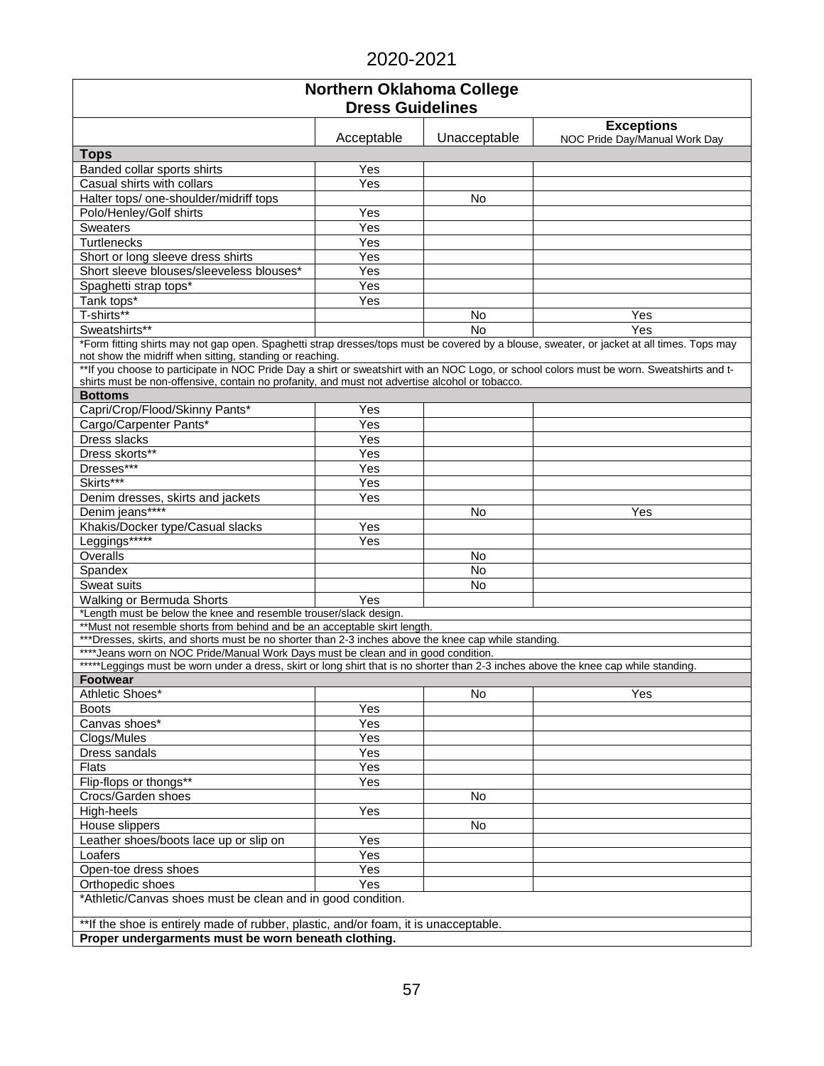2020-2021

| Northern Oklahoma College<br>Dress Guidelines | | | |
|---|---|---|---|
| | Acceptable | Unacceptable | Exceptions<br>NOC Pride Day/Manual Work Day |
| **Tops** | | | |
| Banded collar sports shirts | Yes | | |
| Casual shirts with collars | Yes | | |
| Halter tops/ one-shoulder/midriff tops | | No | |
| Polo/Henley/Golf shirts | Yes | | |
| Sweaters | Yes | | |
| Turtlenecks | Yes | | |
| Short or long sleeve dress shirts | Yes | | |
| Short sleeve blouses/sleeveless blouses* | Yes | | |
| Spaghetti strap tops* | Yes | | |
| Tank tops* | Yes | | |
| T-shirts** | | No | Yes |
| Sweatshirts** | | No | Yes |
| *Form fitting shirts may not gap open. Spaghetti strap dresses/tops must be covered by a blouse, sweater, or jacket at all times. Tops may not show the midriff when sitting, standing or reaching. | | | |
| **If you choose to participate in NOC Pride Day a shirt or sweatshirt with an NOC Logo, or school colors must be worn. Sweatshirts and t-shirts must be non-offensive, contain no profanity, and must not advertise alcohol or tobacco. | | | |
| **Bottoms** | | | |
| Capri/Crop/Flood/Skinny Pants* | Yes | | |
| Cargo/Carpenter Pants* | Yes | | |
| Dress slacks | Yes | | |
| Dress skorts** | Yes | | |
| Dresses*** | Yes | | |
| Skirts*** | Yes | | |
| Denim dresses, skirts and jackets | Yes | | |
| Denim jeans**** | | No | Yes |
| Khakis/Docker type/Casual slacks | Yes | | |
| Leggings***** | Yes | | |
| Overalls | | No | |
| Spandex | | No | |
| Sweat suits | | No | |
| Walking or Bermuda Shorts | Yes | | |
| *Length must be below the knee and resemble trouser/slack design. | | | |
| **Must not resemble shorts from behind and be an acceptable skirt length. | | | |
| ***Dresses, skirts, and shorts must be no shorter than 2-3 inches above the knee cap while standing. | | | |
| ****Jeans worn on NOC Pride/Manual Work Days must be clean and in good condition. | | | |
| *****Leggings must be worn under a dress, skirt or long shirt that is no shorter than 2-3 inches above the knee cap while standing. | | | |
| **Footwear** | | | |
| Athletic Shoes* | | No | Yes |
| Boots | Yes | | |
| Canvas shoes* | Yes | | |
| Clogs/Mules | Yes | | |
| Dress sandals | Yes | | |
| Flats | Yes | | |
| Flip-flops or thongs** | Yes | | |
| Crocs/Garden shoes | | No | |
| High-heels | Yes | | |
| House slippers | | No | |
| Leather shoes/boots lace up or slip on | Yes | | |
| Loafers | Yes | | |
| Open-toe dress shoes | Yes | | |
| Orthopedic shoes | Yes | | |
| *Athletic/Canvas shoes must be clean and in good condition. | | | |
| **If the shoe is entirely made of rubber, plastic, and/or foam, it is unacceptable. | | | |
| **Proper undergarments must be worn beneath clothing.** | | | |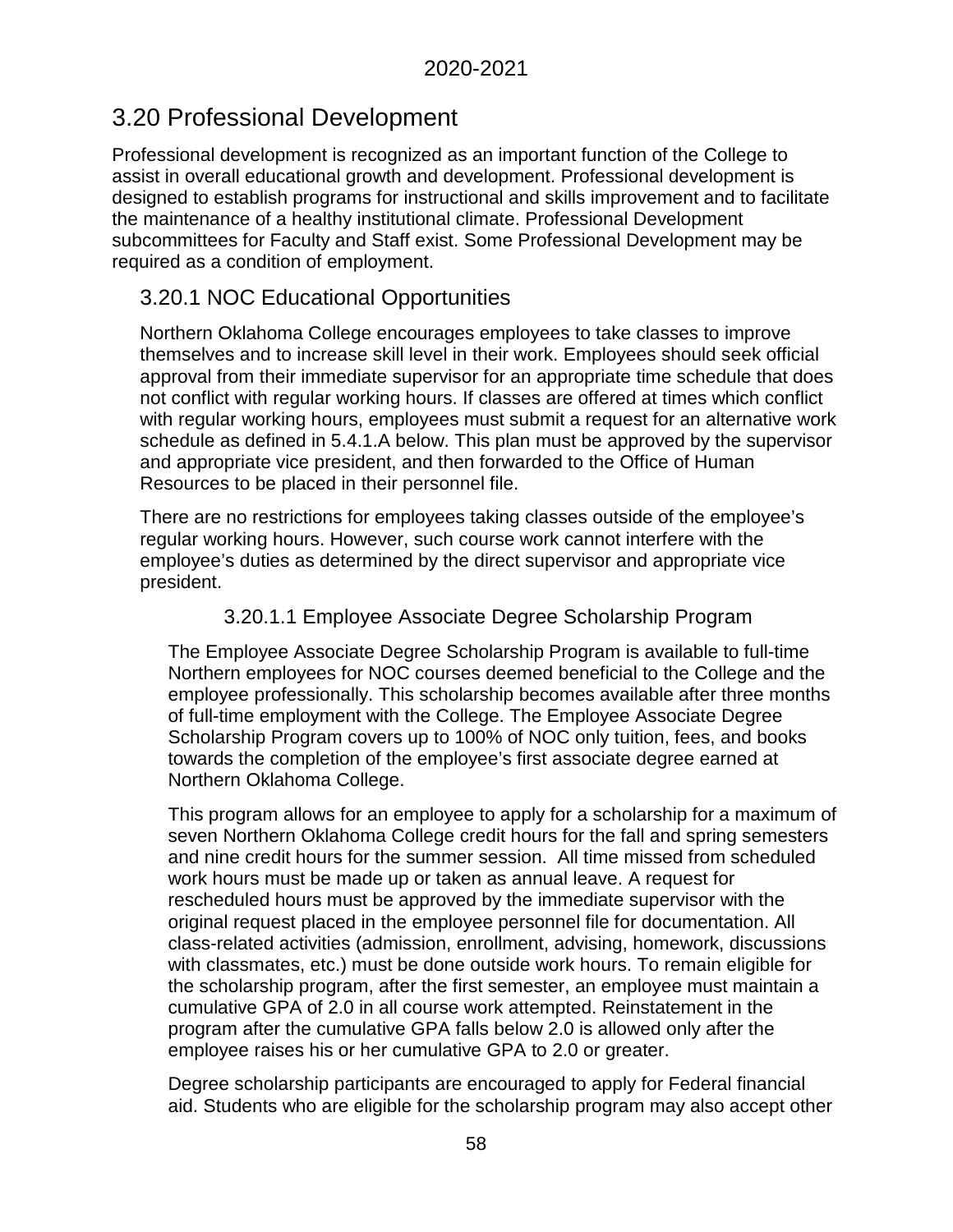# 3.20 Professional Development

Professional development is recognized as an important function of the College to assist in overall educational growth and development. Professional development is designed to establish programs for instructional and skills improvement and to facilitate the maintenance of a healthy institutional climate. Professional Development subcommittees for Faculty and Staff exist. Some Professional Development may be required as a condition of employment.

## 3.20.1 NOC Educational Opportunities

Northern Oklahoma College encourages employees to take classes to improve themselves and to increase skill level in their work. Employees should seek official approval from their immediate supervisor for an appropriate time schedule that does not conflict with regular working hours. If classes are offered at times which conflict with regular working hours, employees must submit a request for an alternative work schedule as defined in 5.4.1.A below. This plan must be approved by the supervisor and appropriate vice president, and then forwarded to the Office of Human Resources to be placed in their personnel file.

There are no restrictions for employees taking classes outside of the employee's regular working hours. However, such course work cannot interfere with the employee's duties as determined by the direct supervisor and appropriate vice president.

### 3.20.1.1 Employee Associate Degree Scholarship Program

The Employee Associate Degree Scholarship Program is available to full-time Northern employees for NOC courses deemed beneficial to the College and the employee professionally. This scholarship becomes available after three months of full-time employment with the College. The Employee Associate Degree Scholarship Program covers up to 100% of NOC only tuition, fees, and books towards the completion of the employee's first associate degree earned at Northern Oklahoma College.

This program allows for an employee to apply for a scholarship for a maximum of seven Northern Oklahoma College credit hours for the fall and spring semesters and nine credit hours for the summer session. All time missed from scheduled work hours must be made up or taken as annual leave. A request for rescheduled hours must be approved by the immediate supervisor with the original request placed in the employee personnel file for documentation. All class-related activities (admission, enrollment, advising, homework, discussions with classmates, etc.) must be done outside work hours. To remain eligible for the scholarship program, after the first semester, an employee must maintain a cumulative GPA of 2.0 in all course work attempted. Reinstatement in the program after the cumulative GPA falls below 2.0 is allowed only after the employee raises his or her cumulative GPA to 2.0 or greater.

Degree scholarship participants are encouraged to apply for Federal financial aid. Students who are eligible for the scholarship program may also accept other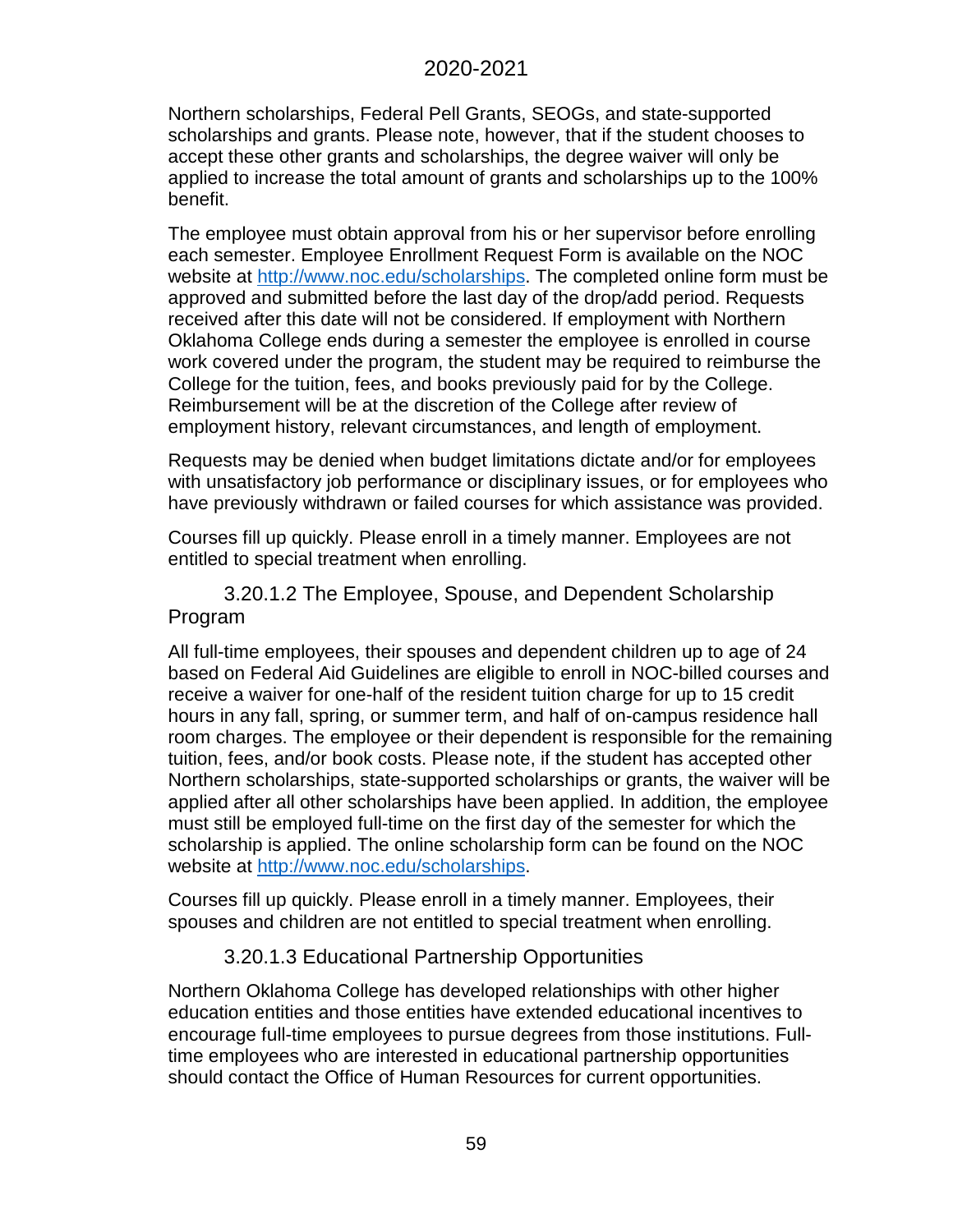Northern scholarships, Federal Pell Grants, SEOGs, and state-supported scholarships and grants. Please note, however, that if the student chooses to accept these other grants and scholarships, the degree waiver will only be applied to increase the total amount of grants and scholarships up to the 100% benefit.

The employee must obtain approval from his or her supervisor before enrolling each semester. Employee Enrollment Request Form is available on the NOC website at [http://www.noc.edu/scholarships](http://www.noc.edu/scholarships). The completed online form must be approved and submitted before the last day of the drop/add period. Requests received after this date will not be considered. If employment with Northern Oklahoma College ends during a semester the employee is enrolled in course work covered under the program, the student may be required to reimburse the College for the tuition, fees, and books previously paid for by the College. Reimbursement will be at the discretion of the College after review of employment history, relevant circumstances, and length of employment.

Requests may be denied when budget limitations dictate and/or for employees with unsatisfactory job performance or disciplinary issues, or for employees who have previously withdrawn or failed courses for which assistance was provided.

Courses fill up quickly. Please enroll in a timely manner. Employees are not entitled to special treatment when enrolling.

#### 3.20.1.2 The Employee, Spouse, and Dependent Scholarship Program

All full-time employees, their spouses and dependent children up to age of 24 based on Federal Aid Guidelines are eligible to enroll in NOC-billed courses and receive a waiver for one-half of the resident tuition charge for up to 15 credit hours in any fall, spring, or summer term, and half of on-campus residence hall room charges. The employee or their dependent is responsible for the remaining tuition, fees, and/or book costs. Please note, if the student has accepted other Northern scholarships, state-supported scholarships or grants, the waiver will be applied after all other scholarships have been applied. In addition, the employee must still be employed full-time on the first day of the semester for which the scholarship is applied. The online scholarship form can be found on the NOC website at [http://www.noc.edu/scholarships](http://www.noc.edu/scholarships).

Courses fill up quickly. Please enroll in a timely manner. Employees, their spouses and children are not entitled to special treatment when enrolling.

#### 3.20.1.3 Educational Partnership Opportunities

Northern Oklahoma College has developed relationships with other higher education entities and those entities have extended educational incentives to encourage full-time employees to pursue degrees from those institutions. Full-time employees who are interested in educational partnership opportunities should contact the Office of Human Resources for current opportunities.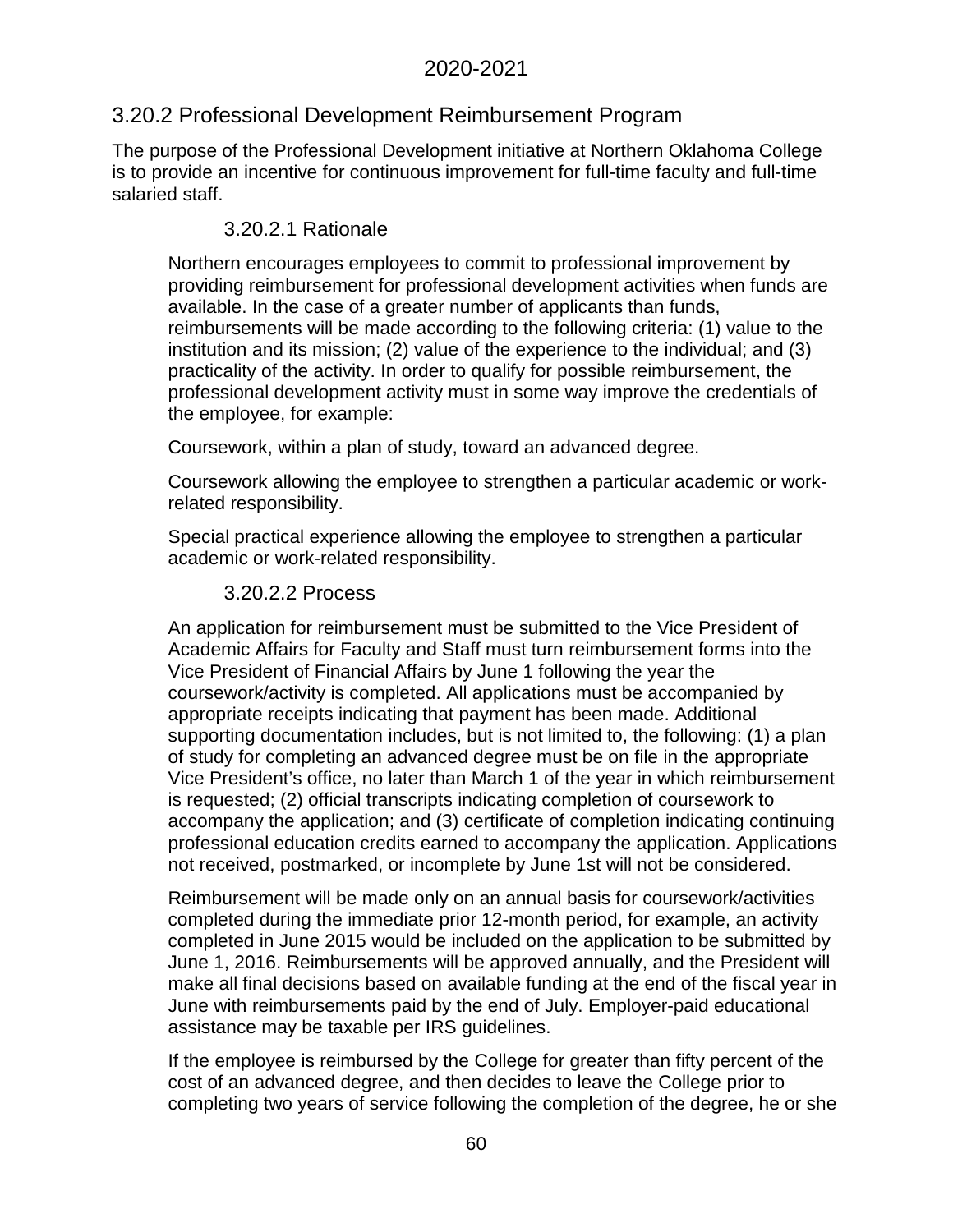## 3.20.2 Professional Development Reimbursement Program

The purpose of the Professional Development initiative at Northern Oklahoma College is to provide an incentive for continuous improvement for full-time faculty and full-time salaried staff.

### 3.20.2.1 Rationale

Northern encourages employees to commit to professional improvement by providing reimbursement for professional development activities when funds are available. In the case of a greater number of applicants than funds, reimbursements will be made according to the following criteria: (1) value to the institution and its mission; (2) value of the experience to the individual; and (3) practicality of the activity. In order to qualify for possible reimbursement, the professional development activity must in some way improve the credentials of the employee, for example:

Coursework, within a plan of study, toward an advanced degree.

Coursework allowing the employee to strengthen a particular academic or work-related responsibility.

Special practical experience allowing the employee to strengthen a particular academic or work-related responsibility.

### 3.20.2.2 Process

An application for reimbursement must be submitted to the Vice President of Academic Affairs for Faculty and Staff must turn reimbursement forms into the Vice President of Financial Affairs by June 1 following the year the coursework/activity is completed. All applications must be accompanied by appropriate receipts indicating that payment has been made. Additional supporting documentation includes, but is not limited to, the following: (1) a plan of study for completing an advanced degree must be on file in the appropriate Vice President's office, no later than March 1 of the year in which reimbursement is requested; (2) official transcripts indicating completion of coursework to accompany the application; and (3) certificate of completion indicating continuing professional education credits earned to accompany the application. Applications not received, postmarked, or incomplete by June 1st will not be considered.

Reimbursement will be made only on an annual basis for coursework/activities completed during the immediate prior 12-month period, for example, an activity completed in June 2015 would be included on the application to be submitted by June 1, 2016. Reimbursements will be approved annually, and the President will make all final decisions based on available funding at the end of the fiscal year in June with reimbursements paid by the end of July. Employer-paid educational assistance may be taxable per IRS guidelines.

If the employee is reimbursed by the College for greater than fifty percent of the cost of an advanced degree, and then decides to leave the College prior to completing two years of service following the completion of the degree, he or she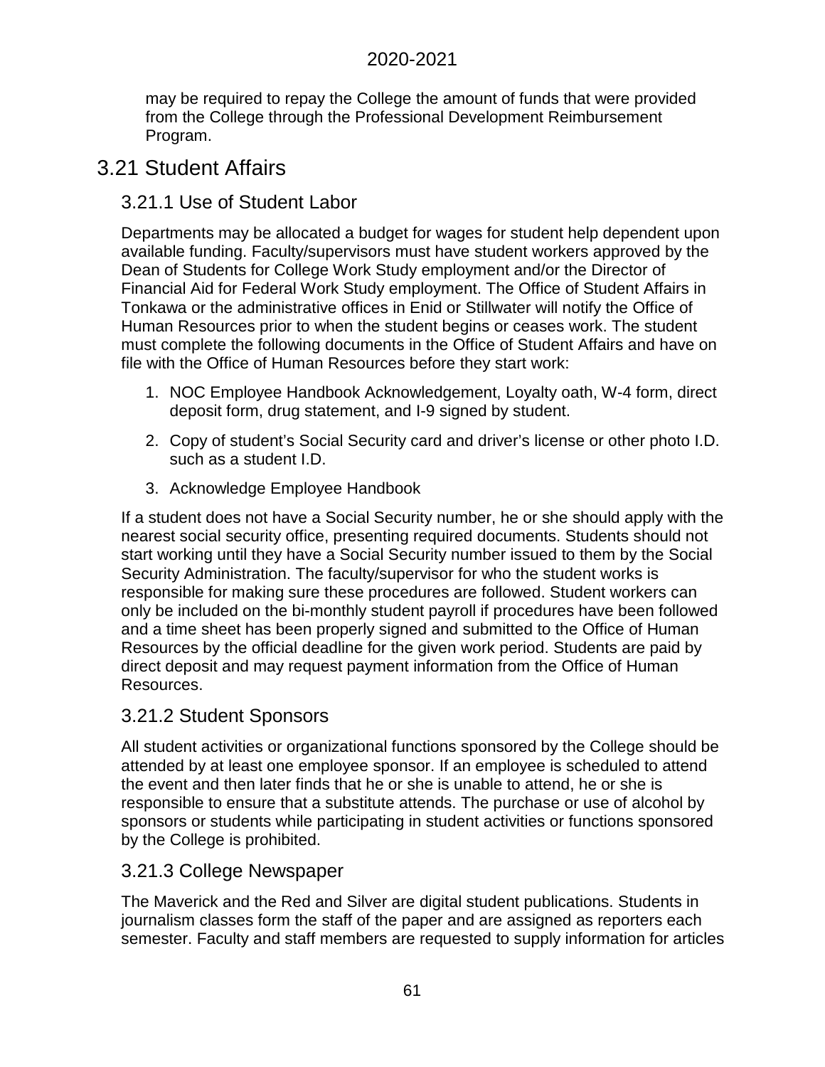may be required to repay the College the amount of funds that were provided from the College through the Professional Development Reimbursement Program.

## 3.21 Student Affairs

### 3.21.1 Use of Student Labor

Departments may be allocated a budget for wages for student help dependent upon available funding. Faculty/supervisors must have student workers approved by the Dean of Students for College Work Study employment and/or the Director of Financial Aid for Federal Work Study employment. The Office of Student Affairs in Tonkawa or the administrative offices in Enid or Stillwater will notify the Office of Human Resources prior to when the student begins or ceases work. The student must complete the following documents in the Office of Student Affairs and have on file with the Office of Human Resources before they start work:

1. NOC Employee Handbook Acknowledgement, Loyalty oath, W-4 form, direct deposit form, drug statement, and I-9 signed by student.
2. Copy of student's Social Security card and driver's license or other photo I.D. such as a student I.D.
3. Acknowledge Employee Handbook

If a student does not have a Social Security number, he or she should apply with the nearest social security office, presenting required documents. Students should not start working until they have a Social Security number issued to them by the Social Security Administration. The faculty/supervisor for who the student works is responsible for making sure these procedures are followed. Student workers can only be included on the bi-monthly student payroll if procedures have been followed and a time sheet has been properly signed and submitted to the Office of Human Resources by the official deadline for the given work period. Students are paid by direct deposit and may request payment information from the Office of Human Resources.

### 3.21.2 Student Sponsors

All student activities or organizational functions sponsored by the College should be attended by at least one employee sponsor. If an employee is scheduled to attend the event and then later finds that he or she is unable to attend, he or she is responsible to ensure that a substitute attends. The purchase or use of alcohol by sponsors or students while participating in student activities or functions sponsored by the College is prohibited.

### 3.21.3 College Newspaper

The Maverick and the Red and Silver are digital student publications. Students in journalism classes form the staff of the paper and are assigned as reporters each semester. Faculty and staff members are requested to supply information for articles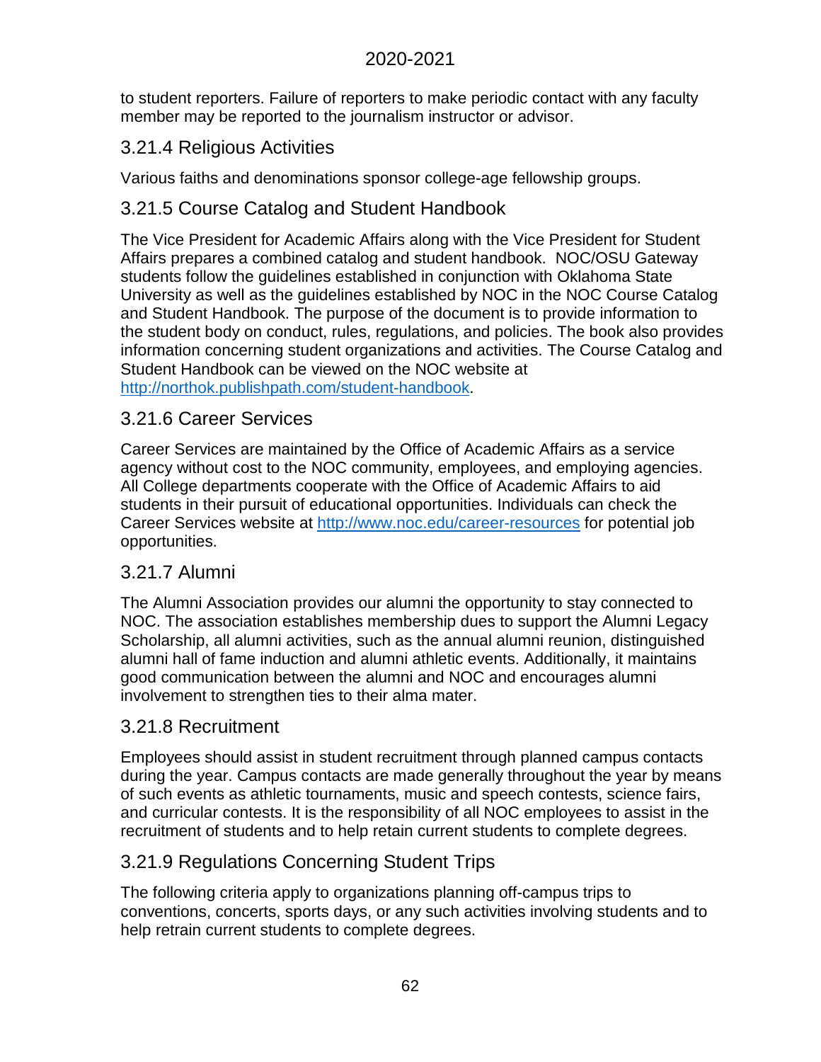to student reporters. Failure of reporters to make periodic contact with any faculty member may be reported to the journalism instructor or advisor.

### 3.21.4 Religious Activities

Various faiths and denominations sponsor college-age fellowship groups.

### 3.21.5 Course Catalog and Student Handbook

The Vice President for Academic Affairs along with the Vice President for Student Affairs prepares a combined catalog and student handbook. NOC/OSU Gateway students follow the guidelines established in conjunction with Oklahoma State University as well as the guidelines established by NOC in the NOC Course Catalog and Student Handbook. The purpose of the document is to provide information to the student body on conduct, rules, regulations, and policies. The book also provides information concerning student organizations and activities. The Course Catalog and Student Handbook can be viewed on the NOC website at [http://northok.publishpath.com/student-handbook](http://northok.publishpath.com/student-handbook).

### 3.21.6 Career Services

Career Services are maintained by the Office of Academic Affairs as a service agency without cost to the NOC community, employees, and employing agencies. All College departments cooperate with the Office of Academic Affairs to aid students in their pursuit of educational opportunities. Individuals can check the Career Services website at [http://www.noc.edu/career-resources](http://www.noc.edu/career-resources) for potential job opportunities.

### 3.21.7 Alumni

The Alumni Association provides our alumni the opportunity to stay connected to NOC. The association establishes membership dues to support the Alumni Legacy Scholarship, all alumni activities, such as the annual alumni reunion, distinguished alumni hall of fame induction and alumni athletic events. Additionally, it maintains good communication between the alumni and NOC and encourages alumni involvement to strengthen ties to their alma mater.

### 3.21.8 Recruitment

Employees should assist in student recruitment through planned campus contacts during the year. Campus contacts are made generally throughout the year by means of such events as athletic tournaments, music and speech contests, science fairs, and curricular contests. It is the responsibility of all NOC employees to assist in the recruitment of students and to help retain current students to complete degrees.

### 3.21.9 Regulations Concerning Student Trips

The following criteria apply to organizations planning off-campus trips to conventions, concerts, sports days, or any such activities involving students and to help retrain current students to complete degrees.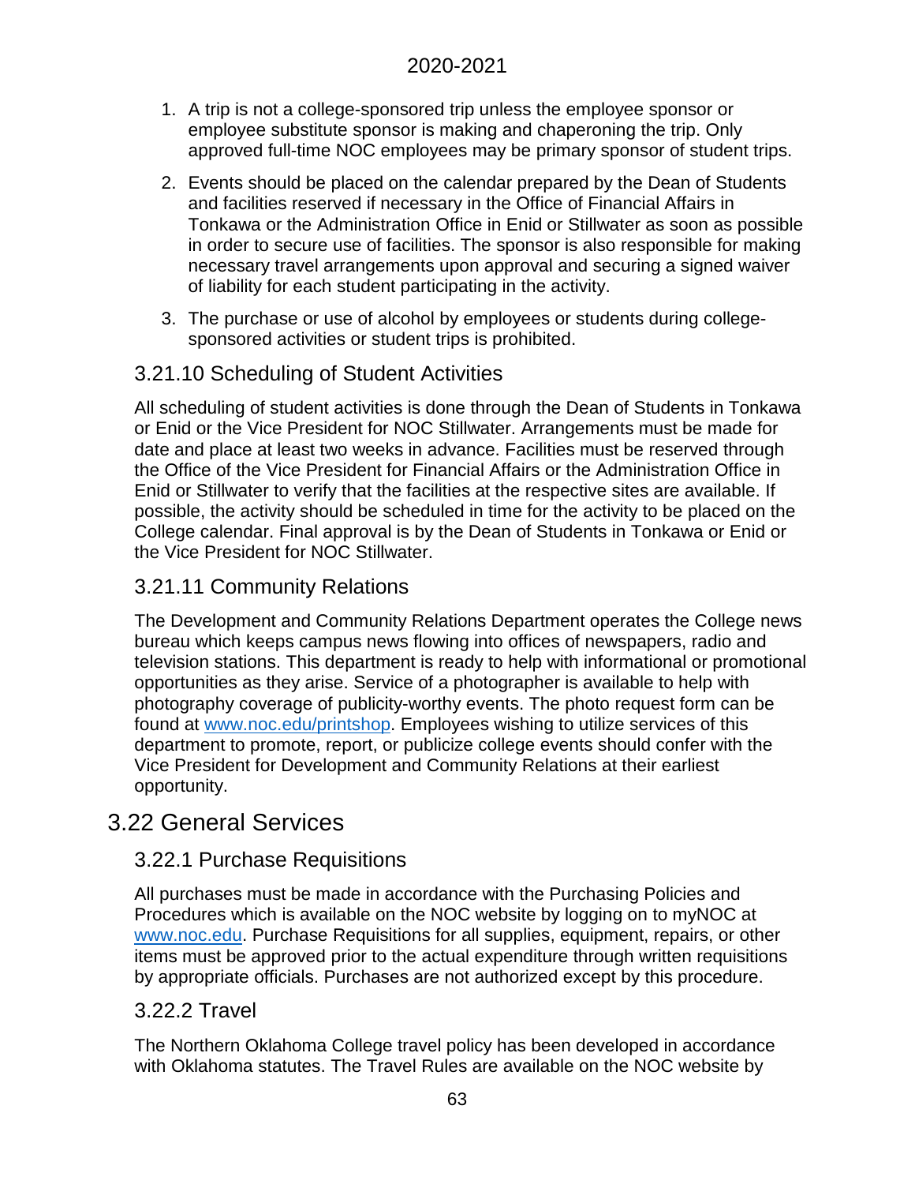1. A trip is not a college-sponsored trip unless the employee sponsor or employee substitute sponsor is making and chaperoning the trip. Only approved full-time NOC employees may be primary sponsor of student trips.
2. Events should be placed on the calendar prepared by the Dean of Students and facilities reserved if necessary in the Office of Financial Affairs in Tonkawa or the Administration Office in Enid or Stillwater as soon as possible in order to secure use of facilities. The sponsor is also responsible for making necessary travel arrangements upon approval and securing a signed waiver of liability for each student participating in the activity.
3. The purchase or use of alcohol by employees or students during college-sponsored activities or student trips is prohibited.

### 3.21.10 Scheduling of Student Activities

All scheduling of student activities is done through the Dean of Students in Tonkawa or Enid or the Vice President for NOC Stillwater. Arrangements must be made for date and place at least two weeks in advance. Facilities must be reserved through the Office of the Vice President for Financial Affairs or the Administration Office in Enid or Stillwater to verify that the facilities at the respective sites are available. If possible, the activity should be scheduled in time for the activity to be placed on the College calendar. Final approval is by the Dean of Students in Tonkawa or Enid or the Vice President for NOC Stillwater.

### 3.21.11 Community Relations

The Development and Community Relations Department operates the College news bureau which keeps campus news flowing into offices of newspapers, radio and television stations. This department is ready to help with informational or promotional opportunities as they arise. Service of a photographer is available to help with photography coverage of publicity-worthy events. The photo request form can be found at [www.noc.edu/printshop](www.noc.edu/printshop). Employees wishing to utilize services of this department to promote, report, or publicize college events should confer with the Vice President for Development and Community Relations at their earliest opportunity.

## 3.22 General Services

### 3.22.1 Purchase Requisitions

All purchases must be made in accordance with the Purchasing Policies and Procedures which is available on the NOC website by logging on to myNOC at [www.noc.edu](www.noc.edu). Purchase Requisitions for all supplies, equipment, repairs, or other items must be approved prior to the actual expenditure through written requisitions by appropriate officials. Purchases are not authorized except by this procedure.

### 3.22.2 Travel

The Northern Oklahoma College travel policy has been developed in accordance with Oklahoma statutes. The Travel Rules are available on the NOC website by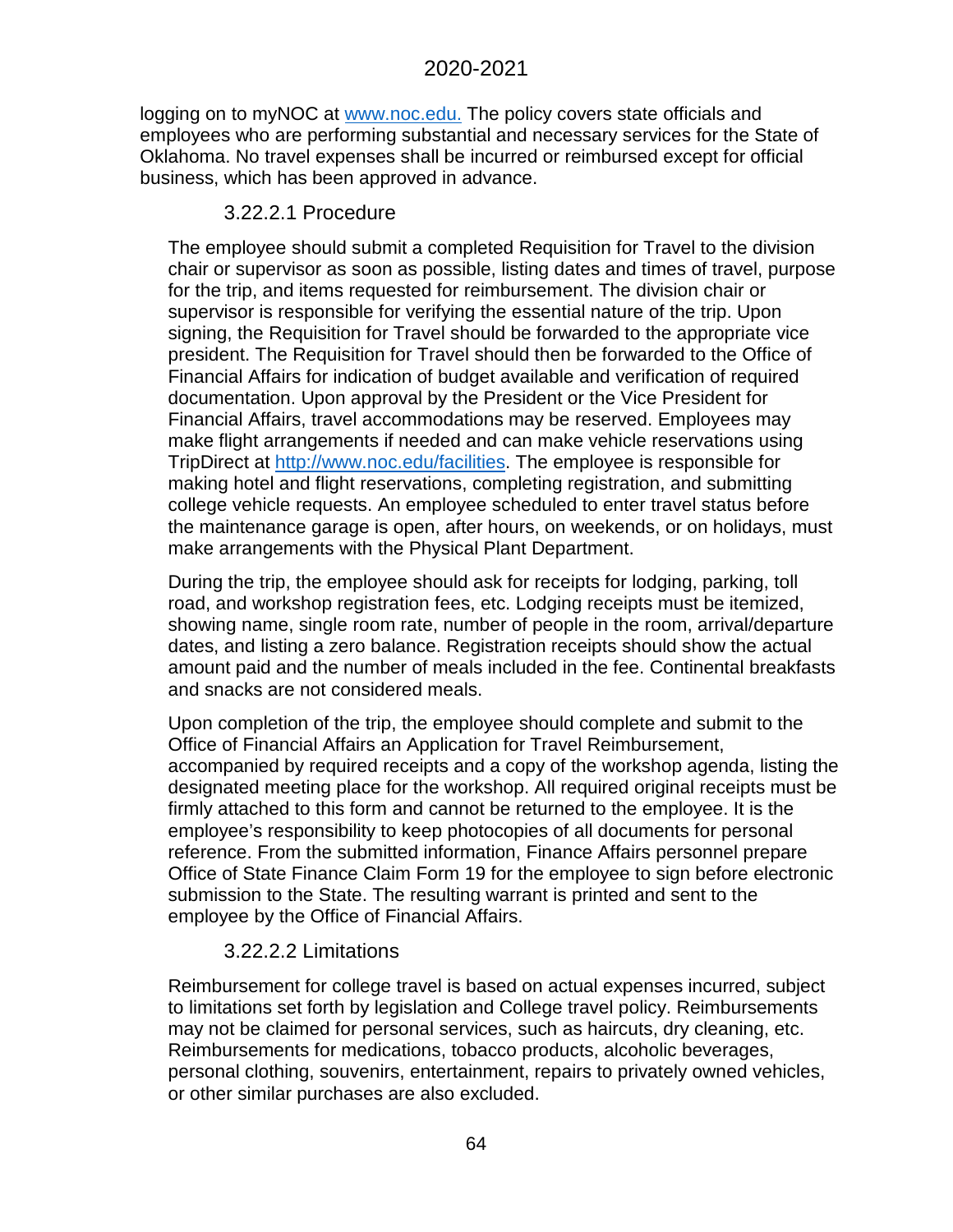logging on to myNOC at [www.noc.edu.](http://www.noc.edu) The policy covers state officials and employees who are performing substantial and necessary services for the State of Oklahoma. No travel expenses shall be incurred or reimbursed except for official business, which has been approved in advance.

#### 3.22.2.1 Procedure

The employee should submit a completed Requisition for Travel to the division chair or supervisor as soon as possible, listing dates and times of travel, purpose for the trip, and items requested for reimbursement. The division chair or supervisor is responsible for verifying the essential nature of the trip. Upon signing, the Requisition for Travel should be forwarded to the appropriate vice president. The Requisition for Travel should then be forwarded to the Office of Financial Affairs for indication of budget available and verification of required documentation. Upon approval by the President or the Vice President for Financial Affairs, travel accommodations may be reserved. Employees may make flight arrangements if needed and can make vehicle reservations using TripDirect at [http://www.noc.edu/facilities](http://www.noc.edu/facilities). The employee is responsible for making hotel and flight reservations, completing registration, and submitting college vehicle requests. An employee scheduled to enter travel status before the maintenance garage is open, after hours, on weekends, or on holidays, must make arrangements with the Physical Plant Department.

During the trip, the employee should ask for receipts for lodging, parking, toll road, and workshop registration fees, etc. Lodging receipts must be itemized, showing name, single room rate, number of people in the room, arrival/departure dates, and listing a zero balance. Registration receipts should show the actual amount paid and the number of meals included in the fee. Continental breakfasts and snacks are not considered meals.

Upon completion of the trip, the employee should complete and submit to the Office of Financial Affairs an Application for Travel Reimbursement, accompanied by required receipts and a copy of the workshop agenda, listing the designated meeting place for the workshop. All required original receipts must be firmly attached to this form and cannot be returned to the employee. It is the employee's responsibility to keep photocopies of all documents for personal reference. From the submitted information, Finance Affairs personnel prepare Office of State Finance Claim Form 19 for the employee to sign before electronic submission to the State. The resulting warrant is printed and sent to the employee by the Office of Financial Affairs.

#### 3.22.2.2 Limitations

Reimbursement for college travel is based on actual expenses incurred, subject to limitations set forth by legislation and College travel policy. Reimbursements may not be claimed for personal services, such as haircuts, dry cleaning, etc. Reimbursements for medications, tobacco products, alcoholic beverages, personal clothing, souvenirs, entertainment, repairs to privately owned vehicles, or other similar purchases are also excluded.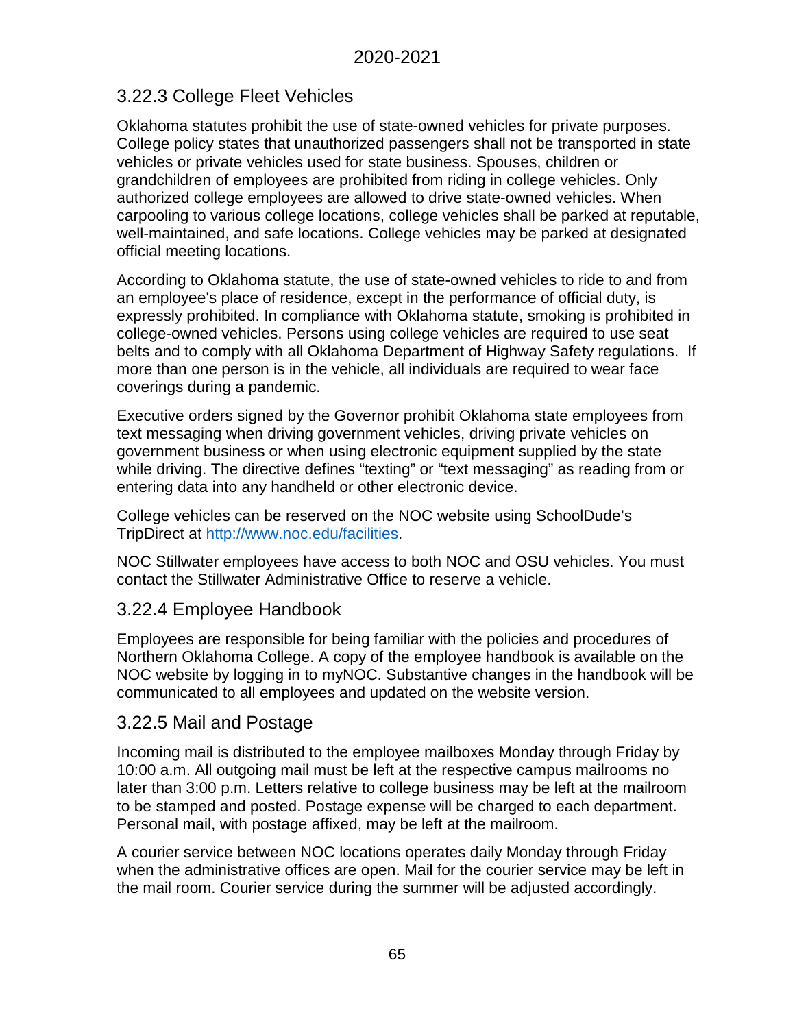### 3.22.3 College Fleet Vehicles

Oklahoma statutes prohibit the use of state-owned vehicles for private purposes. College policy states that unauthorized passengers shall not be transported in state vehicles or private vehicles used for state business. Spouses, children or grandchildren of employees are prohibited from riding in college vehicles. Only authorized college employees are allowed to drive state-owned vehicles. When carpooling to various college locations, college vehicles shall be parked at reputable, well-maintained, and safe locations. College vehicles may be parked at designated official meeting locations.

According to Oklahoma statute, the use of state-owned vehicles to ride to and from an employee's place of residence, except in the performance of official duty, is expressly prohibited. In compliance with Oklahoma statute, smoking is prohibited in college-owned vehicles. Persons using college vehicles are required to use seat belts and to comply with all Oklahoma Department of Highway Safety regulations. If more than one person is in the vehicle, all individuals are required to wear face coverings during a pandemic.

Executive orders signed by the Governor prohibit Oklahoma state employees from text messaging when driving government vehicles, driving private vehicles on government business or when using electronic equipment supplied by the state while driving. The directive defines "texting" or "text messaging" as reading from or entering data into any handheld or other electronic device.

College vehicles can be reserved on the NOC website using SchoolDude's TripDirect at [http://www.noc.edu/facilities](http://www.noc.edu/facilities).

NOC Stillwater employees have access to both NOC and OSU vehicles. You must contact the Stillwater Administrative Office to reserve a vehicle.

### 3.22.4 Employee Handbook

Employees are responsible for being familiar with the policies and procedures of Northern Oklahoma College. A copy of the employee handbook is available on the NOC website by logging in to myNOC. Substantive changes in the handbook will be communicated to all employees and updated on the website version.

### 3.22.5 Mail and Postage

Incoming mail is distributed to the employee mailboxes Monday through Friday by 10:00 a.m. All outgoing mail must be left at the respective campus mailrooms no later than 3:00 p.m. Letters relative to college business may be left at the mailroom to be stamped and posted. Postage expense will be charged to each department. Personal mail, with postage affixed, may be left at the mailroom.

A courier service between NOC locations operates daily Monday through Friday when the administrative offices are open. Mail for the courier service may be left in the mail room. Courier service during the summer will be adjusted accordingly.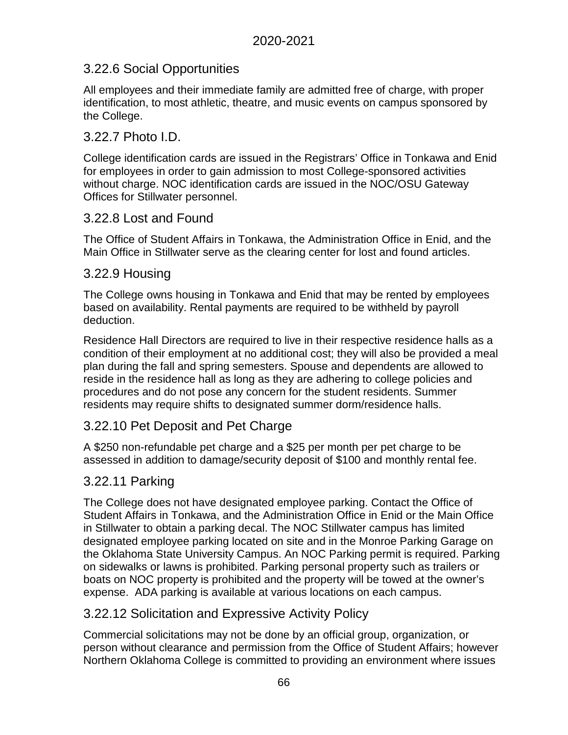### 3.22.6 Social Opportunities

All employees and their immediate family are admitted free of charge, with proper identification, to most athletic, theatre, and music events on campus sponsored by the College.

### 3.22.7 Photo I.D.

College identification cards are issued in the Registrars' Office in Tonkawa and Enid for employees in order to gain admission to most College-sponsored activities without charge. NOC identification cards are issued in the NOC/OSU Gateway Offices for Stillwater personnel.

### 3.22.8 Lost and Found

The Office of Student Affairs in Tonkawa, the Administration Office in Enid, and the Main Office in Stillwater serve as the clearing center for lost and found articles.

### 3.22.9 Housing

The College owns housing in Tonkawa and Enid that may be rented by employees based on availability. Rental payments are required to be withheld by payroll deduction.

Residence Hall Directors are required to live in their respective residence halls as a condition of their employment at no additional cost; they will also be provided a meal plan during the fall and spring semesters. Spouse and dependents are allowed to reside in the residence hall as long as they are adhering to college policies and procedures and do not pose any concern for the student residents. Summer residents may require shifts to designated summer dorm/residence halls.

### 3.22.10 Pet Deposit and Pet Charge

A $250 non-refundable pet charge and a $25 per month per pet charge to be assessed in addition to damage/security deposit of $100 and monthly rental fee.

### 3.22.11 Parking

The College does not have designated employee parking. Contact the Office of Student Affairs in Tonkawa, and the Administration Office in Enid or the Main Office in Stillwater to obtain a parking decal. The NOC Stillwater campus has limited designated employee parking located on site and in the Monroe Parking Garage on the Oklahoma State University Campus. An NOC Parking permit is required. Parking on sidewalks or lawns is prohibited. Parking personal property such as trailers or boats on NOC property is prohibited and the property will be towed at the owner's expense. ADA parking is available at various locations on each campus.

### 3.22.12 Solicitation and Expressive Activity Policy

Commercial solicitations may not be done by an official group, organization, or person without clearance and permission from the Office of Student Affairs; however Northern Oklahoma College is committed to providing an environment where issues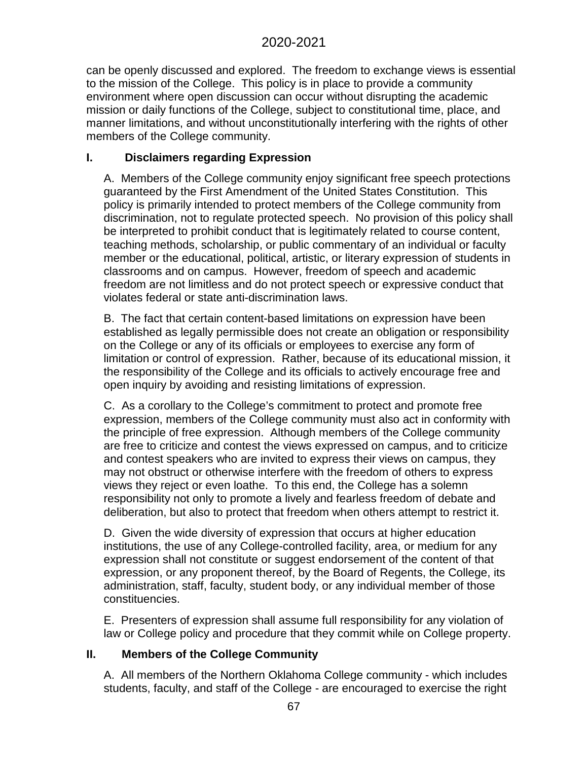can be openly discussed and explored. The freedom to exchange views is essential to the mission of the College. This policy is in place to provide a community environment where open discussion can occur without disrupting the academic mission or daily functions of the College, subject to constitutional time, place, and manner limitations, and without unconstitutionally interfering with the rights of other members of the College community.

## I. Disclaimers regarding Expression

A. Members of the College community enjoy significant free speech protections guaranteed by the First Amendment of the United States Constitution. This policy is primarily intended to protect members of the College community from discrimination, not to regulate protected speech. No provision of this policy shall be interpreted to prohibit conduct that is legitimately related to course content, teaching methods, scholarship, or public commentary of an individual or faculty member or the educational, political, artistic, or literary expression of students in classrooms and on campus. However, freedom of speech and academic freedom are not limitless and do not protect speech or expressive conduct that violates federal or state anti-discrimination laws.

B. The fact that certain content-based limitations on expression have been established as legally permissible does not create an obligation or responsibility on the College or any of its officials or employees to exercise any form of limitation or control of expression. Rather, because of its educational mission, it the responsibility of the College and its officials to actively encourage free and open inquiry by avoiding and resisting limitations of expression.

C. As a corollary to the College's commitment to protect and promote free expression, members of the College community must also act in conformity with the principle of free expression. Although members of the College community are free to criticize and contest the views expressed on campus, and to criticize and contest speakers who are invited to express their views on campus, they may not obstruct or otherwise interfere with the freedom of others to express views they reject or even loathe. To this end, the College has a solemn responsibility not only to promote a lively and fearless freedom of debate and deliberation, but also to protect that freedom when others attempt to restrict it.

D. Given the wide diversity of expression that occurs at higher education institutions, the use of any College-controlled facility, area, or medium for any expression shall not constitute or suggest endorsement of the content of that expression, or any proponent thereof, by the Board of Regents, the College, its administration, staff, faculty, student body, or any individual member of those constituencies.

E. Presenters of expression shall assume full responsibility for any violation of law or College policy and procedure that they commit while on College property.

## II. Members of the College Community

A. All members of the Northern Oklahoma College community - which includes students, faculty, and staff of the College - are encouraged to exercise the right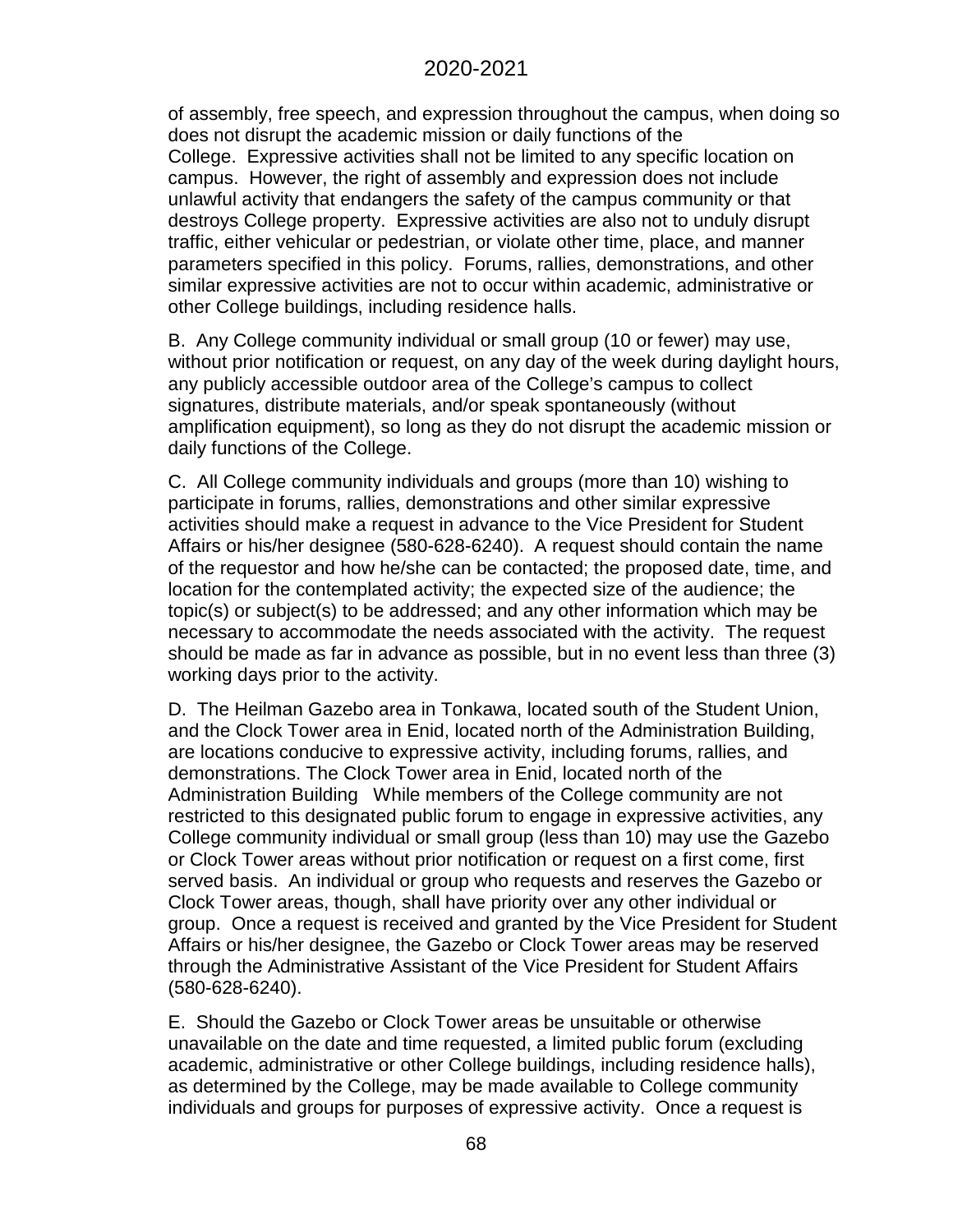of assembly, free speech, and expression throughout the campus, when doing so does not disrupt the academic mission or daily functions of the College. Expressive activities shall not be limited to any specific location on campus. However, the right of assembly and expression does not include unlawful activity that endangers the safety of the campus community or that destroys College property. Expressive activities are also not to unduly disrupt traffic, either vehicular or pedestrian, or violate other time, place, and manner parameters specified in this policy. Forums, rallies, demonstrations, and other similar expressive activities are not to occur within academic, administrative or other College buildings, including residence halls.

B. Any College community individual or small group (10 or fewer) may use, without prior notification or request, on any day of the week during daylight hours, any publicly accessible outdoor area of the College's campus to collect signatures, distribute materials, and/or speak spontaneously (without amplification equipment), so long as they do not disrupt the academic mission or daily functions of the College.

C. All College community individuals and groups (more than 10) wishing to participate in forums, rallies, demonstrations and other similar expressive activities should make a request in advance to the Vice President for Student Affairs or his/her designee (580-628-6240). A request should contain the name of the requestor and how he/she can be contacted; the proposed date, time, and location for the contemplated activity; the expected size of the audience; the topic(s) or subject(s) to be addressed; and any other information which may be necessary to accommodate the needs associated with the activity. The request should be made as far in advance as possible, but in no event less than three (3) working days prior to the activity.

D. The Heilman Gazebo area in Tonkawa, located south of the Student Union, and the Clock Tower area in Enid, located north of the Administration Building, are locations conducive to expressive activity, including forums, rallies, and demonstrations. The Clock Tower area in Enid, located north of the Administration Building While members of the College community are not restricted to this designated public forum to engage in expressive activities, any College community individual or small group (less than 10) may use the Gazebo or Clock Tower areas without prior notification or request on a first come, first served basis. An individual or group who requests and reserves the Gazebo or Clock Tower areas, though, shall have priority over any other individual or group. Once a request is received and granted by the Vice President for Student Affairs or his/her designee, the Gazebo or Clock Tower areas may be reserved through the Administrative Assistant of the Vice President for Student Affairs (580-628-6240).

E. Should the Gazebo or Clock Tower areas be unsuitable or otherwise unavailable on the date and time requested, a limited public forum (excluding academic, administrative or other College buildings, including residence halls), as determined by the College, may be made available to College community individuals and groups for purposes of expressive activity. Once a request is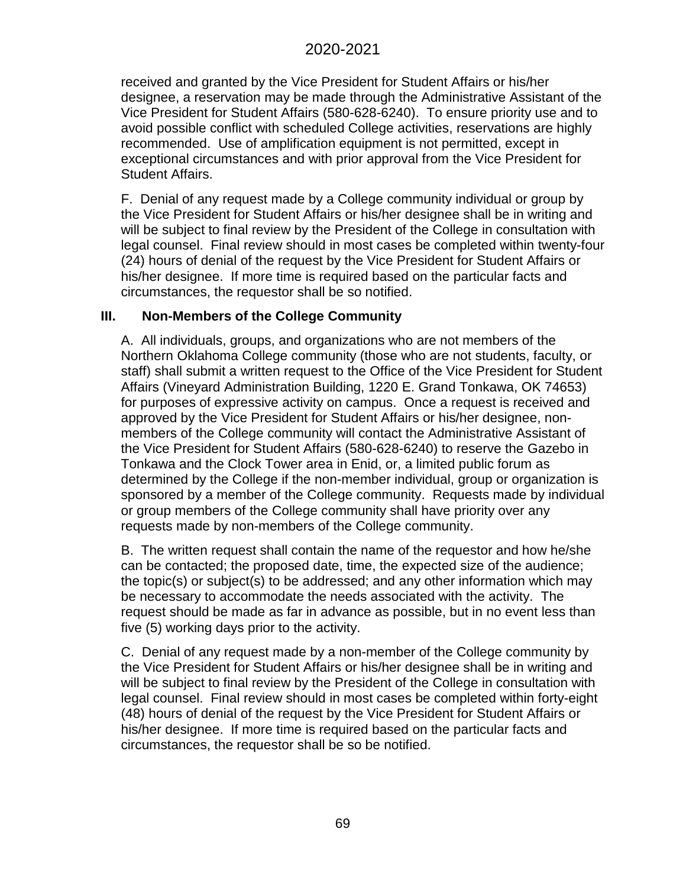received and granted by the Vice President for Student Affairs or his/her designee, a reservation may be made through the Administrative Assistant of the Vice President for Student Affairs (580-628-6240). To ensure priority use and to avoid possible conflict with scheduled College activities, reservations are highly recommended. Use of amplification equipment is not permitted, except in exceptional circumstances and with prior approval from the Vice President for Student Affairs.

F. Denial of any request made by a College community individual or group by the Vice President for Student Affairs or his/her designee shall be in writing and will be subject to final review by the President of the College in consultation with legal counsel. Final review should in most cases be completed within twenty-four (24) hours of denial of the request by the Vice President for Student Affairs or his/her designee. If more time is required based on the particular facts and circumstances, the requestor shall be so notified.

### III. Non-Members of the College Community

A. All individuals, groups, and organizations who are not members of the Northern Oklahoma College community (those who are not students, faculty, or staff) shall submit a written request to the Office of the Vice President for Student Affairs (Vineyard Administration Building, 1220 E. Grand Tonkawa, OK 74653) for purposes of expressive activity on campus. Once a request is received and approved by the Vice President for Student Affairs or his/her designee, non-members of the College community will contact the Administrative Assistant of the Vice President for Student Affairs (580-628-6240) to reserve the Gazebo in Tonkawa and the Clock Tower area in Enid, or, a limited public forum as determined by the College if the non-member individual, group or organization is sponsored by a member of the College community. Requests made by individual or group members of the College community shall have priority over any requests made by non-members of the College community.

B. The written request shall contain the name of the requestor and how he/she can be contacted; the proposed date, time, the expected size of the audience; the topic(s) or subject(s) to be addressed; and any other information which may be necessary to accommodate the needs associated with the activity. The request should be made as far in advance as possible, but in no event less than five (5) working days prior to the activity.

C. Denial of any request made by a non-member of the College community by the Vice President for Student Affairs or his/her designee shall be in writing and will be subject to final review by the President of the College in consultation with legal counsel. Final review should in most cases be completed within forty-eight (48) hours of denial of the request by the Vice President for Student Affairs or his/her designee. If more time is required based on the particular facts and circumstances, the requestor shall be so be notified.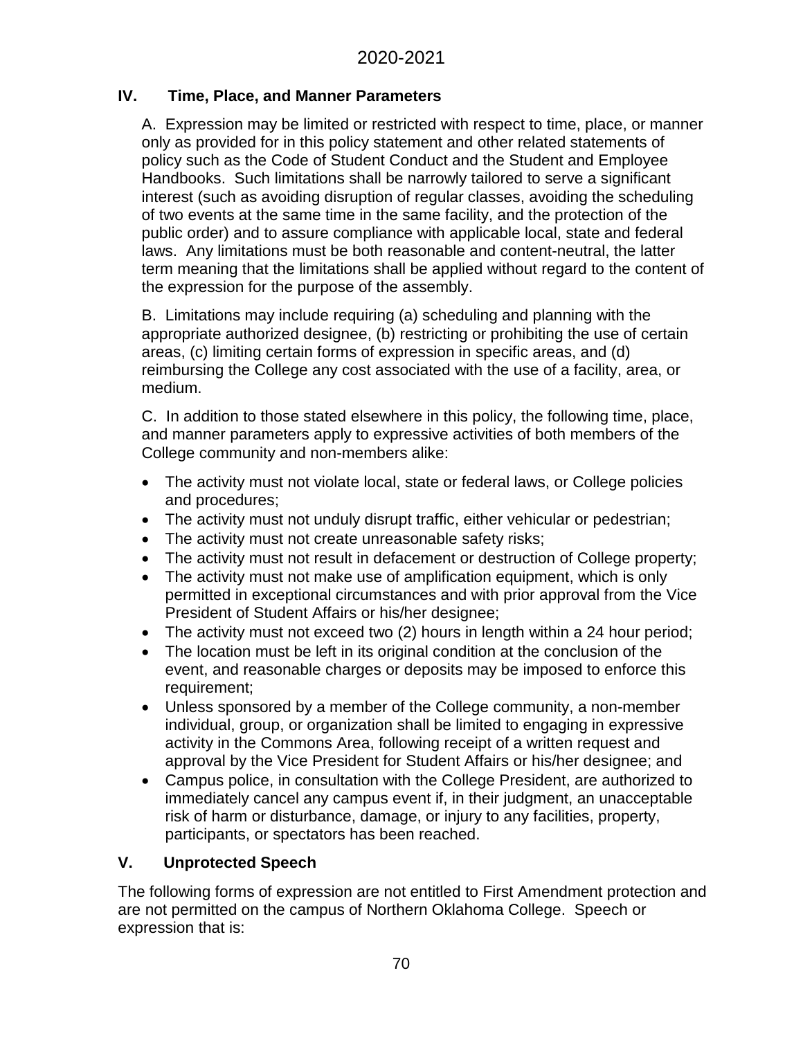## IV. Time, Place, and Manner Parameters

A. Expression may be limited or restricted with respect to time, place, or manner only as provided for in this policy statement and other related statements of policy such as the Code of Student Conduct and the Student and Employee Handbooks. Such limitations shall be narrowly tailored to serve a significant interest (such as avoiding disruption of regular classes, avoiding the scheduling of two events at the same time in the same facility, and the protection of the public order) and to assure compliance with applicable local, state and federal laws. Any limitations must be both reasonable and content-neutral, the latter term meaning that the limitations shall be applied without regard to the content of the expression for the purpose of the assembly.

B. Limitations may include requiring (a) scheduling and planning with the appropriate authorized designee, (b) restricting or prohibiting the use of certain areas, (c) limiting certain forms of expression in specific areas, and (d) reimbursing the College any cost associated with the use of a facility, area, or medium.

C. In addition to those stated elsewhere in this policy, the following time, place, and manner parameters apply to expressive activities of both members of the College community and non-members alike:

- The activity must not violate local, state or federal laws, or College policies and procedures;
- The activity must not unduly disrupt traffic, either vehicular or pedestrian;
- The activity must not create unreasonable safety risks;
- The activity must not result in defacement or destruction of College property;
- The activity must not make use of amplification equipment, which is only permitted in exceptional circumstances and with prior approval from the Vice President of Student Affairs or his/her designee;
- The activity must not exceed two (2) hours in length within a 24 hour period;
- The location must be left in its original condition at the conclusion of the event, and reasonable charges or deposits may be imposed to enforce this requirement;
- Unless sponsored by a member of the College community, a non-member individual, group, or organization shall be limited to engaging in expressive activity in the Commons Area, following receipt of a written request and approval by the Vice President for Student Affairs or his/her designee; and
- Campus police, in consultation with the College President, are authorized to immediately cancel any campus event if, in their judgment, an unacceptable risk of harm or disturbance, damage, or injury to any facilities, property, participants, or spectators has been reached.

## V. Unprotected Speech

The following forms of expression are not entitled to First Amendment protection and are not permitted on the campus of Northern Oklahoma College. Speech or expression that is: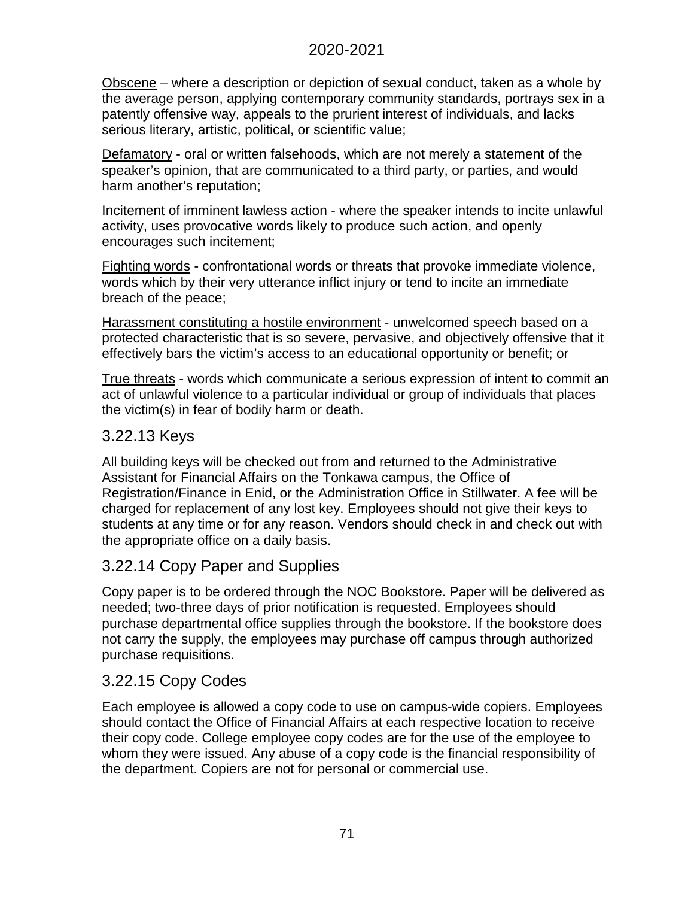<u>Obscene</u> – where a description or depiction of sexual conduct, taken as a whole by the average person, applying contemporary community standards, portrays sex in a patently offensive way, appeals to the prurient interest of individuals, and lacks serious literary, artistic, political, or scientific value;

<u>Defamatory</u> - oral or written falsehoods, which are not merely a statement of the speaker's opinion, that are communicated to a third party, or parties, and would harm another's reputation;

<u>Incitement of imminent lawless action</u> - where the speaker intends to incite unlawful activity, uses provocative words likely to produce such action, and openly encourages such incitement;

<u>Fighting words</u> - confrontational words or threats that provoke immediate violence, words which by their very utterance inflict injury or tend to incite an immediate breach of the peace;

<u>Harassment constituting a hostile environment</u> - unwelcomed speech based on a protected characteristic that is so severe, pervasive, and objectively offensive that it effectively bars the victim's access to an educational opportunity or benefit; or

<u>True threats</u> - words which communicate a serious expression of intent to commit an act of unlawful violence to a particular individual or group of individuals that places the victim(s) in fear of bodily harm or death.

### 3.22.13 Keys

All building keys will be checked out from and returned to the Administrative Assistant for Financial Affairs on the Tonkawa campus, the Office of Registration/Finance in Enid, or the Administration Office in Stillwater. A fee will be charged for replacement of any lost key. Employees should not give their keys to students at any time or for any reason. Vendors should check in and check out with the appropriate office on a daily basis.

### 3.22.14 Copy Paper and Supplies

Copy paper is to be ordered through the NOC Bookstore. Paper will be delivered as needed; two-three days of prior notification is requested. Employees should purchase departmental office supplies through the bookstore. If the bookstore does not carry the supply, the employees may purchase off campus through authorized purchase requisitions.

### 3.22.15 Copy Codes

Each employee is allowed a copy code to use on campus-wide copiers. Employees should contact the Office of Financial Affairs at each respective location to receive their copy code. College employee copy codes are for the use of the employee to whom they were issued. Any abuse of a copy code is the financial responsibility of the department. Copiers are not for personal or commercial use.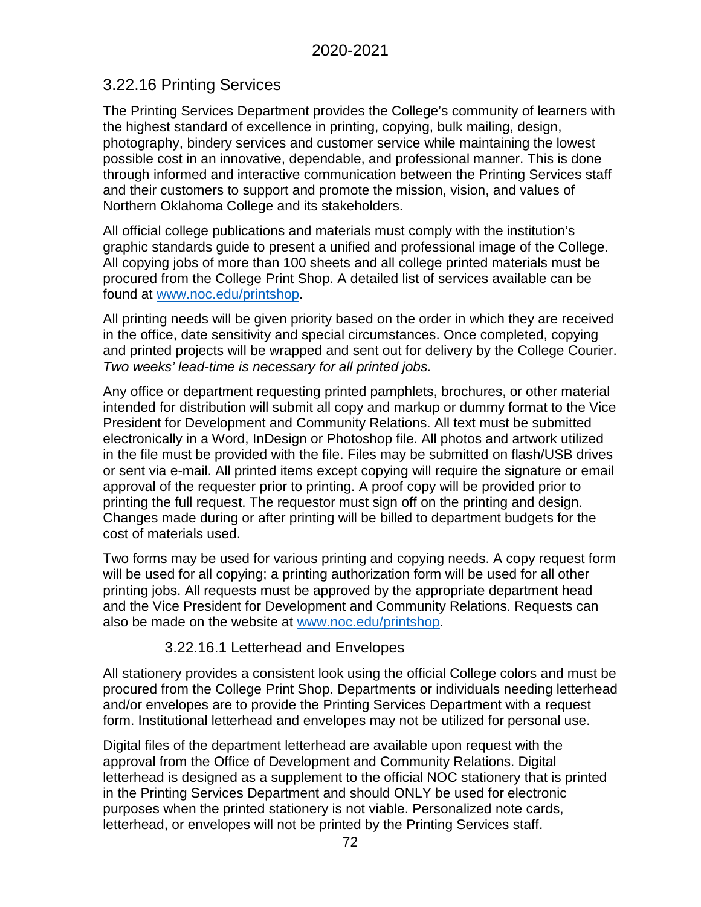## 3.22.16 Printing Services

The Printing Services Department provides the College's community of learners with the highest standard of excellence in printing, copying, bulk mailing, design, photography, bindery services and customer service while maintaining the lowest possible cost in an innovative, dependable, and professional manner. This is done through informed and interactive communication between the Printing Services staff and their customers to support and promote the mission, vision, and values of Northern Oklahoma College and its stakeholders.

All official college publications and materials must comply with the institution's graphic standards guide to present a unified and professional image of the College. All copying jobs of more than 100 sheets and all college printed materials must be procured from the College Print Shop. A detailed list of services available can be found at [www.noc.edu/printshop](www.noc.edu/printshop).

All printing needs will be given priority based on the order in which they are received in the office, date sensitivity and special circumstances. Once completed, copying and printed projects will be wrapped and sent out for delivery by the College Courier. *Two weeks' lead-time is necessary for all printed jobs.*

Any office or department requesting printed pamphlets, brochures, or other material intended for distribution will submit all copy and markup or dummy format to the Vice President for Development and Community Relations. All text must be submitted electronically in a Word, InDesign or Photoshop file. All photos and artwork utilized in the file must be provided with the file. Files may be submitted on flash/USB drives or sent via e-mail. All printed items except copying will require the signature or email approval of the requester prior to printing. A proof copy will be provided prior to printing the full request. The requestor must sign off on the printing and design. Changes made during or after printing will be billed to department budgets for the cost of materials used.

Two forms may be used for various printing and copying needs. A copy request form will be used for all copying; a printing authorization form will be used for all other printing jobs. All requests must be approved by the appropriate department head and the Vice President for Development and Community Relations. Requests can also be made on the website at [www.noc.edu/printshop](www.noc.edu/printshop).

### 3.22.16.1 Letterhead and Envelopes

All stationery provides a consistent look using the official College colors and must be procured from the College Print Shop. Departments or individuals needing letterhead and/or envelopes are to provide the Printing Services Department with a request form. Institutional letterhead and envelopes may not be utilized for personal use.

Digital files of the department letterhead are available upon request with the approval from the Office of Development and Community Relations. Digital letterhead is designed as a supplement to the official NOC stationery that is printed in the Printing Services Department and should ONLY be used for electronic purposes when the printed stationery is not viable. Personalized note cards, letterhead, or envelopes will not be printed by the Printing Services staff.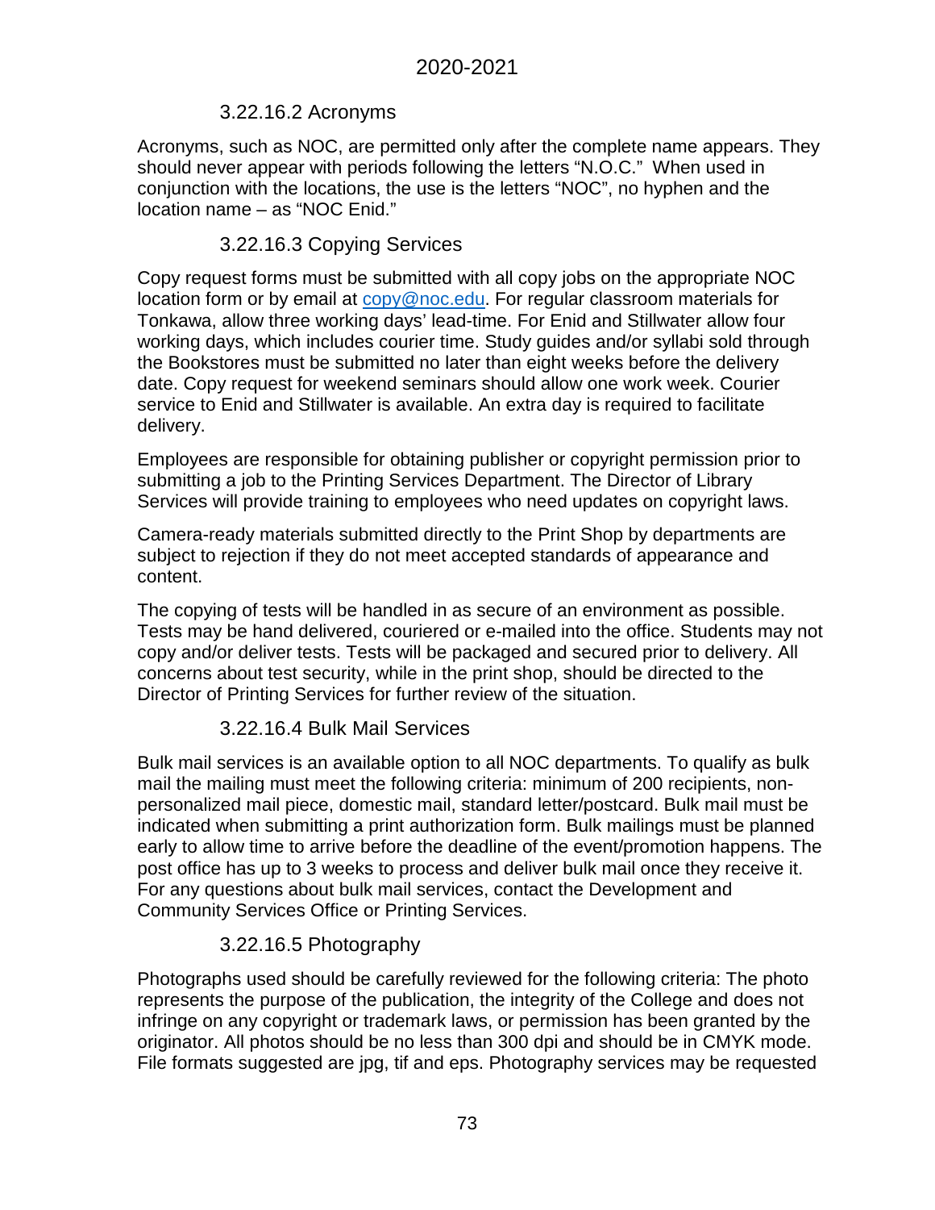#### 3.22.16.2 Acronyms

Acronyms, such as NOC, are permitted only after the complete name appears. They should never appear with periods following the letters "N.O.C." When used in conjunction with the locations, the use is the letters "NOC", no hyphen and the location name – as "NOC Enid."

#### 3.22.16.3 Copying Services

Copy request forms must be submitted with all copy jobs on the appropriate NOC location form or by email at [copy@noc.edu](mailto:copy@noc.edu). For regular classroom materials for Tonkawa, allow three working days' lead-time. For Enid and Stillwater allow four working days, which includes courier time. Study guides and/or syllabi sold through the Bookstores must be submitted no later than eight weeks before the delivery date. Copy request for weekend seminars should allow one work week. Courier service to Enid and Stillwater is available. An extra day is required to facilitate delivery.

Employees are responsible for obtaining publisher or copyright permission prior to submitting a job to the Printing Services Department. The Director of Library Services will provide training to employees who need updates on copyright laws.

Camera-ready materials submitted directly to the Print Shop by departments are subject to rejection if they do not meet accepted standards of appearance and content.

The copying of tests will be handled in as secure of an environment as possible. Tests may be hand delivered, couriered or e-mailed into the office. Students may not copy and/or deliver tests. Tests will be packaged and secured prior to delivery. All concerns about test security, while in the print shop, should be directed to the Director of Printing Services for further review of the situation.

#### 3.22.16.4 Bulk Mail Services

Bulk mail services is an available option to all NOC departments. To qualify as bulk mail the mailing must meet the following criteria: minimum of 200 recipients, non-personalized mail piece, domestic mail, standard letter/postcard. Bulk mail must be indicated when submitting a print authorization form. Bulk mailings must be planned early to allow time to arrive before the deadline of the event/promotion happens. The post office has up to 3 weeks to process and deliver bulk mail once they receive it. For any questions about bulk mail services, contact the Development and Community Services Office or Printing Services.

#### 3.22.16.5 Photography

Photographs used should be carefully reviewed for the following criteria: The photo represents the purpose of the publication, the integrity of the College and does not infringe on any copyright or trademark laws, or permission has been granted by the originator. All photos should be no less than 300 dpi and should be in CMYK mode. File formats suggested are jpg, tif and eps. Photography services may be requested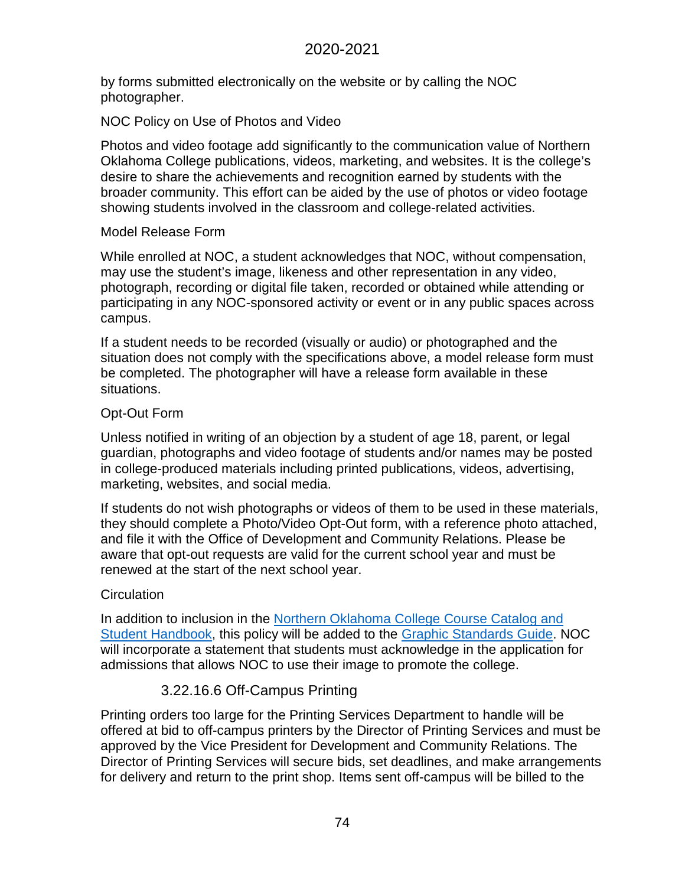by forms submitted electronically on the website or by calling the NOC photographer.

NOC Policy on Use of Photos and Video

Photos and video footage add significantly to the communication value of Northern Oklahoma College publications, videos, marketing, and websites. It is the college's desire to share the achievements and recognition earned by students with the broader community. This effort can be aided by the use of photos or video footage showing students involved in the classroom and college-related activities.

Model Release Form

While enrolled at NOC, a student acknowledges that NOC, without compensation, may use the student's image, likeness and other representation in any video, photograph, recording or digital file taken, recorded or obtained while attending or participating in any NOC-sponsored activity or event or in any public spaces across campus.

If a student needs to be recorded (visually or audio) or photographed and the situation does not comply with the specifications above, a model release form must be completed. The photographer will have a release form available in these situations.

Opt-Out Form

Unless notified in writing of an objection by a student of age 18, parent, or legal guardian, photographs and video footage of students and/or names may be posted in college-produced materials including printed publications, videos, advertising, marketing, websites, and social media.

If students do not wish photographs or videos of them to be used in these materials, they should complete a Photo/Video Opt-Out form, with a reference photo attached, and file it with the Office of Development and Community Relations. Please be aware that opt-out requests are valid for the current school year and must be renewed at the start of the next school year.

Circulation

In addition to inclusion in the Northern Oklahoma College Course Catalog and Student Handbook, this policy will be added to the Graphic Standards Guide. NOC will incorporate a statement that students must acknowledge in the application for admissions that allows NOC to use their image to promote the college.

### 3.22.16.6 Off-Campus Printing

Printing orders too large for the Printing Services Department to handle will be offered at bid to off-campus printers by the Director of Printing Services and must be approved by the Vice President for Development and Community Relations. The Director of Printing Services will secure bids, set deadlines, and make arrangements for delivery and return to the print shop. Items sent off-campus will be billed to the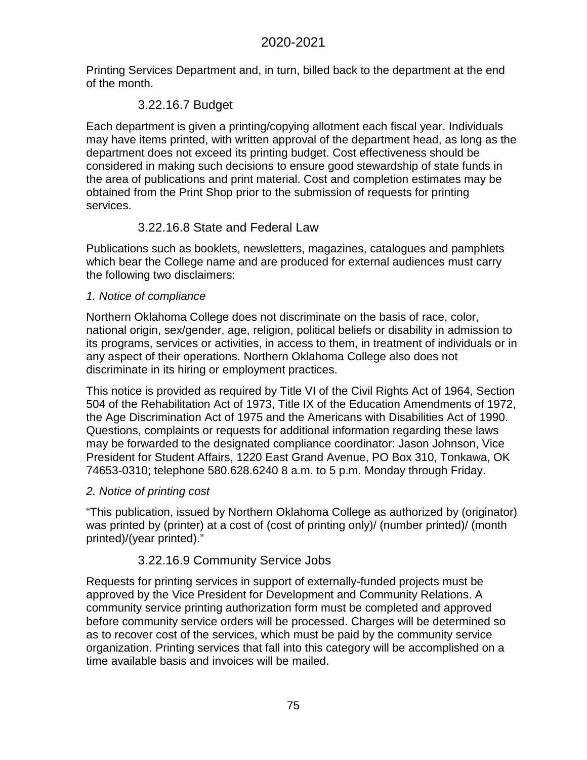Printing Services Department and, in turn, billed back to the department at the end of the month.

### 3.22.16.7 Budget

Each department is given a printing/copying allotment each fiscal year. Individuals may have items printed, with written approval of the department head, as long as the department does not exceed its printing budget. Cost effectiveness should be considered in making such decisions to ensure good stewardship of state funds in the area of publications and print material. Cost and completion estimates may be obtained from the Print Shop prior to the submission of requests for printing services.

### 3.22.16.8 State and Federal Law

Publications such as booklets, newsletters, magazines, catalogues and pamphlets which bear the College name and are produced for external audiences must carry the following two disclaimers:

*1. Notice of compliance*

Northern Oklahoma College does not discriminate on the basis of race, color, national origin, sex/gender, age, religion, political beliefs or disability in admission to its programs, services or activities, in access to them, in treatment of individuals or in any aspect of their operations. Northern Oklahoma College also does not discriminate in its hiring or employment practices.

This notice is provided as required by Title VI of the Civil Rights Act of 1964, Section 504 of the Rehabilitation Act of 1973, Title IX of the Education Amendments of 1972, the Age Discrimination Act of 1975 and the Americans with Disabilities Act of 1990. Questions, complaints or requests for additional information regarding these laws may be forwarded to the designated compliance coordinator: Jason Johnson, Vice President for Student Affairs, 1220 East Grand Avenue, PO Box 310, Tonkawa, OK 74653-0310; telephone 580.628.6240 8 a.m. to 5 p.m. Monday through Friday.

*2. Notice of printing cost*

"This publication, issued by Northern Oklahoma College as authorized by (originator) was printed by (printer) at a cost of (cost of printing only)/ (number printed)/ (month printed)/(year printed)."

### 3.22.16.9 Community Service Jobs

Requests for printing services in support of externally-funded projects must be approved by the Vice President for Development and Community Relations. A community service printing authorization form must be completed and approved before community service orders will be processed. Charges will be determined so as to recover cost of the services, which must be paid by the community service organization. Printing services that fall into this category will be accomplished on a time available basis and invoices will be mailed.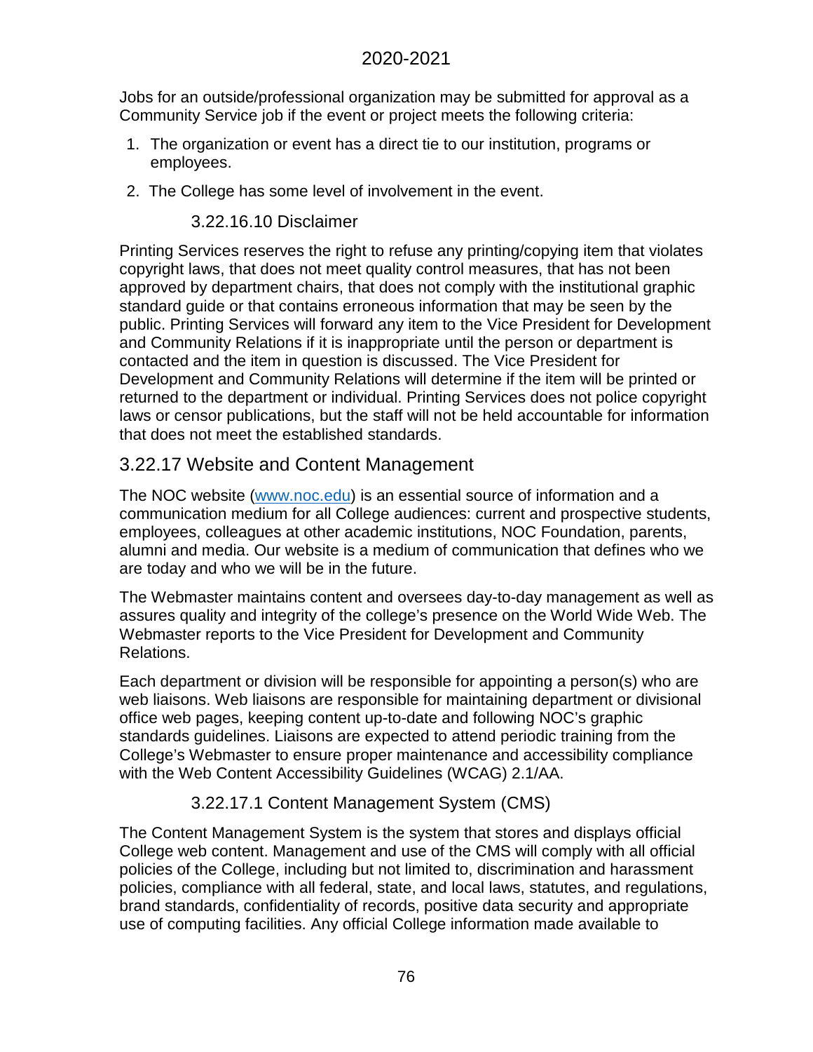Jobs for an outside/professional organization may be submitted for approval as a Community Service job if the event or project meets the following criteria:

1. The organization or event has a direct tie to our institution, programs or employees.
2. The College has some level of involvement in the event.

### 3.22.16.10 Disclaimer

Printing Services reserves the right to refuse any printing/copying item that violates copyright laws, that does not meet quality control measures, that has not been approved by department chairs, that does not comply with the institutional graphic standard guide or that contains erroneous information that may be seen by the public. Printing Services will forward any item to the Vice President for Development and Community Relations if it is inappropriate until the person or department is contacted and the item in question is discussed. The Vice President for Development and Community Relations will determine if the item will be printed or returned to the department or individual. Printing Services does not police copyright laws or censor publications, but the staff will not be held accountable for information that does not meet the established standards.

## 3.22.17 Website and Content Management

The NOC website ([www.noc.edu](http://www.noc.edu)) is an essential source of information and a communication medium for all College audiences: current and prospective students, employees, colleagues at other academic institutions, NOC Foundation, parents, alumni and media. Our website is a medium of communication that defines who we are today and who we will be in the future.

The Webmaster maintains content and oversees day-to-day management as well as assures quality and integrity of the college's presence on the World Wide Web. The Webmaster reports to the Vice President for Development and Community Relations.

Each department or division will be responsible for appointing a person(s) who are web liaisons. Web liaisons are responsible for maintaining department or divisional office web pages, keeping content up-to-date and following NOC's graphic standards guidelines. Liaisons are expected to attend periodic training from the College's Webmaster to ensure proper maintenance and accessibility compliance with the Web Content Accessibility Guidelines (WCAG) 2.1/AA.

### 3.22.17.1 Content Management System (CMS)

The Content Management System is the system that stores and displays official College web content. Management and use of the CMS will comply with all official policies of the College, including but not limited to, discrimination and harassment policies, compliance with all federal, state, and local laws, statutes, and regulations, brand standards, confidentiality of records, positive data security and appropriate use of computing facilities. Any official College information made available to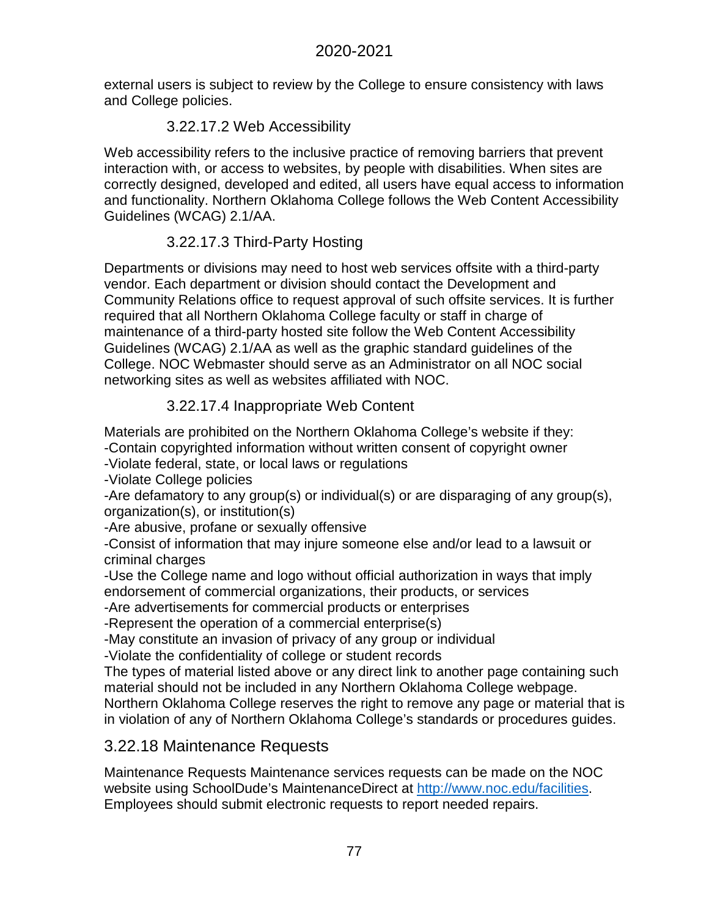external users is subject to review by the College to ensure consistency with laws and College policies.

#### 3.22.17.2 Web Accessibility

Web accessibility refers to the inclusive practice of removing barriers that prevent interaction with, or access to websites, by people with disabilities. When sites are correctly designed, developed and edited, all users have equal access to information and functionality. Northern Oklahoma College follows the Web Content Accessibility Guidelines (WCAG) 2.1/AA.

#### 3.22.17.3 Third-Party Hosting

Departments or divisions may need to host web services offsite with a third-party vendor. Each department or division should contact the Development and Community Relations office to request approval of such offsite services. It is further required that all Northern Oklahoma College faculty or staff in charge of maintenance of a third-party hosted site follow the Web Content Accessibility Guidelines (WCAG) 2.1/AA as well as the graphic standard guidelines of the College. NOC Webmaster should serve as an Administrator on all NOC social networking sites as well as websites affiliated with NOC.

#### 3.22.17.4 Inappropriate Web Content

Materials are prohibited on the Northern Oklahoma College's website if they:
-Contain copyrighted information without written consent of copyright owner
-Violate federal, state, or local laws or regulations
-Violate College policies
-Are defamatory to any group(s) or individual(s) or are disparaging of any group(s), organization(s), or institution(s)
-Are abusive, profane or sexually offensive
-Consist of information that may injure someone else and/or lead to a lawsuit or criminal charges
-Use the College name and logo without official authorization in ways that imply endorsement of commercial organizations, their products, or services
-Are advertisements for commercial products or enterprises
-Represent the operation of a commercial enterprise(s)
-May constitute an invasion of privacy of any group or individual
-Violate the confidentiality of college or student records
The types of material listed above or any direct link to another page containing such material should not be included in any Northern Oklahoma College webpage. Northern Oklahoma College reserves the right to remove any page or material that is in violation of any of Northern Oklahoma College's standards or procedures guides.

### 3.22.18 Maintenance Requests

Maintenance Requests Maintenance services requests can be made on the NOC website using SchoolDude's MaintenanceDirect at [http://www.noc.edu/facilities](http://www.noc.edu/facilities). Employees should submit electronic requests to report needed repairs.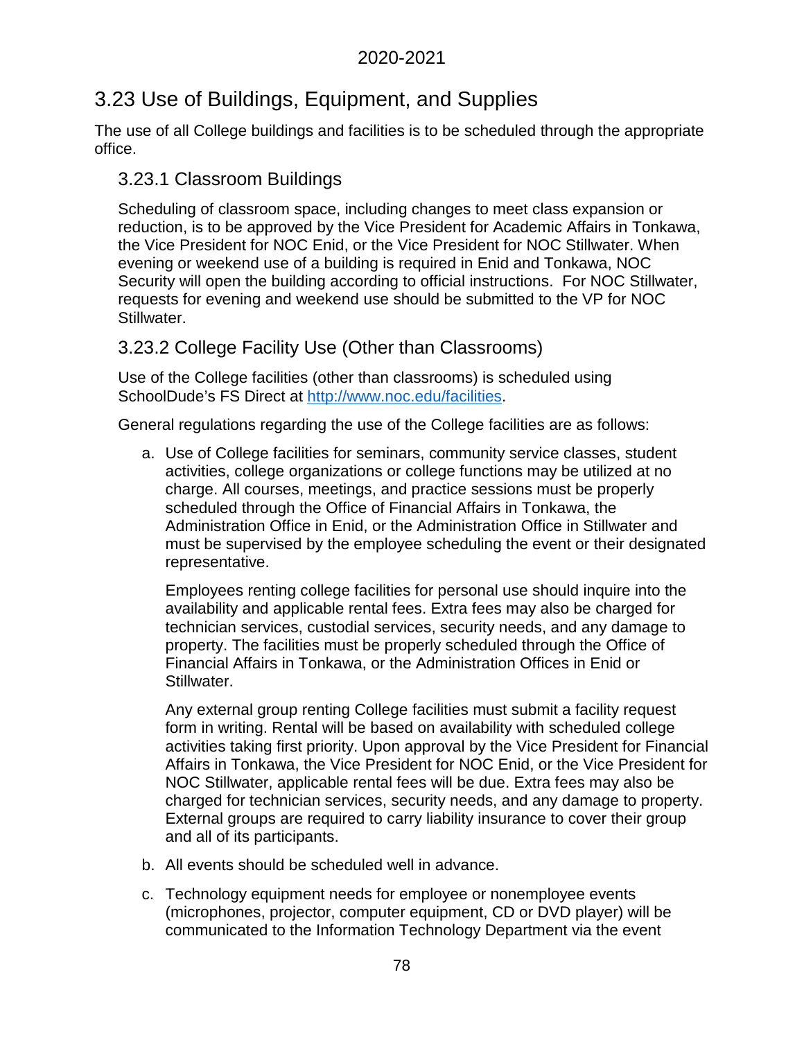## 3.23 Use of Buildings, Equipment, and Supplies

The use of all College buildings and facilities is to be scheduled through the appropriate office.

### 3.23.1 Classroom Buildings

Scheduling of classroom space, including changes to meet class expansion or reduction, is to be approved by the Vice President for Academic Affairs in Tonkawa, the Vice President for NOC Enid, or the Vice President for NOC Stillwater. When evening or weekend use of a building is required in Enid and Tonkawa, NOC Security will open the building according to official instructions. For NOC Stillwater, requests for evening and weekend use should be submitted to the VP for NOC Stillwater.

### 3.23.2 College Facility Use (Other than Classrooms)

Use of the College facilities (other than classrooms) is scheduled using SchoolDude's FS Direct at [http://www.noc.edu/facilities](http://www.noc.edu/facilities).

General regulations regarding the use of the College facilities are as follows:

a. Use of College facilities for seminars, community service classes, student activities, college organizations or college functions may be utilized at no charge. All courses, meetings, and practice sessions must be properly scheduled through the Office of Financial Affairs in Tonkawa, the Administration Office in Enid, or the Administration Office in Stillwater and must be supervised by the employee scheduling the event or their designated representative.

   Employees renting college facilities for personal use should inquire into the availability and applicable rental fees. Extra fees may also be charged for technician services, custodial services, security needs, and any damage to property. The facilities must be properly scheduled through the Office of Financial Affairs in Tonkawa, or the Administration Offices in Enid or Stillwater.

   Any external group renting College facilities must submit a facility request form in writing. Rental will be based on availability with scheduled college activities taking first priority. Upon approval by the Vice President for Financial Affairs in Tonkawa, the Vice President for NOC Enid, or the Vice President for NOC Stillwater, applicable rental fees will be due. Extra fees may also be charged for technician services, security needs, and any damage to property. External groups are required to carry liability insurance to cover their group and all of its participants.

b. All events should be scheduled well in advance.

c. Technology equipment needs for employee or nonemployee events (microphones, projector, computer equipment, CD or DVD player) will be communicated to the Information Technology Department via the event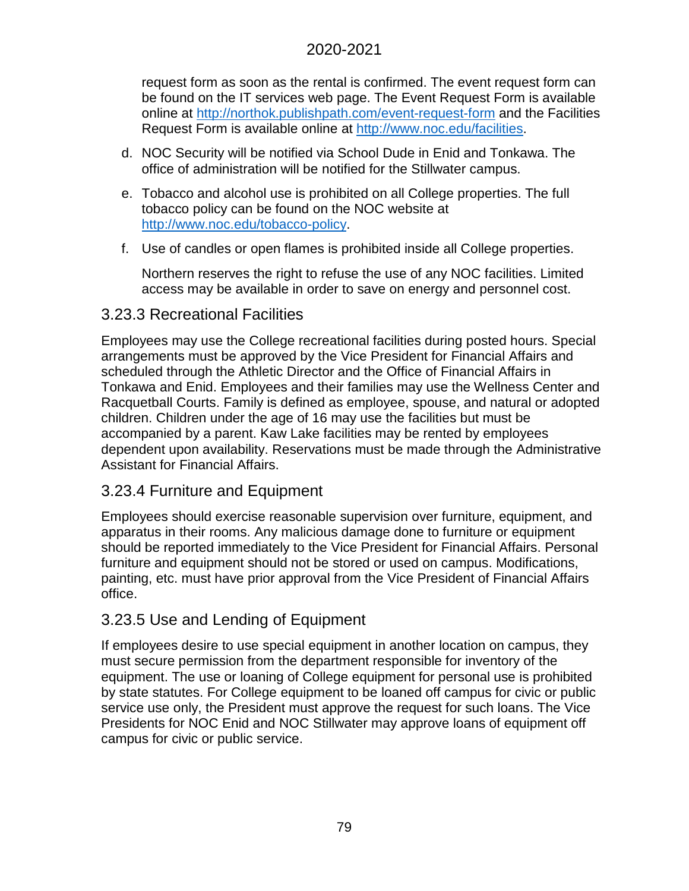request form as soon as the rental is confirmed. The event request form can be found on the IT services web page. The Event Request Form is available online at http://northok.publishpath.com/event-request-form and the Facilities Request Form is available online at http://www.noc.edu/facilities.

d. NOC Security will be notified via School Dude in Enid and Tonkawa. The office of administration will be notified for the Stillwater campus.

e. Tobacco and alcohol use is prohibited on all College properties. The full tobacco policy can be found on the NOC website at http://www.noc.edu/tobacco-policy.

f. Use of candles or open flames is prohibited inside all College properties.

Northern reserves the right to refuse the use of any NOC facilities. Limited access may be available in order to save on energy and personnel cost.

### 3.23.3 Recreational Facilities

Employees may use the College recreational facilities during posted hours. Special arrangements must be approved by the Vice President for Financial Affairs and scheduled through the Athletic Director and the Office of Financial Affairs in Tonkawa and Enid. Employees and their families may use the Wellness Center and Racquetball Courts. Family is defined as employee, spouse, and natural or adopted children. Children under the age of 16 may use the facilities but must be accompanied by a parent. Kaw Lake facilities may be rented by employees dependent upon availability. Reservations must be made through the Administrative Assistant for Financial Affairs.

### 3.23.4 Furniture and Equipment

Employees should exercise reasonable supervision over furniture, equipment, and apparatus in their rooms. Any malicious damage done to furniture or equipment should be reported immediately to the Vice President for Financial Affairs. Personal furniture and equipment should not be stored or used on campus. Modifications, painting, etc. must have prior approval from the Vice President of Financial Affairs office.

### 3.23.5 Use and Lending of Equipment

If employees desire to use special equipment in another location on campus, they must secure permission from the department responsible for inventory of the equipment. The use or loaning of College equipment for personal use is prohibited by state statutes. For College equipment to be loaned off campus for civic or public service use only, the President must approve the request for such loans. The Vice Presidents for NOC Enid and NOC Stillwater may approve loans of equipment off campus for civic or public service.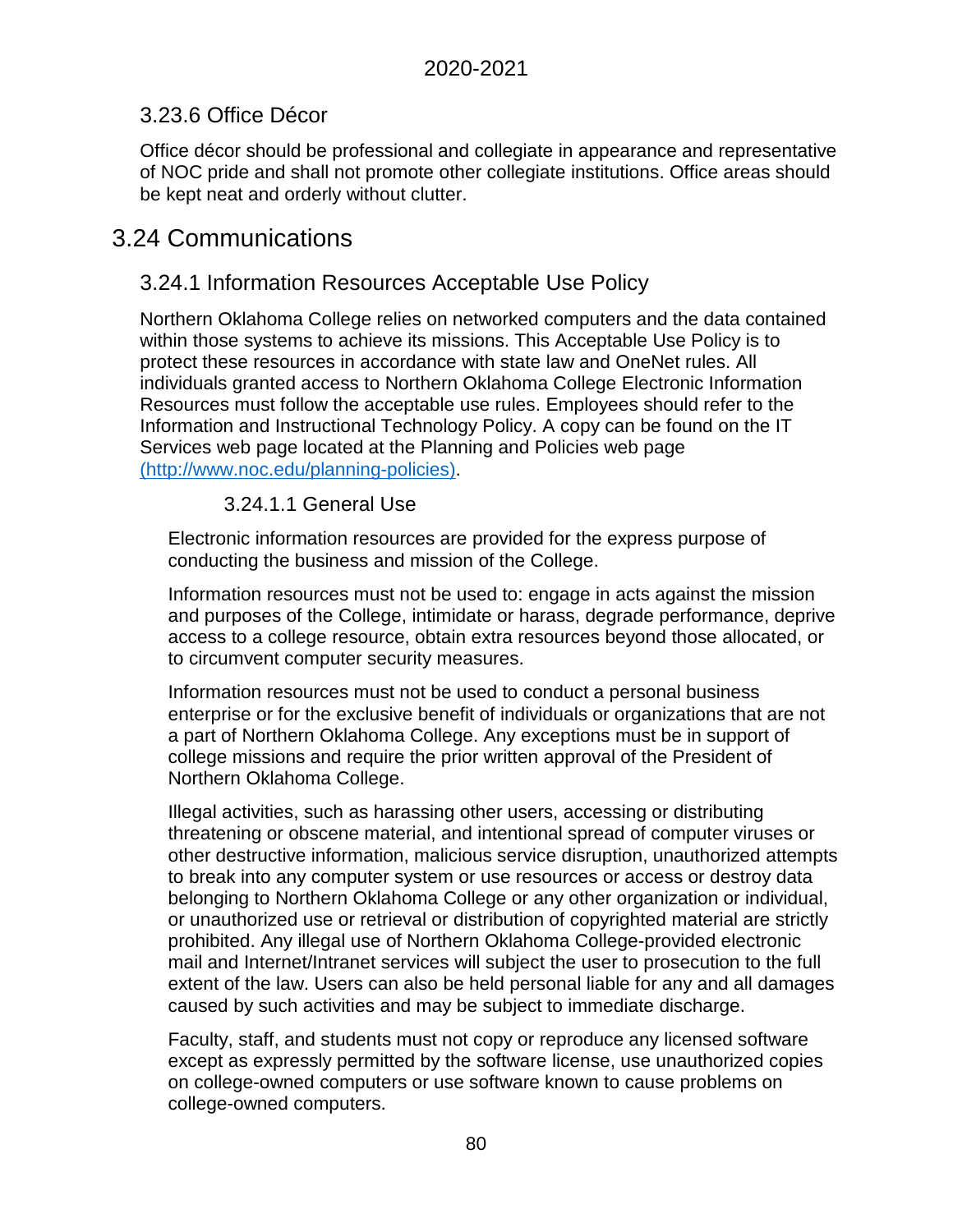### 3.23.6 Office Décor

Office décor should be professional and collegiate in appearance and representative of NOC pride and shall not promote other collegiate institutions. Office areas should be kept neat and orderly without clutter.

## 3.24 Communications

### 3.24.1 Information Resources Acceptable Use Policy

Northern Oklahoma College relies on networked computers and the data contained within those systems to achieve its missions. This Acceptable Use Policy is to protect these resources in accordance with state law and OneNet rules. All individuals granted access to Northern Oklahoma College Electronic Information Resources must follow the acceptable use rules. Employees should refer to the Information and Instructional Technology Policy. A copy can be found on the IT Services web page located at the Planning and Policies web page [(http://www.noc.edu/planning-policies)](http://www.noc.edu/planning-policies).

#### 3.24.1.1 General Use

Electronic information resources are provided for the express purpose of conducting the business and mission of the College.

Information resources must not be used to: engage in acts against the mission and purposes of the College, intimidate or harass, degrade performance, deprive access to a college resource, obtain extra resources beyond those allocated, or to circumvent computer security measures.

Information resources must not be used to conduct a personal business enterprise or for the exclusive benefit of individuals or organizations that are not a part of Northern Oklahoma College. Any exceptions must be in support of college missions and require the prior written approval of the President of Northern Oklahoma College.

Illegal activities, such as harassing other users, accessing or distributing threatening or obscene material, and intentional spread of computer viruses or other destructive information, malicious service disruption, unauthorized attempts to break into any computer system or use resources or access or destroy data belonging to Northern Oklahoma College or any other organization or individual, or unauthorized use or retrieval or distribution of copyrighted material are strictly prohibited. Any illegal use of Northern Oklahoma College-provided electronic mail and Internet/Intranet services will subject the user to prosecution to the full extent of the law. Users can also be held personal liable for any and all damages caused by such activities and may be subject to immediate discharge.

Faculty, staff, and students must not copy or reproduce any licensed software except as expressly permitted by the software license, use unauthorized copies on college-owned computers or use software known to cause problems on college-owned computers.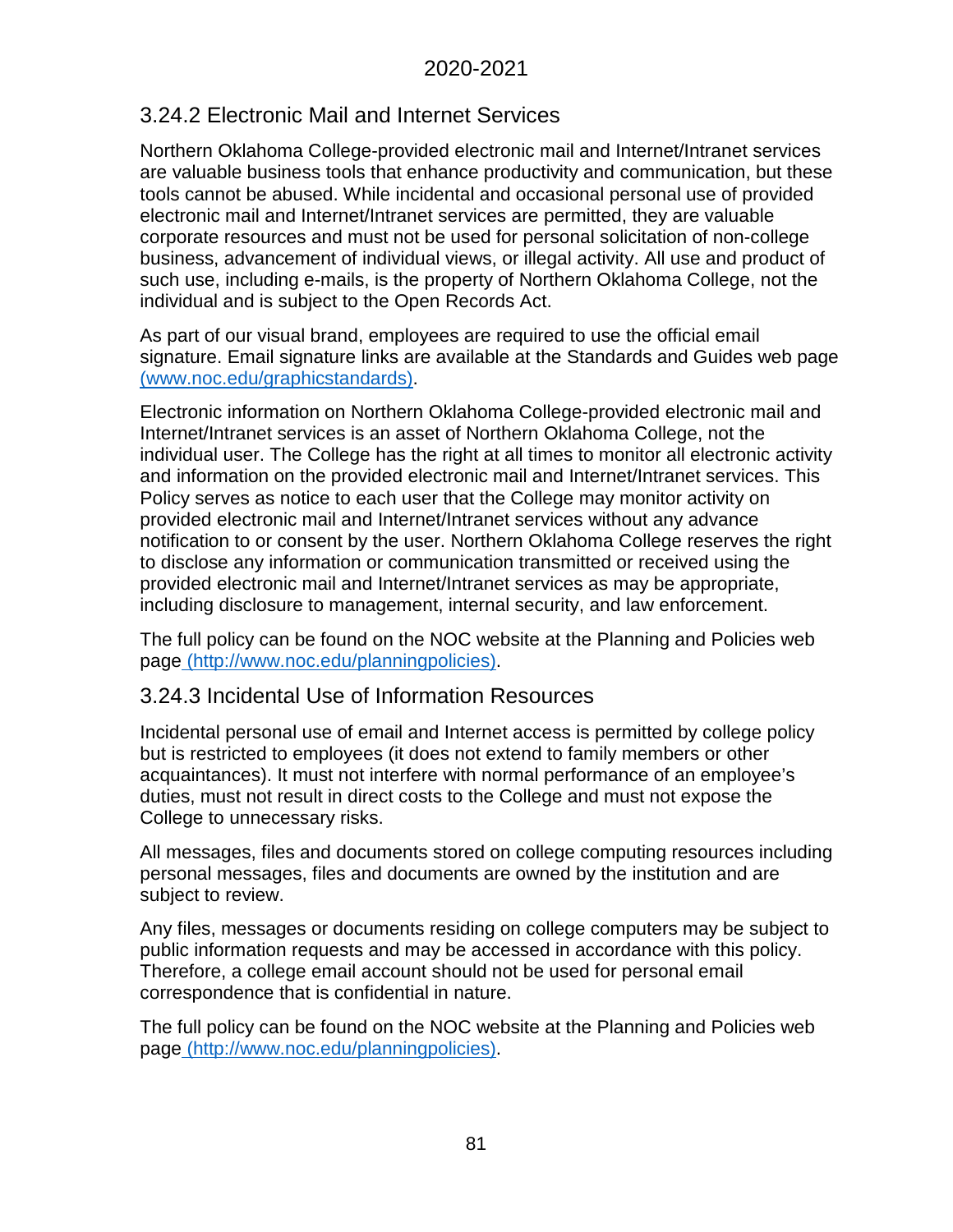### 3.24.2 Electronic Mail and Internet Services

Northern Oklahoma College-provided electronic mail and Internet/Intranet services are valuable business tools that enhance productivity and communication, but these tools cannot be abused. While incidental and occasional personal use of provided electronic mail and Internet/Intranet services are permitted, they are valuable corporate resources and must not be used for personal solicitation of non-college business, advancement of individual views, or illegal activity. All use and product of such use, including e-mails, is the property of Northern Oklahoma College, not the individual and is subject to the Open Records Act.

As part of our visual brand, employees are required to use the official email signature. Email signature links are available at the Standards and Guides web page (www.noc.edu/graphicstandards).

Electronic information on Northern Oklahoma College-provided electronic mail and Internet/Intranet services is an asset of Northern Oklahoma College, not the individual user. The College has the right at all times to monitor all electronic activity and information on the provided electronic mail and Internet/Intranet services. This Policy serves as notice to each user that the College may monitor activity on provided electronic mail and Internet/Intranet services without any advance notification to or consent by the user. Northern Oklahoma College reserves the right to disclose any information or communication transmitted or received using the provided electronic mail and Internet/Intranet services as may be appropriate, including disclosure to management, internal security, and law enforcement.

The full policy can be found on the NOC website at the Planning and Policies web page (http://www.noc.edu/planningpolicies).

### 3.24.3 Incidental Use of Information Resources

Incidental personal use of email and Internet access is permitted by college policy but is restricted to employees (it does not extend to family members or other acquaintances). It must not interfere with normal performance of an employee's duties, must not result in direct costs to the College and must not expose the College to unnecessary risks.

All messages, files and documents stored on college computing resources including personal messages, files and documents are owned by the institution and are subject to review.

Any files, messages or documents residing on college computers may be subject to public information requests and may be accessed in accordance with this policy. Therefore, a college email account should not be used for personal email correspondence that is confidential in nature.

The full policy can be found on the NOC website at the Planning and Policies web page (http://www.noc.edu/planningpolicies).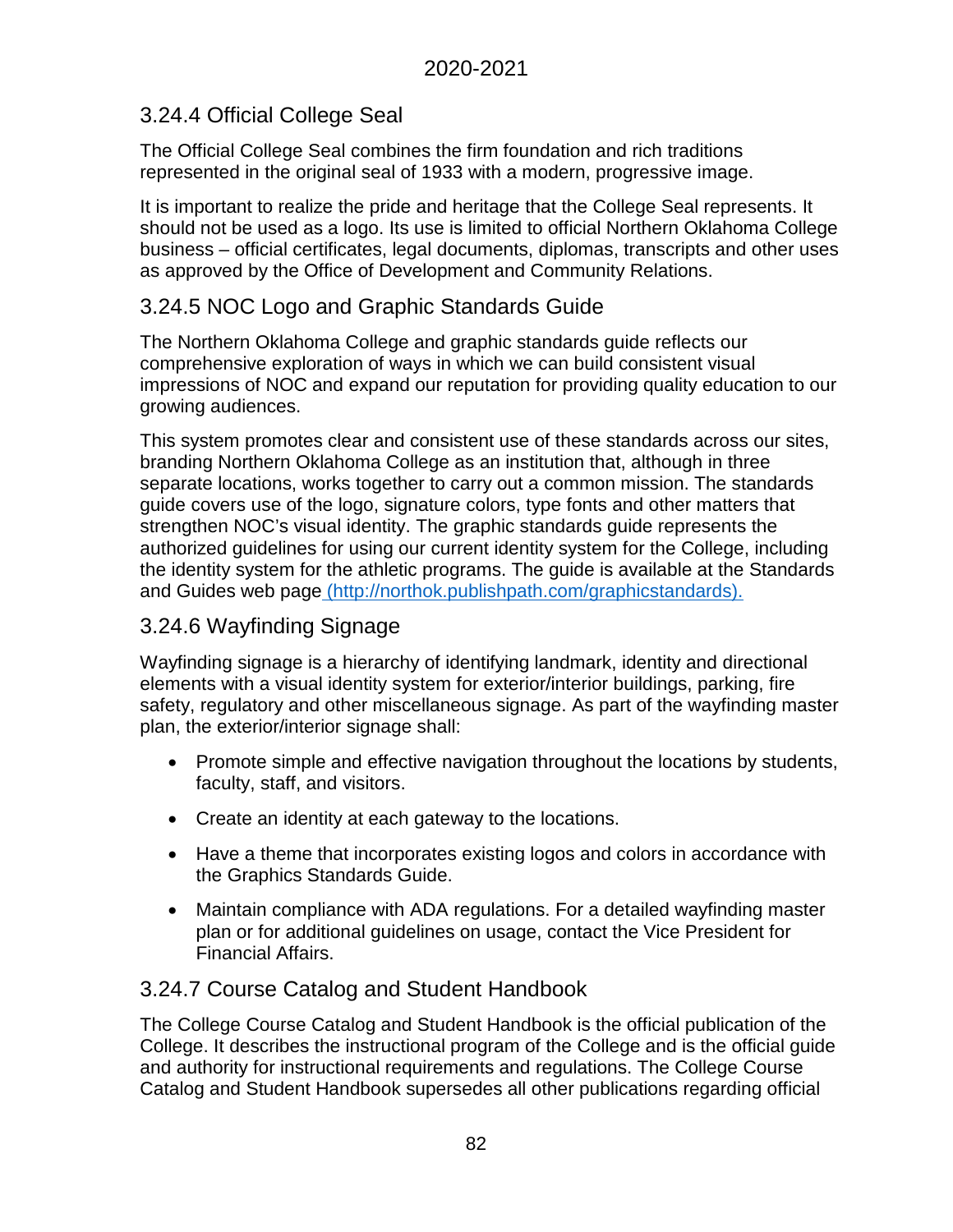### 3.24.4 Official College Seal

The Official College Seal combines the firm foundation and rich traditions represented in the original seal of 1933 with a modern, progressive image.

It is important to realize the pride and heritage that the College Seal represents. It should not be used as a logo. Its use is limited to official Northern Oklahoma College business – official certificates, legal documents, diplomas, transcripts and other uses as approved by the Office of Development and Community Relations.

### 3.24.5 NOC Logo and Graphic Standards Guide

The Northern Oklahoma College and graphic standards guide reflects our comprehensive exploration of ways in which we can build consistent visual impressions of NOC and expand our reputation for providing quality education to our growing audiences.

This system promotes clear and consistent use of these standards across our sites, branding Northern Oklahoma College as an institution that, although in three separate locations, works together to carry out a common mission. The standards guide covers use of the logo, signature colors, type fonts and other matters that strengthen NOC's visual identity. The graphic standards guide represents the authorized guidelines for using our current identity system for the College, including the identity system for the athletic programs. The guide is available at the Standards and Guides web page (http://northok.publishpath.com/graphicstandards).

### 3.24.6 Wayfinding Signage

Wayfinding signage is a hierarchy of identifying landmark, identity and directional elements with a visual identity system for exterior/interior buildings, parking, fire safety, regulatory and other miscellaneous signage. As part of the wayfinding master plan, the exterior/interior signage shall:

- Promote simple and effective navigation throughout the locations by students, faculty, staff, and visitors.
- Create an identity at each gateway to the locations.
- Have a theme that incorporates existing logos and colors in accordance with the Graphics Standards Guide.
- Maintain compliance with ADA regulations. For a detailed wayfinding master plan or for additional guidelines on usage, contact the Vice President for Financial Affairs.

### 3.24.7 Course Catalog and Student Handbook

The College Course Catalog and Student Handbook is the official publication of the College. It describes the instructional program of the College and is the official guide and authority for instructional requirements and regulations. The College Course Catalog and Student Handbook supersedes all other publications regarding official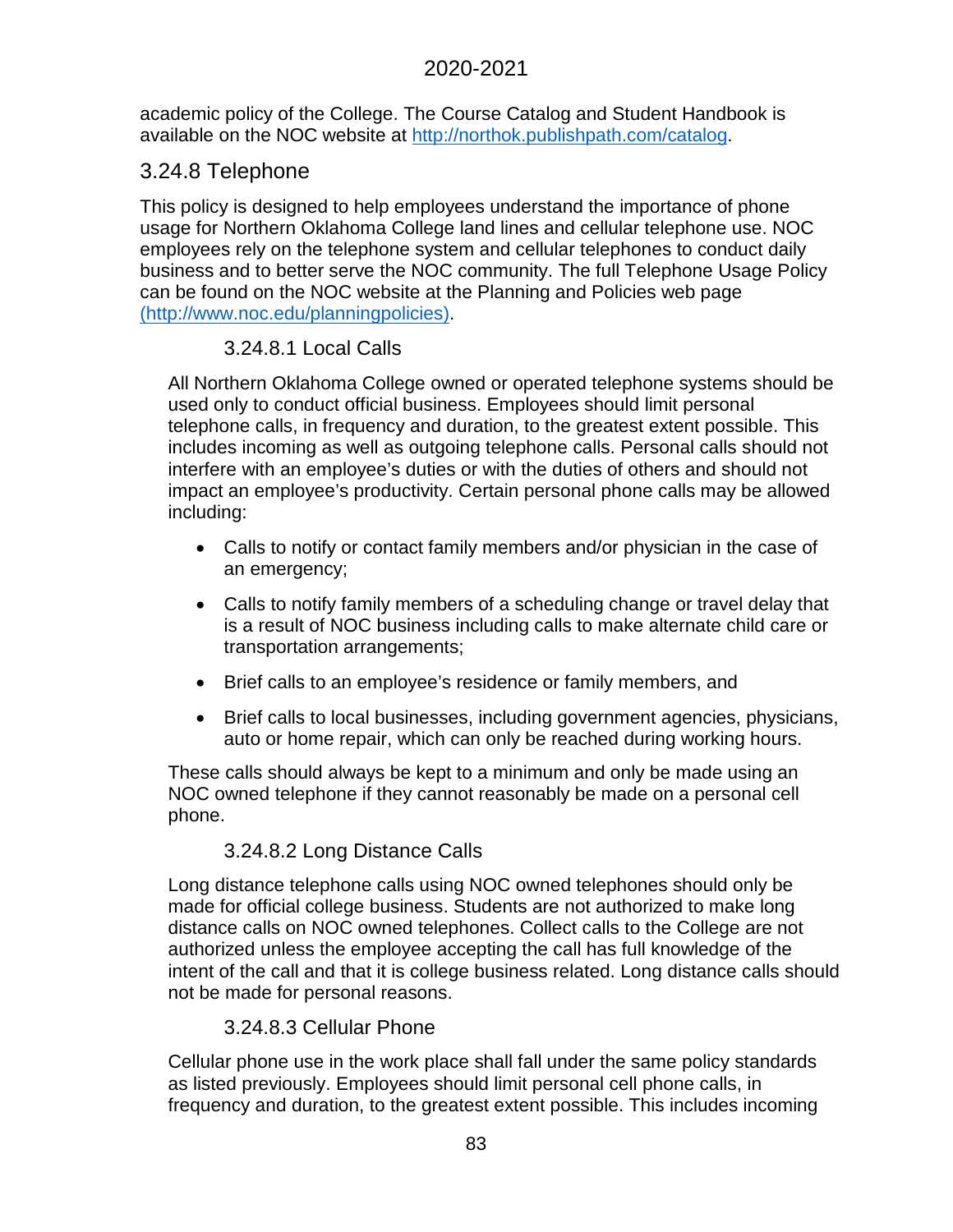academic policy of the College. The Course Catalog and Student Handbook is available on the NOC website at [http://northok.publishpath.com/catalog](http://northok.publishpath.com/catalog).

## 3.24.8 Telephone

This policy is designed to help employees understand the importance of phone usage for Northern Oklahoma College land lines and cellular telephone use. NOC employees rely on the telephone system and cellular telephones to conduct daily business and to better serve the NOC community. The full Telephone Usage Policy can be found on the NOC website at the Planning and Policies web page [(http://www.noc.edu/planningpolicies)](http://www.noc.edu/planningpolicies).

### 3.24.8.1 Local Calls

All Northern Oklahoma College owned or operated telephone systems should be used only to conduct official business. Employees should limit personal telephone calls, in frequency and duration, to the greatest extent possible. This includes incoming as well as outgoing telephone calls. Personal calls should not interfere with an employee's duties or with the duties of others and should not impact an employee's productivity. Certain personal phone calls may be allowed including:

- Calls to notify or contact family members and/or physician in the case of an emergency;
- Calls to notify family members of a scheduling change or travel delay that is a result of NOC business including calls to make alternate child care or transportation arrangements;
- Brief calls to an employee's residence or family members, and
- Brief calls to local businesses, including government agencies, physicians, auto or home repair, which can only be reached during working hours.

These calls should always be kept to a minimum and only be made using an NOC owned telephone if they cannot reasonably be made on a personal cell phone.

### 3.24.8.2 Long Distance Calls

Long distance telephone calls using NOC owned telephones should only be made for official college business. Students are not authorized to make long distance calls on NOC owned telephones. Collect calls to the College are not authorized unless the employee accepting the call has full knowledge of the intent of the call and that it is college business related. Long distance calls should not be made for personal reasons.

### 3.24.8.3 Cellular Phone

Cellular phone use in the work place shall fall under the same policy standards as listed previously. Employees should limit personal cell phone calls, in frequency and duration, to the greatest extent possible. This includes incoming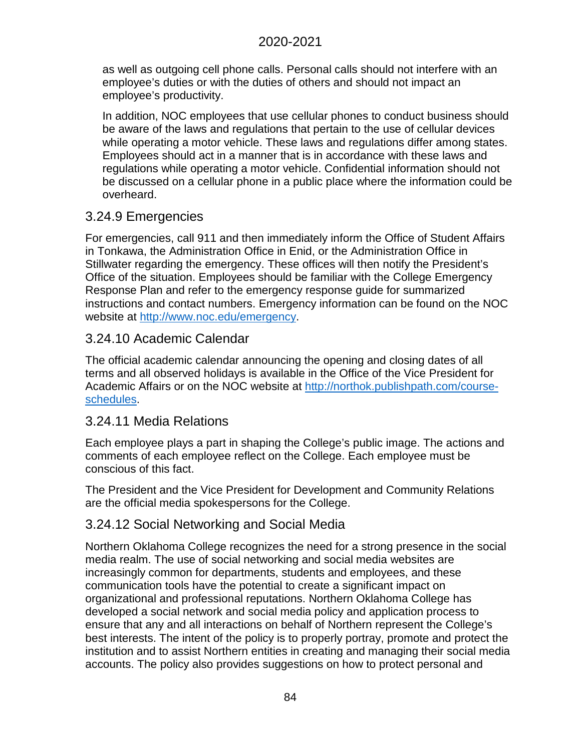as well as outgoing cell phone calls. Personal calls should not interfere with an employee's duties or with the duties of others and should not impact an employee's productivity.

In addition, NOC employees that use cellular phones to conduct business should be aware of the laws and regulations that pertain to the use of cellular devices while operating a motor vehicle. These laws and regulations differ among states. Employees should act in a manner that is in accordance with these laws and regulations while operating a motor vehicle. Confidential information should not be discussed on a cellular phone in a public place where the information could be overheard.

### 3.24.9 Emergencies

For emergencies, call 911 and then immediately inform the Office of Student Affairs in Tonkawa, the Administration Office in Enid, or the Administration Office in Stillwater regarding the emergency. These offices will then notify the President's Office of the situation. Employees should be familiar with the College Emergency Response Plan and refer to the emergency response guide for summarized instructions and contact numbers. Emergency information can be found on the NOC website at [http://www.noc.edu/emergency](http://www.noc.edu/emergency).

### 3.24.10 Academic Calendar

The official academic calendar announcing the opening and closing dates of all terms and all observed holidays is available in the Office of the Vice President for Academic Affairs or on the NOC website at [http://northok.publishpath.com/course-schedules](http://northok.publishpath.com/course-schedules).

### 3.24.11 Media Relations

Each employee plays a part in shaping the College's public image. The actions and comments of each employee reflect on the College. Each employee must be conscious of this fact.

The President and the Vice President for Development and Community Relations are the official media spokespersons for the College.

### 3.24.12 Social Networking and Social Media

Northern Oklahoma College recognizes the need for a strong presence in the social media realm. The use of social networking and social media websites are increasingly common for departments, students and employees, and these communication tools have the potential to create a significant impact on organizational and professional reputations. Northern Oklahoma College has developed a social network and social media policy and application process to ensure that any and all interactions on behalf of Northern represent the College's best interests. The intent of the policy is to properly portray, promote and protect the institution and to assist Northern entities in creating and managing their social media accounts. The policy also provides suggestions on how to protect personal and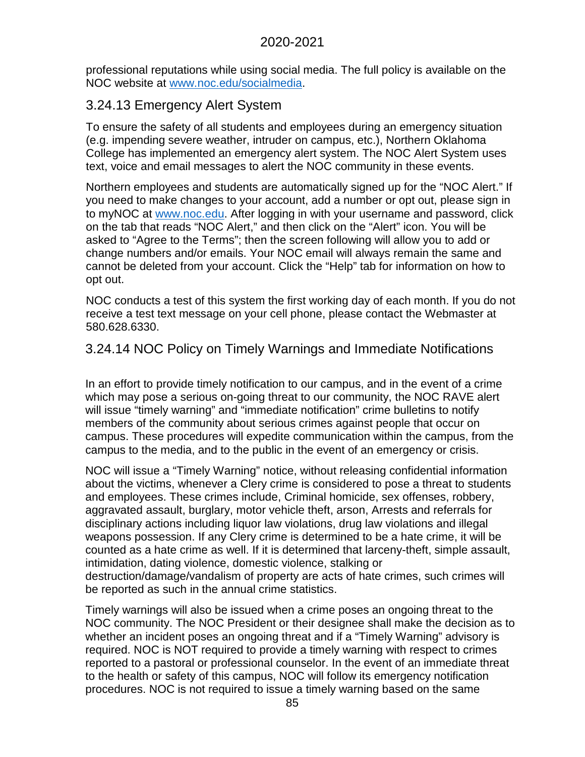professional reputations while using social media. The full policy is available on the NOC website at [www.noc.edu/socialmedia](http://www.noc.edu/socialmedia).

### 3.24.13 Emergency Alert System

To ensure the safety of all students and employees during an emergency situation (e.g. impending severe weather, intruder on campus, etc.), Northern Oklahoma College has implemented an emergency alert system. The NOC Alert System uses text, voice and email messages to alert the NOC community in these events.

Northern employees and students are automatically signed up for the "NOC Alert." If you need to make changes to your account, add a number or opt out, please sign in to myNOC at [www.noc.edu](http://www.noc.edu). After logging in with your username and password, click on the tab that reads "NOC Alert," and then click on the "Alert" icon. You will be asked to "Agree to the Terms"; then the screen following will allow you to add or change numbers and/or emails. Your NOC email will always remain the same and cannot be deleted from your account. Click the "Help" tab for information on how to opt out.

NOC conducts a test of this system the first working day of each month. If you do not receive a test text message on your cell phone, please contact the Webmaster at 580.628.6330.

### 3.24.14 NOC Policy on Timely Warnings and Immediate Notifications

In an effort to provide timely notification to our campus, and in the event of a crime which may pose a serious on-going threat to our community, the NOC RAVE alert will issue "timely warning" and "immediate notification" crime bulletins to notify members of the community about serious crimes against people that occur on campus. These procedures will expedite communication within the campus, from the campus to the media, and to the public in the event of an emergency or crisis.

NOC will issue a "Timely Warning" notice, without releasing confidential information about the victims, whenever a Clery crime is considered to pose a threat to students and employees. These crimes include, Criminal homicide, sex offenses, robbery, aggravated assault, burglary, motor vehicle theft, arson, Arrests and referrals for disciplinary actions including liquor law violations, drug law violations and illegal weapons possession. If any Clery crime is determined to be a hate crime, it will be counted as a hate crime as well. If it is determined that larceny-theft, simple assault, intimidation, dating violence, domestic violence, stalking or destruction/damage/vandalism of property are acts of hate crimes, such crimes will be reported as such in the annual crime statistics.

Timely warnings will also be issued when a crime poses an ongoing threat to the NOC community. The NOC President or their designee shall make the decision as to whether an incident poses an ongoing threat and if a "Timely Warning" advisory is required. NOC is NOT required to provide a timely warning with respect to crimes reported to a pastoral or professional counselor. In the event of an immediate threat to the health or safety of this campus, NOC will follow its emergency notification procedures. NOC is not required to issue a timely warning based on the same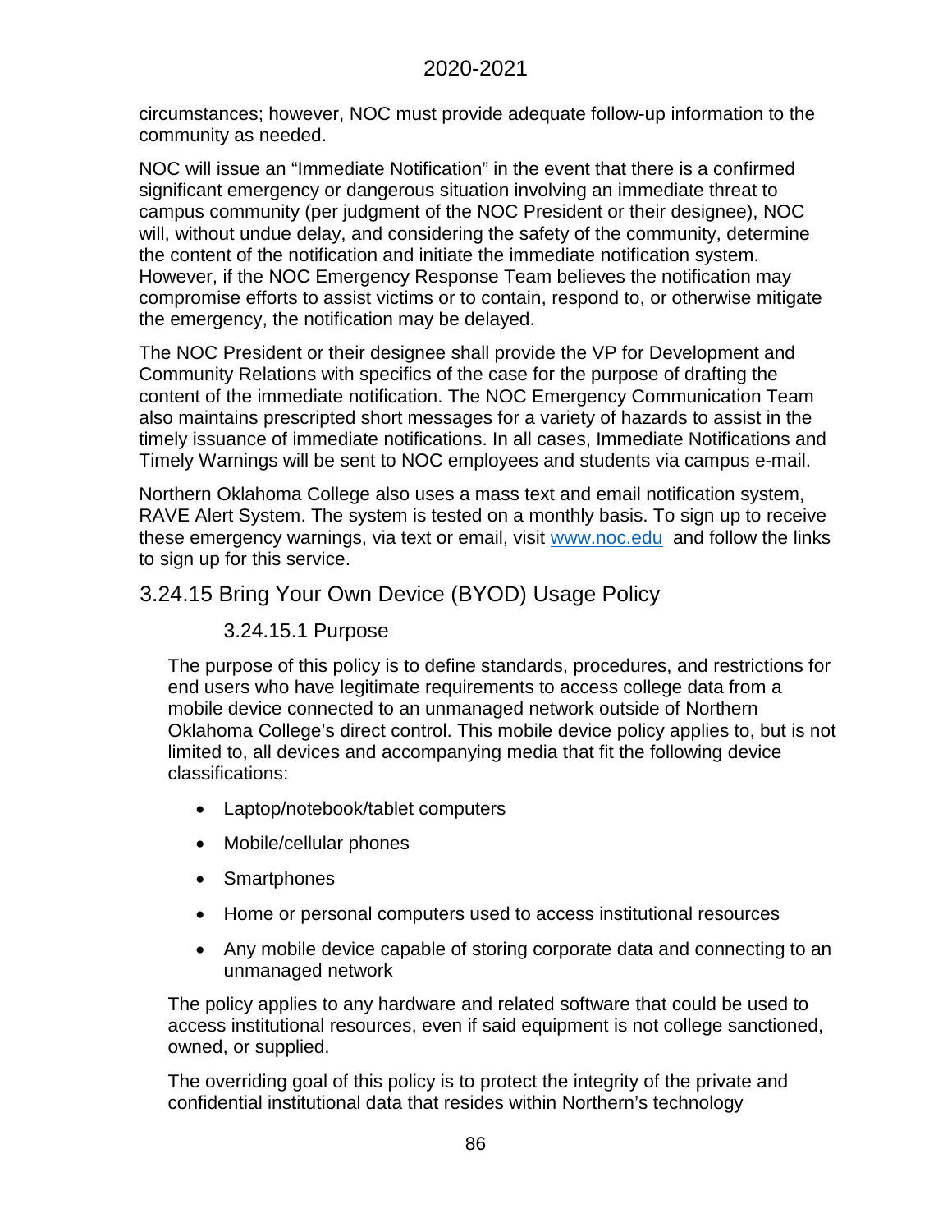circumstances; however, NOC must provide adequate follow-up information to the community as needed.

NOC will issue an "Immediate Notification" in the event that there is a confirmed significant emergency or dangerous situation involving an immediate threat to campus community (per judgment of the NOC President or their designee), NOC will, without undue delay, and considering the safety of the community, determine the content of the notification and initiate the immediate notification system. However, if the NOC Emergency Response Team believes the notification may compromise efforts to assist victims or to contain, respond to, or otherwise mitigate the emergency, the notification may be delayed.

The NOC President or their designee shall provide the VP for Development and Community Relations with specifics of the case for the purpose of drafting the content of the immediate notification. The NOC Emergency Communication Team also maintains prescripted short messages for a variety of hazards to assist in the timely issuance of immediate notifications. In all cases, Immediate Notifications and Timely Warnings will be sent to NOC employees and students via campus e-mail.

Northern Oklahoma College also uses a mass text and email notification system, RAVE Alert System. The system is tested on a monthly basis. To sign up to receive these emergency warnings, via text or email, visit [www.noc.edu](http://www.noc.edu) and follow the links to sign up for this service.

## 3.24.15 Bring Your Own Device (BYOD) Usage Policy

### 3.24.15.1 Purpose

The purpose of this policy is to define standards, procedures, and restrictions for end users who have legitimate requirements to access college data from a mobile device connected to an unmanaged network outside of Northern Oklahoma College's direct control. This mobile device policy applies to, but is not limited to, all devices and accompanying media that fit the following device classifications:

- Laptop/notebook/tablet computers
- Mobile/cellular phones
- Smartphones
- Home or personal computers used to access institutional resources
- Any mobile device capable of storing corporate data and connecting to an unmanaged network

The policy applies to any hardware and related software that could be used to access institutional resources, even if said equipment is not college sanctioned, owned, or supplied.

The overriding goal of this policy is to protect the integrity of the private and confidential institutional data that resides within Northern's technology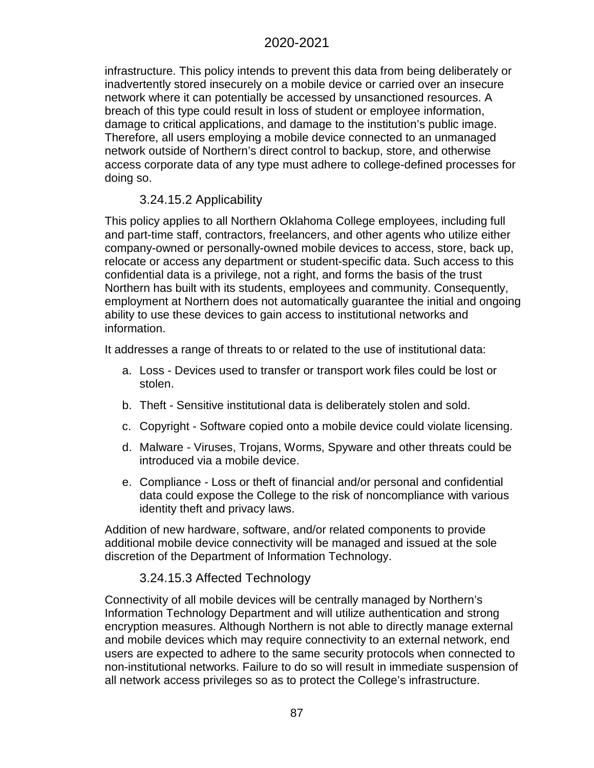infrastructure. This policy intends to prevent this data from being deliberately or inadvertently stored insecurely on a mobile device or carried over an insecure network where it can potentially be accessed by unsanctioned resources. A breach of this type could result in loss of student or employee information, damage to critical applications, and damage to the institution's public image. Therefore, all users employing a mobile device connected to an unmanaged network outside of Northern's direct control to backup, store, and otherwise access corporate data of any type must adhere to college-defined processes for doing so.

### 3.24.15.2 Applicability

This policy applies to all Northern Oklahoma College employees, including full and part-time staff, contractors, freelancers, and other agents who utilize either company-owned or personally-owned mobile devices to access, store, back up, relocate or access any department or student-specific data. Such access to this confidential data is a privilege, not a right, and forms the basis of the trust Northern has built with its students, employees and community. Consequently, employment at Northern does not automatically guarantee the initial and ongoing ability to use these devices to gain access to institutional networks and information.

It addresses a range of threats to or related to the use of institutional data:

a. Loss - Devices used to transfer or transport work files could be lost or stolen.

b. Theft - Sensitive institutional data is deliberately stolen and sold.

c. Copyright - Software copied onto a mobile device could violate licensing.

d. Malware - Viruses, Trojans, Worms, Spyware and other threats could be introduced via a mobile device.

e. Compliance - Loss or theft of financial and/or personal and confidential data could expose the College to the risk of noncompliance with various identity theft and privacy laws.

Addition of new hardware, software, and/or related components to provide additional mobile device connectivity will be managed and issued at the sole discretion of the Department of Information Technology.

### 3.24.15.3 Affected Technology

Connectivity of all mobile devices will be centrally managed by Northern's Information Technology Department and will utilize authentication and strong encryption measures. Although Northern is not able to directly manage external and mobile devices which may require connectivity to an external network, end users are expected to adhere to the same security protocols when connected to non-institutional networks. Failure to do so will result in immediate suspension of all network access privileges so as to protect the College's infrastructure.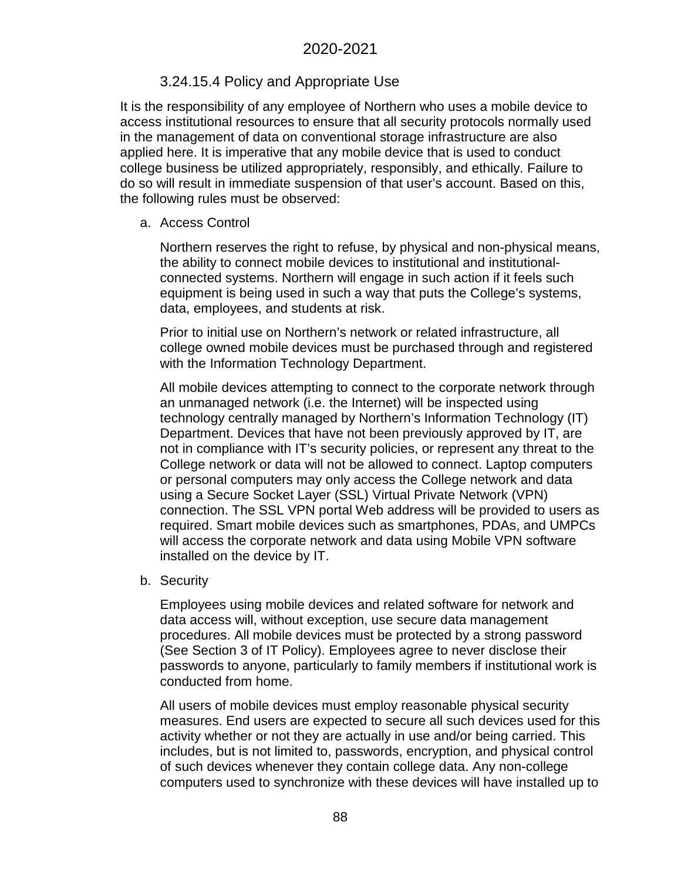### 3.24.15.4 Policy and Appropriate Use

It is the responsibility of any employee of Northern who uses a mobile device to access institutional resources to ensure that all security protocols normally used in the management of data on conventional storage infrastructure are also applied here. It is imperative that any mobile device that is used to conduct college business be utilized appropriately, responsibly, and ethically. Failure to do so will result in immediate suspension of that user's account. Based on this, the following rules must be observed:

a. Access Control

   Northern reserves the right to refuse, by physical and non-physical means, the ability to connect mobile devices to institutional and institutional-connected systems. Northern will engage in such action if it feels such equipment is being used in such a way that puts the College's systems, data, employees, and students at risk.

   Prior to initial use on Northern's network or related infrastructure, all college owned mobile devices must be purchased through and registered with the Information Technology Department.

   All mobile devices attempting to connect to the corporate network through an unmanaged network (i.e. the Internet) will be inspected using technology centrally managed by Northern's Information Technology (IT) Department. Devices that have not been previously approved by IT, are not in compliance with IT's security policies, or represent any threat to the College network or data will not be allowed to connect. Laptop computers or personal computers may only access the College network and data using a Secure Socket Layer (SSL) Virtual Private Network (VPN) connection. The SSL VPN portal Web address will be provided to users as required. Smart mobile devices such as smartphones, PDAs, and UMPCs will access the corporate network and data using Mobile VPN software installed on the device by IT.

b. Security

   Employees using mobile devices and related software for network and data access will, without exception, use secure data management procedures. All mobile devices must be protected by a strong password (See Section 3 of IT Policy). Employees agree to never disclose their passwords to anyone, particularly to family members if institutional work is conducted from home.

   All users of mobile devices must employ reasonable physical security measures. End users are expected to secure all such devices used for this activity whether or not they are actually in use and/or being carried. This includes, but is not limited to, passwords, encryption, and physical control of such devices whenever they contain college data. Any non-college computers used to synchronize with these devices will have installed up to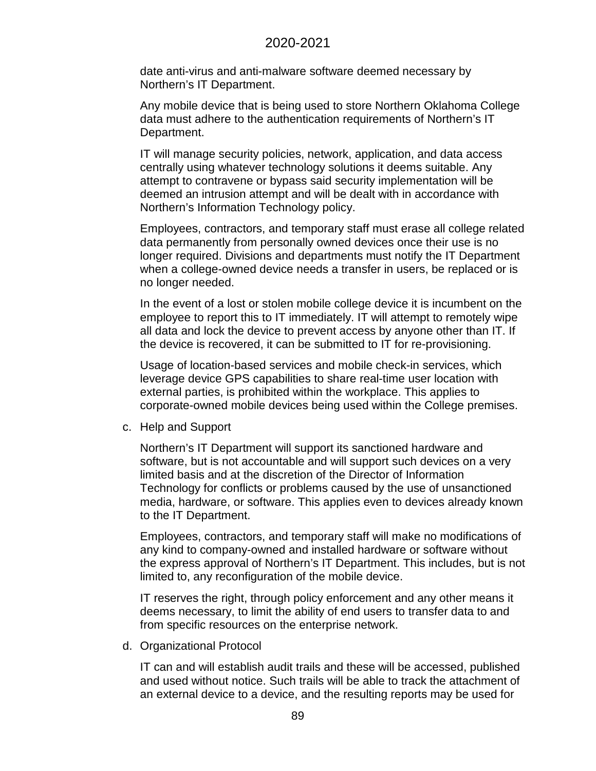date anti-virus and anti-malware software deemed necessary by Northern's IT Department.

Any mobile device that is being used to store Northern Oklahoma College data must adhere to the authentication requirements of Northern's IT Department.

IT will manage security policies, network, application, and data access centrally using whatever technology solutions it deems suitable. Any attempt to contravene or bypass said security implementation will be deemed an intrusion attempt and will be dealt with in accordance with Northern's Information Technology policy.

Employees, contractors, and temporary staff must erase all college related data permanently from personally owned devices once their use is no longer required. Divisions and departments must notify the IT Department when a college-owned device needs a transfer in users, be replaced or is no longer needed.

In the event of a lost or stolen mobile college device it is incumbent on the employee to report this to IT immediately. IT will attempt to remotely wipe all data and lock the device to prevent access by anyone other than IT. If the device is recovered, it can be submitted to IT for re-provisioning.

Usage of location-based services and mobile check-in services, which leverage device GPS capabilities to share real-time user location with external parties, is prohibited within the workplace. This applies to corporate-owned mobile devices being used within the College premises.

c. Help and Support

Northern's IT Department will support its sanctioned hardware and software, but is not accountable and will support such devices on a very limited basis and at the discretion of the Director of Information Technology for conflicts or problems caused by the use of unsanctioned media, hardware, or software. This applies even to devices already known to the IT Department.

Employees, contractors, and temporary staff will make no modifications of any kind to company-owned and installed hardware or software without the express approval of Northern's IT Department. This includes, but is not limited to, any reconfiguration of the mobile device.

IT reserves the right, through policy enforcement and any other means it deems necessary, to limit the ability of end users to transfer data to and from specific resources on the enterprise network.

d. Organizational Protocol

IT can and will establish audit trails and these will be accessed, published and used without notice. Such trails will be able to track the attachment of an external device to a device, and the resulting reports may be used for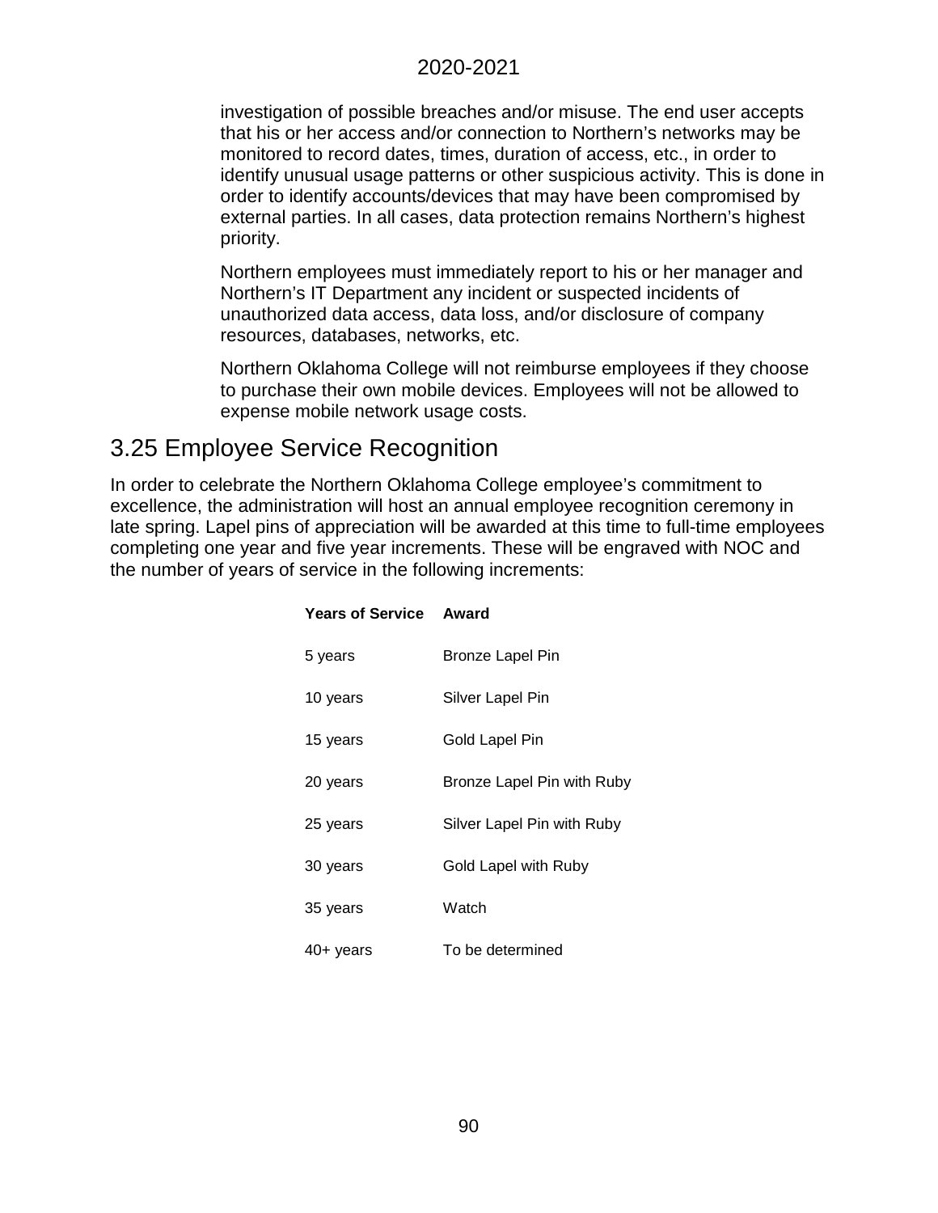investigation of possible breaches and/or misuse. The end user accepts that his or her access and/or connection to Northern's networks may be monitored to record dates, times, duration of access, etc., in order to identify unusual usage patterns or other suspicious activity. This is done in order to identify accounts/devices that may have been compromised by external parties. In all cases, data protection remains Northern's highest priority.

Northern employees must immediately report to his or her manager and Northern's IT Department any incident or suspected incidents of unauthorized data access, data loss, and/or disclosure of company resources, databases, networks, etc.

Northern Oklahoma College will not reimburse employees if they choose to purchase their own mobile devices. Employees will not be allowed to expense mobile network usage costs.

## 3.25 Employee Service Recognition

In order to celebrate the Northern Oklahoma College employee's commitment to excellence, the administration will host an annual employee recognition ceremony in late spring. Lapel pins of appreciation will be awarded at this time to full-time employees completing one year and five year increments. These will be engraved with NOC and the number of years of service in the following increments:

| Years of Service | Award |
|---|---|
| 5 years | Bronze Lapel Pin |
| 10 years | Silver Lapel Pin |
| 15 years | Gold Lapel Pin |
| 20 years | Bronze Lapel Pin with Ruby |
| 25 years | Silver Lapel Pin with Ruby |
| 30 years | Gold Lapel with Ruby |
| 35 years | Watch |
| 40+ years | To be determined |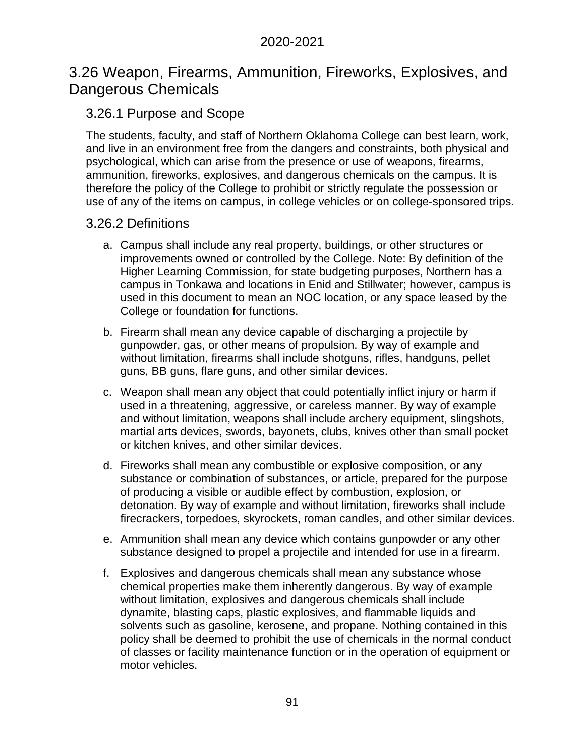## 3.26 Weapon, Firearms, Ammunition, Fireworks, Explosives, and Dangerous Chemicals

### 3.26.1 Purpose and Scope

The students, faculty, and staff of Northern Oklahoma College can best learn, work, and live in an environment free from the dangers and constraints, both physical and psychological, which can arise from the presence or use of weapons, firearms, ammunition, fireworks, explosives, and dangerous chemicals on the campus. It is therefore the policy of the College to prohibit or strictly regulate the possession or use of any of the items on campus, in college vehicles or on college-sponsored trips.

### 3.26.2 Definitions

a. Campus shall include any real property, buildings, or other structures or improvements owned or controlled by the College. Note: By definition of the Higher Learning Commission, for state budgeting purposes, Northern has a campus in Tonkawa and locations in Enid and Stillwater; however, campus is used in this document to mean an NOC location, or any space leased by the College or foundation for functions.

b. Firearm shall mean any device capable of discharging a projectile by gunpowder, gas, or other means of propulsion. By way of example and without limitation, firearms shall include shotguns, rifles, handguns, pellet guns, BB guns, flare guns, and other similar devices.

c. Weapon shall mean any object that could potentially inflict injury or harm if used in a threatening, aggressive, or careless manner. By way of example and without limitation, weapons shall include archery equipment, slingshots, martial arts devices, swords, bayonets, clubs, knives other than small pocket or kitchen knives, and other similar devices.

d. Fireworks shall mean any combustible or explosive composition, or any substance or combination of substances, or article, prepared for the purpose of producing a visible or audible effect by combustion, explosion, or detonation. By way of example and without limitation, fireworks shall include firecrackers, torpedoes, skyrockets, roman candles, and other similar devices.

e. Ammunition shall mean any device which contains gunpowder or any other substance designed to propel a projectile and intended for use in a firearm.

f. Explosives and dangerous chemicals shall mean any substance whose chemical properties make them inherently dangerous. By way of example without limitation, explosives and dangerous chemicals shall include dynamite, blasting caps, plastic explosives, and flammable liquids and solvents such as gasoline, kerosene, and propane. Nothing contained in this policy shall be deemed to prohibit the use of chemicals in the normal conduct of classes or facility maintenance function or in the operation of equipment or motor vehicles.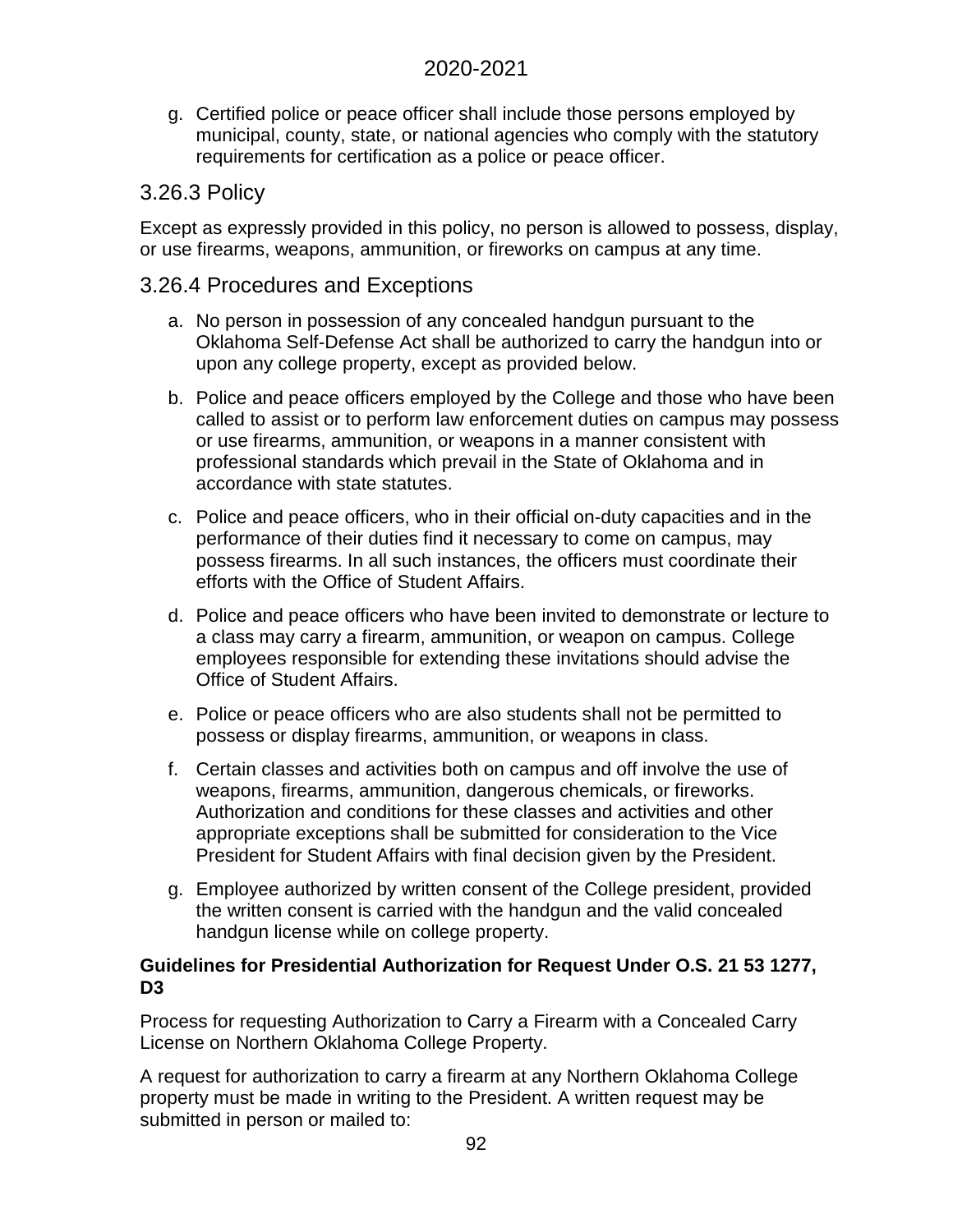g. Certified police or peace officer shall include those persons employed by municipal, county, state, or national agencies who comply with the statutory requirements for certification as a police or peace officer.

## 3.26.3 Policy

Except as expressly provided in this policy, no person is allowed to possess, display, or use firearms, weapons, ammunition, or fireworks on campus at any time.

## 3.26.4 Procedures and Exceptions

a. No person in possession of any concealed handgun pursuant to the Oklahoma Self-Defense Act shall be authorized to carry the handgun into or upon any college property, except as provided below.

b. Police and peace officers employed by the College and those who have been called to assist or to perform law enforcement duties on campus may possess or use firearms, ammunition, or weapons in a manner consistent with professional standards which prevail in the State of Oklahoma and in accordance with state statutes.

c. Police and peace officers, who in their official on-duty capacities and in the performance of their duties find it necessary to come on campus, may possess firearms. In all such instances, the officers must coordinate their efforts with the Office of Student Affairs.

d. Police and peace officers who have been invited to demonstrate or lecture to a class may carry a firearm, ammunition, or weapon on campus. College employees responsible for extending these invitations should advise the Office of Student Affairs.

e. Police or peace officers who are also students shall not be permitted to possess or display firearms, ammunition, or weapons in class.

f. Certain classes and activities both on campus and off involve the use of weapons, firearms, ammunition, dangerous chemicals, or fireworks. Authorization and conditions for these classes and activities and other appropriate exceptions shall be submitted for consideration to the Vice President for Student Affairs with final decision given by the President.

g. Employee authorized by written consent of the College president, provided the written consent is carried with the handgun and the valid concealed handgun license while on college property.

**Guidelines for Presidential Authorization for Request Under O.S. 21 53 1277, D3**

Process for requesting Authorization to Carry a Firearm with a Concealed Carry License on Northern Oklahoma College Property.

A request for authorization to carry a firearm at any Northern Oklahoma College property must be made in writing to the President. A written request may be submitted in person or mailed to: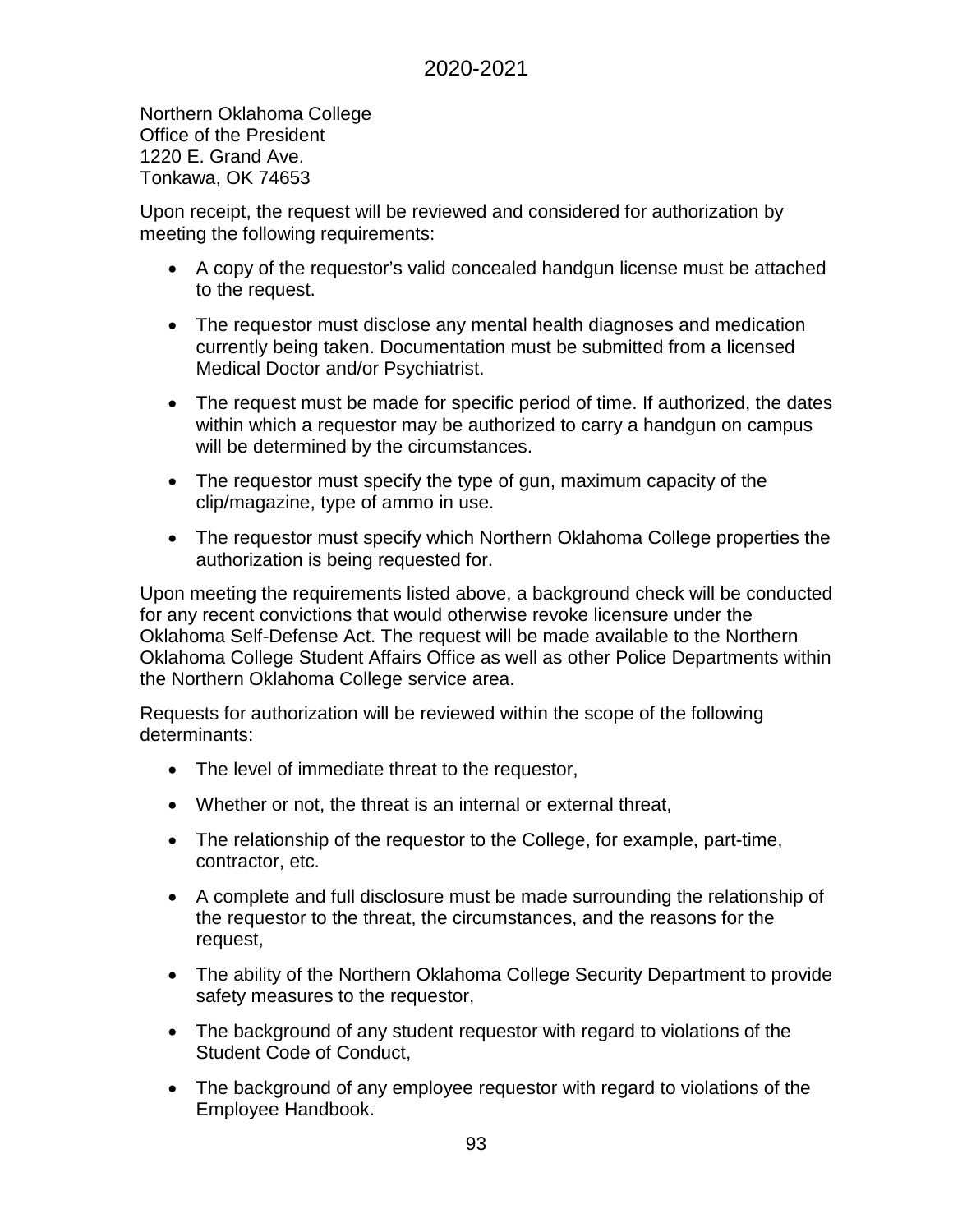Northern Oklahoma College
Office of the President
1220 E. Grand Ave.
Tonkawa, OK 74653

Upon receipt, the request will be reviewed and considered for authorization by meeting the following requirements:

- A copy of the requestor's valid concealed handgun license must be attached to the request.
- The requestor must disclose any mental health diagnoses and medication currently being taken. Documentation must be submitted from a licensed Medical Doctor and/or Psychiatrist.
- The request must be made for specific period of time. If authorized, the dates within which a requestor may be authorized to carry a handgun on campus will be determined by the circumstances.
- The requestor must specify the type of gun, maximum capacity of the clip/magazine, type of ammo in use.
- The requestor must specify which Northern Oklahoma College properties the authorization is being requested for.

Upon meeting the requirements listed above, a background check will be conducted for any recent convictions that would otherwise revoke licensure under the Oklahoma Self-Defense Act. The request will be made available to the Northern Oklahoma College Student Affairs Office as well as other Police Departments within the Northern Oklahoma College service area.

Requests for authorization will be reviewed within the scope of the following determinants:

- The level of immediate threat to the requestor,
- Whether or not, the threat is an internal or external threat,
- The relationship of the requestor to the College, for example, part-time, contractor, etc.
- A complete and full disclosure must be made surrounding the relationship of the requestor to the threat, the circumstances, and the reasons for the request,
- The ability of the Northern Oklahoma College Security Department to provide safety measures to the requestor,
- The background of any student requestor with regard to violations of the Student Code of Conduct,
- The background of any employee requestor with regard to violations of the Employee Handbook.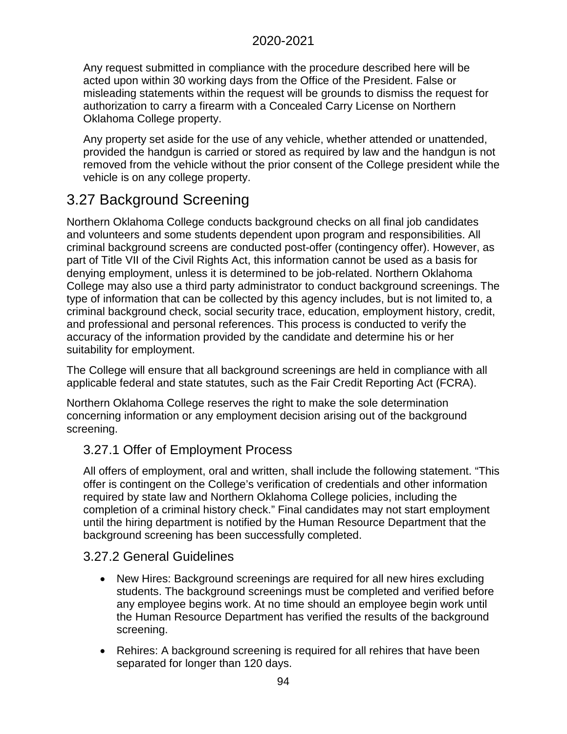Any request submitted in compliance with the procedure described here will be acted upon within 30 working days from the Office of the President. False or misleading statements within the request will be grounds to dismiss the request for authorization to carry a firearm with a Concealed Carry License on Northern Oklahoma College property.

Any property set aside for the use of any vehicle, whether attended or unattended, provided the handgun is carried or stored as required by law and the handgun is not removed from the vehicle without the prior consent of the College president while the vehicle is on any college property.

## 3.27 Background Screening

Northern Oklahoma College conducts background checks on all final job candidates and volunteers and some students dependent upon program and responsibilities. All criminal background screens are conducted post-offer (contingency offer). However, as part of Title VII of the Civil Rights Act, this information cannot be used as a basis for denying employment, unless it is determined to be job-related. Northern Oklahoma College may also use a third party administrator to conduct background screenings. The type of information that can be collected by this agency includes, but is not limited to, a criminal background check, social security trace, education, employment history, credit, and professional and personal references. This process is conducted to verify the accuracy of the information provided by the candidate and determine his or her suitability for employment.

The College will ensure that all background screenings are held in compliance with all applicable federal and state statutes, such as the Fair Credit Reporting Act (FCRA).

Northern Oklahoma College reserves the right to make the sole determination concerning information or any employment decision arising out of the background screening.

### 3.27.1 Offer of Employment Process

All offers of employment, oral and written, shall include the following statement. "This offer is contingent on the College's verification of credentials and other information required by state law and Northern Oklahoma College policies, including the completion of a criminal history check." Final candidates may not start employment until the hiring department is notified by the Human Resource Department that the background screening has been successfully completed.

### 3.27.2 General Guidelines

- New Hires: Background screenings are required for all new hires excluding students. The background screenings must be completed and verified before any employee begins work. At no time should an employee begin work until the Human Resource Department has verified the results of the background screening.
- Rehires: A background screening is required for all rehires that have been separated for longer than 120 days.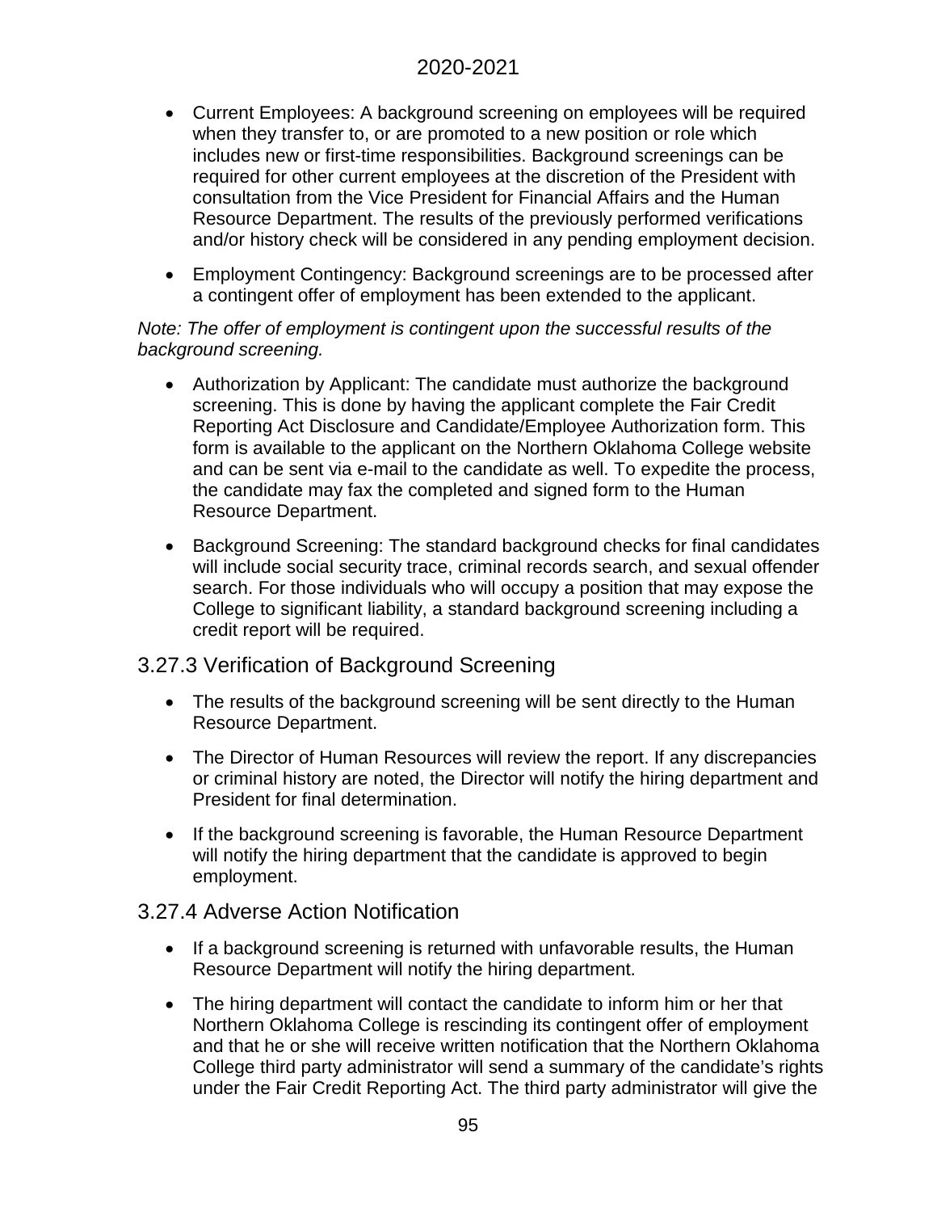- Current Employees: A background screening on employees will be required when they transfer to, or are promoted to a new position or role which includes new or first-time responsibilities. Background screenings can be required for other current employees at the discretion of the President with consultation from the Vice President for Financial Affairs and the Human Resource Department. The results of the previously performed verifications and/or history check will be considered in any pending employment decision.
- Employment Contingency: Background screenings are to be processed after a contingent offer of employment has been extended to the applicant.

*Note: The offer of employment is contingent upon the successful results of the background screening.*

- Authorization by Applicant: The candidate must authorize the background screening. This is done by having the applicant complete the Fair Credit Reporting Act Disclosure and Candidate/Employee Authorization form. This form is available to the applicant on the Northern Oklahoma College website and can be sent via e-mail to the candidate as well. To expedite the process, the candidate may fax the completed and signed form to the Human Resource Department.
- Background Screening: The standard background checks for final candidates will include social security trace, criminal records search, and sexual offender search. For those individuals who will occupy a position that may expose the College to significant liability, a standard background screening including a credit report will be required.

## 3.27.3 Verification of Background Screening

- The results of the background screening will be sent directly to the Human Resource Department.
- The Director of Human Resources will review the report. If any discrepancies or criminal history are noted, the Director will notify the hiring department and President for final determination.
- If the background screening is favorable, the Human Resource Department will notify the hiring department that the candidate is approved to begin employment.

## 3.27.4 Adverse Action Notification

- If a background screening is returned with unfavorable results, the Human Resource Department will notify the hiring department.
- The hiring department will contact the candidate to inform him or her that Northern Oklahoma College is rescinding its contingent offer of employment and that he or she will receive written notification that the Northern Oklahoma College third party administrator will send a summary of the candidate's rights under the Fair Credit Reporting Act. The third party administrator will give the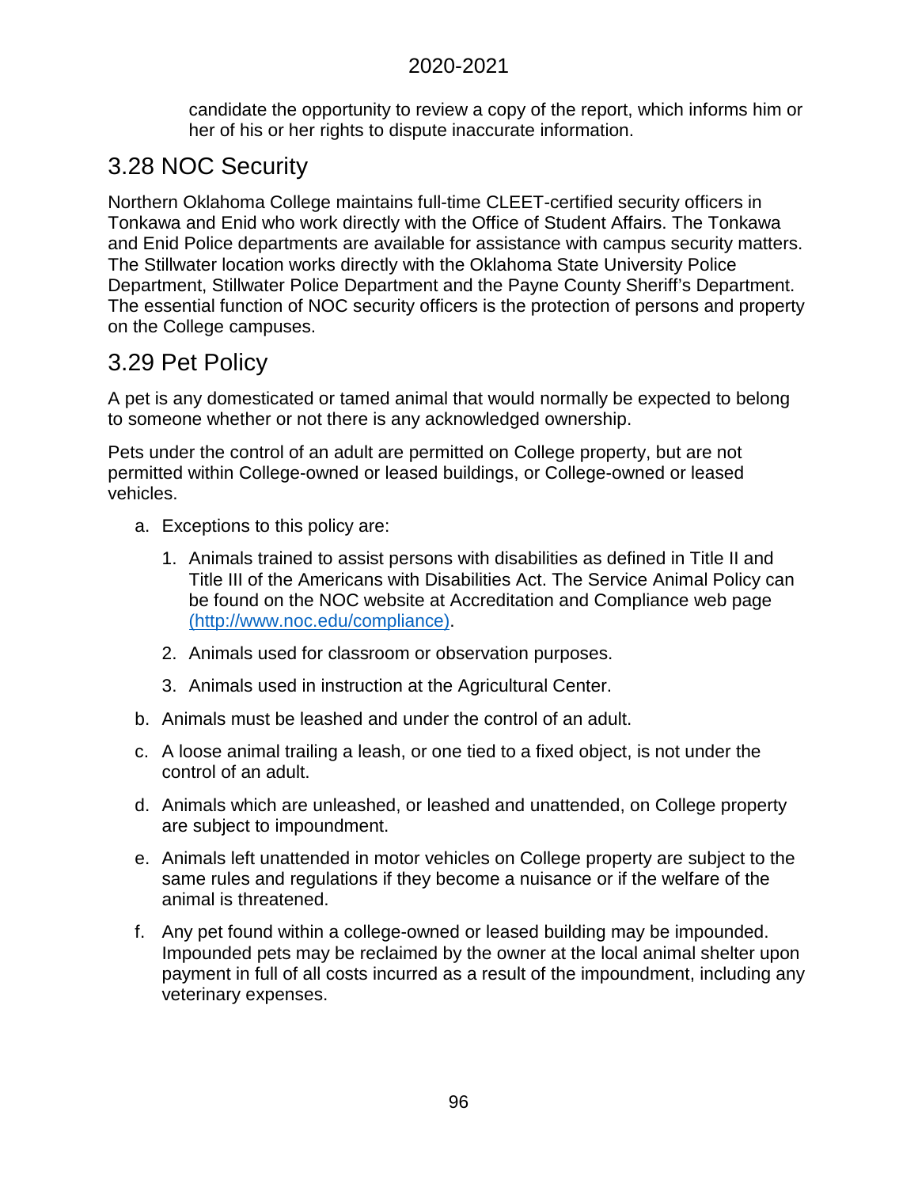candidate the opportunity to review a copy of the report, which informs him or her of his or her rights to dispute inaccurate information.

## 3.28 NOC Security

Northern Oklahoma College maintains full-time CLEET-certified security officers in Tonkawa and Enid who work directly with the Office of Student Affairs. The Tonkawa and Enid Police departments are available for assistance with campus security matters. The Stillwater location works directly with the Oklahoma State University Police Department, Stillwater Police Department and the Payne County Sheriff's Department. The essential function of NOC security officers is the protection of persons and property on the College campuses.

## 3.29 Pet Policy

A pet is any domesticated or tamed animal that would normally be expected to belong to someone whether or not there is any acknowledged ownership.

Pets under the control of an adult are permitted on College property, but are not permitted within College-owned or leased buildings, or College-owned or leased vehicles.

a. Exceptions to this policy are:
    1. Animals trained to assist persons with disabilities as defined in Title II and Title III of the Americans with Disabilities Act. The Service Animal Policy can be found on the NOC website at Accreditation and Compliance web page (http://www.noc.edu/compliance).
    2. Animals used for classroom or observation purposes.
    3. Animals used in instruction at the Agricultural Center.
b. Animals must be leashed and under the control of an adult.
c. A loose animal trailing a leash, or one tied to a fixed object, is not under the control of an adult.
d. Animals which are unleashed, or leashed and unattended, on College property are subject to impoundment.
e. Animals left unattended in motor vehicles on College property are subject to the same rules and regulations if they become a nuisance or if the welfare of the animal is threatened.
f. Any pet found within a college-owned or leased building may be impounded. Impounded pets may be reclaimed by the owner at the local animal shelter upon payment in full of all costs incurred as a result of the impoundment, including any veterinary expenses.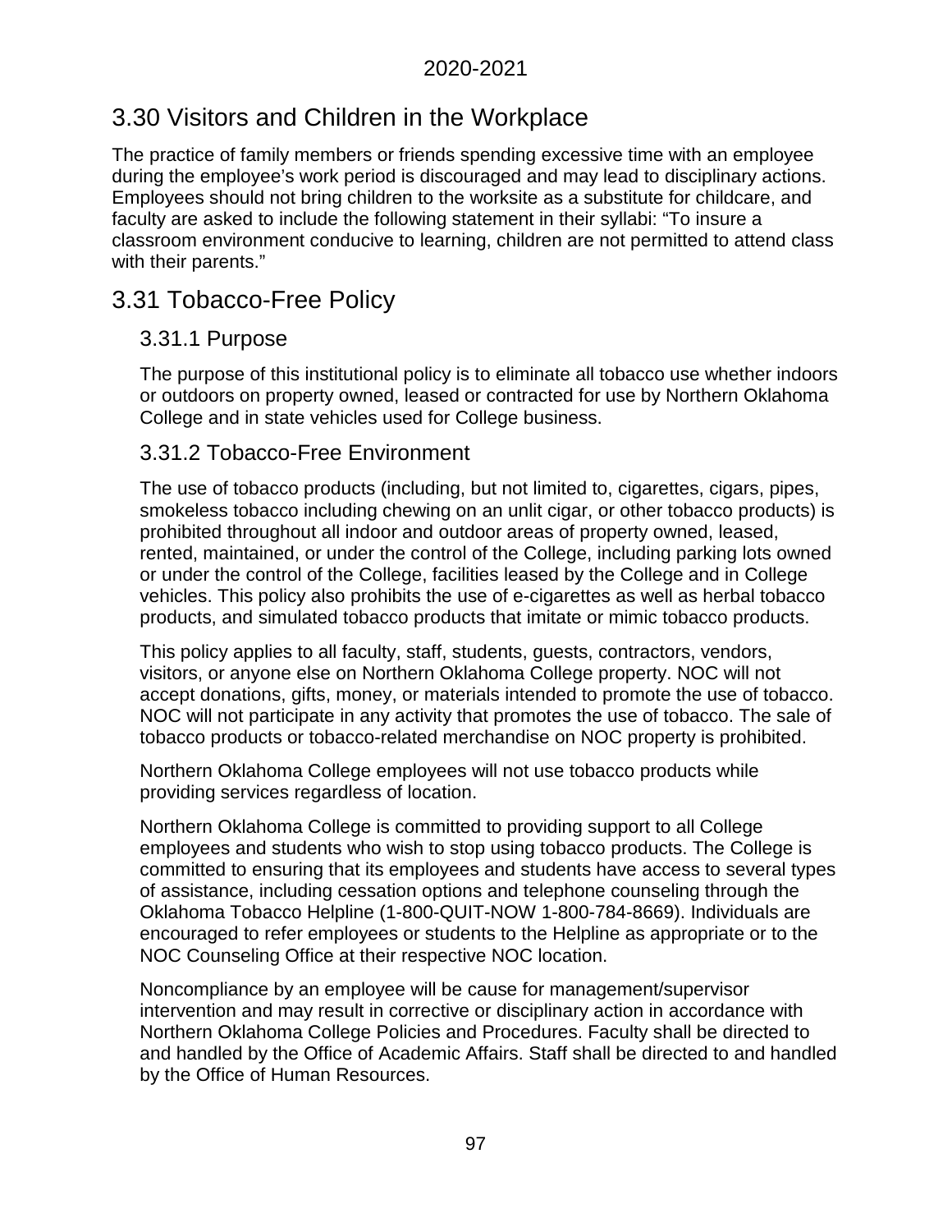## 3.30 Visitors and Children in the Workplace

The practice of family members or friends spending excessive time with an employee during the employee's work period is discouraged and may lead to disciplinary actions. Employees should not bring children to the worksite as a substitute for childcare, and faculty are asked to include the following statement in their syllabi: "To insure a classroom environment conducive to learning, children are not permitted to attend class with their parents."

## 3.31 Tobacco-Free Policy

### 3.31.1 Purpose

The purpose of this institutional policy is to eliminate all tobacco use whether indoors or outdoors on property owned, leased or contracted for use by Northern Oklahoma College and in state vehicles used for College business.

### 3.31.2 Tobacco-Free Environment

The use of tobacco products (including, but not limited to, cigarettes, cigars, pipes, smokeless tobacco including chewing on an unlit cigar, or other tobacco products) is prohibited throughout all indoor and outdoor areas of property owned, leased, rented, maintained, or under the control of the College, including parking lots owned or under the control of the College, facilities leased by the College and in College vehicles. This policy also prohibits the use of e-cigarettes as well as herbal tobacco products, and simulated tobacco products that imitate or mimic tobacco products.

This policy applies to all faculty, staff, students, guests, contractors, vendors, visitors, or anyone else on Northern Oklahoma College property. NOC will not accept donations, gifts, money, or materials intended to promote the use of tobacco. NOC will not participate in any activity that promotes the use of tobacco. The sale of tobacco products or tobacco-related merchandise on NOC property is prohibited.

Northern Oklahoma College employees will not use tobacco products while providing services regardless of location.

Northern Oklahoma College is committed to providing support to all College employees and students who wish to stop using tobacco products. The College is committed to ensuring that its employees and students have access to several types of assistance, including cessation options and telephone counseling through the Oklahoma Tobacco Helpline (1-800-QUIT-NOW 1-800-784-8669). Individuals are encouraged to refer employees or students to the Helpline as appropriate or to the NOC Counseling Office at their respective NOC location.

Noncompliance by an employee will be cause for management/supervisor intervention and may result in corrective or disciplinary action in accordance with Northern Oklahoma College Policies and Procedures. Faculty shall be directed to and handled by the Office of Academic Affairs. Staff shall be directed to and handled by the Office of Human Resources.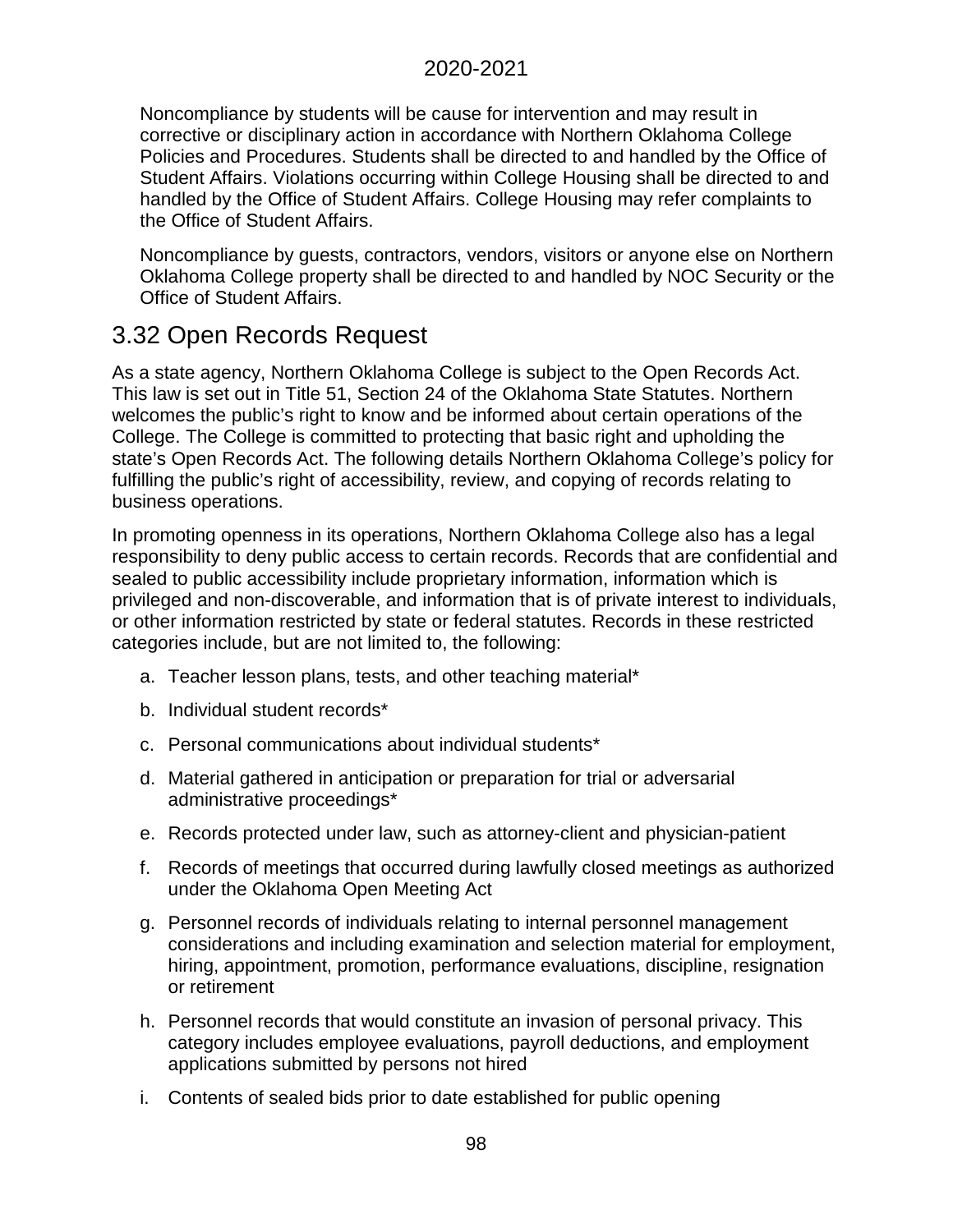Noncompliance by students will be cause for intervention and may result in corrective or disciplinary action in accordance with Northern Oklahoma College Policies and Procedures. Students shall be directed to and handled by the Office of Student Affairs. Violations occurring within College Housing shall be directed to and handled by the Office of Student Affairs. College Housing may refer complaints to the Office of Student Affairs.

Noncompliance by guests, contractors, vendors, visitors or anyone else on Northern Oklahoma College property shall be directed to and handled by NOC Security or the Office of Student Affairs.

## 3.32 Open Records Request

As a state agency, Northern Oklahoma College is subject to the Open Records Act. This law is set out in Title 51, Section 24 of the Oklahoma State Statutes. Northern welcomes the public's right to know and be informed about certain operations of the College. The College is committed to protecting that basic right and upholding the state's Open Records Act. The following details Northern Oklahoma College's policy for fulfilling the public's right of accessibility, review, and copying of records relating to business operations.

In promoting openness in its operations, Northern Oklahoma College also has a legal responsibility to deny public access to certain records. Records that are confidential and sealed to public accessibility include proprietary information, information which is privileged and non-discoverable, and information that is of private interest to individuals, or other information restricted by state or federal statutes. Records in these restricted categories include, but are not limited to, the following:

a. Teacher lesson plans, tests, and other teaching material*

b. Individual student records*

c. Personal communications about individual students*

d. Material gathered in anticipation or preparation for trial or adversarial administrative proceedings*

e. Records protected under law, such as attorney-client and physician-patient

f. Records of meetings that occurred during lawfully closed meetings as authorized under the Oklahoma Open Meeting Act

g. Personnel records of individuals relating to internal personnel management considerations and including examination and selection material for employment, hiring, appointment, promotion, performance evaluations, discipline, resignation or retirement

h. Personnel records that would constitute an invasion of personal privacy. This category includes employee evaluations, payroll deductions, and employment applications submitted by persons not hired

i. Contents of sealed bids prior to date established for public opening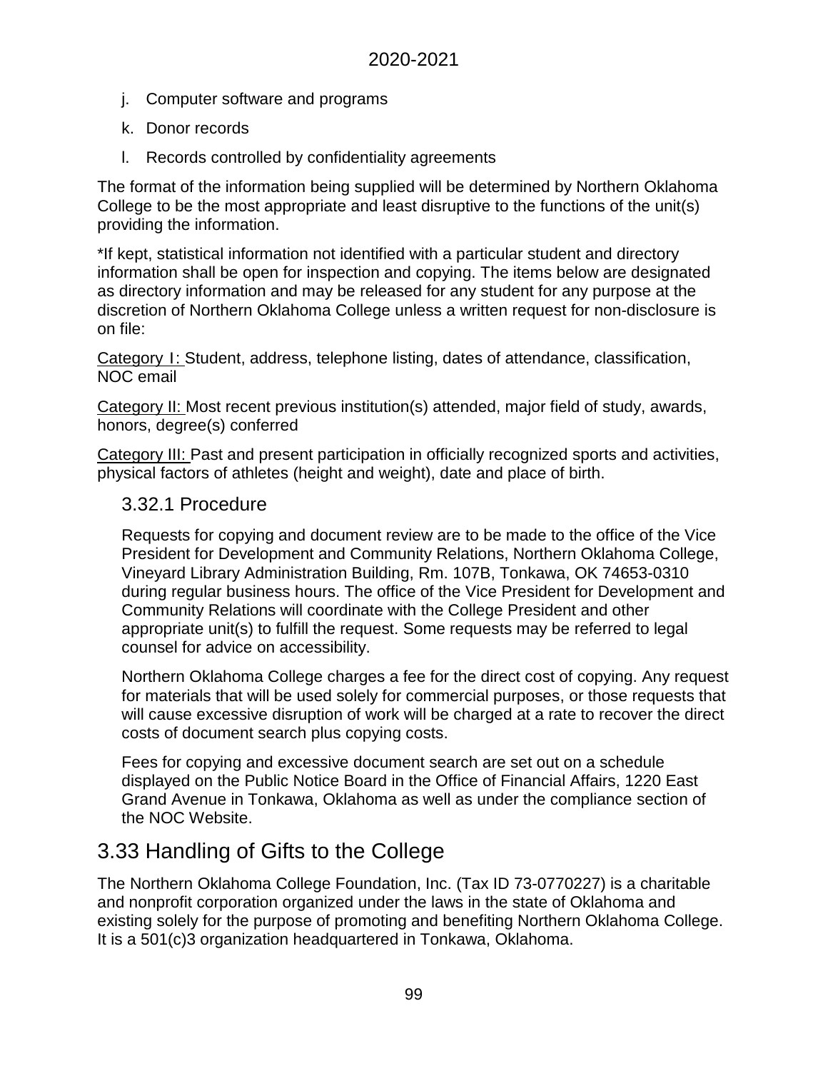j. Computer software and programs

k. Donor records

l. Records controlled by confidentiality agreements

The format of the information being supplied will be determined by Northern Oklahoma College to be the most appropriate and least disruptive to the functions of the unit(s) providing the information.

*If kept, statistical information not identified with a particular student and directory information shall be open for inspection and copying. The items below are designated as directory information and may be released for any student for any purpose at the discretion of Northern Oklahoma College unless a written request for non-disclosure is on file:

<u>Category I:</u> Student, address, telephone listing, dates of attendance, classification, NOC email

<u>Category II:</u> Most recent previous institution(s) attended, major field of study, awards, honors, degree(s) conferred

<u>Category III:</u> Past and present participation in officially recognized sports and activities, physical factors of athletes (height and weight), date and place of birth.

### 3.32.1 Procedure

Requests for copying and document review are to be made to the office of the Vice President for Development and Community Relations, Northern Oklahoma College, Vineyard Library Administration Building, Rm. 107B, Tonkawa, OK 74653-0310 during regular business hours. The office of the Vice President for Development and Community Relations will coordinate with the College President and other appropriate unit(s) to fulfill the request. Some requests may be referred to legal counsel for advice on accessibility.

Northern Oklahoma College charges a fee for the direct cost of copying. Any request for materials that will be used solely for commercial purposes, or those requests that will cause excessive disruption of work will be charged at a rate to recover the direct costs of document search plus copying costs.

Fees for copying and excessive document search are set out on a schedule displayed on the Public Notice Board in the Office of Financial Affairs, 1220 East Grand Avenue in Tonkawa, Oklahoma as well as under the compliance section of the NOC Website.

## 3.33 Handling of Gifts to the College

The Northern Oklahoma College Foundation, Inc. (Tax ID 73-0770227) is a charitable and nonprofit corporation organized under the laws in the state of Oklahoma and existing solely for the purpose of promoting and benefiting Northern Oklahoma College. It is a 501(c)3 organization headquartered in Tonkawa, Oklahoma.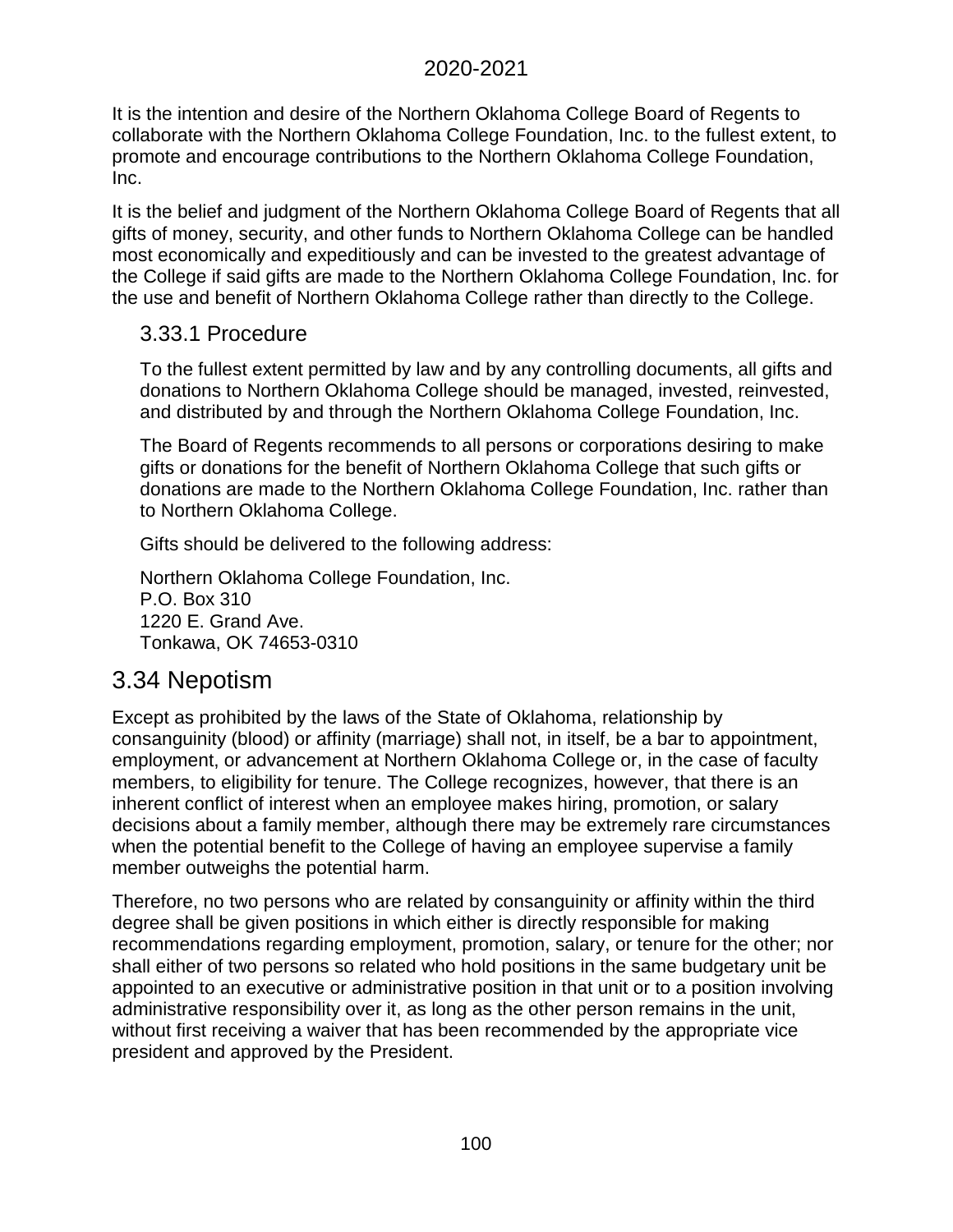It is the intention and desire of the Northern Oklahoma College Board of Regents to collaborate with the Northern Oklahoma College Foundation, Inc. to the fullest extent, to promote and encourage contributions to the Northern Oklahoma College Foundation, Inc.

It is the belief and judgment of the Northern Oklahoma College Board of Regents that all gifts of money, security, and other funds to Northern Oklahoma College can be handled most economically and expeditiously and can be invested to the greatest advantage of the College if said gifts are made to the Northern Oklahoma College Foundation, Inc. for the use and benefit of Northern Oklahoma College rather than directly to the College.

### 3.33.1 Procedure

To the fullest extent permitted by law and by any controlling documents, all gifts and donations to Northern Oklahoma College should be managed, invested, reinvested, and distributed by and through the Northern Oklahoma College Foundation, Inc.

The Board of Regents recommends to all persons or corporations desiring to make gifts or donations for the benefit of Northern Oklahoma College that such gifts or donations are made to the Northern Oklahoma College Foundation, Inc. rather than to Northern Oklahoma College.

Gifts should be delivered to the following address:

Northern Oklahoma College Foundation, Inc.
P.O. Box 310
1220 E. Grand Ave.
Tonkawa, OK 74653-0310

## 3.34 Nepotism

Except as prohibited by the laws of the State of Oklahoma, relationship by consanguinity (blood) or affinity (marriage) shall not, in itself, be a bar to appointment, employment, or advancement at Northern Oklahoma College or, in the case of faculty members, to eligibility for tenure. The College recognizes, however, that there is an inherent conflict of interest when an employee makes hiring, promotion, or salary decisions about a family member, although there may be extremely rare circumstances when the potential benefit to the College of having an employee supervise a family member outweighs the potential harm.

Therefore, no two persons who are related by consanguinity or affinity within the third degree shall be given positions in which either is directly responsible for making recommendations regarding employment, promotion, salary, or tenure for the other; nor shall either of two persons so related who hold positions in the same budgetary unit be appointed to an executive or administrative position in that unit or to a position involving administrative responsibility over it, as long as the other person remains in the unit, without first receiving a waiver that has been recommended by the appropriate vice president and approved by the President.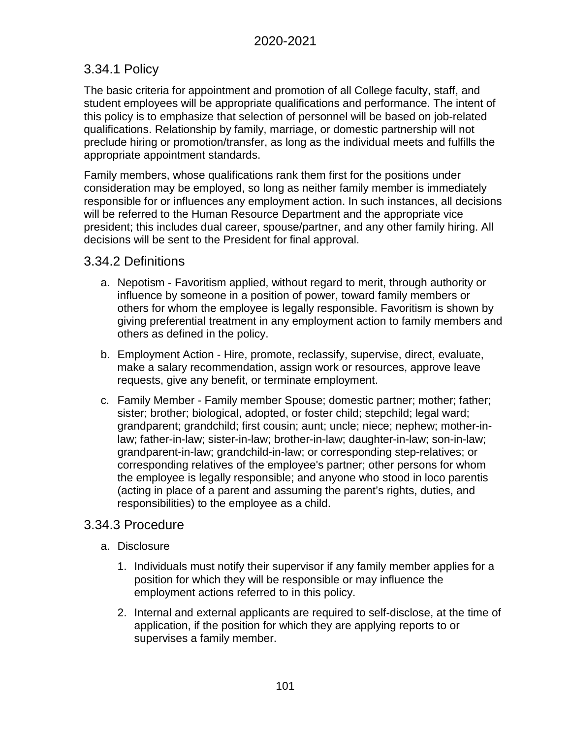## 3.34.1 Policy

The basic criteria for appointment and promotion of all College faculty, staff, and student employees will be appropriate qualifications and performance. The intent of this policy is to emphasize that selection of personnel will be based on job-related qualifications. Relationship by family, marriage, or domestic partnership will not preclude hiring or promotion/transfer, as long as the individual meets and fulfills the appropriate appointment standards.

Family members, whose qualifications rank them first for the positions under consideration may be employed, so long as neither family member is immediately responsible for or influences any employment action. In such instances, all decisions will be referred to the Human Resource Department and the appropriate vice president; this includes dual career, spouse/partner, and any other family hiring. All decisions will be sent to the President for final approval.

## 3.34.2 Definitions

a. Nepotism - Favoritism applied, without regard to merit, through authority or influence by someone in a position of power, toward family members or others for whom the employee is legally responsible. Favoritism is shown by giving preferential treatment in any employment action to family members and others as defined in the policy.

b. Employment Action - Hire, promote, reclassify, supervise, direct, evaluate, make a salary recommendation, assign work or resources, approve leave requests, give any benefit, or terminate employment.

c. Family Member - Family member Spouse; domestic partner; mother; father; sister; brother; biological, adopted, or foster child; stepchild; legal ward; grandparent; grandchild; first cousin; aunt; uncle; niece; nephew; mother-in-law; father-in-law; sister-in-law; brother-in-law; daughter-in-law; son-in-law; grandparent-in-law; grandchild-in-law; or corresponding step-relatives; or corresponding relatives of the employee's partner; other persons for whom the employee is legally responsible; and anyone who stood in loco parentis (acting in place of a parent and assuming the parent's rights, duties, and responsibilities) to the employee as a child.

## 3.34.3 Procedure

a. Disclosure

1. Individuals must notify their supervisor if any family member applies for a position for which they will be responsible or may influence the employment actions referred to in this policy.

2. Internal and external applicants are required to self-disclose, at the time of application, if the position for which they are applying reports to or supervises a family member.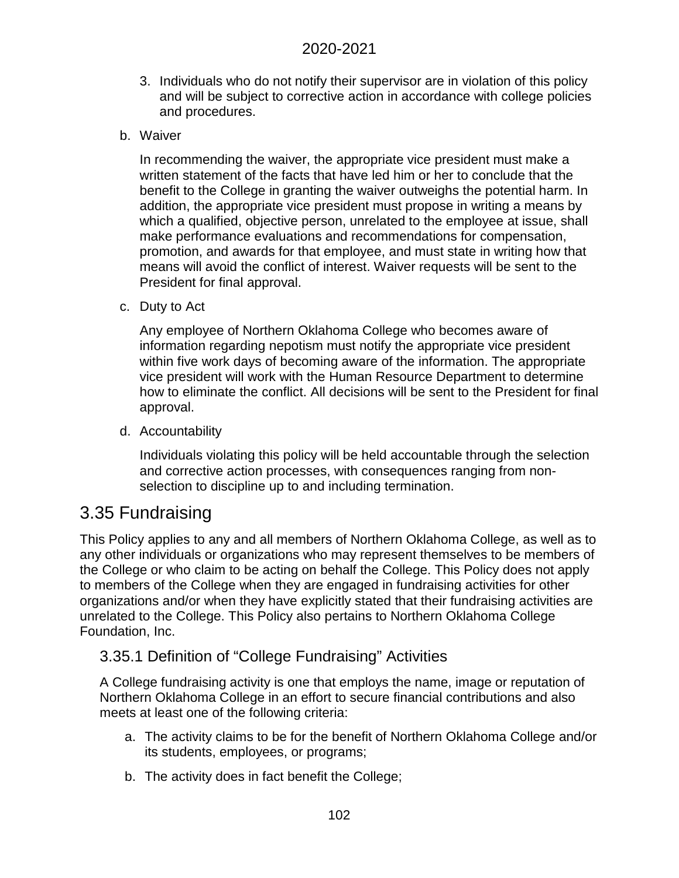3. Individuals who do not notify their supervisor are in violation of this policy and will be subject to corrective action in accordance with college policies and procedures.

b. Waiver

In recommending the waiver, the appropriate vice president must make a written statement of the facts that have led him or her to conclude that the benefit to the College in granting the waiver outweighs the potential harm. In addition, the appropriate vice president must propose in writing a means by which a qualified, objective person, unrelated to the employee at issue, shall make performance evaluations and recommendations for compensation, promotion, and awards for that employee, and must state in writing how that means will avoid the conflict of interest. Waiver requests will be sent to the President for final approval.

c. Duty to Act

Any employee of Northern Oklahoma College who becomes aware of information regarding nepotism must notify the appropriate vice president within five work days of becoming aware of the information. The appropriate vice president will work with the Human Resource Department to determine how to eliminate the conflict. All decisions will be sent to the President for final approval.

d. Accountability

Individuals violating this policy will be held accountable through the selection and corrective action processes, with consequences ranging from non-selection to discipline up to and including termination.

## 3.35 Fundraising

This Policy applies to any and all members of Northern Oklahoma College, as well as to any other individuals or organizations who may represent themselves to be members of the College or who claim to be acting on behalf the College. This Policy does not apply to members of the College when they are engaged in fundraising activities for other organizations and/or when they have explicitly stated that their fundraising activities are unrelated to the College. This Policy also pertains to Northern Oklahoma College Foundation, Inc.

### 3.35.1 Definition of "College Fundraising" Activities

A College fundraising activity is one that employs the name, image or reputation of Northern Oklahoma College in an effort to secure financial contributions and also meets at least one of the following criteria:

a. The activity claims to be for the benefit of Northern Oklahoma College and/or its students, employees, or programs;

b. The activity does in fact benefit the College;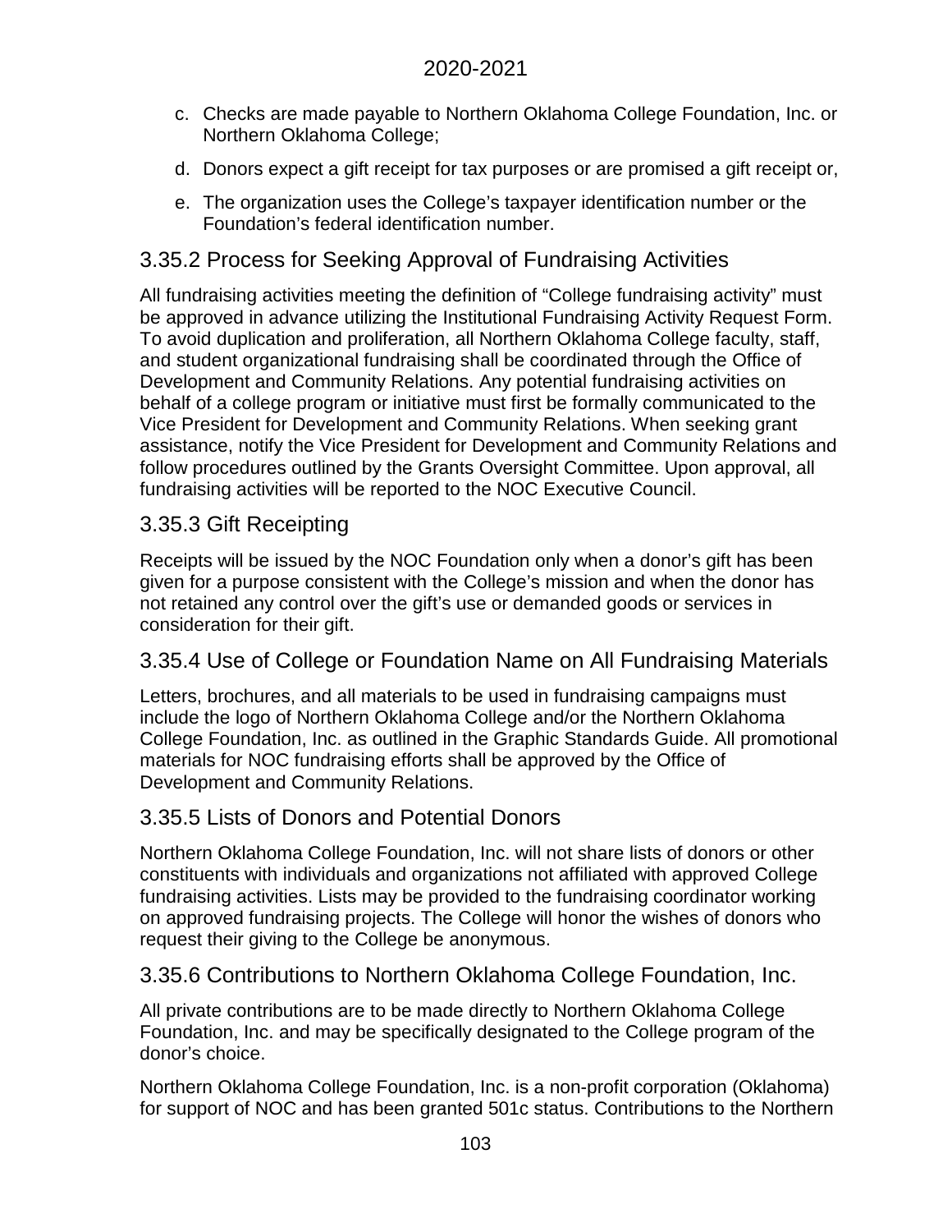c. Checks are made payable to Northern Oklahoma College Foundation, Inc. or Northern Oklahoma College;

d. Donors expect a gift receipt for tax purposes or are promised a gift receipt or,

e. The organization uses the College's taxpayer identification number or the Foundation's federal identification number.

## 3.35.2 Process for Seeking Approval of Fundraising Activities

All fundraising activities meeting the definition of "College fundraising activity" must be approved in advance utilizing the Institutional Fundraising Activity Request Form. To avoid duplication and proliferation, all Northern Oklahoma College faculty, staff, and student organizational fundraising shall be coordinated through the Office of Development and Community Relations. Any potential fundraising activities on behalf of a college program or initiative must first be formally communicated to the Vice President for Development and Community Relations. When seeking grant assistance, notify the Vice President for Development and Community Relations and follow procedures outlined by the Grants Oversight Committee. Upon approval, all fundraising activities will be reported to the NOC Executive Council.

## 3.35.3 Gift Receipting

Receipts will be issued by the NOC Foundation only when a donor's gift has been given for a purpose consistent with the College's mission and when the donor has not retained any control over the gift's use or demanded goods or services in consideration for their gift.

## 3.35.4 Use of College or Foundation Name on All Fundraising Materials

Letters, brochures, and all materials to be used in fundraising campaigns must include the logo of Northern Oklahoma College and/or the Northern Oklahoma College Foundation, Inc. as outlined in the Graphic Standards Guide. All promotional materials for NOC fundraising efforts shall be approved by the Office of Development and Community Relations.

## 3.35.5 Lists of Donors and Potential Donors

Northern Oklahoma College Foundation, Inc. will not share lists of donors or other constituents with individuals and organizations not affiliated with approved College fundraising activities. Lists may be provided to the fundraising coordinator working on approved fundraising projects. The College will honor the wishes of donors who request their giving to the College be anonymous.

## 3.35.6 Contributions to Northern Oklahoma College Foundation, Inc.

All private contributions are to be made directly to Northern Oklahoma College Foundation, Inc. and may be specifically designated to the College program of the donor's choice.

Northern Oklahoma College Foundation, Inc. is a non-profit corporation (Oklahoma) for support of NOC and has been granted 501c status. Contributions to the Northern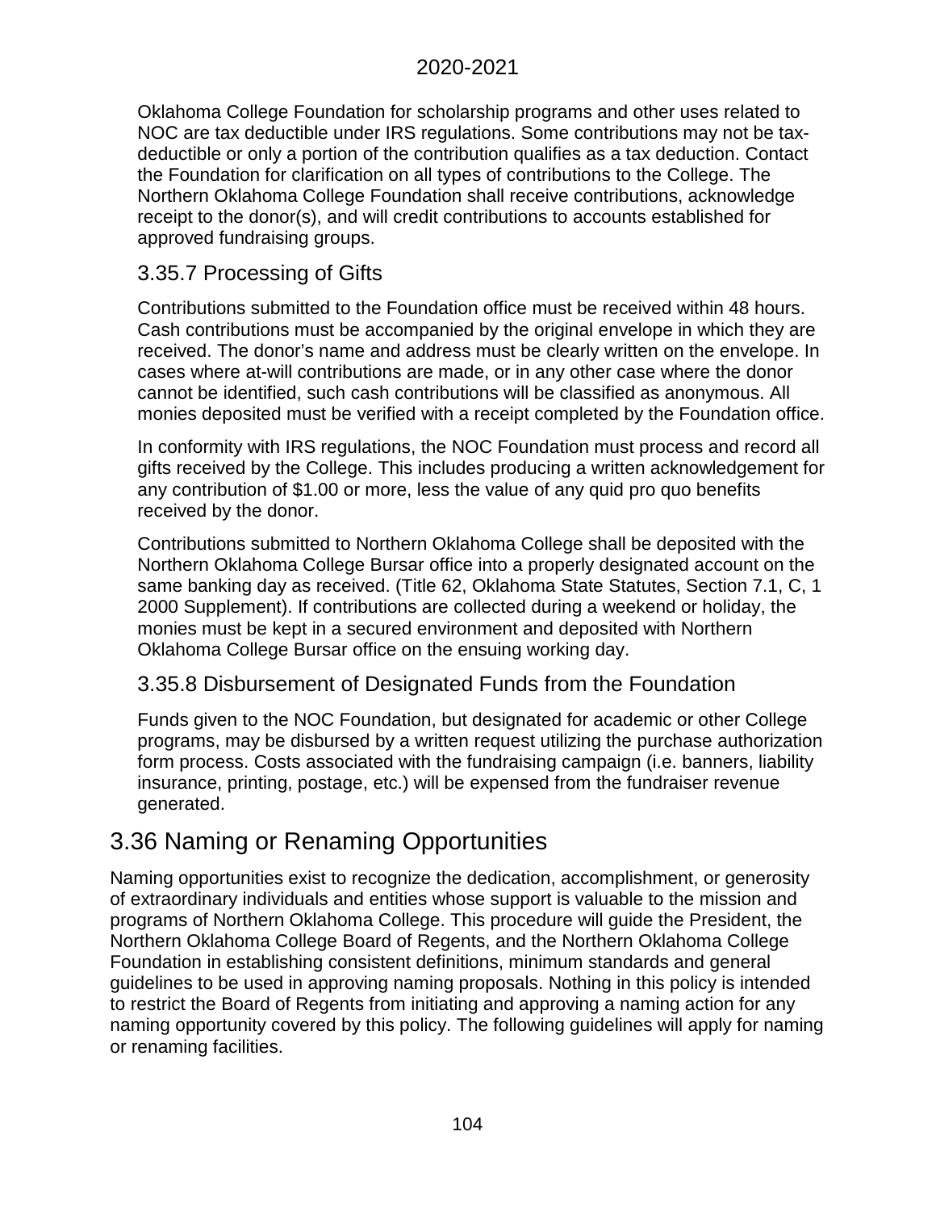Oklahoma College Foundation for scholarship programs and other uses related to NOC are tax deductible under IRS regulations. Some contributions may not be tax-deductible or only a portion of the contribution qualifies as a tax deduction. Contact the Foundation for clarification on all types of contributions to the College. The Northern Oklahoma College Foundation shall receive contributions, acknowledge receipt to the donor(s), and will credit contributions to accounts established for approved fundraising groups.

### 3.35.7 Processing of Gifts

Contributions submitted to the Foundation office must be received within 48 hours. Cash contributions must be accompanied by the original envelope in which they are received. The donor's name and address must be clearly written on the envelope. In cases where at-will contributions are made, or in any other case where the donor cannot be identified, such cash contributions will be classified as anonymous. All monies deposited must be verified with a receipt completed by the Foundation office.

In conformity with IRS regulations, the NOC Foundation must process and record all gifts received by the College. This includes producing a written acknowledgement for any contribution of $1.00 or more, less the value of any quid pro quo benefits received by the donor.

Contributions submitted to Northern Oklahoma College shall be deposited with the Northern Oklahoma College Bursar office into a properly designated account on the same banking day as received. (Title 62, Oklahoma State Statutes, Section 7.1, C, 1 2000 Supplement). If contributions are collected during a weekend or holiday, the monies must be kept in a secured environment and deposited with Northern Oklahoma College Bursar office on the ensuing working day.

### 3.35.8 Disbursement of Designated Funds from the Foundation

Funds given to the NOC Foundation, but designated for academic or other College programs, may be disbursed by a written request utilizing the purchase authorization form process. Costs associated with the fundraising campaign (i.e. banners, liability insurance, printing, postage, etc.) will be expensed from the fundraiser revenue generated.

## 3.36 Naming or Renaming Opportunities

Naming opportunities exist to recognize the dedication, accomplishment, or generosity of extraordinary individuals and entities whose support is valuable to the mission and programs of Northern Oklahoma College. This procedure will guide the President, the Northern Oklahoma College Board of Regents, and the Northern Oklahoma College Foundation in establishing consistent definitions, minimum standards and general guidelines to be used in approving naming proposals. Nothing in this policy is intended to restrict the Board of Regents from initiating and approving a naming action for any naming opportunity covered by this policy. The following guidelines will apply for naming or renaming facilities.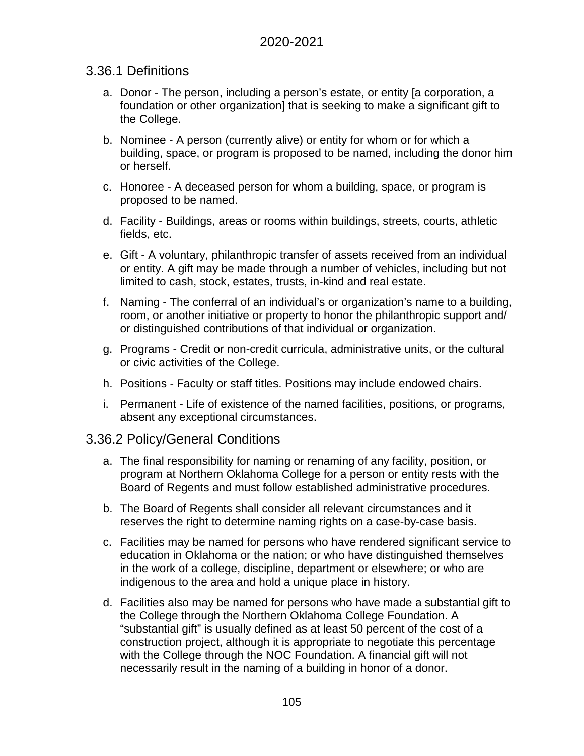### 3.36.1 Definitions

a. Donor - The person, including a person's estate, or entity [a corporation, a foundation or other organization] that is seeking to make a significant gift to the College.

b. Nominee - A person (currently alive) or entity for whom or for which a building, space, or program is proposed to be named, including the donor him or herself.

c. Honoree - A deceased person for whom a building, space, or program is proposed to be named.

d. Facility - Buildings, areas or rooms within buildings, streets, courts, athletic fields, etc.

e. Gift - A voluntary, philanthropic transfer of assets received from an individual or entity. A gift may be made through a number of vehicles, including but not limited to cash, stock, estates, trusts, in-kind and real estate.

f. Naming - The conferral of an individual's or organization's name to a building, room, or another initiative or property to honor the philanthropic support and/ or distinguished contributions of that individual or organization.

g. Programs - Credit or non-credit curricula, administrative units, or the cultural or civic activities of the College.

h. Positions - Faculty or staff titles. Positions may include endowed chairs.

i. Permanent - Life of existence of the named facilities, positions, or programs, absent any exceptional circumstances.

### 3.36.2 Policy/General Conditions

a. The final responsibility for naming or renaming of any facility, position, or program at Northern Oklahoma College for a person or entity rests with the Board of Regents and must follow established administrative procedures.

b. The Board of Regents shall consider all relevant circumstances and it reserves the right to determine naming rights on a case-by-case basis.

c. Facilities may be named for persons who have rendered significant service to education in Oklahoma or the nation; or who have distinguished themselves in the work of a college, discipline, department or elsewhere; or who are indigenous to the area and hold a unique place in history.

d. Facilities also may be named for persons who have made a substantial gift to the College through the Northern Oklahoma College Foundation. A "substantial gift" is usually defined as at least 50 percent of the cost of a construction project, although it is appropriate to negotiate this percentage with the College through the NOC Foundation. A financial gift will not necessarily result in the naming of a building in honor of a donor.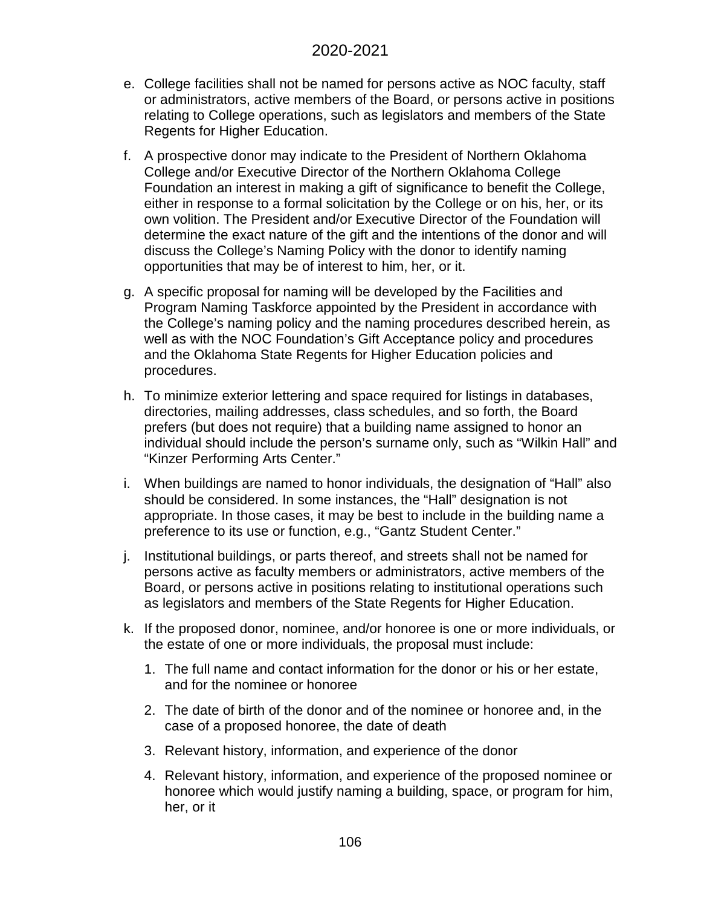e. College facilities shall not be named for persons active as NOC faculty, staff or administrators, active members of the Board, or persons active in positions relating to College operations, such as legislators and members of the State Regents for Higher Education.

f. A prospective donor may indicate to the President of Northern Oklahoma College and/or Executive Director of the Northern Oklahoma College Foundation an interest in making a gift of significance to benefit the College, either in response to a formal solicitation by the College or on his, her, or its own volition. The President and/or Executive Director of the Foundation will determine the exact nature of the gift and the intentions of the donor and will discuss the College's Naming Policy with the donor to identify naming opportunities that may be of interest to him, her, or it.

g. A specific proposal for naming will be developed by the Facilities and Program Naming Taskforce appointed by the President in accordance with the College's naming policy and the naming procedures described herein, as well as with the NOC Foundation's Gift Acceptance policy and procedures and the Oklahoma State Regents for Higher Education policies and procedures.

h. To minimize exterior lettering and space required for listings in databases, directories, mailing addresses, class schedules, and so forth, the Board prefers (but does not require) that a building name assigned to honor an individual should include the person's surname only, such as "Wilkin Hall" and "Kinzer Performing Arts Center."

i. When buildings are named to honor individuals, the designation of "Hall" also should be considered. In some instances, the "Hall" designation is not appropriate. In those cases, it may be best to include in the building name a preference to its use or function, e.g., "Gantz Student Center."

j. Institutional buildings, or parts thereof, and streets shall not be named for persons active as faculty members or administrators, active members of the Board, or persons active in positions relating to institutional operations such as legislators and members of the State Regents for Higher Education.

k. If the proposed donor, nominee, and/or honoree is one or more individuals, or the estate of one or more individuals, the proposal must include:

   1. The full name and contact information for the donor or his or her estate, and for the nominee or honoree
   2. The date of birth of the donor and of the nominee or honoree and, in the case of a proposed honoree, the date of death
   3. Relevant history, information, and experience of the donor
   4. Relevant history, information, and experience of the proposed nominee or honoree which would justify naming a building, space, or program for him, her, or it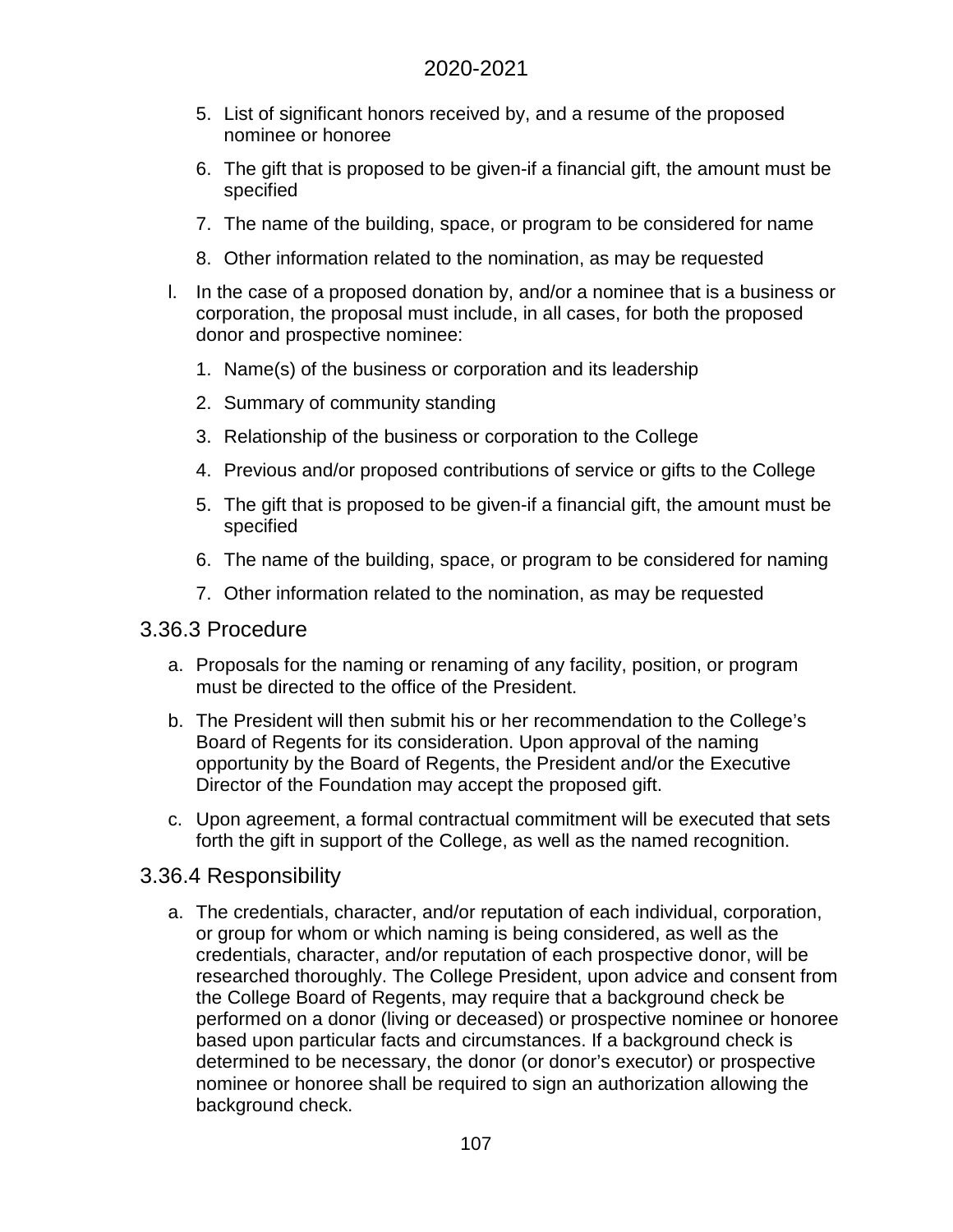5. List of significant honors received by, and a resume of the proposed nominee or honoree
6. The gift that is proposed to be given-if a financial gift, the amount must be specified
7. The name of the building, space, or program to be considered for name
8. Other information related to the nomination, as may be requested

l. In the case of a proposed donation by, and/or a nominee that is a business or corporation, the proposal must include, in all cases, for both the proposed donor and prospective nominee:
   1. Name(s) of the business or corporation and its leadership
   2. Summary of community standing
   3. Relationship of the business or corporation to the College
   4. Previous and/or proposed contributions of service or gifts to the College
   5. The gift that is proposed to be given-if a financial gift, the amount must be specified
   6. The name of the building, space, or program to be considered for naming
   7. Other information related to the nomination, as may be requested

## 3.36.3 Procedure

a. Proposals for the naming or renaming of any facility, position, or program must be directed to the office of the President.

b. The President will then submit his or her recommendation to the College's Board of Regents for its consideration. Upon approval of the naming opportunity by the Board of Regents, the President and/or the Executive Director of the Foundation may accept the proposed gift.

c. Upon agreement, a formal contractual commitment will be executed that sets forth the gift in support of the College, as well as the named recognition.

## 3.36.4 Responsibility

a. The credentials, character, and/or reputation of each individual, corporation, or group for whom or which naming is being considered, as well as the credentials, character, and/or reputation of each prospective donor, will be researched thoroughly. The College President, upon advice and consent from the College Board of Regents, may require that a background check be performed on a donor (living or deceased) or prospective nominee or honoree based upon particular facts and circumstances. If a background check is determined to be necessary, the donor (or donor's executor) or prospective nominee or honoree shall be required to sign an authorization allowing the background check.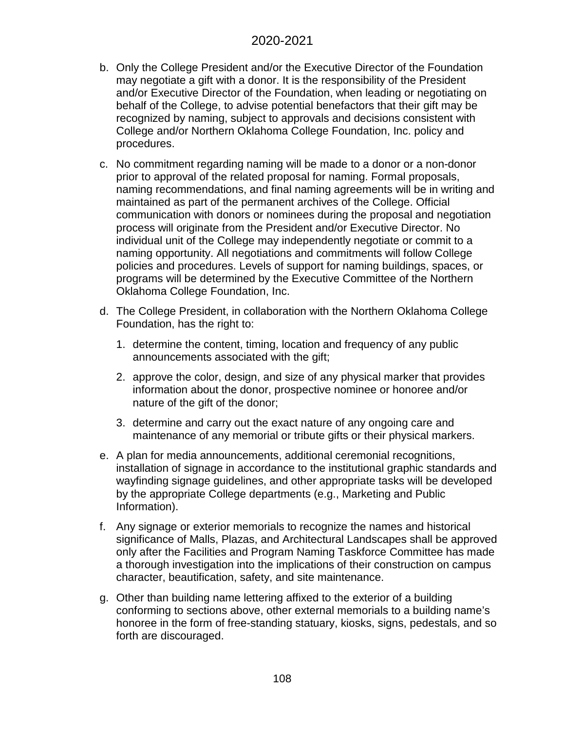b. Only the College President and/or the Executive Director of the Foundation may negotiate a gift with a donor. It is the responsibility of the President and/or Executive Director of the Foundation, when leading or negotiating on behalf of the College, to advise potential benefactors that their gift may be recognized by naming, subject to approvals and decisions consistent with College and/or Northern Oklahoma College Foundation, Inc. policy and procedures.

c. No commitment regarding naming will be made to a donor or a non-donor prior to approval of the related proposal for naming. Formal proposals, naming recommendations, and final naming agreements will be in writing and maintained as part of the permanent archives of the College. Official communication with donors or nominees during the proposal and negotiation process will originate from the President and/or Executive Director. No individual unit of the College may independently negotiate or commit to a naming opportunity. All negotiations and commitments will follow College policies and procedures. Levels of support for naming buildings, spaces, or programs will be determined by the Executive Committee of the Northern Oklahoma College Foundation, Inc.

d. The College President, in collaboration with the Northern Oklahoma College Foundation, has the right to:

   1. determine the content, timing, location and frequency of any public announcements associated with the gift;

   2. approve the color, design, and size of any physical marker that provides information about the donor, prospective nominee or honoree and/or nature of the gift of the donor;

   3. determine and carry out the exact nature of any ongoing care and maintenance of any memorial or tribute gifts or their physical markers.

e. A plan for media announcements, additional ceremonial recognitions, installation of signage in accordance to the institutional graphic standards and wayfinding signage guidelines, and other appropriate tasks will be developed by the appropriate College departments (e.g., Marketing and Public Information).

f. Any signage or exterior memorials to recognize the names and historical significance of Malls, Plazas, and Architectural Landscapes shall be approved only after the Facilities and Program Naming Taskforce Committee has made a thorough investigation into the implications of their construction on campus character, beautification, safety, and site maintenance.

g. Other than building name lettering affixed to the exterior of a building conforming to sections above, other external memorials to a building name's honoree in the form of free-standing statuary, kiosks, signs, pedestals, and so forth are discouraged.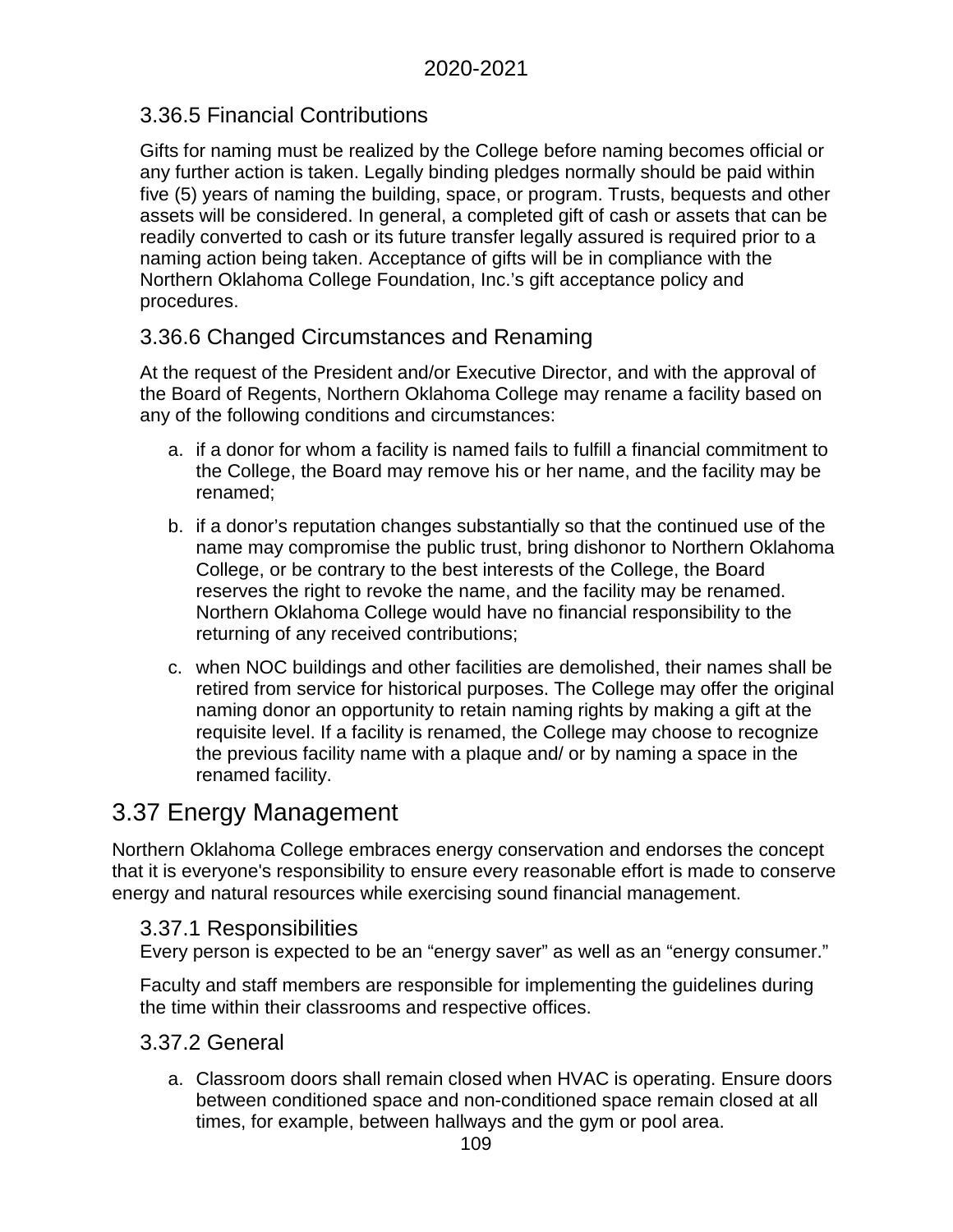### 3.36.5 Financial Contributions

Gifts for naming must be realized by the College before naming becomes official or any further action is taken. Legally binding pledges normally should be paid within five (5) years of naming the building, space, or program. Trusts, bequests and other assets will be considered. In general, a completed gift of cash or assets that can be readily converted to cash or its future transfer legally assured is required prior to a naming action being taken. Acceptance of gifts will be in compliance with the Northern Oklahoma College Foundation, Inc.'s gift acceptance policy and procedures.

### 3.36.6 Changed Circumstances and Renaming

At the request of the President and/or Executive Director, and with the approval of the Board of Regents, Northern Oklahoma College may rename a facility based on any of the following conditions and circumstances:

a. if a donor for whom a facility is named fails to fulfill a financial commitment to the College, the Board may remove his or her name, and the facility may be renamed;

b. if a donor's reputation changes substantially so that the continued use of the name may compromise the public trust, bring dishonor to Northern Oklahoma College, or be contrary to the best interests of the College, the Board reserves the right to revoke the name, and the facility may be renamed. Northern Oklahoma College would have no financial responsibility to the returning of any received contributions;

c. when NOC buildings and other facilities are demolished, their names shall be retired from service for historical purposes. The College may offer the original naming donor an opportunity to retain naming rights by making a gift at the requisite level. If a facility is renamed, the College may choose to recognize the previous facility name with a plaque and/ or by naming a space in the renamed facility.

## 3.37 Energy Management

Northern Oklahoma College embraces energy conservation and endorses the concept that it is everyone's responsibility to ensure every reasonable effort is made to conserve energy and natural resources while exercising sound financial management.

### 3.37.1 Responsibilities

Every person is expected to be an "energy saver" as well as an "energy consumer."

Faculty and staff members are responsible for implementing the guidelines during the time within their classrooms and respective offices.

### 3.37.2 General

a. Classroom doors shall remain closed when HVAC is operating. Ensure doors between conditioned space and non-conditioned space remain closed at all times, for example, between hallways and the gym or pool area.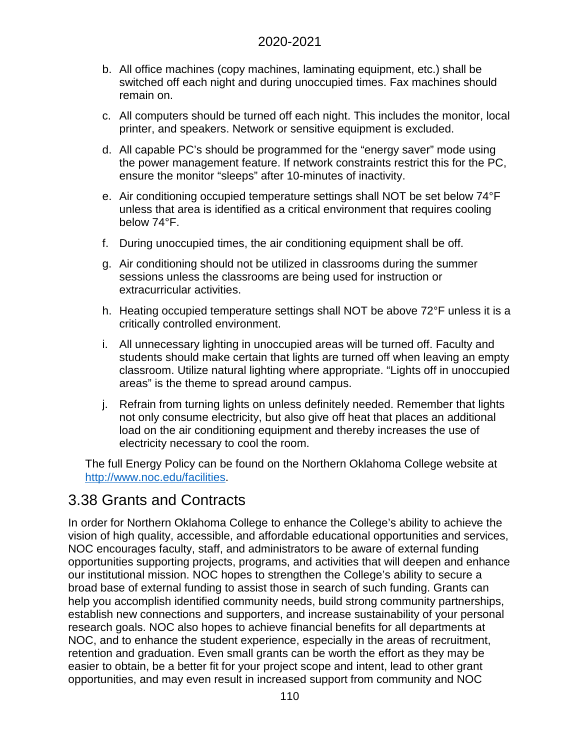b. All office machines (copy machines, laminating equipment, etc.) shall be switched off each night and during unoccupied times. Fax machines should remain on.

c. All computers should be turned off each night. This includes the monitor, local printer, and speakers. Network or sensitive equipment is excluded.

d. All capable PC's should be programmed for the "energy saver" mode using the power management feature. If network constraints restrict this for the PC, ensure the monitor "sleeps" after 10-minutes of inactivity.

e. Air conditioning occupied temperature settings shall NOT be set below 74°F unless that area is identified as a critical environment that requires cooling below 74°F.

f. During unoccupied times, the air conditioning equipment shall be off.

g. Air conditioning should not be utilized in classrooms during the summer sessions unless the classrooms are being used for instruction or extracurricular activities.

h. Heating occupied temperature settings shall NOT be above 72°F unless it is a critically controlled environment.

i. All unnecessary lighting in unoccupied areas will be turned off. Faculty and students should make certain that lights are turned off when leaving an empty classroom. Utilize natural lighting where appropriate. "Lights off in unoccupied areas" is the theme to spread around campus.

j. Refrain from turning lights on unless definitely needed. Remember that lights not only consume electricity, but also give off heat that places an additional load on the air conditioning equipment and thereby increases the use of electricity necessary to cool the room.

The full Energy Policy can be found on the Northern Oklahoma College website at [http://www.noc.edu/facilities](http://www.noc.edu/facilities).

## 3.38 Grants and Contracts

In order for Northern Oklahoma College to enhance the College's ability to achieve the vision of high quality, accessible, and affordable educational opportunities and services, NOC encourages faculty, staff, and administrators to be aware of external funding opportunities supporting projects, programs, and activities that will deepen and enhance our institutional mission. NOC hopes to strengthen the College's ability to secure a broad base of external funding to assist those in search of such funding. Grants can help you accomplish identified community needs, build strong community partnerships, establish new connections and supporters, and increase sustainability of your personal research goals. NOC also hopes to achieve financial benefits for all departments at NOC, and to enhance the student experience, especially in the areas of recruitment, retention and graduation. Even small grants can be worth the effort as they may be easier to obtain, be a better fit for your project scope and intent, lead to other grant opportunities, and may even result in increased support from community and NOC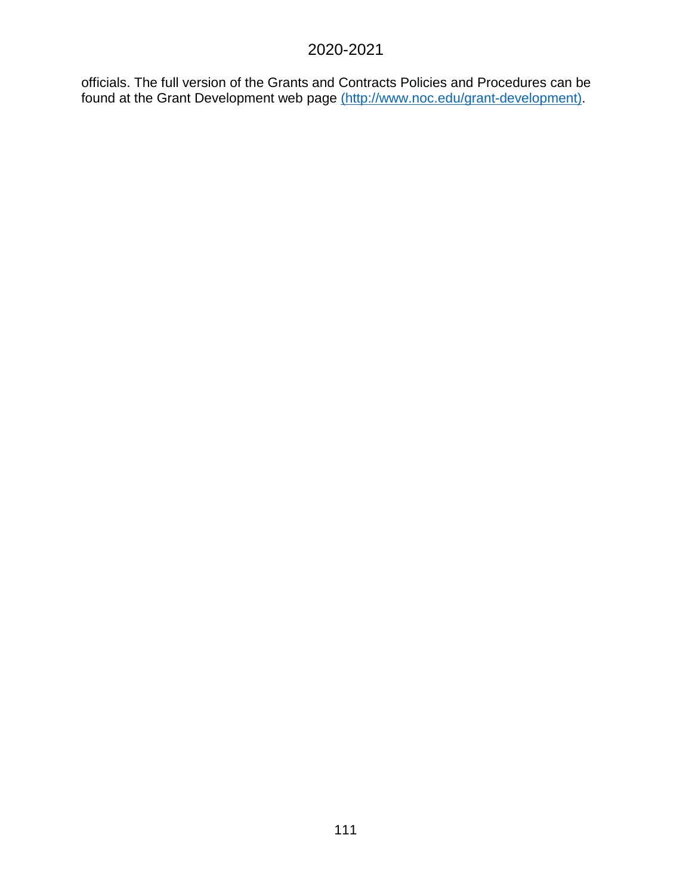officials. The full version of the Grants and Contracts Policies and Procedures can be found at the Grant Development web page [(http://www.noc.edu/grant-development)](http://www.noc.edu/grant-development).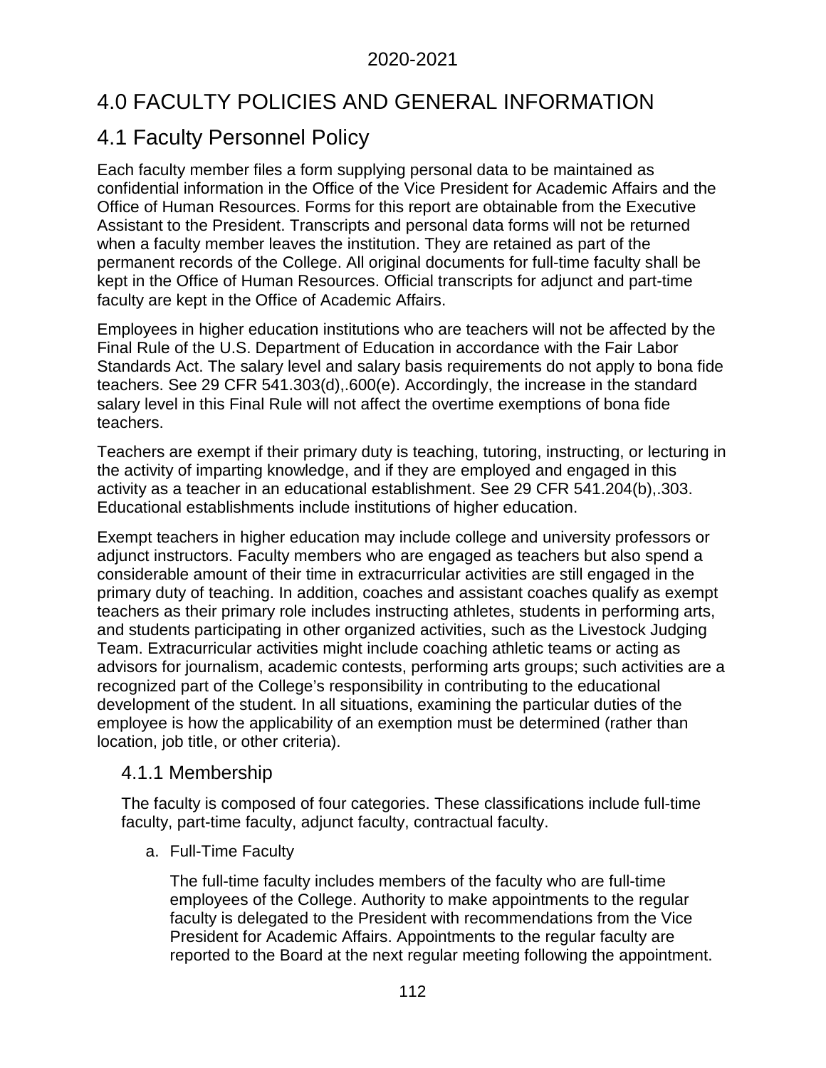# 4.0 FACULTY POLICIES AND GENERAL INFORMATION

## 4.1 Faculty Personnel Policy

Each faculty member files a form supplying personal data to be maintained as confidential information in the Office of the Vice President for Academic Affairs and the Office of Human Resources. Forms for this report are obtainable from the Executive Assistant to the President. Transcripts and personal data forms will not be returned when a faculty member leaves the institution. They are retained as part of the permanent records of the College. All original documents for full-time faculty shall be kept in the Office of Human Resources. Official transcripts for adjunct and part-time faculty are kept in the Office of Academic Affairs.

Employees in higher education institutions who are teachers will not be affected by the Final Rule of the U.S. Department of Education in accordance with the Fair Labor Standards Act. The salary level and salary basis requirements do not apply to bona fide teachers. See 29 CFR 541.303(d),.600(e). Accordingly, the increase in the standard salary level in this Final Rule will not affect the overtime exemptions of bona fide teachers.

Teachers are exempt if their primary duty is teaching, tutoring, instructing, or lecturing in the activity of imparting knowledge, and if they are employed and engaged in this activity as a teacher in an educational establishment. See 29 CFR 541.204(b),.303. Educational establishments include institutions of higher education.

Exempt teachers in higher education may include college and university professors or adjunct instructors. Faculty members who are engaged as teachers but also spend a considerable amount of their time in extracurricular activities are still engaged in the primary duty of teaching. In addition, coaches and assistant coaches qualify as exempt teachers as their primary role includes instructing athletes, students in performing arts, and students participating in other organized activities, such as the Livestock Judging Team. Extracurricular activities might include coaching athletic teams or acting as advisors for journalism, academic contests, performing arts groups; such activities are a recognized part of the College's responsibility in contributing to the educational development of the student. In all situations, examining the particular duties of the employee is how the applicability of an exemption must be determined (rather than location, job title, or other criteria).

### 4.1.1 Membership

The faculty is composed of four categories. These classifications include full-time faculty, part-time faculty, adjunct faculty, contractual faculty.

a. Full-Time Faculty

   The full-time faculty includes members of the faculty who are full-time employees of the College. Authority to make appointments to the regular faculty is delegated to the President with recommendations from the Vice President for Academic Affairs. Appointments to the regular faculty are reported to the Board at the next regular meeting following the appointment.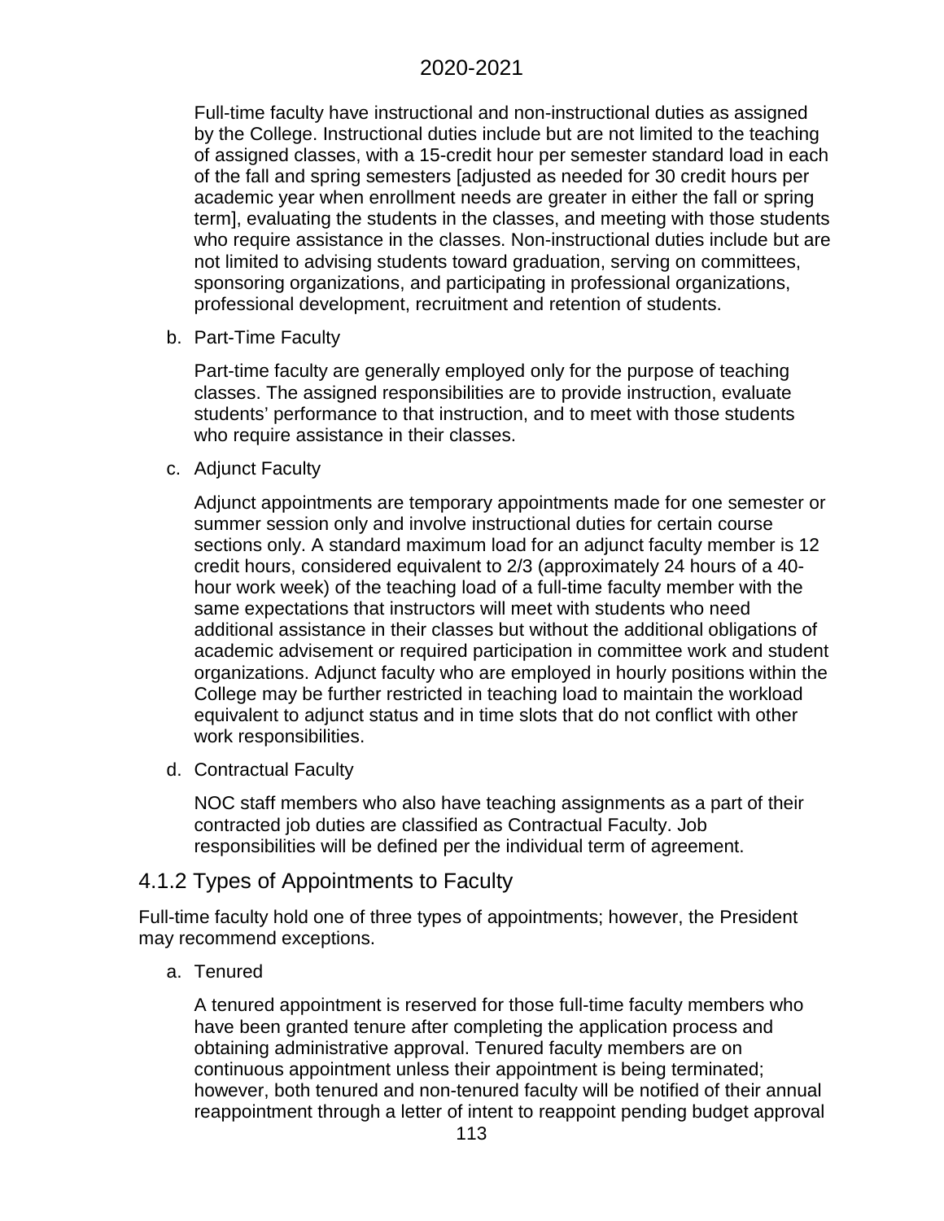Full-time faculty have instructional and non-instructional duties as assigned by the College. Instructional duties include but are not limited to the teaching of assigned classes, with a 15-credit hour per semester standard load in each of the fall and spring semesters [adjusted as needed for 30 credit hours per academic year when enrollment needs are greater in either the fall or spring term], evaluating the students in the classes, and meeting with those students who require assistance in the classes. Non-instructional duties include but are not limited to advising students toward graduation, serving on committees, sponsoring organizations, and participating in professional organizations, professional development, recruitment and retention of students.

b. Part-Time Faculty

   Part-time faculty are generally employed only for the purpose of teaching classes. The assigned responsibilities are to provide instruction, evaluate students' performance to that instruction, and to meet with those students who require assistance in their classes.

c. Adjunct Faculty

   Adjunct appointments are temporary appointments made for one semester or summer session only and involve instructional duties for certain course sections only. A standard maximum load for an adjunct faculty member is 12 credit hours, considered equivalent to 2/3 (approximately 24 hours of a 40-hour work week) of the teaching load of a full-time faculty member with the same expectations that instructors will meet with students who need additional assistance in their classes but without the additional obligations of academic advisement or required participation in committee work and student organizations. Adjunct faculty who are employed in hourly positions within the College may be further restricted in teaching load to maintain the workload equivalent to adjunct status and in time slots that do not conflict with other work responsibilities.

d. Contractual Faculty

   NOC staff members who also have teaching assignments as a part of their contracted job duties are classified as Contractual Faculty. Job responsibilities will be defined per the individual term of agreement.

## 4.1.2 Types of Appointments to Faculty

Full-time faculty hold one of three types of appointments; however, the President may recommend exceptions.

a. Tenured

   A tenured appointment is reserved for those full-time faculty members who have been granted tenure after completing the application process and obtaining administrative approval. Tenured faculty members are on continuous appointment unless their appointment is being terminated; however, both tenured and non-tenured faculty will be notified of their annual reappointment through a letter of intent to reappoint pending budget approval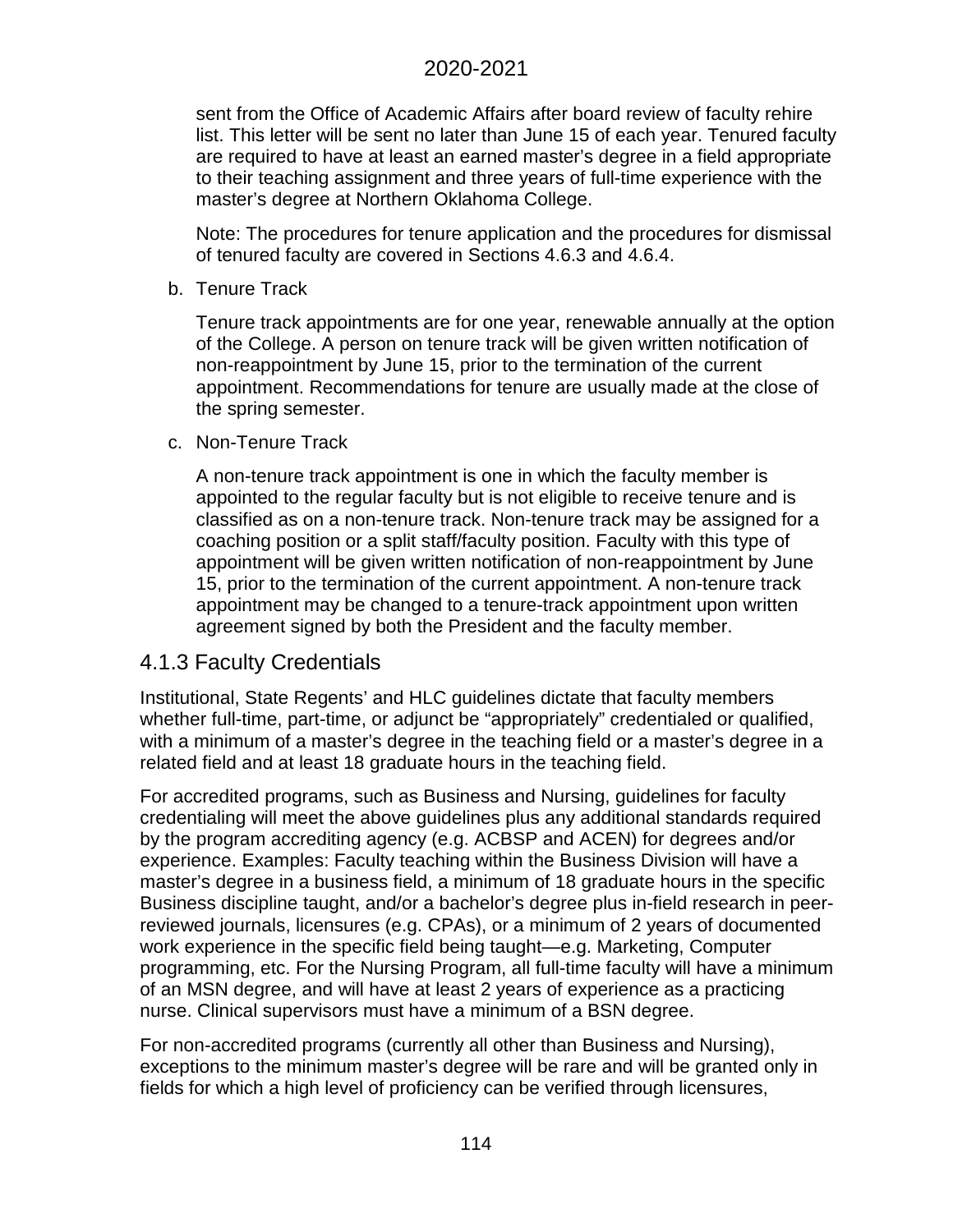sent from the Office of Academic Affairs after board review of faculty rehire list. This letter will be sent no later than June 15 of each year. Tenured faculty are required to have at least an earned master's degree in a field appropriate to their teaching assignment and three years of full-time experience with the master's degree at Northern Oklahoma College.

Note: The procedures for tenure application and the procedures for dismissal of tenured faculty are covered in Sections 4.6.3 and 4.6.4.

b. Tenure Track

Tenure track appointments are for one year, renewable annually at the option of the College. A person on tenure track will be given written notification of non-reappointment by June 15, prior to the termination of the current appointment. Recommendations for tenure are usually made at the close of the spring semester.

c. Non-Tenure Track

A non-tenure track appointment is one in which the faculty member is appointed to the regular faculty but is not eligible to receive tenure and is classified as on a non-tenure track. Non-tenure track may be assigned for a coaching position or a split staff/faculty position. Faculty with this type of appointment will be given written notification of non-reappointment by June 15, prior to the termination of the current appointment. A non-tenure track appointment may be changed to a tenure-track appointment upon written agreement signed by both the President and the faculty member.

### 4.1.3 Faculty Credentials

Institutional, State Regents' and HLC guidelines dictate that faculty members whether full-time, part-time, or adjunct be "appropriately" credentialed or qualified, with a minimum of a master's degree in the teaching field or a master's degree in a related field and at least 18 graduate hours in the teaching field.

For accredited programs, such as Business and Nursing, guidelines for faculty credentialing will meet the above guidelines plus any additional standards required by the program accrediting agency (e.g. ACBSP and ACEN) for degrees and/or experience. Examples: Faculty teaching within the Business Division will have a master's degree in a business field, a minimum of 18 graduate hours in the specific Business discipline taught, and/or a bachelor's degree plus in-field research in peer-reviewed journals, licensures (e.g. CPAs), or a minimum of 2 years of documented work experience in the specific field being taught—e.g. Marketing, Computer programming, etc. For the Nursing Program, all full-time faculty will have a minimum of an MSN degree, and will have at least 2 years of experience as a practicing nurse. Clinical supervisors must have a minimum of a BSN degree.

For non-accredited programs (currently all other than Business and Nursing), exceptions to the minimum master's degree will be rare and will be granted only in fields for which a high level of proficiency can be verified through licensures,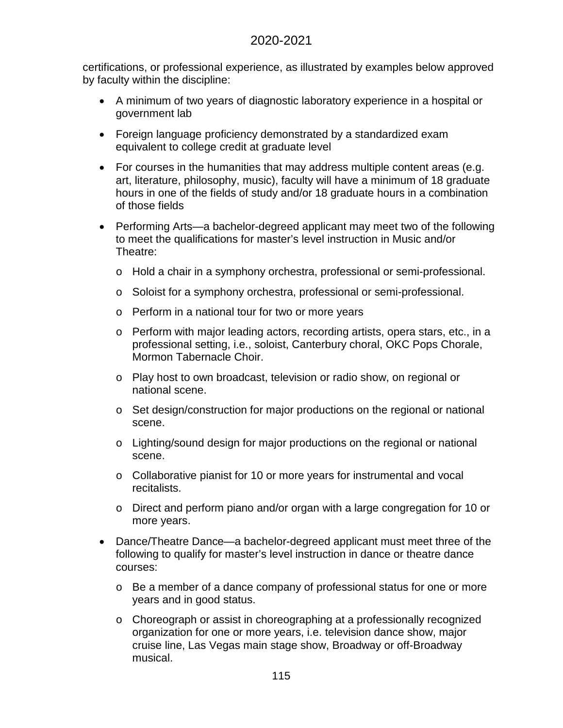certifications, or professional experience, as illustrated by examples below approved by faculty within the discipline:

- A minimum of two years of diagnostic laboratory experience in a hospital or government lab
- Foreign language proficiency demonstrated by a standardized exam equivalent to college credit at graduate level
- For courses in the humanities that may address multiple content areas (e.g. art, literature, philosophy, music), faculty will have a minimum of 18 graduate hours in one of the fields of study and/or 18 graduate hours in a combination of those fields
- Performing Arts—a bachelor-degreed applicant may meet two of the following to meet the qualifications for master's level instruction in Music and/or Theatre:
  - Hold a chair in a symphony orchestra, professional or semi-professional.
  - Soloist for a symphony orchestra, professional or semi-professional.
  - Perform in a national tour for two or more years
  - Perform with major leading actors, recording artists, opera stars, etc., in a professional setting, i.e., soloist, Canterbury choral, OKC Pops Chorale, Mormon Tabernacle Choir.
  - Play host to own broadcast, television or radio show, on regional or national scene.
  - Set design/construction for major productions on the regional or national scene.
  - Lighting/sound design for major productions on the regional or national scene.
  - Collaborative pianist for 10 or more years for instrumental and vocal recitalists.
  - Direct and perform piano and/or organ with a large congregation for 10 or more years.
- Dance/Theatre Dance—a bachelor-degreed applicant must meet three of the following to qualify for master's level instruction in dance or theatre dance courses:
  - Be a member of a dance company of professional status for one or more years and in good status.
  - Choreograph or assist in choreographing at a professionally recognized organization for one or more years, i.e. television dance show, major cruise line, Las Vegas main stage show, Broadway or off-Broadway musical.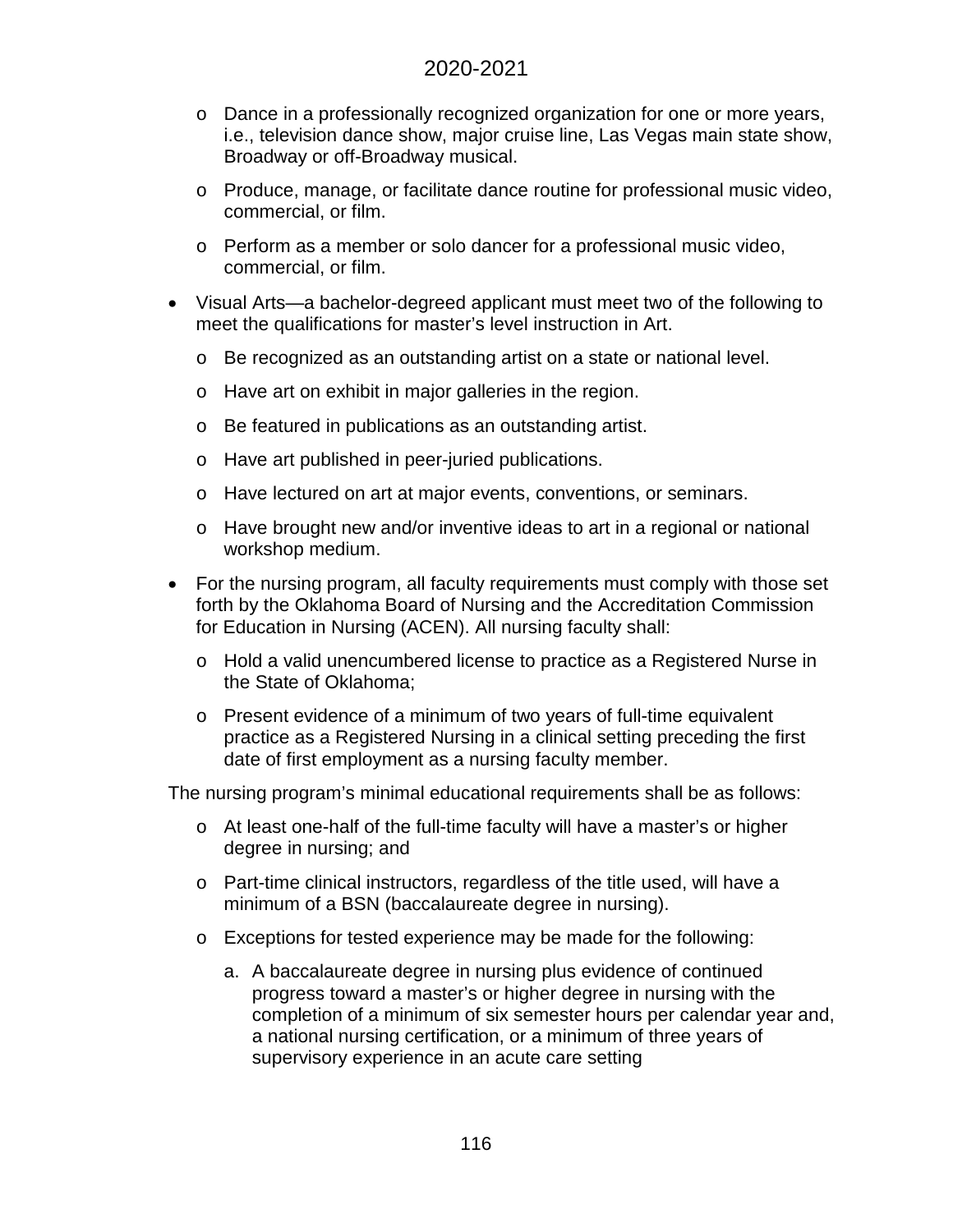- Dance in a professionally recognized organization for one or more years, i.e., television dance show, major cruise line, Las Vegas main state show, Broadway or off-Broadway musical.
  - Produce, manage, or facilitate dance routine for professional music video, commercial, or film.
  - Perform as a member or solo dancer for a professional music video, commercial, or film.

- Visual Arts—a bachelor-degreed applicant must meet two of the following to meet the qualifications for master's level instruction in Art.
  - Be recognized as an outstanding artist on a state or national level.
  - Have art on exhibit in major galleries in the region.
  - Be featured in publications as an outstanding artist.
  - Have art published in peer-juried publications.
  - Have lectured on art at major events, conventions, or seminars.
  - Have brought new and/or inventive ideas to art in a regional or national workshop medium.

- For the nursing program, all faculty requirements must comply with those set forth by the Oklahoma Board of Nursing and the Accreditation Commission for Education in Nursing (ACEN). All nursing faculty shall:
  - Hold a valid unencumbered license to practice as a Registered Nurse in the State of Oklahoma;
  - Present evidence of a minimum of two years of full-time equivalent practice as a Registered Nursing in a clinical setting preceding the first date of first employment as a nursing faculty member.

The nursing program's minimal educational requirements shall be as follows:

- At least one-half of the full-time faculty will have a master's or higher degree in nursing; and
- Part-time clinical instructors, regardless of the title used, will have a minimum of a BSN (baccalaureate degree in nursing).
- Exceptions for tested experience may be made for the following:
  a. A baccalaureate degree in nursing plus evidence of continued progress toward a master's or higher degree in nursing with the completion of a minimum of six semester hours per calendar year and, a national nursing certification, or a minimum of three years of supervisory experience in an acute care setting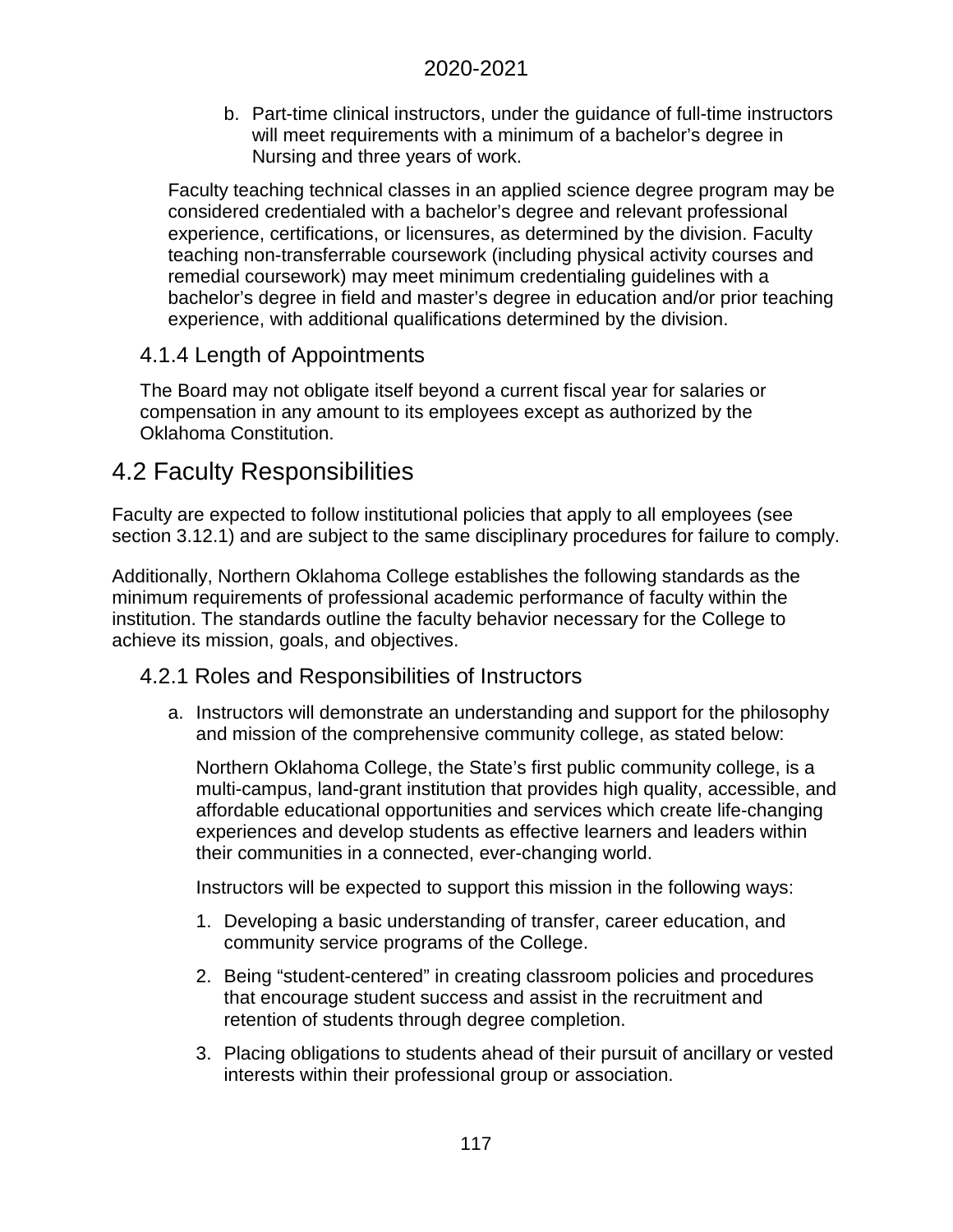b. Part-time clinical instructors, under the guidance of full-time instructors will meet requirements with a minimum of a bachelor's degree in Nursing and three years of work.

Faculty teaching technical classes in an applied science degree program may be considered credentialed with a bachelor's degree and relevant professional experience, certifications, or licensures, as determined by the division. Faculty teaching non-transferrable coursework (including physical activity courses and remedial coursework) may meet minimum credentialing guidelines with a bachelor's degree in field and master's degree in education and/or prior teaching experience, with additional qualifications determined by the division.

### 4.1.4 Length of Appointments

The Board may not obligate itself beyond a current fiscal year for salaries or compensation in any amount to its employees except as authorized by the Oklahoma Constitution.

## 4.2 Faculty Responsibilities

Faculty are expected to follow institutional policies that apply to all employees (see section 3.12.1) and are subject to the same disciplinary procedures for failure to comply.

Additionally, Northern Oklahoma College establishes the following standards as the minimum requirements of professional academic performance of faculty within the institution. The standards outline the faculty behavior necessary for the College to achieve its mission, goals, and objectives.

### 4.2.1 Roles and Responsibilities of Instructors

a. Instructors will demonstrate an understanding and support for the philosophy and mission of the comprehensive community college, as stated below:

   Northern Oklahoma College, the State's first public community college, is a multi-campus, land-grant institution that provides high quality, accessible, and affordable educational opportunities and services which create life-changing experiences and develop students as effective learners and leaders within their communities in a connected, ever-changing world.

   Instructors will be expected to support this mission in the following ways:

   1. Developing a basic understanding of transfer, career education, and community service programs of the College.
   2. Being "student-centered" in creating classroom policies and procedures that encourage student success and assist in the recruitment and retention of students through degree completion.
   3. Placing obligations to students ahead of their pursuit of ancillary or vested interests within their professional group or association.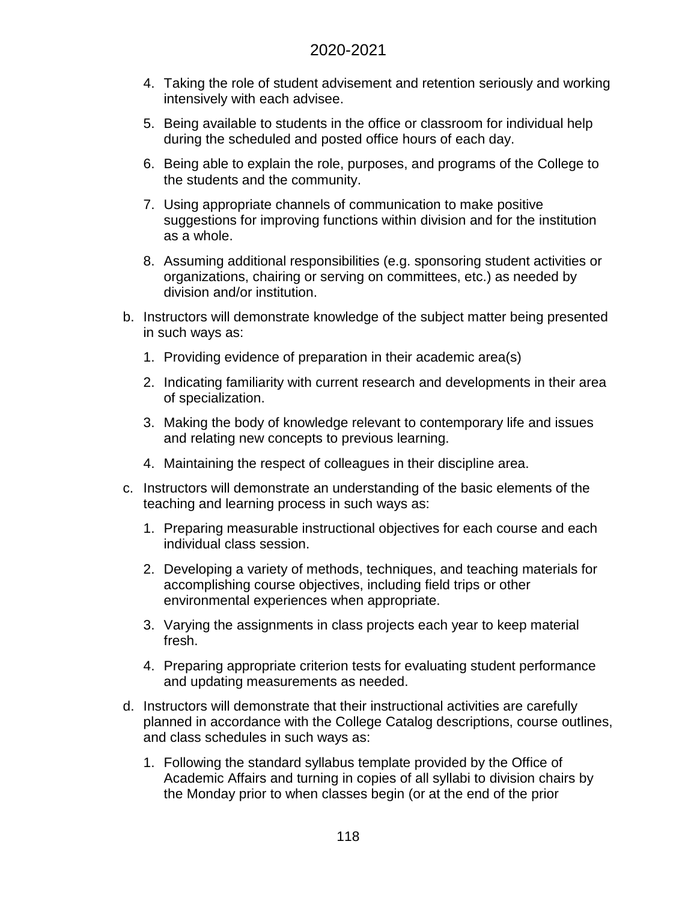4. Taking the role of student advisement and retention seriously and working intensively with each advisee.

5. Being available to students in the office or classroom for individual help during the scheduled and posted office hours of each day.

6. Being able to explain the role, purposes, and programs of the College to the students and the community.

7. Using appropriate channels of communication to make positive suggestions for improving functions within division and for the institution as a whole.

8. Assuming additional responsibilities (e.g. sponsoring student activities or organizations, chairing or serving on committees, etc.) as needed by division and/or institution.

b. Instructors will demonstrate knowledge of the subject matter being presented in such ways as:

   1. Providing evidence of preparation in their academic area(s)

   2. Indicating familiarity with current research and developments in their area of specialization.

   3. Making the body of knowledge relevant to contemporary life and issues and relating new concepts to previous learning.

   4. Maintaining the respect of colleagues in their discipline area.

c. Instructors will demonstrate an understanding of the basic elements of the teaching and learning process in such ways as:

   1. Preparing measurable instructional objectives for each course and each individual class session.

   2. Developing a variety of methods, techniques, and teaching materials for accomplishing course objectives, including field trips or other environmental experiences when appropriate.

   3. Varying the assignments in class projects each year to keep material fresh.

   4. Preparing appropriate criterion tests for evaluating student performance and updating measurements as needed.

d. Instructors will demonstrate that their instructional activities are carefully planned in accordance with the College Catalog descriptions, course outlines, and class schedules in such ways as:

   1. Following the standard syllabus template provided by the Office of Academic Affairs and turning in copies of all syllabi to division chairs by the Monday prior to when classes begin (or at the end of the prior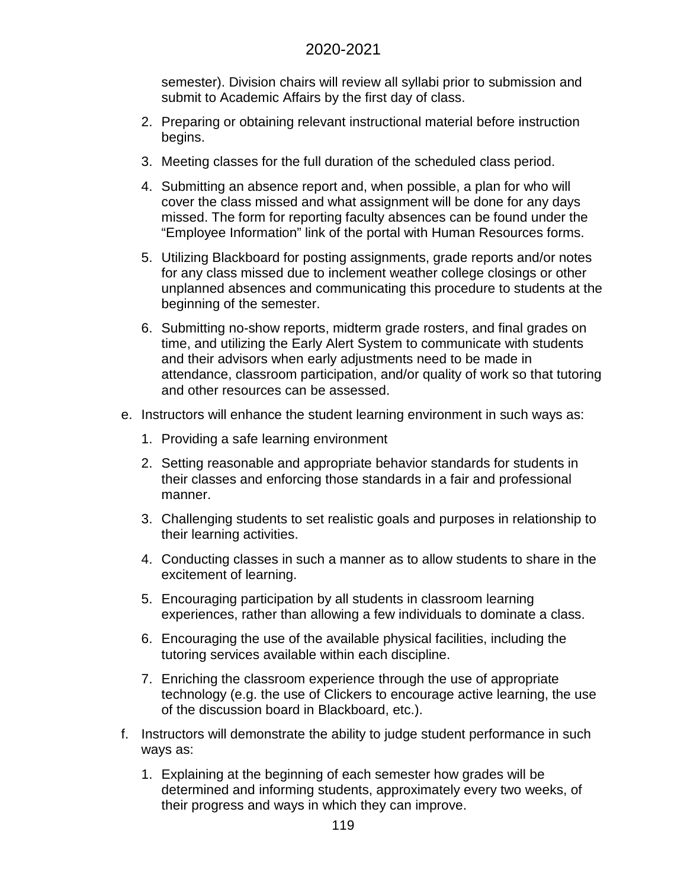semester). Division chairs will review all syllabi prior to submission and submit to Academic Affairs by the first day of class.

2. Preparing or obtaining relevant instructional material before instruction begins.
3. Meeting classes for the full duration of the scheduled class period.
4. Submitting an absence report and, when possible, a plan for who will cover the class missed and what assignment will be done for any days missed. The form for reporting faculty absences can be found under the “Employee Information” link of the portal with Human Resources forms.
5. Utilizing Blackboard for posting assignments, grade reports and/or notes for any class missed due to inclement weather college closings or other unplanned absences and communicating this procedure to students at the beginning of the semester.
6. Submitting no-show reports, midterm grade rosters, and final grades on time, and utilizing the Early Alert System to communicate with students and their advisors when early adjustments need to be made in attendance, classroom participation, and/or quality of work so that tutoring and other resources can be assessed.

e. Instructors will enhance the student learning environment in such ways as:

1. Providing a safe learning environment
2. Setting reasonable and appropriate behavior standards for students in their classes and enforcing those standards in a fair and professional manner.
3. Challenging students to set realistic goals and purposes in relationship to their learning activities.
4. Conducting classes in such a manner as to allow students to share in the excitement of learning.
5. Encouraging participation by all students in classroom learning experiences, rather than allowing a few individuals to dominate a class.
6. Encouraging the use of the available physical facilities, including the tutoring services available within each discipline.
7. Enriching the classroom experience through the use of appropriate technology (e.g. the use of Clickers to encourage active learning, the use of the discussion board in Blackboard, etc.).

f. Instructors will demonstrate the ability to judge student performance in such ways as:

1. Explaining at the beginning of each semester how grades will be determined and informing students, approximately every two weeks, of their progress and ways in which they can improve.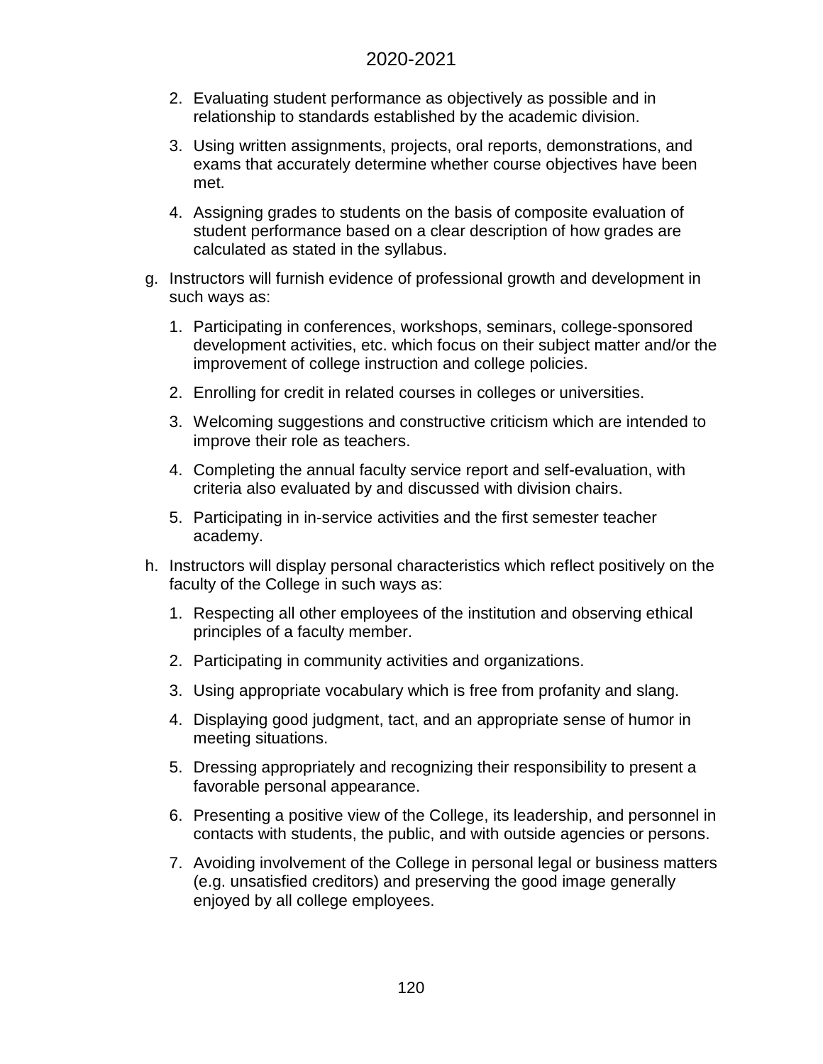2. Evaluating student performance as objectively as possible and in relationship to standards established by the academic division.

3. Using written assignments, projects, oral reports, demonstrations, and exams that accurately determine whether course objectives have been met.

4. Assigning grades to students on the basis of composite evaluation of student performance based on a clear description of how grades are calculated as stated in the syllabus.

g. Instructors will furnish evidence of professional growth and development in such ways as:

1. Participating in conferences, workshops, seminars, college-sponsored development activities, etc. which focus on their subject matter and/or the improvement of college instruction and college policies.

2. Enrolling for credit in related courses in colleges or universities.

3. Welcoming suggestions and constructive criticism which are intended to improve their role as teachers.

4. Completing the annual faculty service report and self-evaluation, with criteria also evaluated by and discussed with division chairs.

5. Participating in in-service activities and the first semester teacher academy.

h. Instructors will display personal characteristics which reflect positively on the faculty of the College in such ways as:

1. Respecting all other employees of the institution and observing ethical principles of a faculty member.

2. Participating in community activities and organizations.

3. Using appropriate vocabulary which is free from profanity and slang.

4. Displaying good judgment, tact, and an appropriate sense of humor in meeting situations.

5. Dressing appropriately and recognizing their responsibility to present a favorable personal appearance.

6. Presenting a positive view of the College, its leadership, and personnel in contacts with students, the public, and with outside agencies or persons.

7. Avoiding involvement of the College in personal legal or business matters (e.g. unsatisfied creditors) and preserving the good image generally enjoyed by all college employees.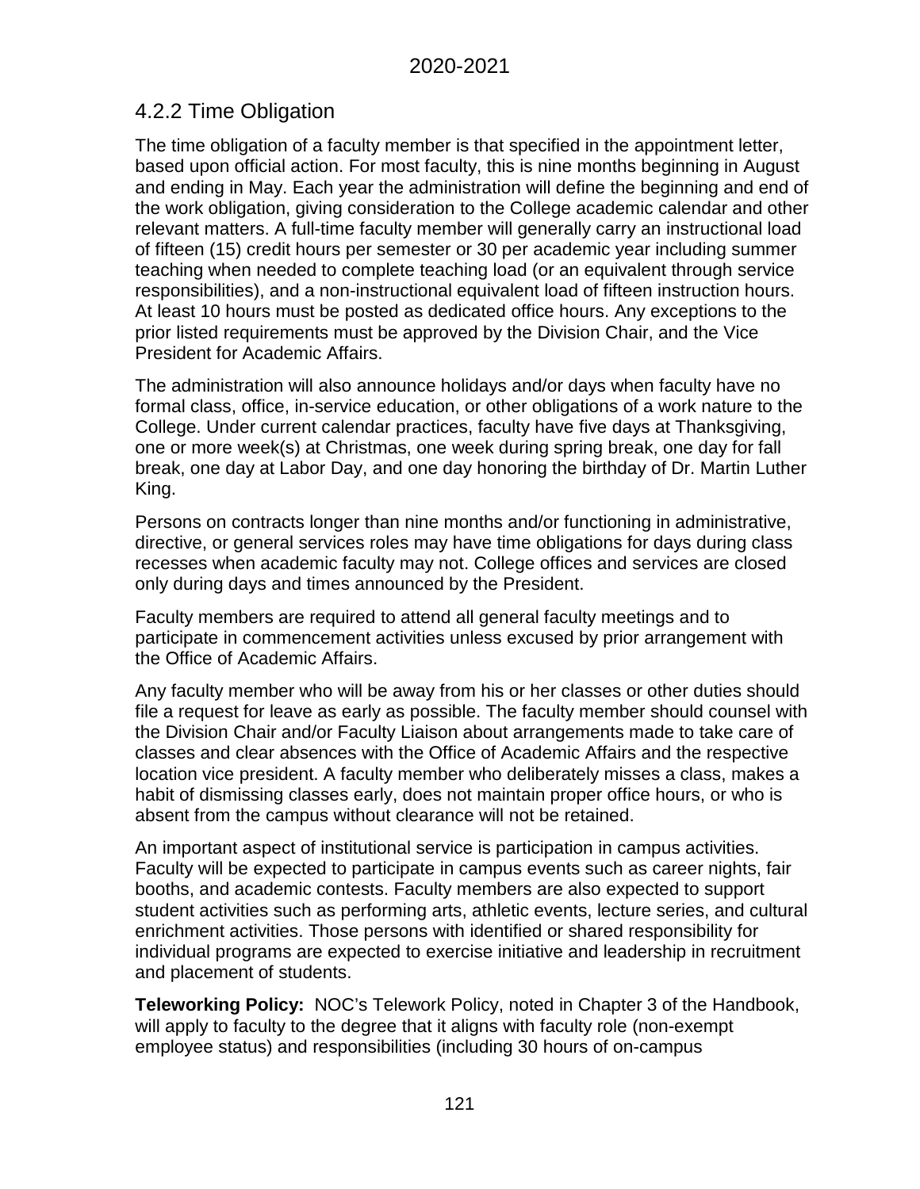### 4.2.2 Time Obligation

The time obligation of a faculty member is that specified in the appointment letter, based upon official action. For most faculty, this is nine months beginning in August and ending in May. Each year the administration will define the beginning and end of the work obligation, giving consideration to the College academic calendar and other relevant matters. A full-time faculty member will generally carry an instructional load of fifteen (15) credit hours per semester or 30 per academic year including summer teaching when needed to complete teaching load (or an equivalent through service responsibilities), and a non-instructional equivalent load of fifteen instruction hours. At least 10 hours must be posted as dedicated office hours. Any exceptions to the prior listed requirements must be approved by the Division Chair, and the Vice President for Academic Affairs.

The administration will also announce holidays and/or days when faculty have no formal class, office, in-service education, or other obligations of a work nature to the College. Under current calendar practices, faculty have five days at Thanksgiving, one or more week(s) at Christmas, one week during spring break, one day for fall break, one day at Labor Day, and one day honoring the birthday of Dr. Martin Luther King.

Persons on contracts longer than nine months and/or functioning in administrative, directive, or general services roles may have time obligations for days during class recesses when academic faculty may not. College offices and services are closed only during days and times announced by the President.

Faculty members are required to attend all general faculty meetings and to participate in commencement activities unless excused by prior arrangement with the Office of Academic Affairs.

Any faculty member who will be away from his or her classes or other duties should file a request for leave as early as possible. The faculty member should counsel with the Division Chair and/or Faculty Liaison about arrangements made to take care of classes and clear absences with the Office of Academic Affairs and the respective location vice president. A faculty member who deliberately misses a class, makes a habit of dismissing classes early, does not maintain proper office hours, or who is absent from the campus without clearance will not be retained.

An important aspect of institutional service is participation in campus activities. Faculty will be expected to participate in campus events such as career nights, fair booths, and academic contests. Faculty members are also expected to support student activities such as performing arts, athletic events, lecture series, and cultural enrichment activities. Those persons with identified or shared responsibility for individual programs are expected to exercise initiative and leadership in recruitment and placement of students.

**Teleworking Policy:** NOC's Telework Policy, noted in Chapter 3 of the Handbook, will apply to faculty to the degree that it aligns with faculty role (non-exempt employee status) and responsibilities (including 30 hours of on-campus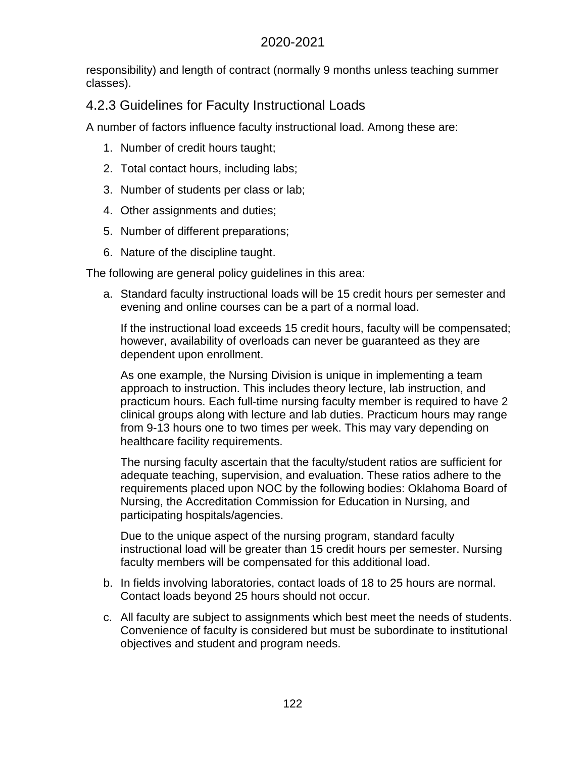responsibility) and length of contract (normally 9 months unless teaching summer classes).

### 4.2.3 Guidelines for Faculty Instructional Loads

A number of factors influence faculty instructional load. Among these are:

1. Number of credit hours taught;
2. Total contact hours, including labs;
3. Number of students per class or lab;
4. Other assignments and duties;
5. Number of different preparations;
6. Nature of the discipline taught.

The following are general policy guidelines in this area:

a. Standard faculty instructional loads will be 15 credit hours per semester and evening and online courses can be a part of a normal load.

   If the instructional load exceeds 15 credit hours, faculty will be compensated; however, availability of overloads can never be guaranteed as they are dependent upon enrollment.

   As one example, the Nursing Division is unique in implementing a team approach to instruction. This includes theory lecture, lab instruction, and practicum hours. Each full-time nursing faculty member is required to have 2 clinical groups along with lecture and lab duties. Practicum hours may range from 9-13 hours one to two times per week. This may vary depending on healthcare facility requirements.

   The nursing faculty ascertain that the faculty/student ratios are sufficient for adequate teaching, supervision, and evaluation. These ratios adhere to the requirements placed upon NOC by the following bodies: Oklahoma Board of Nursing, the Accreditation Commission for Education in Nursing, and participating hospitals/agencies.

   Due to the unique aspect of the nursing program, standard faculty instructional load will be greater than 15 credit hours per semester. Nursing faculty members will be compensated for this additional load.

b. In fields involving laboratories, contact loads of 18 to 25 hours are normal. Contact loads beyond 25 hours should not occur.

c. All faculty are subject to assignments which best meet the needs of students. Convenience of faculty is considered but must be subordinate to institutional objectives and student and program needs.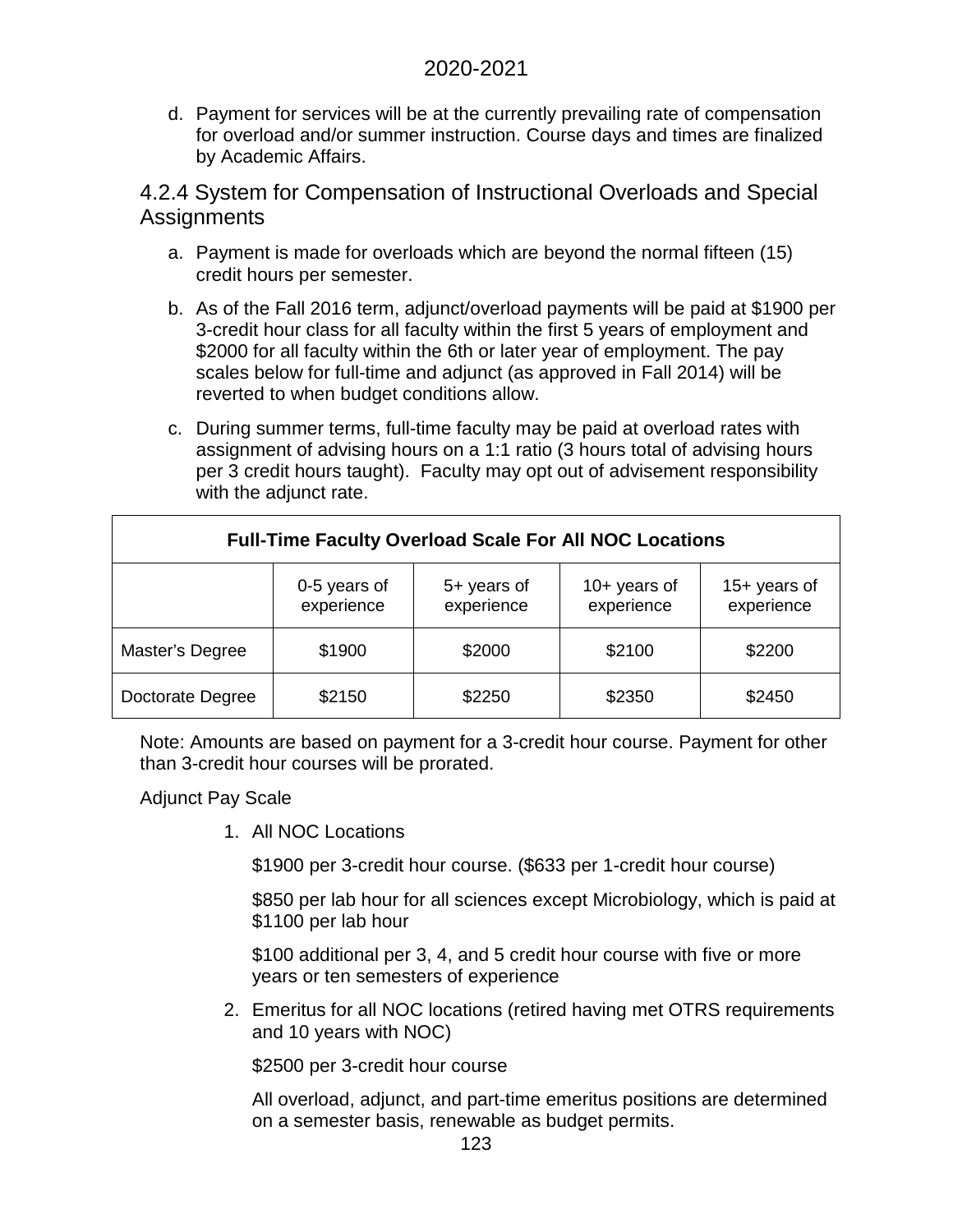d. Payment for services will be at the currently prevailing rate of compensation for overload and/or summer instruction. Course days and times are finalized by Academic Affairs.

### 4.2.4 System for Compensation of Instructional Overloads and Special Assignments

a. Payment is made for overloads which are beyond the normal fifteen (15) credit hours per semester.

b. As of the Fall 2016 term, adjunct/overload payments will be paid at $1900 per 3-credit hour class for all faculty within the first 5 years of employment and $2000 for all faculty within the 6th or later year of employment. The pay scales below for full-time and adjunct (as approved in Fall 2014) will be reverted to when budget conditions allow.

c. During summer terms, full-time faculty may be paid at overload rates with assignment of advising hours on a 1:1 ratio (3 hours total of advising hours per 3 credit hours taught). Faculty may opt out of advisement responsibility with the adjunct rate.

| **Full-Time Faculty Overload Scale For All NOC Locations** | | | | |
|---|---|---|---|---|
| | 0-5 years of experience | 5+ years of experience | 10+ years of experience | 15+ years of experience |
| Master's Degree | $1900 | $2000 | $2100 | $2200 |
| Doctorate Degree | $2150 | $2250 | $2350 | $2450 |

Note: Amounts are based on payment for a 3-credit hour course. Payment for other than 3-credit hour courses will be prorated.

Adjunct Pay Scale

1. All NOC Locations

   $1900 per 3-credit hour course. ($633 per 1-credit hour course)

   $850 per lab hour for all sciences except Microbiology, which is paid at $1100 per lab hour

   $100 additional per 3, 4, and 5 credit hour course with five or more years or ten semesters of experience

2. Emeritus for all NOC locations (retired having met OTRS requirements and 10 years with NOC)

   $2500 per 3-credit hour course

   All overload, adjunct, and part-time emeritus positions are determined on a semester basis, renewable as budget permits.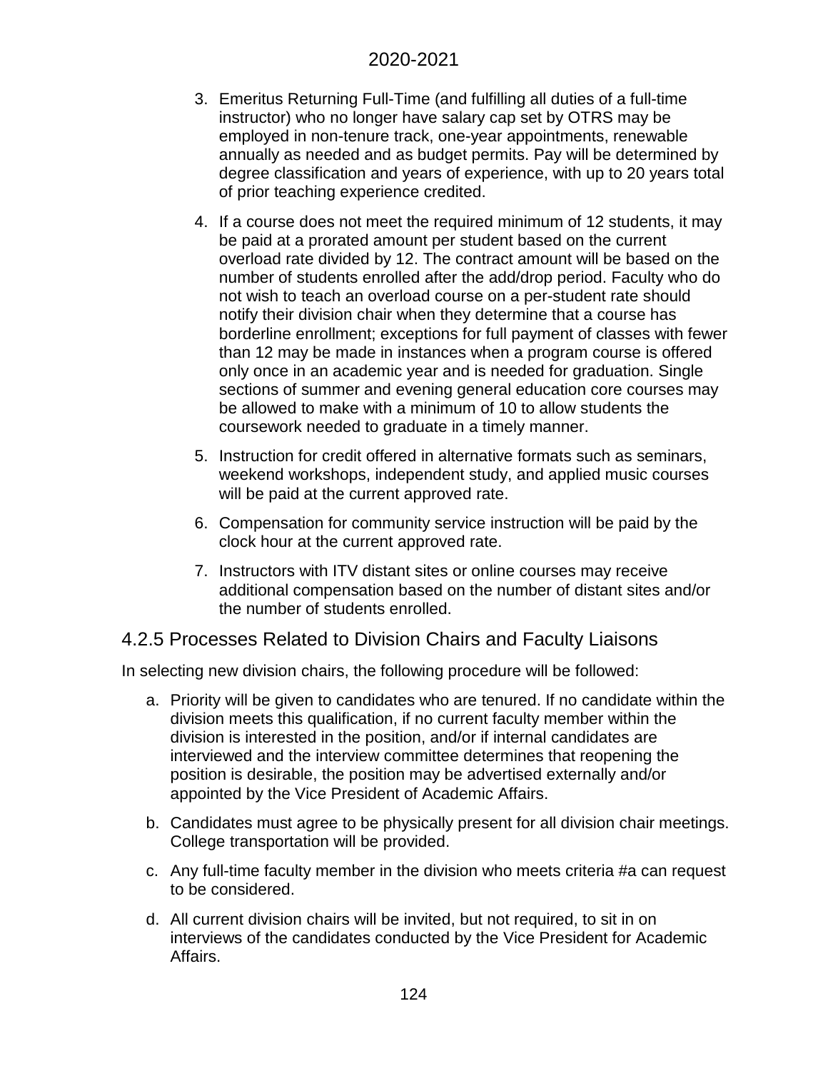3. Emeritus Returning Full-Time (and fulfilling all duties of a full-time instructor) who no longer have salary cap set by OTRS may be employed in non-tenure track, one-year appointments, renewable annually as needed and as budget permits. Pay will be determined by degree classification and years of experience, with up to 20 years total of prior teaching experience credited.
4. If a course does not meet the required minimum of 12 students, it may be paid at a prorated amount per student based on the current overload rate divided by 12. The contract amount will be based on the number of students enrolled after the add/drop period. Faculty who do not wish to teach an overload course on a per-student rate should notify their division chair when they determine that a course has borderline enrollment; exceptions for full payment of classes with fewer than 12 may be made in instances when a program course is offered only once in an academic year and is needed for graduation. Single sections of summer and evening general education core courses may be allowed to make with a minimum of 10 to allow students the coursework needed to graduate in a timely manner.
5. Instruction for credit offered in alternative formats such as seminars, weekend workshops, independent study, and applied music courses will be paid at the current approved rate.
6. Compensation for community service instruction will be paid by the clock hour at the current approved rate.
7. Instructors with ITV distant sites or online courses may receive additional compensation based on the number of distant sites and/or the number of students enrolled.

## 4.2.5 Processes Related to Division Chairs and Faculty Liaisons

In selecting new division chairs, the following procedure will be followed:

a. Priority will be given to candidates who are tenured. If no candidate within the division meets this qualification, if no current faculty member within the division is interested in the position, and/or if internal candidates are interviewed and the interview committee determines that reopening the position is desirable, the position may be advertised externally and/or appointed by the Vice President of Academic Affairs.
b. Candidates must agree to be physically present for all division chair meetings. College transportation will be provided.
c. Any full-time faculty member in the division who meets criteria #a can request to be considered.
d. All current division chairs will be invited, but not required, to sit in on interviews of the candidates conducted by the Vice President for Academic Affairs.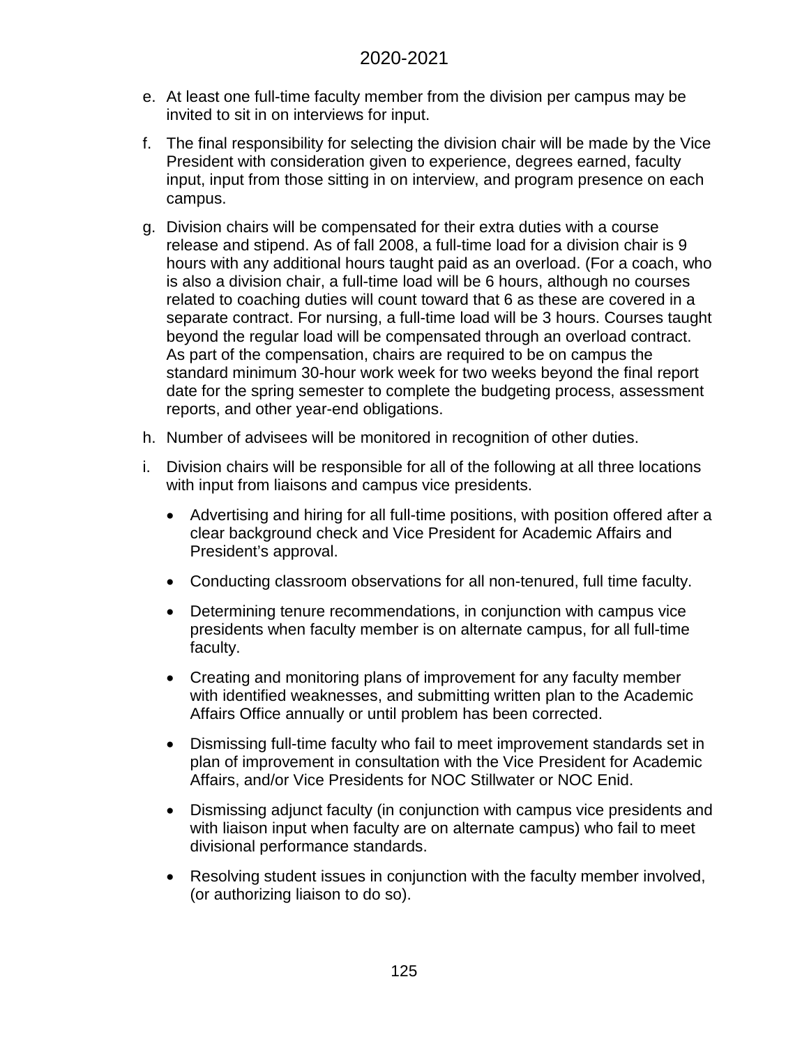e. At least one full-time faculty member from the division per campus may be invited to sit in on interviews for input.

f. The final responsibility for selecting the division chair will be made by the Vice President with consideration given to experience, degrees earned, faculty input, input from those sitting in on interview, and program presence on each campus.

g. Division chairs will be compensated for their extra duties with a course release and stipend. As of fall 2008, a full-time load for a division chair is 9 hours with any additional hours taught paid as an overload. (For a coach, who is also a division chair, a full-time load will be 6 hours, although no courses related to coaching duties will count toward that 6 as these are covered in a separate contract. For nursing, a full-time load will be 3 hours. Courses taught beyond the regular load will be compensated through an overload contract. As part of the compensation, chairs are required to be on campus the standard minimum 30-hour work week for two weeks beyond the final report date for the spring semester to complete the budgeting process, assessment reports, and other year-end obligations.

h. Number of advisees will be monitored in recognition of other duties.

i. Division chairs will be responsible for all of the following at all three locations with input from liaisons and campus vice presidents.

   - Advertising and hiring for all full-time positions, with position offered after a clear background check and Vice President for Academic Affairs and President's approval.
   - Conducting classroom observations for all non-tenured, full time faculty.
   - Determining tenure recommendations, in conjunction with campus vice presidents when faculty member is on alternate campus, for all full-time faculty.
   - Creating and monitoring plans of improvement for any faculty member with identified weaknesses, and submitting written plan to the Academic Affairs Office annually or until problem has been corrected.
   - Dismissing full-time faculty who fail to meet improvement standards set in plan of improvement in consultation with the Vice President for Academic Affairs, and/or Vice Presidents for NOC Stillwater or NOC Enid.
   - Dismissing adjunct faculty (in conjunction with campus vice presidents and with liaison input when faculty are on alternate campus) who fail to meet divisional performance standards.
   - Resolving student issues in conjunction with the faculty member involved, (or authorizing liaison to do so).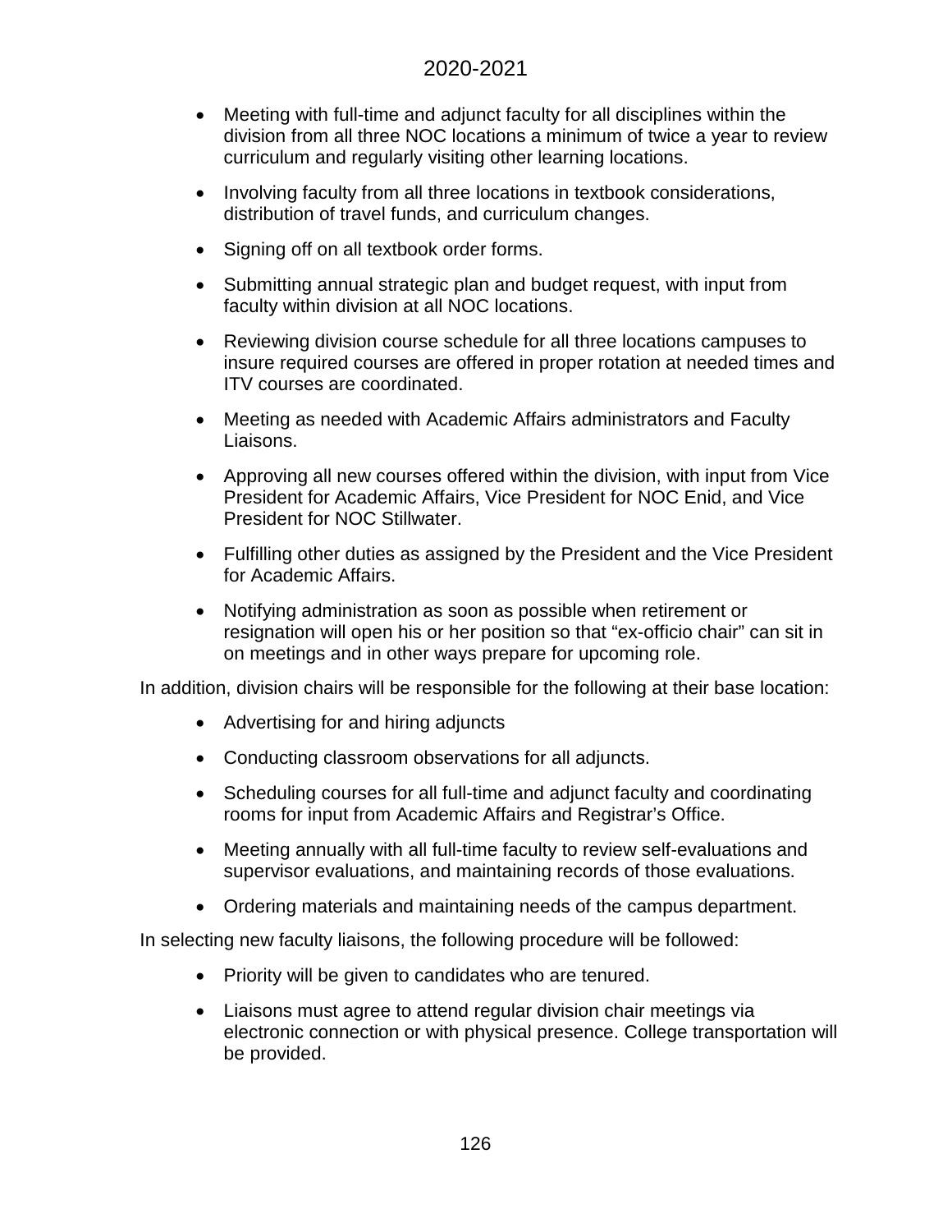- Meeting with full-time and adjunct faculty for all disciplines within the division from all three NOC locations a minimum of twice a year to review curriculum and regularly visiting other learning locations.
- Involving faculty from all three locations in textbook considerations, distribution of travel funds, and curriculum changes.
- Signing off on all textbook order forms.
- Submitting annual strategic plan and budget request, with input from faculty within division at all NOC locations.
- Reviewing division course schedule for all three locations campuses to insure required courses are offered in proper rotation at needed times and ITV courses are coordinated.
- Meeting as needed with Academic Affairs administrators and Faculty Liaisons.
- Approving all new courses offered within the division, with input from Vice President for Academic Affairs, Vice President for NOC Enid, and Vice President for NOC Stillwater.
- Fulfilling other duties as assigned by the President and the Vice President for Academic Affairs.
- Notifying administration as soon as possible when retirement or resignation will open his or her position so that "ex-officio chair" can sit in on meetings and in other ways prepare for upcoming role.

In addition, division chairs will be responsible for the following at their base location:

- Advertising for and hiring adjuncts
- Conducting classroom observations for all adjuncts.
- Scheduling courses for all full-time and adjunct faculty and coordinating rooms for input from Academic Affairs and Registrar's Office.
- Meeting annually with all full-time faculty to review self-evaluations and supervisor evaluations, and maintaining records of those evaluations.
- Ordering materials and maintaining needs of the campus department.

In selecting new faculty liaisons, the following procedure will be followed:

- Priority will be given to candidates who are tenured.
- Liaisons must agree to attend regular division chair meetings via electronic connection or with physical presence. College transportation will be provided.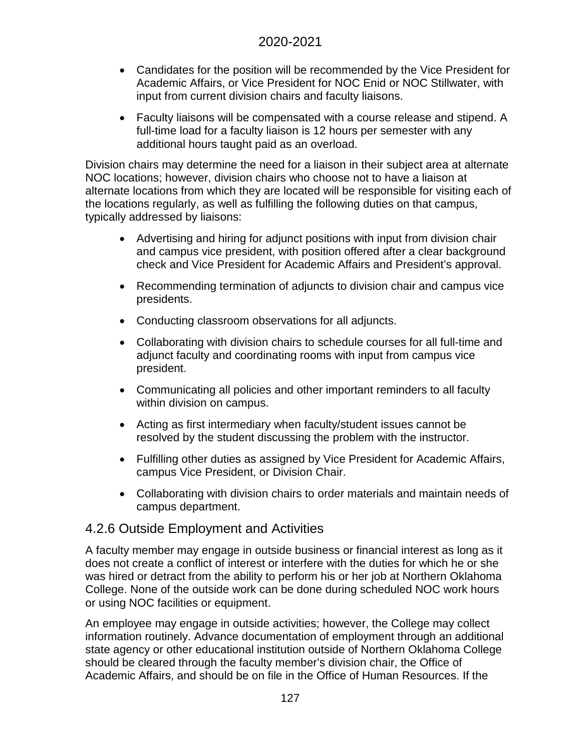- Candidates for the position will be recommended by the Vice President for Academic Affairs, or Vice President for NOC Enid or NOC Stillwater, with input from current division chairs and faculty liaisons.
- Faculty liaisons will be compensated with a course release and stipend. A full-time load for a faculty liaison is 12 hours per semester with any additional hours taught paid as an overload.

Division chairs may determine the need for a liaison in their subject area at alternate NOC locations; however, division chairs who choose not to have a liaison at alternate locations from which they are located will be responsible for visiting each of the locations regularly, as well as fulfilling the following duties on that campus, typically addressed by liaisons:

- Advertising and hiring for adjunct positions with input from division chair and campus vice president, with position offered after a clear background check and Vice President for Academic Affairs and President's approval.
- Recommending termination of adjuncts to division chair and campus vice presidents.
- Conducting classroom observations for all adjuncts.
- Collaborating with division chairs to schedule courses for all full-time and adjunct faculty and coordinating rooms with input from campus vice president.
- Communicating all policies and other important reminders to all faculty within division on campus.
- Acting as first intermediary when faculty/student issues cannot be resolved by the student discussing the problem with the instructor.
- Fulfilling other duties as assigned by Vice President for Academic Affairs, campus Vice President, or Division Chair.
- Collaborating with division chairs to order materials and maintain needs of campus department.

## 4.2.6 Outside Employment and Activities

A faculty member may engage in outside business or financial interest as long as it does not create a conflict of interest or interfere with the duties for which he or she was hired or detract from the ability to perform his or her job at Northern Oklahoma College. None of the outside work can be done during scheduled NOC work hours or using NOC facilities or equipment.

An employee may engage in outside activities; however, the College may collect information routinely. Advance documentation of employment through an additional state agency or other educational institution outside of Northern Oklahoma College should be cleared through the faculty member's division chair, the Office of Academic Affairs, and should be on file in the Office of Human Resources. If the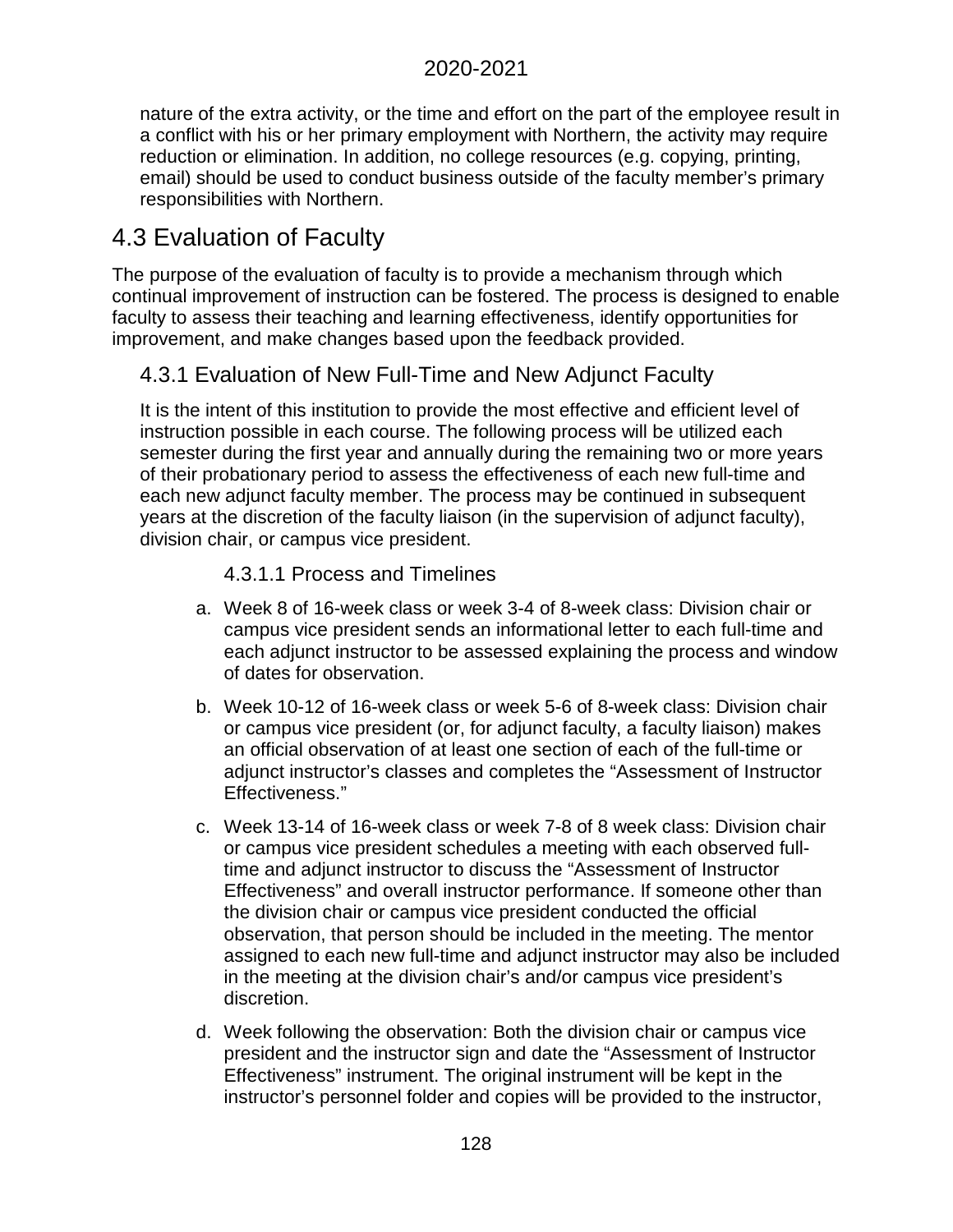nature of the extra activity, or the time and effort on the part of the employee result in a conflict with his or her primary employment with Northern, the activity may require reduction or elimination. In addition, no college resources (e.g. copying, printing, email) should be used to conduct business outside of the faculty member's primary responsibilities with Northern.

## 4.3 Evaluation of Faculty

The purpose of the evaluation of faculty is to provide a mechanism through which continual improvement of instruction can be fostered. The process is designed to enable faculty to assess their teaching and learning effectiveness, identify opportunities for improvement, and make changes based upon the feedback provided.

### 4.3.1 Evaluation of New Full-Time and New Adjunct Faculty

It is the intent of this institution to provide the most effective and efficient level of instruction possible in each course. The following process will be utilized each semester during the first year and annually during the remaining two or more years of their probationary period to assess the effectiveness of each new full-time and each new adjunct faculty member. The process may be continued in subsequent years at the discretion of the faculty liaison (in the supervision of adjunct faculty), division chair, or campus vice president.

#### 4.3.1.1 Process and Timelines

a. Week 8 of 16-week class or week 3-4 of 8-week class: Division chair or campus vice president sends an informational letter to each full-time and each adjunct instructor to be assessed explaining the process and window of dates for observation.

b. Week 10-12 of 16-week class or week 5-6 of 8-week class: Division chair or campus vice president (or, for adjunct faculty, a faculty liaison) makes an official observation of at least one section of each of the full-time or adjunct instructor's classes and completes the "Assessment of Instructor Effectiveness."

c. Week 13-14 of 16-week class or week 7-8 of 8 week class: Division chair or campus vice president schedules a meeting with each observed full-time and adjunct instructor to discuss the "Assessment of Instructor Effectiveness" and overall instructor performance. If someone other than the division chair or campus vice president conducted the official observation, that person should be included in the meeting. The mentor assigned to each new full-time and adjunct instructor may also be included in the meeting at the division chair's and/or campus vice president's discretion.

d. Week following the observation: Both the division chair or campus vice president and the instructor sign and date the "Assessment of Instructor Effectiveness" instrument. The original instrument will be kept in the instructor's personnel folder and copies will be provided to the instructor,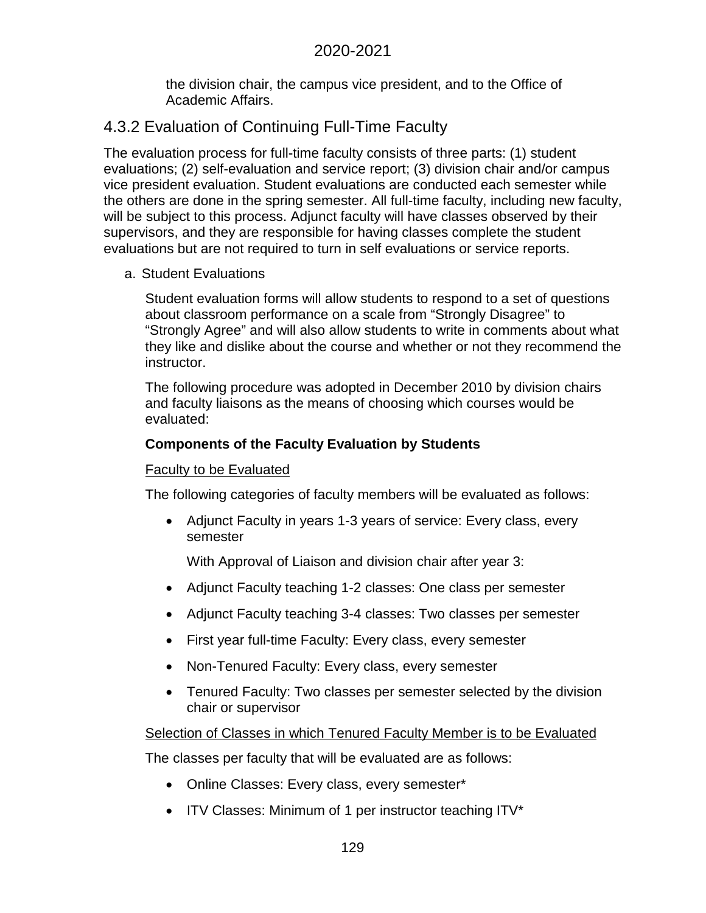the division chair, the campus vice president, and to the Office of Academic Affairs.

## 4.3.2 Evaluation of Continuing Full-Time Faculty

The evaluation process for full-time faculty consists of three parts: (1) student evaluations; (2) self-evaluation and service report; (3) division chair and/or campus vice president evaluation. Student evaluations are conducted each semester while the others are done in the spring semester. All full-time faculty, including new faculty, will be subject to this process. Adjunct faculty will have classes observed by their supervisors, and they are responsible for having classes complete the student evaluations but are not required to turn in self evaluations or service reports.

a. Student Evaluations

Student evaluation forms will allow students to respond to a set of questions about classroom performance on a scale from “Strongly Disagree” to “Strongly Agree” and will also allow students to write in comments about what they like and dislike about the course and whether or not they recommend the instructor.

The following procedure was adopted in December 2010 by division chairs and faculty liaisons as the means of choosing which courses would be evaluated:

**Components of the Faculty Evaluation by Students**

Faculty to be Evaluated

The following categories of faculty members will be evaluated as follows:

- Adjunct Faculty in years 1-3 years of service: Every class, every semester

  With Approval of Liaison and division chair after year 3:

- Adjunct Faculty teaching 1-2 classes: One class per semester
- Adjunct Faculty teaching 3-4 classes: Two classes per semester
- First year full-time Faculty: Every class, every semester
- Non-Tenured Faculty: Every class, every semester
- Tenured Faculty: Two classes per semester selected by the division chair or supervisor

Selection of Classes in which Tenured Faculty Member is to be Evaluated

The classes per faculty that will be evaluated are as follows:

- Online Classes: Every class, every semester*
- ITV Classes: Minimum of 1 per instructor teaching ITV*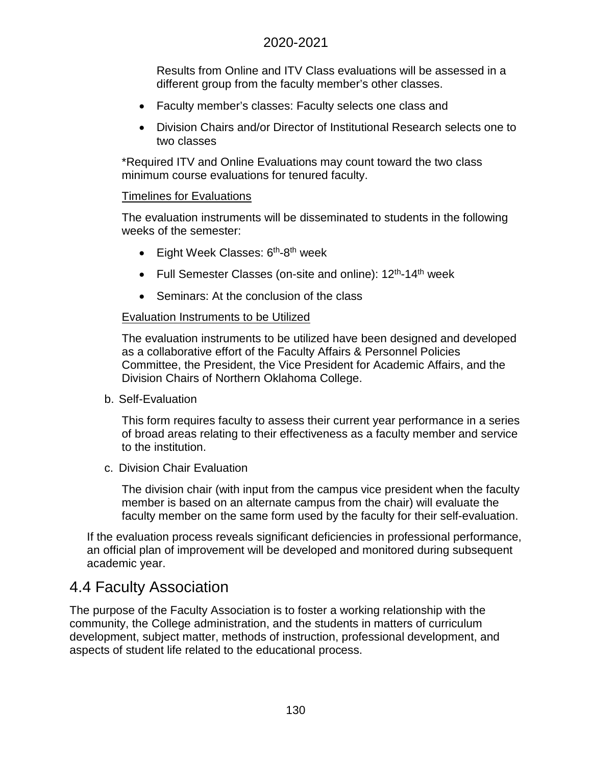Results from Online and ITV Class evaluations will be assessed in a different group from the faculty member's other classes.

- Faculty member's classes: Faculty selects one class and
- Division Chairs and/or Director of Institutional Research selects one to two classes

*Required ITV and Online Evaluations may count toward the two class minimum course evaluations for tenured faculty.

Timelines for Evaluations

The evaluation instruments will be disseminated to students in the following weeks of the semester:

- Eight Week Classes: 6th-8th week
- Full Semester Classes (on-site and online): 12th-14th week
- Seminars: At the conclusion of the class

Evaluation Instruments to be Utilized

The evaluation instruments to be utilized have been designed and developed as a collaborative effort of the Faculty Affairs & Personnel Policies Committee, the President, the Vice President for Academic Affairs, and the Division Chairs of Northern Oklahoma College.

b. Self-Evaluation

This form requires faculty to assess their current year performance in a series of broad areas relating to their effectiveness as a faculty member and service to the institution.

c. Division Chair Evaluation

The division chair (with input from the campus vice president when the faculty member is based on an alternate campus from the chair) will evaluate the faculty member on the same form used by the faculty for their self-evaluation.

If the evaluation process reveals significant deficiencies in professional performance, an official plan of improvement will be developed and monitored during subsequent academic year.

## 4.4 Faculty Association

The purpose of the Faculty Association is to foster a working relationship with the community, the College administration, and the students in matters of curriculum development, subject matter, methods of instruction, professional development, and aspects of student life related to the educational process.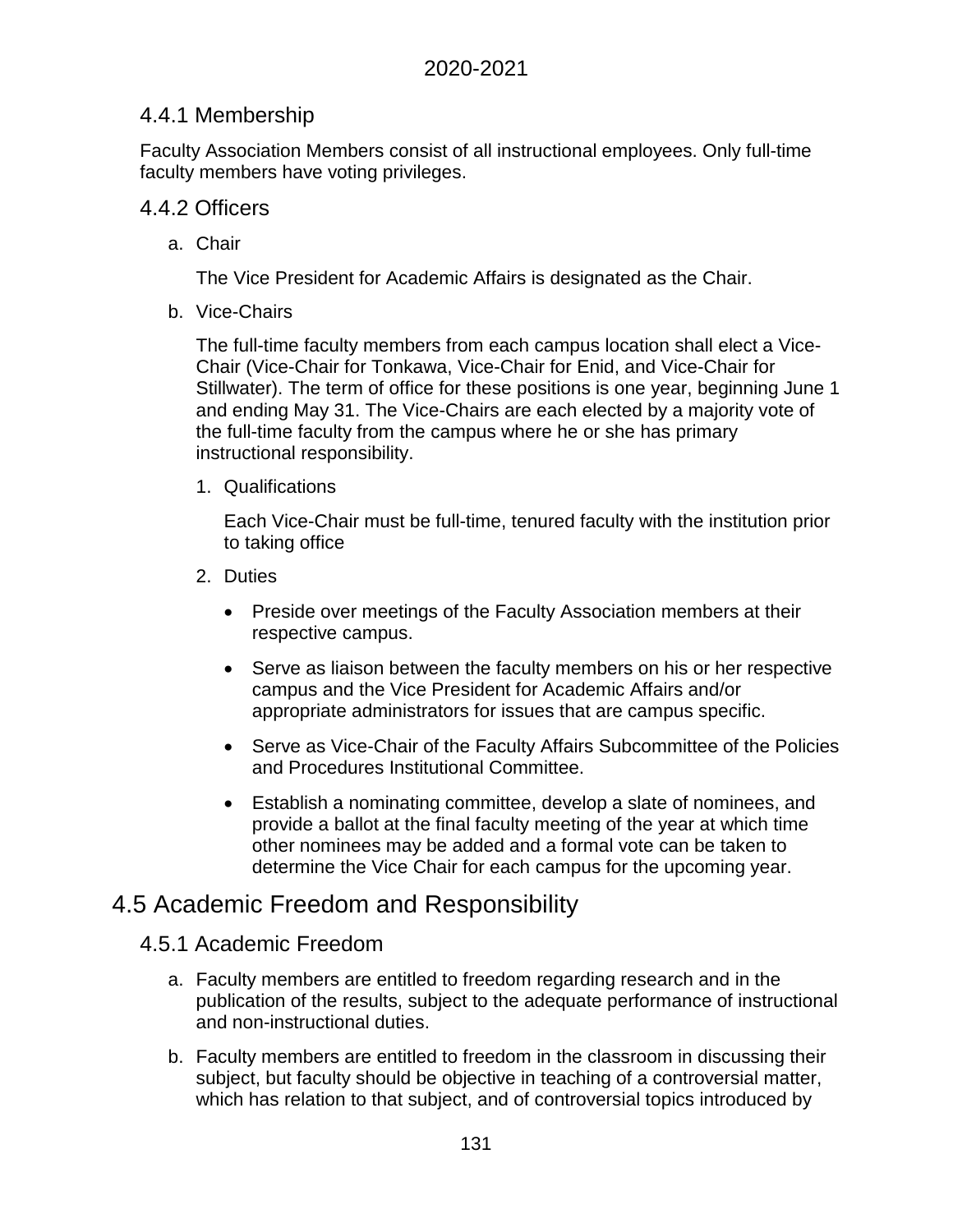### 4.4.1 Membership

Faculty Association Members consist of all instructional employees. Only full-time faculty members have voting privileges.

### 4.4.2 Officers

a. Chair

   The Vice President for Academic Affairs is designated as the Chair.

b. Vice-Chairs

   The full-time faculty members from each campus location shall elect a Vice-Chair (Vice-Chair for Tonkawa, Vice-Chair for Enid, and Vice-Chair for Stillwater). The term of office for these positions is one year, beginning June 1 and ending May 31. The Vice-Chairs are each elected by a majority vote of the full-time faculty from the campus where he or she has primary instructional responsibility.

   1. Qualifications

      Each Vice-Chair must be full-time, tenured faculty with the institution prior to taking office

   2. Duties

      - Preside over meetings of the Faculty Association members at their respective campus.
      - Serve as liaison between the faculty members on his or her respective campus and the Vice President for Academic Affairs and/or appropriate administrators for issues that are campus specific.
      - Serve as Vice-Chair of the Faculty Affairs Subcommittee of the Policies and Procedures Institutional Committee.
      - Establish a nominating committee, develop a slate of nominees, and provide a ballot at the final faculty meeting of the year at which time other nominees may be added and a formal vote can be taken to determine the Vice Chair for each campus for the upcoming year.

## 4.5 Academic Freedom and Responsibility

### 4.5.1 Academic Freedom

a. Faculty members are entitled to freedom regarding research and in the publication of the results, subject to the adequate performance of instructional and non-instructional duties.

b. Faculty members are entitled to freedom in the classroom in discussing their subject, but faculty should be objective in teaching of a controversial matter, which has relation to that subject, and of controversial topics introduced by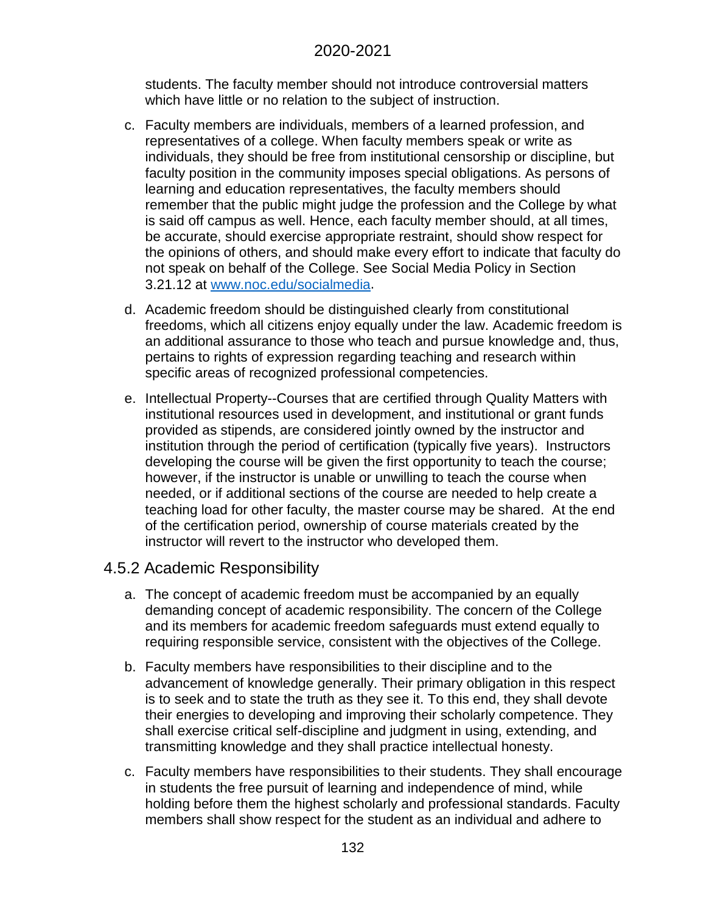students. The faculty member should not introduce controversial matters which have little or no relation to the subject of instruction.

c. Faculty members are individuals, members of a learned profession, and representatives of a college. When faculty members speak or write as individuals, they should be free from institutional censorship or discipline, but faculty position in the community imposes special obligations. As persons of learning and education representatives, the faculty members should remember that the public might judge the profession and the College by what is said off campus as well. Hence, each faculty member should, at all times, be accurate, should exercise appropriate restraint, should show respect for the opinions of others, and should make every effort to indicate that faculty do not speak on behalf of the College. See Social Media Policy in Section 3.21.12 at [www.noc.edu/socialmedia](www.noc.edu/socialmedia).

d. Academic freedom should be distinguished clearly from constitutional freedoms, which all citizens enjoy equally under the law. Academic freedom is an additional assurance to those who teach and pursue knowledge and, thus, pertains to rights of expression regarding teaching and research within specific areas of recognized professional competencies.

e. Intellectual Property--Courses that are certified through Quality Matters with institutional resources used in development, and institutional or grant funds provided as stipends, are considered jointly owned by the instructor and institution through the period of certification (typically five years). Instructors developing the course will be given the first opportunity to teach the course; however, if the instructor is unable or unwilling to teach the course when needed, or if additional sections of the course are needed to help create a teaching load for other faculty, the master course may be shared. At the end of the certification period, ownership of course materials created by the instructor will revert to the instructor who developed them.

## 4.5.2 Academic Responsibility

a. The concept of academic freedom must be accompanied by an equally demanding concept of academic responsibility. The concern of the College and its members for academic freedom safeguards must extend equally to requiring responsible service, consistent with the objectives of the College.

b. Faculty members have responsibilities to their discipline and to the advancement of knowledge generally. Their primary obligation in this respect is to seek and to state the truth as they see it. To this end, they shall devote their energies to developing and improving their scholarly competence. They shall exercise critical self-discipline and judgment in using, extending, and transmitting knowledge and they shall practice intellectual honesty.

c. Faculty members have responsibilities to their students. They shall encourage in students the free pursuit of learning and independence of mind, while holding before them the highest scholarly and professional standards. Faculty members shall show respect for the student as an individual and adhere to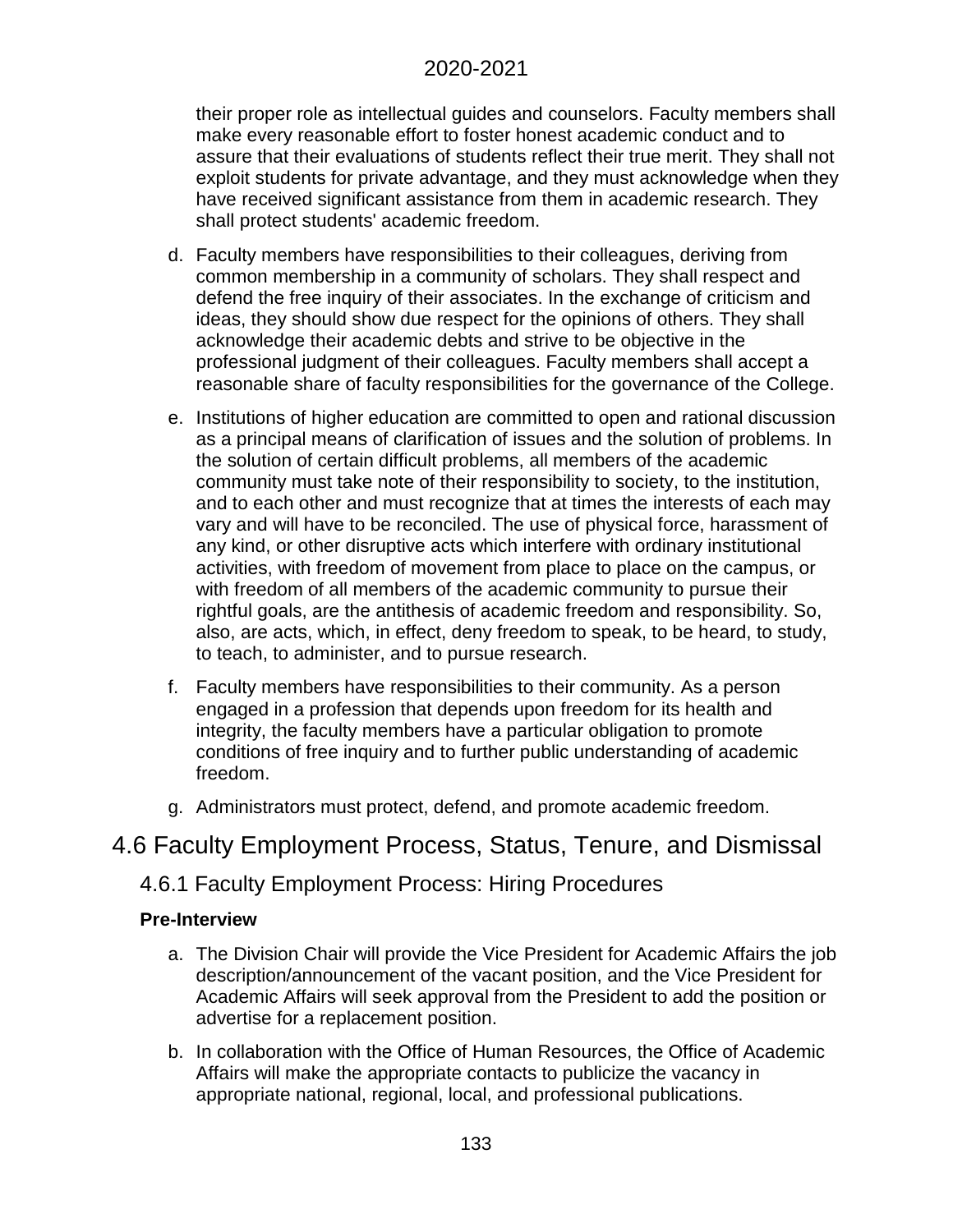their proper role as intellectual guides and counselors. Faculty members shall make every reasonable effort to foster honest academic conduct and to assure that their evaluations of students reflect their true merit. They shall not exploit students for private advantage, and they must acknowledge when they have received significant assistance from them in academic research. They shall protect students' academic freedom.

d. Faculty members have responsibilities to their colleagues, deriving from common membership in a community of scholars. They shall respect and defend the free inquiry of their associates. In the exchange of criticism and ideas, they should show due respect for the opinions of others. They shall acknowledge their academic debts and strive to be objective in the professional judgment of their colleagues. Faculty members shall accept a reasonable share of faculty responsibilities for the governance of the College.

e. Institutions of higher education are committed to open and rational discussion as a principal means of clarification of issues and the solution of problems. In the solution of certain difficult problems, all members of the academic community must take note of their responsibility to society, to the institution, and to each other and must recognize that at times the interests of each may vary and will have to be reconciled. The use of physical force, harassment of any kind, or other disruptive acts which interfere with ordinary institutional activities, with freedom of movement from place to place on the campus, or with freedom of all members of the academic community to pursue their rightful goals, are the antithesis of academic freedom and responsibility. So, also, are acts, which, in effect, deny freedom to speak, to be heard, to study, to teach, to administer, and to pursue research.

f. Faculty members have responsibilities to their community. As a person engaged in a profession that depends upon freedom for its health and integrity, the faculty members have a particular obligation to promote conditions of free inquiry and to further public understanding of academic freedom.

g. Administrators must protect, defend, and promote academic freedom.

## 4.6 Faculty Employment Process, Status, Tenure, and Dismissal

### 4.6.1 Faculty Employment Process: Hiring Procedures

**Pre-Interview**

a. The Division Chair will provide the Vice President for Academic Affairs the job description/announcement of the vacant position, and the Vice President for Academic Affairs will seek approval from the President to add the position or advertise for a replacement position.

b. In collaboration with the Office of Human Resources, the Office of Academic Affairs will make the appropriate contacts to publicize the vacancy in appropriate national, regional, local, and professional publications.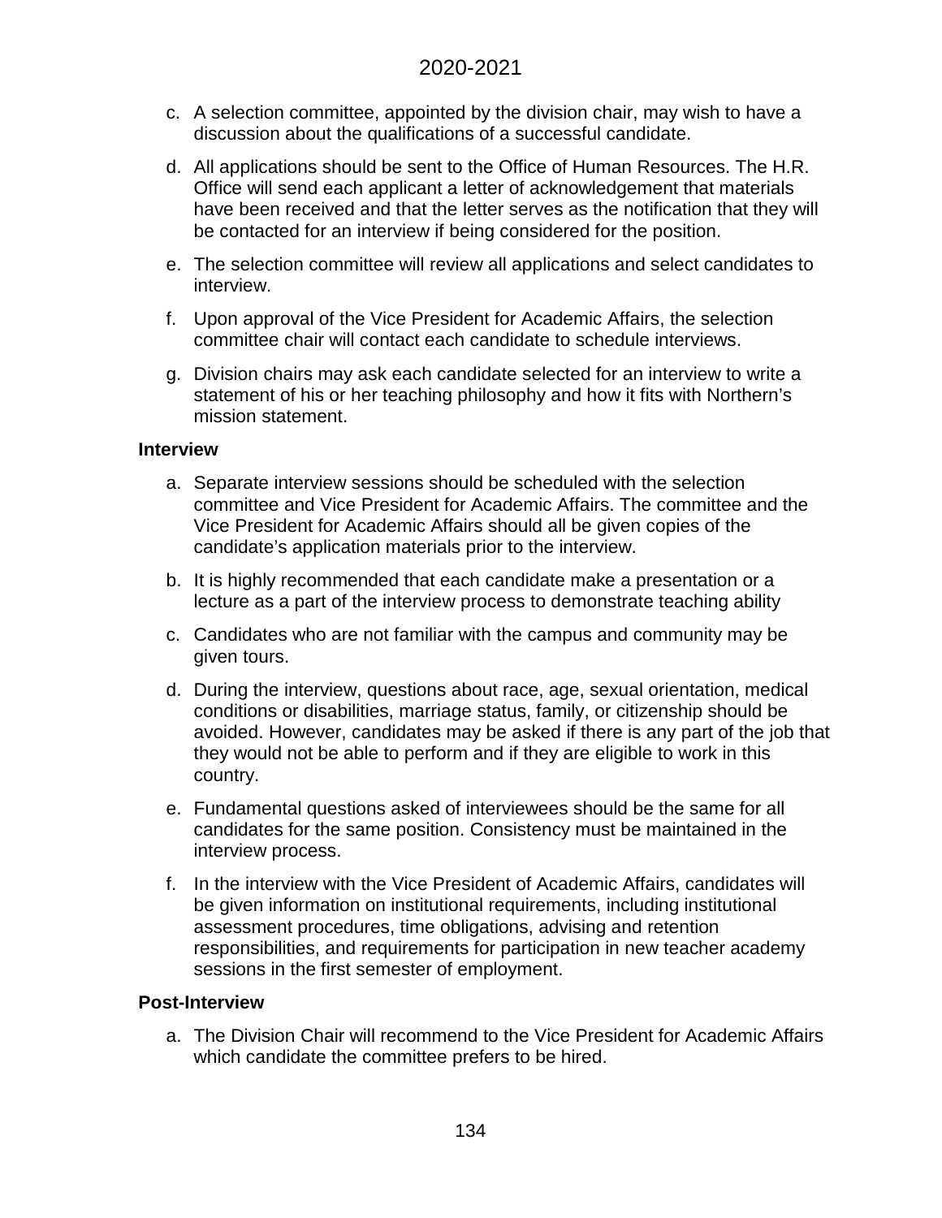c. A selection committee, appointed by the division chair, may wish to have a discussion about the qualifications of a successful candidate.

d. All applications should be sent to the Office of Human Resources. The H.R. Office will send each applicant a letter of acknowledgement that materials have been received and that the letter serves as the notification that they will be contacted for an interview if being considered for the position.

e. The selection committee will review all applications and select candidates to interview.

f. Upon approval of the Vice President for Academic Affairs, the selection committee chair will contact each candidate to schedule interviews.

g. Division chairs may ask each candidate selected for an interview to write a statement of his or her teaching philosophy and how it fits with Northern's mission statement.

**Interview**

a. Separate interview sessions should be scheduled with the selection committee and Vice President for Academic Affairs. The committee and the Vice President for Academic Affairs should all be given copies of the candidate's application materials prior to the interview.

b. It is highly recommended that each candidate make a presentation or a lecture as a part of the interview process to demonstrate teaching ability

c. Candidates who are not familiar with the campus and community may be given tours.

d. During the interview, questions about race, age, sexual orientation, medical conditions or disabilities, marriage status, family, or citizenship should be avoided. However, candidates may be asked if there is any part of the job that they would not be able to perform and if they are eligible to work in this country.

e. Fundamental questions asked of interviewees should be the same for all candidates for the same position. Consistency must be maintained in the interview process.

f. In the interview with the Vice President of Academic Affairs, candidates will be given information on institutional requirements, including institutional assessment procedures, time obligations, advising and retention responsibilities, and requirements for participation in new teacher academy sessions in the first semester of employment.

**Post-Interview**

a. The Division Chair will recommend to the Vice President for Academic Affairs which candidate the committee prefers to be hired.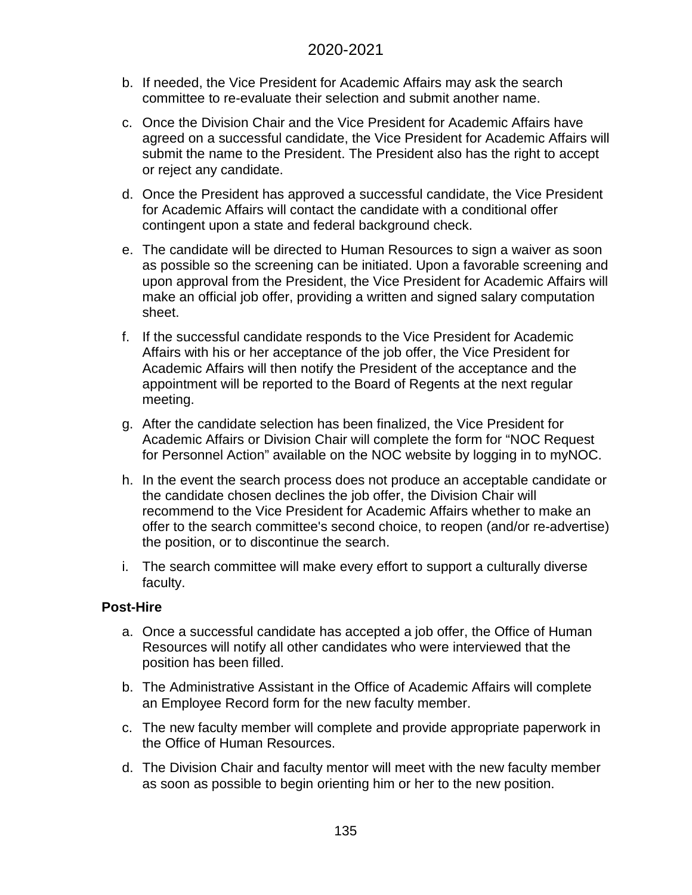b. If needed, the Vice President for Academic Affairs may ask the search committee to re-evaluate their selection and submit another name.

c. Once the Division Chair and the Vice President for Academic Affairs have agreed on a successful candidate, the Vice President for Academic Affairs will submit the name to the President. The President also has the right to accept or reject any candidate.

d. Once the President has approved a successful candidate, the Vice President for Academic Affairs will contact the candidate with a conditional offer contingent upon a state and federal background check.

e. The candidate will be directed to Human Resources to sign a waiver as soon as possible so the screening can be initiated. Upon a favorable screening and upon approval from the President, the Vice President for Academic Affairs will make an official job offer, providing a written and signed salary computation sheet.

f. If the successful candidate responds to the Vice President for Academic Affairs with his or her acceptance of the job offer, the Vice President for Academic Affairs will then notify the President of the acceptance and the appointment will be reported to the Board of Regents at the next regular meeting.

g. After the candidate selection has been finalized, the Vice President for Academic Affairs or Division Chair will complete the form for "NOC Request for Personnel Action" available on the NOC website by logging in to myNOC.

h. In the event the search process does not produce an acceptable candidate or the candidate chosen declines the job offer, the Division Chair will recommend to the Vice President for Academic Affairs whether to make an offer to the search committee's second choice, to reopen (and/or re-advertise) the position, or to discontinue the search.

i. The search committee will make every effort to support a culturally diverse faculty.

**Post-Hire**

a. Once a successful candidate has accepted a job offer, the Office of Human Resources will notify all other candidates who were interviewed that the position has been filled.

b. The Administrative Assistant in the Office of Academic Affairs will complete an Employee Record form for the new faculty member.

c. The new faculty member will complete and provide appropriate paperwork in the Office of Human Resources.

d. The Division Chair and faculty mentor will meet with the new faculty member as soon as possible to begin orienting him or her to the new position.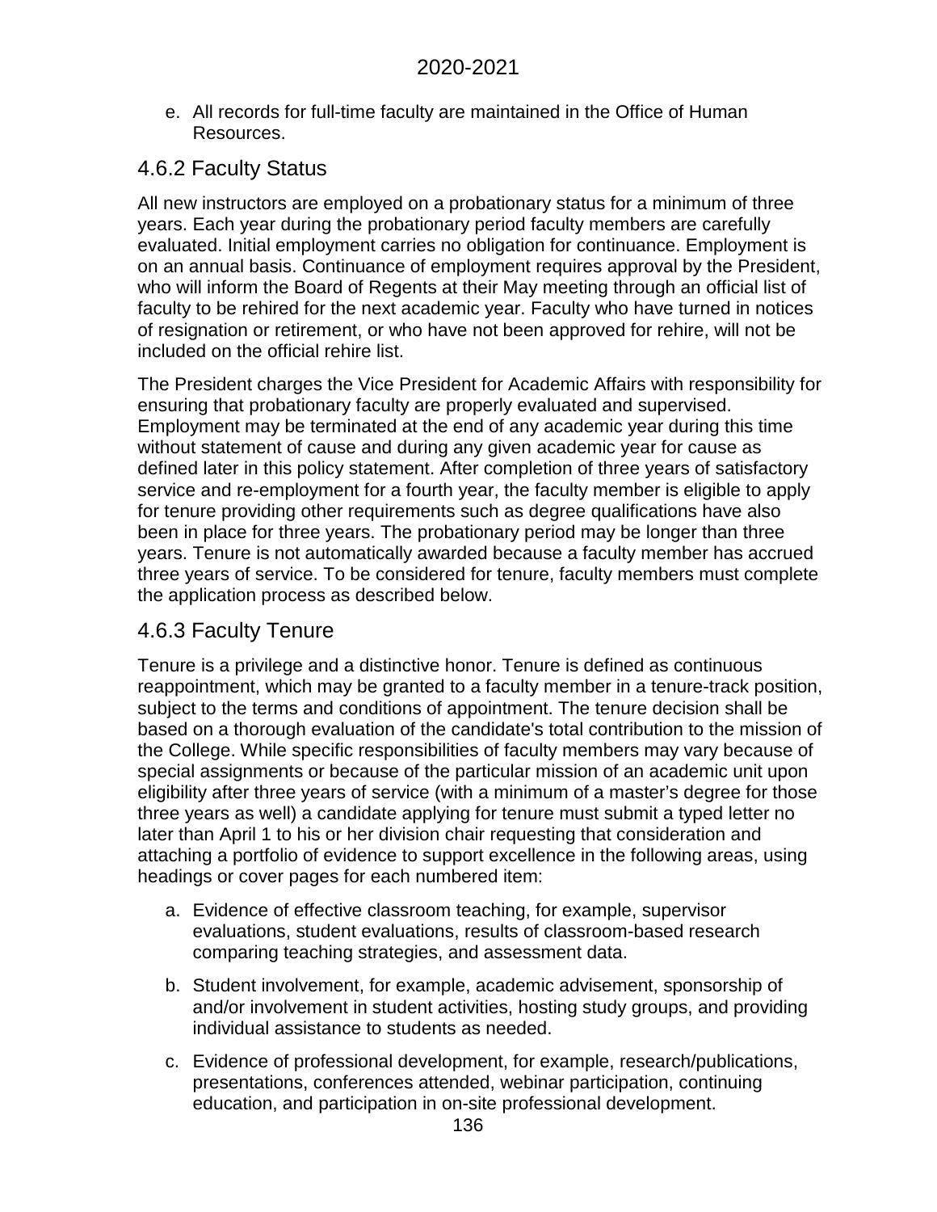e. All records for full-time faculty are maintained in the Office of Human Resources.

## 4.6.2 Faculty Status

All new instructors are employed on a probationary status for a minimum of three years. Each year during the probationary period faculty members are carefully evaluated. Initial employment carries no obligation for continuance. Employment is on an annual basis. Continuance of employment requires approval by the President, who will inform the Board of Regents at their May meeting through an official list of faculty to be rehired for the next academic year. Faculty who have turned in notices of resignation or retirement, or who have not been approved for rehire, will not be included on the official rehire list.

The President charges the Vice President for Academic Affairs with responsibility for ensuring that probationary faculty are properly evaluated and supervised. Employment may be terminated at the end of any academic year during this time without statement of cause and during any given academic year for cause as defined later in this policy statement. After completion of three years of satisfactory service and re-employment for a fourth year, the faculty member is eligible to apply for tenure providing other requirements such as degree qualifications have also been in place for three years. The probationary period may be longer than three years. Tenure is not automatically awarded because a faculty member has accrued three years of service. To be considered for tenure, faculty members must complete the application process as described below.

## 4.6.3 Faculty Tenure

Tenure is a privilege and a distinctive honor. Tenure is defined as continuous reappointment, which may be granted to a faculty member in a tenure-track position, subject to the terms and conditions of appointment. The tenure decision shall be based on a thorough evaluation of the candidate's total contribution to the mission of the College. While specific responsibilities of faculty members may vary because of special assignments or because of the particular mission of an academic unit upon eligibility after three years of service (with a minimum of a master's degree for those three years as well) a candidate applying for tenure must submit a typed letter no later than April 1 to his or her division chair requesting that consideration and attaching a portfolio of evidence to support excellence in the following areas, using headings or cover pages for each numbered item:

a. Evidence of effective classroom teaching, for example, supervisor evaluations, student evaluations, results of classroom-based research comparing teaching strategies, and assessment data.

b. Student involvement, for example, academic advisement, sponsorship of and/or involvement in student activities, hosting study groups, and providing individual assistance to students as needed.

c. Evidence of professional development, for example, research/publications, presentations, conferences attended, webinar participation, continuing education, and participation in on-site professional development.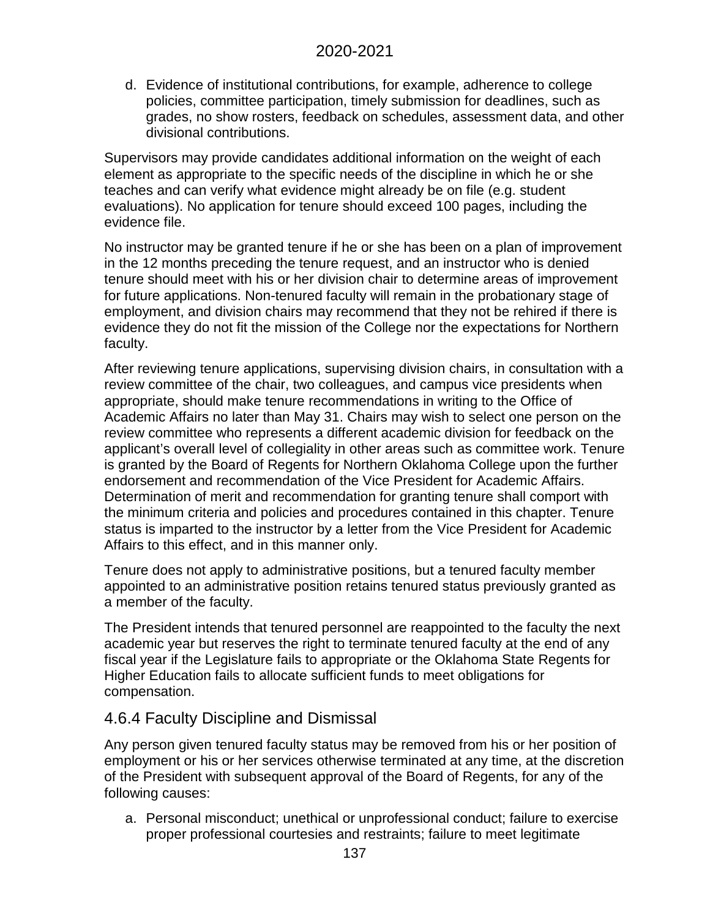d. Evidence of institutional contributions, for example, adherence to college policies, committee participation, timely submission for deadlines, such as grades, no show rosters, feedback on schedules, assessment data, and other divisional contributions.

Supervisors may provide candidates additional information on the weight of each element as appropriate to the specific needs of the discipline in which he or she teaches and can verify what evidence might already be on file (e.g. student evaluations). No application for tenure should exceed 100 pages, including the evidence file.

No instructor may be granted tenure if he or she has been on a plan of improvement in the 12 months preceding the tenure request, and an instructor who is denied tenure should meet with his or her division chair to determine areas of improvement for future applications. Non-tenured faculty will remain in the probationary stage of employment, and division chairs may recommend that they not be rehired if there is evidence they do not fit the mission of the College nor the expectations for Northern faculty.

After reviewing tenure applications, supervising division chairs, in consultation with a review committee of the chair, two colleagues, and campus vice presidents when appropriate, should make tenure recommendations in writing to the Office of Academic Affairs no later than May 31. Chairs may wish to select one person on the review committee who represents a different academic division for feedback on the applicant's overall level of collegiality in other areas such as committee work. Tenure is granted by the Board of Regents for Northern Oklahoma College upon the further endorsement and recommendation of the Vice President for Academic Affairs. Determination of merit and recommendation for granting tenure shall comport with the minimum criteria and policies and procedures contained in this chapter. Tenure status is imparted to the instructor by a letter from the Vice President for Academic Affairs to this effect, and in this manner only.

Tenure does not apply to administrative positions, but a tenured faculty member appointed to an administrative position retains tenured status previously granted as a member of the faculty.

The President intends that tenured personnel are reappointed to the faculty the next academic year but reserves the right to terminate tenured faculty at the end of any fiscal year if the Legislature fails to appropriate or the Oklahoma State Regents for Higher Education fails to allocate sufficient funds to meet obligations for compensation.

## 4.6.4 Faculty Discipline and Dismissal

Any person given tenured faculty status may be removed from his or her position of employment or his or her services otherwise terminated at any time, at the discretion of the President with subsequent approval of the Board of Regents, for any of the following causes:

a. Personal misconduct; unethical or unprofessional conduct; failure to exercise proper professional courtesies and restraints; failure to meet legitimate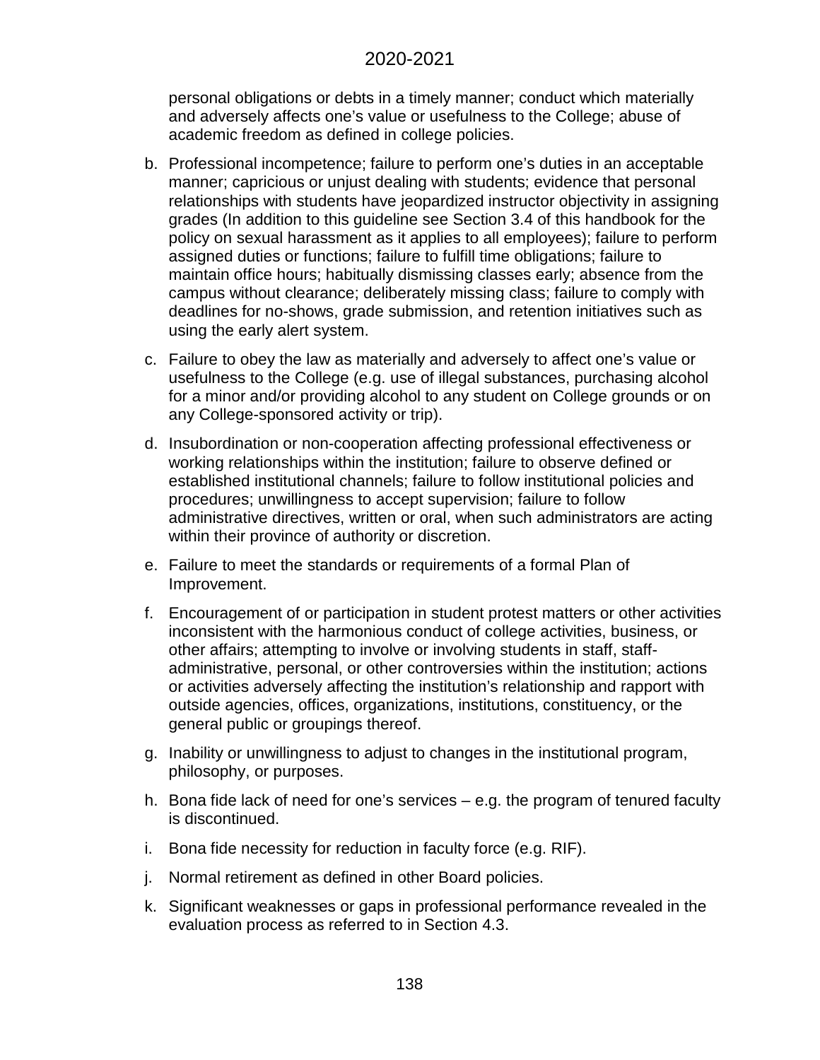personal obligations or debts in a timely manner; conduct which materially and adversely affects one's value or usefulness to the College; abuse of academic freedom as defined in college policies.

b. Professional incompetence; failure to perform one's duties in an acceptable manner; capricious or unjust dealing with students; evidence that personal relationships with students have jeopardized instructor objectivity in assigning grades (In addition to this guideline see Section 3.4 of this handbook for the policy on sexual harassment as it applies to all employees); failure to perform assigned duties or functions; failure to fulfill time obligations; failure to maintain office hours; habitually dismissing classes early; absence from the campus without clearance; deliberately missing class; failure to comply with deadlines for no-shows, grade submission, and retention initiatives such as using the early alert system.

c. Failure to obey the law as materially and adversely to affect one's value or usefulness to the College (e.g. use of illegal substances, purchasing alcohol for a minor and/or providing alcohol to any student on College grounds or on any College-sponsored activity or trip).

d. Insubordination or non-cooperation affecting professional effectiveness or working relationships within the institution; failure to observe defined or established institutional channels; failure to follow institutional policies and procedures; unwillingness to accept supervision; failure to follow administrative directives, written or oral, when such administrators are acting within their province of authority or discretion.

e. Failure to meet the standards or requirements of a formal Plan of Improvement.

f. Encouragement of or participation in student protest matters or other activities inconsistent with the harmonious conduct of college activities, business, or other affairs; attempting to involve or involving students in staff, staff-administrative, personal, or other controversies within the institution; actions or activities adversely affecting the institution's relationship and rapport with outside agencies, offices, organizations, institutions, constituency, or the general public or groupings thereof.

g. Inability or unwillingness to adjust to changes in the institutional program, philosophy, or purposes.

h. Bona fide lack of need for one's services – e.g. the program of tenured faculty is discontinued.

i. Bona fide necessity for reduction in faculty force (e.g. RIF).

j. Normal retirement as defined in other Board policies.

k. Significant weaknesses or gaps in professional performance revealed in the evaluation process as referred to in Section 4.3.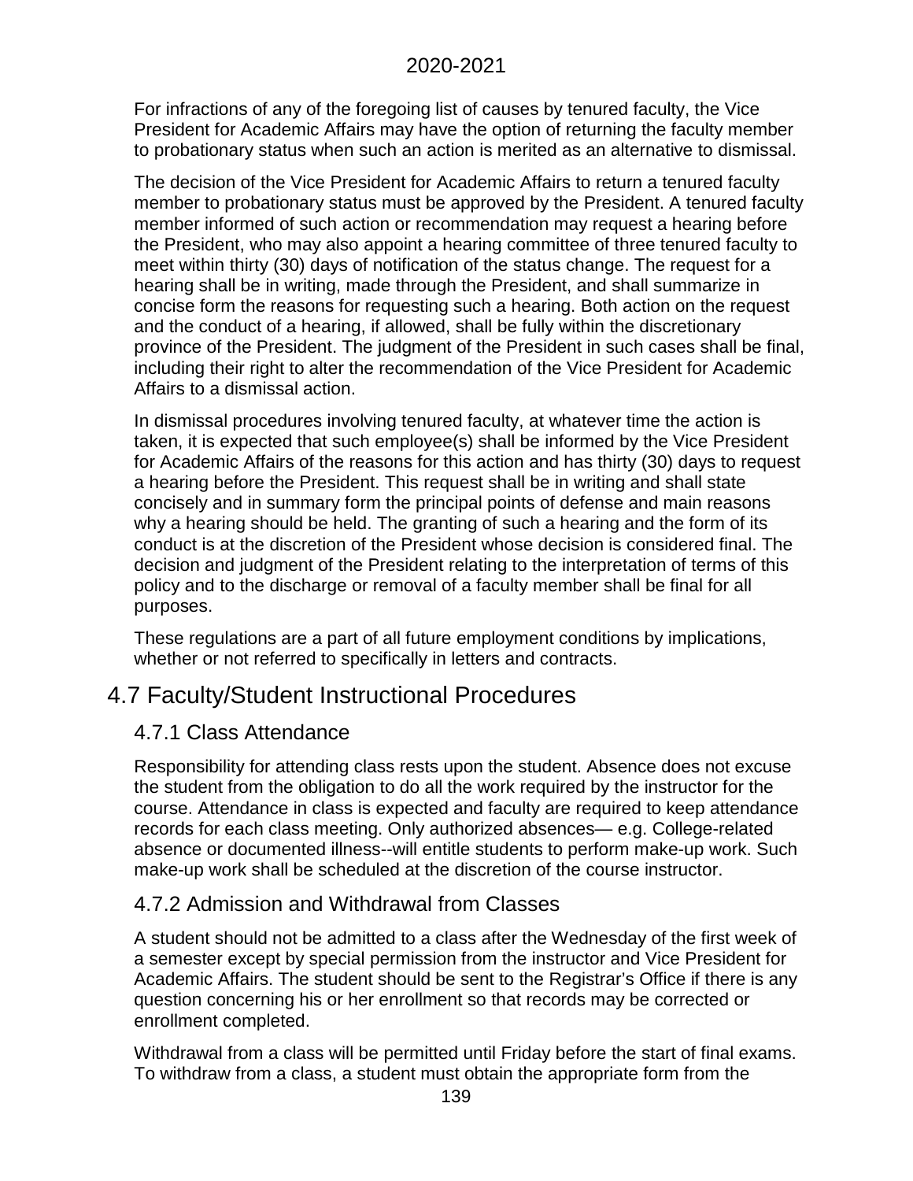For infractions of any of the foregoing list of causes by tenured faculty, the Vice President for Academic Affairs may have the option of returning the faculty member to probationary status when such an action is merited as an alternative to dismissal.

The decision of the Vice President for Academic Affairs to return a tenured faculty member to probationary status must be approved by the President. A tenured faculty member informed of such action or recommendation may request a hearing before the President, who may also appoint a hearing committee of three tenured faculty to meet within thirty (30) days of notification of the status change. The request for a hearing shall be in writing, made through the President, and shall summarize in concise form the reasons for requesting such a hearing. Both action on the request and the conduct of a hearing, if allowed, shall be fully within the discretionary province of the President. The judgment of the President in such cases shall be final, including their right to alter the recommendation of the Vice President for Academic Affairs to a dismissal action.

In dismissal procedures involving tenured faculty, at whatever time the action is taken, it is expected that such employee(s) shall be informed by the Vice President for Academic Affairs of the reasons for this action and has thirty (30) days to request a hearing before the President. This request shall be in writing and shall state concisely and in summary form the principal points of defense and main reasons why a hearing should be held. The granting of such a hearing and the form of its conduct is at the discretion of the President whose decision is considered final. The decision and judgment of the President relating to the interpretation of terms of this policy and to the discharge or removal of a faculty member shall be final for all purposes.

These regulations are a part of all future employment conditions by implications, whether or not referred to specifically in letters and contracts.

## 4.7 Faculty/Student Instructional Procedures

### 4.7.1 Class Attendance

Responsibility for attending class rests upon the student. Absence does not excuse the student from the obligation to do all the work required by the instructor for the course. Attendance in class is expected and faculty are required to keep attendance records for each class meeting. Only authorized absences— e.g. College-related absence or documented illness--will entitle students to perform make-up work. Such make-up work shall be scheduled at the discretion of the course instructor.

### 4.7.2 Admission and Withdrawal from Classes

A student should not be admitted to a class after the Wednesday of the first week of a semester except by special permission from the instructor and Vice President for Academic Affairs. The student should be sent to the Registrar's Office if there is any question concerning his or her enrollment so that records may be corrected or enrollment completed.

Withdrawal from a class will be permitted until Friday before the start of final exams. To withdraw from a class, a student must obtain the appropriate form from the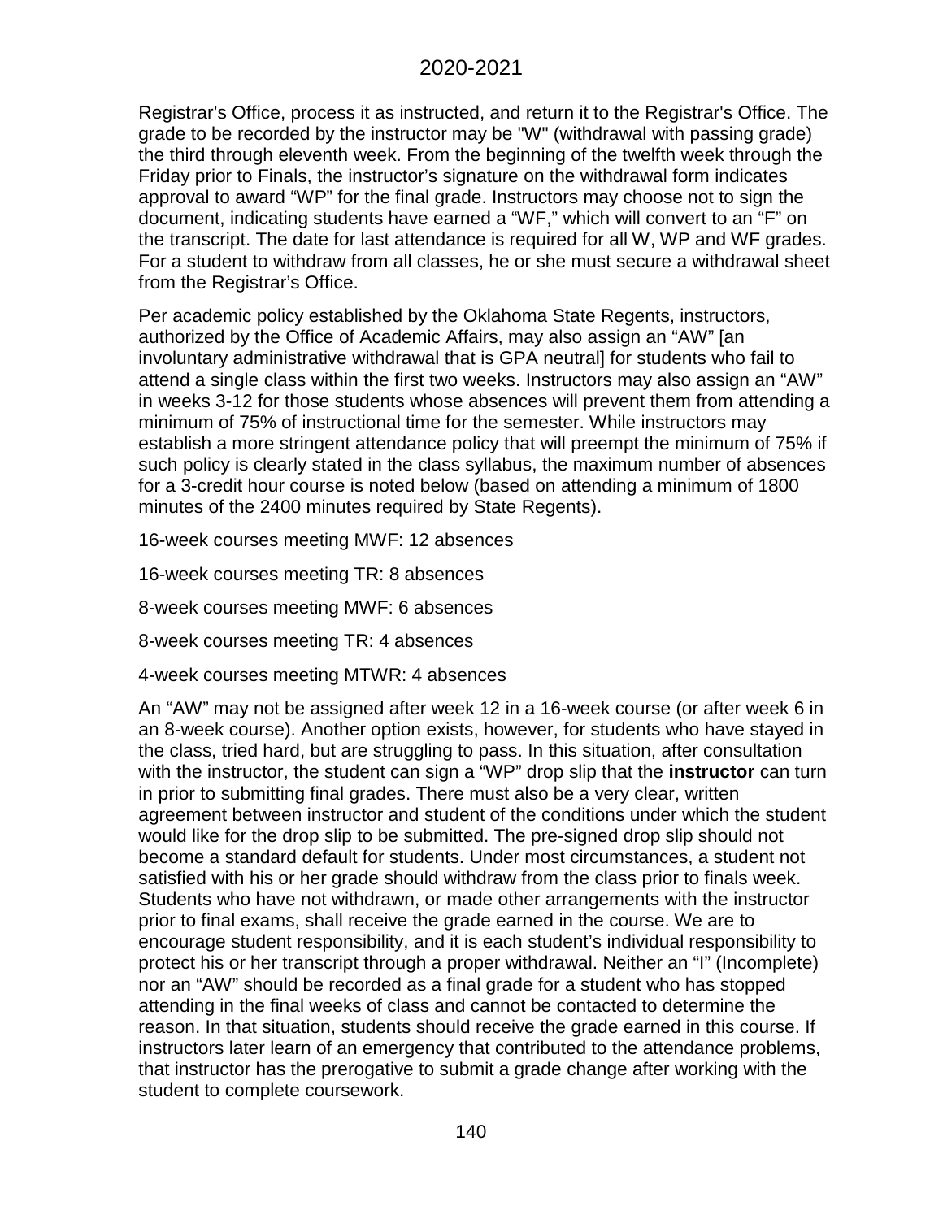Registrar's Office, process it as instructed, and return it to the Registrar's Office. The grade to be recorded by the instructor may be "W" (withdrawal with passing grade) the third through eleventh week. From the beginning of the twelfth week through the Friday prior to Finals, the instructor's signature on the withdrawal form indicates approval to award "WP" for the final grade. Instructors may choose not to sign the document, indicating students have earned a "WF," which will convert to an "F" on the transcript. The date for last attendance is required for all W, WP and WF grades. For a student to withdraw from all classes, he or she must secure a withdrawal sheet from the Registrar's Office.

Per academic policy established by the Oklahoma State Regents, instructors, authorized by the Office of Academic Affairs, may also assign an "AW" [an involuntary administrative withdrawal that is GPA neutral] for students who fail to attend a single class within the first two weeks. Instructors may also assign an "AW" in weeks 3-12 for those students whose absences will prevent them from attending a minimum of 75% of instructional time for the semester. While instructors may establish a more stringent attendance policy that will preempt the minimum of 75% if such policy is clearly stated in the class syllabus, the maximum number of absences for a 3-credit hour course is noted below (based on attending a minimum of 1800 minutes of the 2400 minutes required by State Regents).

16-week courses meeting MWF: 12 absences

16-week courses meeting TR: 8 absences

8-week courses meeting MWF: 6 absences

8-week courses meeting TR: 4 absences

4-week courses meeting MTWR: 4 absences

An "AW" may not be assigned after week 12 in a 16-week course (or after week 6 in an 8-week course). Another option exists, however, for students who have stayed in the class, tried hard, but are struggling to pass. In this situation, after consultation with the instructor, the student can sign a "WP" drop slip that the **instructor** can turn in prior to submitting final grades. There must also be a very clear, written agreement between instructor and student of the conditions under which the student would like for the drop slip to be submitted. The pre-signed drop slip should not become a standard default for students. Under most circumstances, a student not satisfied with his or her grade should withdraw from the class prior to finals week. Students who have not withdrawn, or made other arrangements with the instructor prior to final exams, shall receive the grade earned in the course. We are to encourage student responsibility, and it is each student's individual responsibility to protect his or her transcript through a proper withdrawal. Neither an "I" (Incomplete) nor an "AW" should be recorded as a final grade for a student who has stopped attending in the final weeks of class and cannot be contacted to determine the reason. In that situation, students should receive the grade earned in this course. If instructors later learn of an emergency that contributed to the attendance problems, that instructor has the prerogative to submit a grade change after working with the student to complete coursework.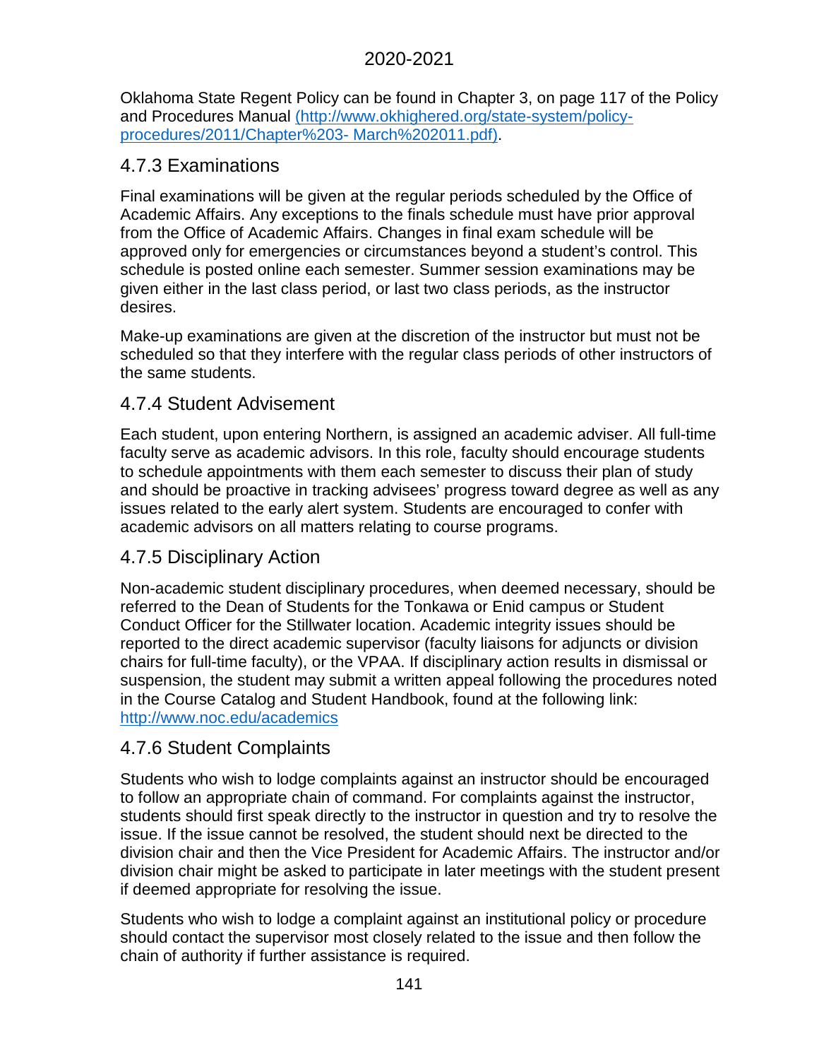Oklahoma State Regent Policy can be found in Chapter 3, on page 117 of the Policy and Procedures Manual [(http://www.okhighered.org/state-system/policy-procedures/2011/Chapter%203- March%202011.pdf)](http://www.okhighered.org/state-system/policy-procedures/2011/Chapter%203-%20March%202011.pdf).

### 4.7.3 Examinations

Final examinations will be given at the regular periods scheduled by the Office of Academic Affairs. Any exceptions to the finals schedule must have prior approval from the Office of Academic Affairs. Changes in final exam schedule will be approved only for emergencies or circumstances beyond a student's control. This schedule is posted online each semester. Summer session examinations may be given either in the last class period, or last two class periods, as the instructor desires.

Make-up examinations are given at the discretion of the instructor but must not be scheduled so that they interfere with the regular class periods of other instructors of the same students.

### 4.7.4 Student Advisement

Each student, upon entering Northern, is assigned an academic adviser. All full-time faculty serve as academic advisors. In this role, faculty should encourage students to schedule appointments with them each semester to discuss their plan of study and should be proactive in tracking advisees' progress toward degree as well as any issues related to the early alert system. Students are encouraged to confer with academic advisors on all matters relating to course programs.

### 4.7.5 Disciplinary Action

Non-academic student disciplinary procedures, when deemed necessary, should be referred to the Dean of Students for the Tonkawa or Enid campus or Student Conduct Officer for the Stillwater location. Academic integrity issues should be reported to the direct academic supervisor (faculty liaisons for adjuncts or division chairs for full-time faculty), or the VPAA. If disciplinary action results in dismissal or suspension, the student may submit a written appeal following the procedures noted in the Course Catalog and Student Handbook, found at the following link: [http://www.noc.edu/academics](http://www.noc.edu/academics)

### 4.7.6 Student Complaints

Students who wish to lodge complaints against an instructor should be encouraged to follow an appropriate chain of command. For complaints against the instructor, students should first speak directly to the instructor in question and try to resolve the issue. If the issue cannot be resolved, the student should next be directed to the division chair and then the Vice President for Academic Affairs. The instructor and/or division chair might be asked to participate in later meetings with the student present if deemed appropriate for resolving the issue.

Students who wish to lodge a complaint against an institutional policy or procedure should contact the supervisor most closely related to the issue and then follow the chain of authority if further assistance is required.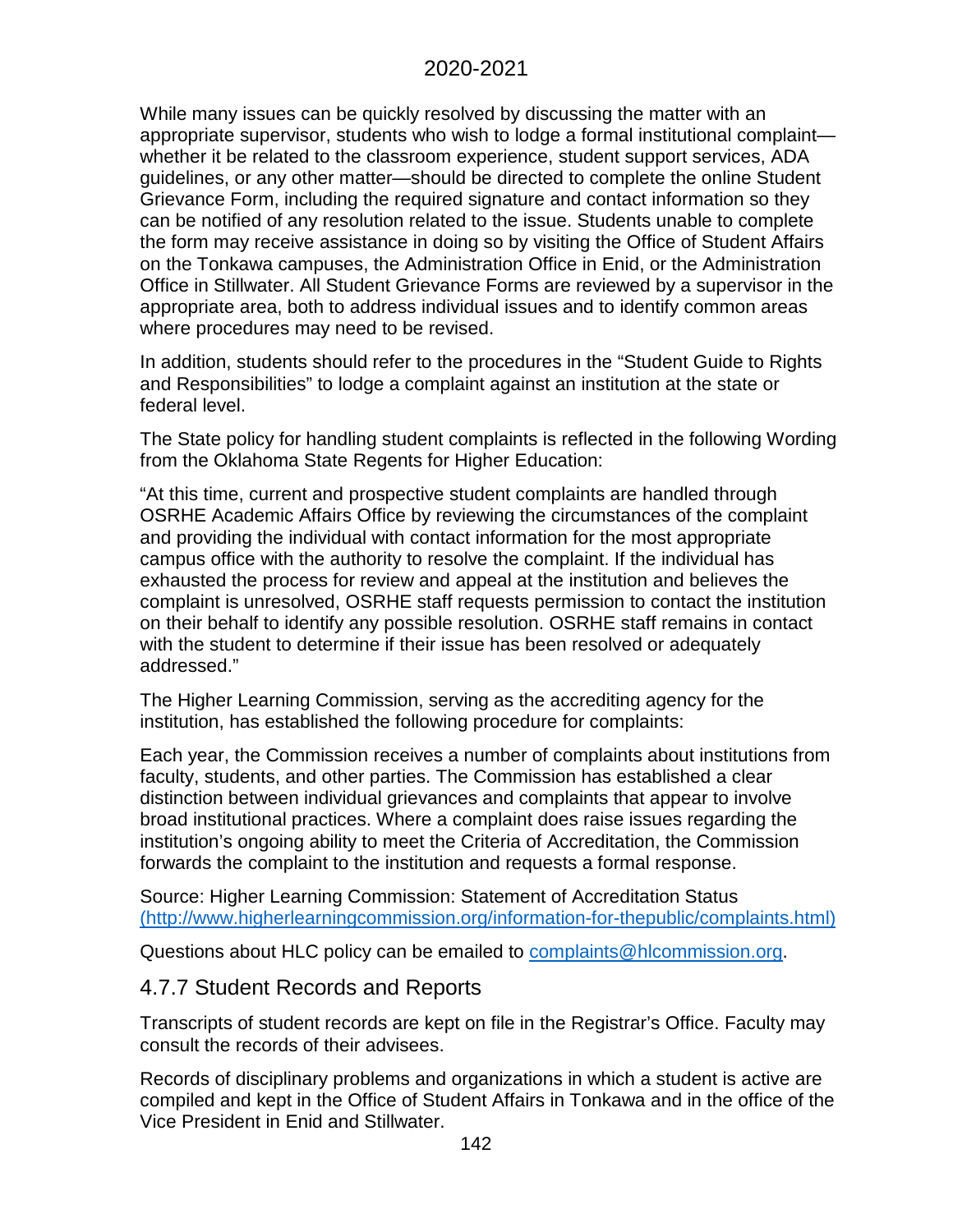While many issues can be quickly resolved by discussing the matter with an appropriate supervisor, students who wish to lodge a formal institutional complaint—whether it be related to the classroom experience, student support services, ADA guidelines, or any other matter—should be directed to complete the online Student Grievance Form, including the required signature and contact information so they can be notified of any resolution related to the issue. Students unable to complete the form may receive assistance in doing so by visiting the Office of Student Affairs on the Tonkawa campuses, the Administration Office in Enid, or the Administration Office in Stillwater. All Student Grievance Forms are reviewed by a supervisor in the appropriate area, both to address individual issues and to identify common areas where procedures may need to be revised.

In addition, students should refer to the procedures in the "Student Guide to Rights and Responsibilities" to lodge a complaint against an institution at the state or federal level.

The State policy for handling student complaints is reflected in the following Wording from the Oklahoma State Regents for Higher Education:

"At this time, current and prospective student complaints are handled through OSRHE Academic Affairs Office by reviewing the circumstances of the complaint and providing the individual with contact information for the most appropriate campus office with the authority to resolve the complaint. If the individual has exhausted the process for review and appeal at the institution and believes the complaint is unresolved, OSRHE staff requests permission to contact the institution on their behalf to identify any possible resolution. OSRHE staff remains in contact with the student to determine if their issue has been resolved or adequately addressed."

The Higher Learning Commission, serving as the accrediting agency for the institution, has established the following procedure for complaints:

Each year, the Commission receives a number of complaints about institutions from faculty, students, and other parties. The Commission has established a clear distinction between individual grievances and complaints that appear to involve broad institutional practices. Where a complaint does raise issues regarding the institution's ongoing ability to meet the Criteria of Accreditation, the Commission forwards the complaint to the institution and requests a formal response.

Source: Higher Learning Commission: Statement of Accreditation Status [(http://www.higherlearningcommission.org/information-for-thepublic/complaints.html)](http://www.higherlearningcommission.org/information-for-thepublic/complaints.html)

Questions about HLC policy can be emailed to [complaints@hlcommission.org](mailto:complaints@hlcommission.org).

## 4.7.7 Student Records and Reports

Transcripts of student records are kept on file in the Registrar's Office. Faculty may consult the records of their advisees.

Records of disciplinary problems and organizations in which a student is active are compiled and kept in the Office of Student Affairs in Tonkawa and in the office of the Vice President in Enid and Stillwater.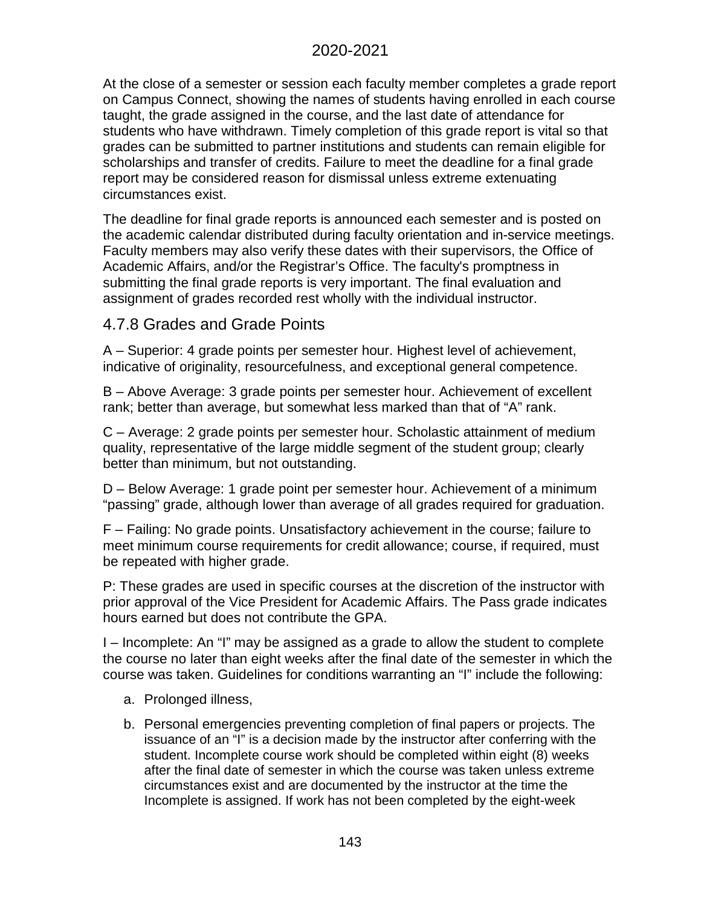At the close of a semester or session each faculty member completes a grade report on Campus Connect, showing the names of students having enrolled in each course taught, the grade assigned in the course, and the last date of attendance for students who have withdrawn. Timely completion of this grade report is vital so that grades can be submitted to partner institutions and students can remain eligible for scholarships and transfer of credits. Failure to meet the deadline for a final grade report may be considered reason for dismissal unless extreme extenuating circumstances exist.

The deadline for final grade reports is announced each semester and is posted on the academic calendar distributed during faculty orientation and in-service meetings. Faculty members may also verify these dates with their supervisors, the Office of Academic Affairs, and/or the Registrar's Office. The faculty's promptness in submitting the final grade reports is very important. The final evaluation and assignment of grades recorded rest wholly with the individual instructor.

## 4.7.8 Grades and Grade Points

A – Superior: 4 grade points per semester hour. Highest level of achievement, indicative of originality, resourcefulness, and exceptional general competence.

B – Above Average: 3 grade points per semester hour. Achievement of excellent rank; better than average, but somewhat less marked than that of "A" rank.

C – Average: 2 grade points per semester hour. Scholastic attainment of medium quality, representative of the large middle segment of the student group; clearly better than minimum, but not outstanding.

D – Below Average: 1 grade point per semester hour. Achievement of a minimum "passing" grade, although lower than average of all grades required for graduation.

F – Failing: No grade points. Unsatisfactory achievement in the course; failure to meet minimum course requirements for credit allowance; course, if required, must be repeated with higher grade.

P: These grades are used in specific courses at the discretion of the instructor with prior approval of the Vice President for Academic Affairs. The Pass grade indicates hours earned but does not contribute the GPA.

I – Incomplete: An "I" may be assigned as a grade to allow the student to complete the course no later than eight weeks after the final date of the semester in which the course was taken. Guidelines for conditions warranting an "I" include the following:

a. Prolonged illness,
b. Personal emergencies preventing completion of final papers or projects. The issuance of an "I" is a decision made by the instructor after conferring with the student. Incomplete course work should be completed within eight (8) weeks after the final date of semester in which the course was taken unless extreme circumstances exist and are documented by the instructor at the time the Incomplete is assigned. If work has not been completed by the eight-week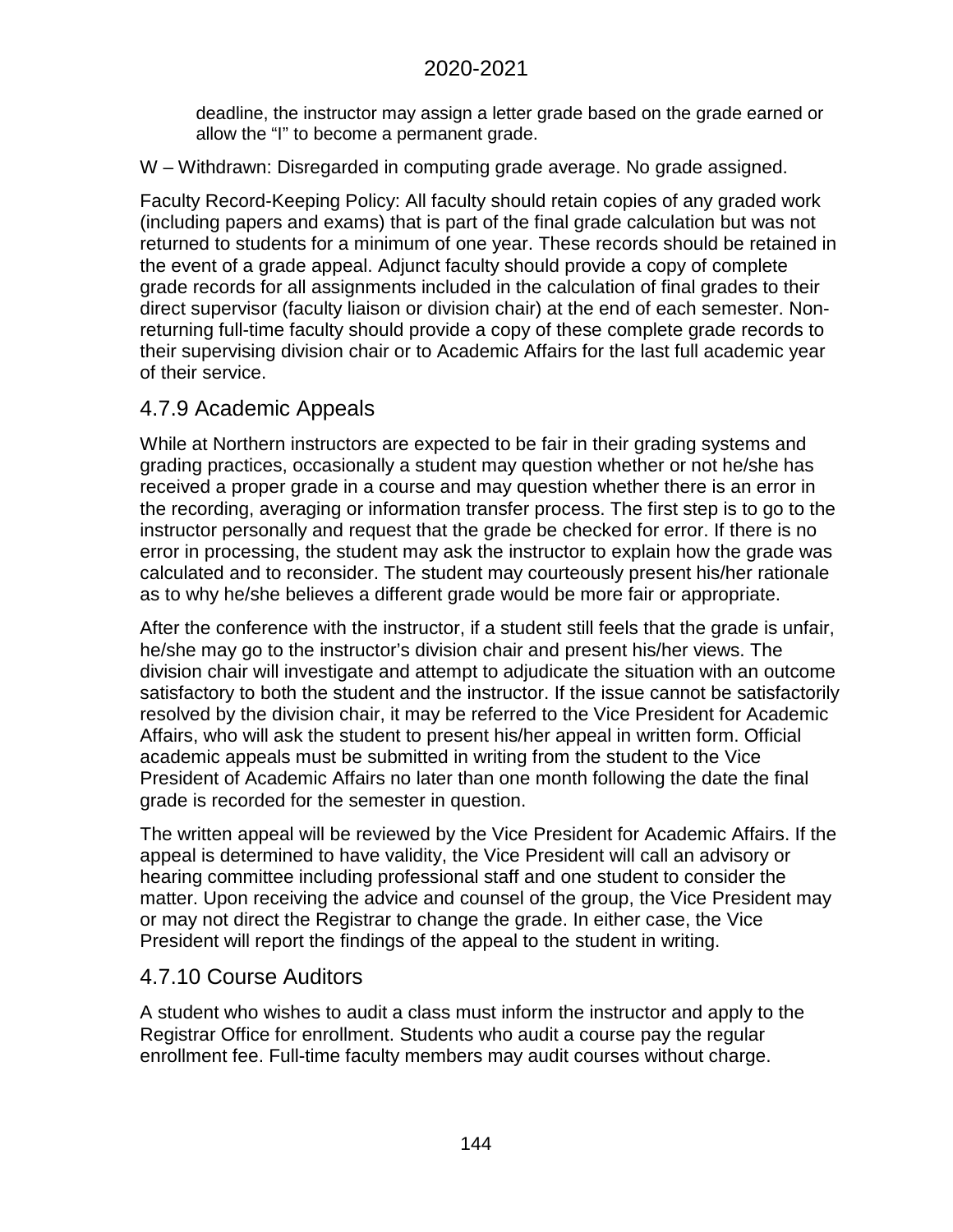deadline, the instructor may assign a letter grade based on the grade earned or allow the "I" to become a permanent grade.

W – Withdrawn: Disregarded in computing grade average. No grade assigned.

Faculty Record-Keeping Policy: All faculty should retain copies of any graded work (including papers and exams) that is part of the final grade calculation but was not returned to students for a minimum of one year. These records should be retained in the event of a grade appeal. Adjunct faculty should provide a copy of complete grade records for all assignments included in the calculation of final grades to their direct supervisor (faculty liaison or division chair) at the end of each semester. Non-returning full-time faculty should provide a copy of these complete grade records to their supervising division chair or to Academic Affairs for the last full academic year of their service.

## 4.7.9 Academic Appeals

While at Northern instructors are expected to be fair in their grading systems and grading practices, occasionally a student may question whether or not he/she has received a proper grade in a course and may question whether there is an error in the recording, averaging or information transfer process. The first step is to go to the instructor personally and request that the grade be checked for error. If there is no error in processing, the student may ask the instructor to explain how the grade was calculated and to reconsider. The student may courteously present his/her rationale as to why he/she believes a different grade would be more fair or appropriate.

After the conference with the instructor, if a student still feels that the grade is unfair, he/she may go to the instructor's division chair and present his/her views. The division chair will investigate and attempt to adjudicate the situation with an outcome satisfactory to both the student and the instructor. If the issue cannot be satisfactorily resolved by the division chair, it may be referred to the Vice President for Academic Affairs, who will ask the student to present his/her appeal in written form. Official academic appeals must be submitted in writing from the student to the Vice President of Academic Affairs no later than one month following the date the final grade is recorded for the semester in question.

The written appeal will be reviewed by the Vice President for Academic Affairs. If the appeal is determined to have validity, the Vice President will call an advisory or hearing committee including professional staff and one student to consider the matter. Upon receiving the advice and counsel of the group, the Vice President may or may not direct the Registrar to change the grade. In either case, the Vice President will report the findings of the appeal to the student in writing.

## 4.7.10 Course Auditors

A student who wishes to audit a class must inform the instructor and apply to the Registrar Office for enrollment. Students who audit a course pay the regular enrollment fee. Full-time faculty members may audit courses without charge.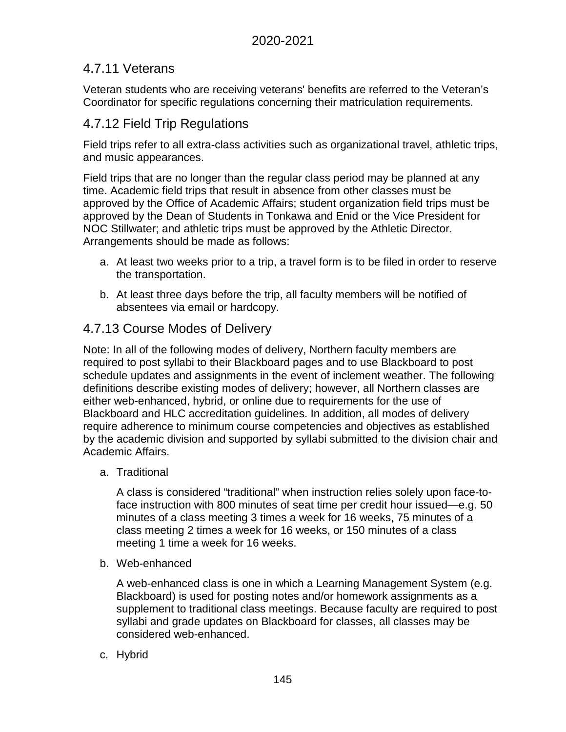## 4.7.11 Veterans

Veteran students who are receiving veterans' benefits are referred to the Veteran's Coordinator for specific regulations concerning their matriculation requirements.

## 4.7.12 Field Trip Regulations

Field trips refer to all extra-class activities such as organizational travel, athletic trips, and music appearances.

Field trips that are no longer than the regular class period may be planned at any time. Academic field trips that result in absence from other classes must be approved by the Office of Academic Affairs; student organization field trips must be approved by the Dean of Students in Tonkawa and Enid or the Vice President for NOC Stillwater; and athletic trips must be approved by the Athletic Director. Arrangements should be made as follows:

a. At least two weeks prior to a trip, a travel form is to be filed in order to reserve the transportation.

b. At least three days before the trip, all faculty members will be notified of absentees via email or hardcopy.

## 4.7.13 Course Modes of Delivery

Note: In all of the following modes of delivery, Northern faculty members are required to post syllabi to their Blackboard pages and to use Blackboard to post schedule updates and assignments in the event of inclement weather. The following definitions describe existing modes of delivery; however, all Northern classes are either web-enhanced, hybrid, or online due to requirements for the use of Blackboard and HLC accreditation guidelines. In addition, all modes of delivery require adherence to minimum course competencies and objectives as established by the academic division and supported by syllabi submitted to the division chair and Academic Affairs.

a. Traditional

   A class is considered "traditional" when instruction relies solely upon face-to-face instruction with 800 minutes of seat time per credit hour issued—e.g. 50 minutes of a class meeting 3 times a week for 16 weeks, 75 minutes of a class meeting 2 times a week for 16 weeks, or 150 minutes of a class meeting 1 time a week for 16 weeks.

b. Web-enhanced

   A web-enhanced class is one in which a Learning Management System (e.g. Blackboard) is used for posting notes and/or homework assignments as a supplement to traditional class meetings. Because faculty are required to post syllabi and grade updates on Blackboard for classes, all classes may be considered web-enhanced.

c. Hybrid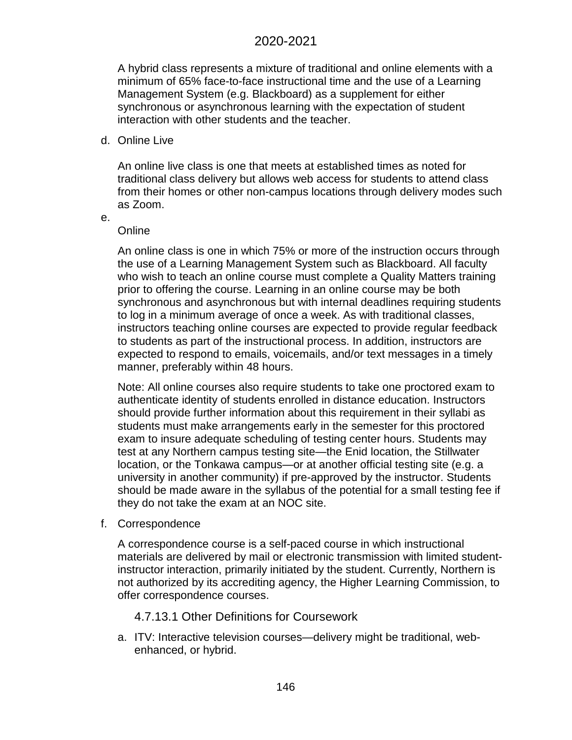A hybrid class represents a mixture of traditional and online elements with a minimum of 65% face-to-face instructional time and the use of a Learning Management System (e.g. Blackboard) as a supplement for either synchronous or asynchronous learning with the expectation of student interaction with other students and the teacher.

d. Online Live

An online live class is one that meets at established times as noted for traditional class delivery but allows web access for students to attend class from their homes or other non-campus locations through delivery modes such as Zoom.

e. Online

An online class is one in which 75% or more of the instruction occurs through the use of a Learning Management System such as Blackboard. All faculty who wish to teach an online course must complete a Quality Matters training prior to offering the course. Learning in an online course may be both synchronous and asynchronous but with internal deadlines requiring students to log in a minimum average of once a week. As with traditional classes, instructors teaching online courses are expected to provide regular feedback to students as part of the instructional process. In addition, instructors are expected to respond to emails, voicemails, and/or text messages in a timely manner, preferably within 48 hours.

Note: All online courses also require students to take one proctored exam to authenticate identity of students enrolled in distance education. Instructors should provide further information about this requirement in their syllabi as students must make arrangements early in the semester for this proctored exam to insure adequate scheduling of testing center hours. Students may test at any Northern campus testing site—the Enid location, the Stillwater location, or the Tonkawa campus—or at another official testing site (e.g. a university in another community) if pre-approved by the instructor. Students should be made aware in the syllabus of the potential for a small testing fee if they do not take the exam at an NOC site.

f. Correspondence

A correspondence course is a self-paced course in which instructional materials are delivered by mail or electronic transmission with limited student-instructor interaction, primarily initiated by the student. Currently, Northern is not authorized by its accrediting agency, the Higher Learning Commission, to offer correspondence courses.

### 4.7.13.1 Other Definitions for Coursework

a. ITV: Interactive television courses—delivery might be traditional, web-enhanced, or hybrid.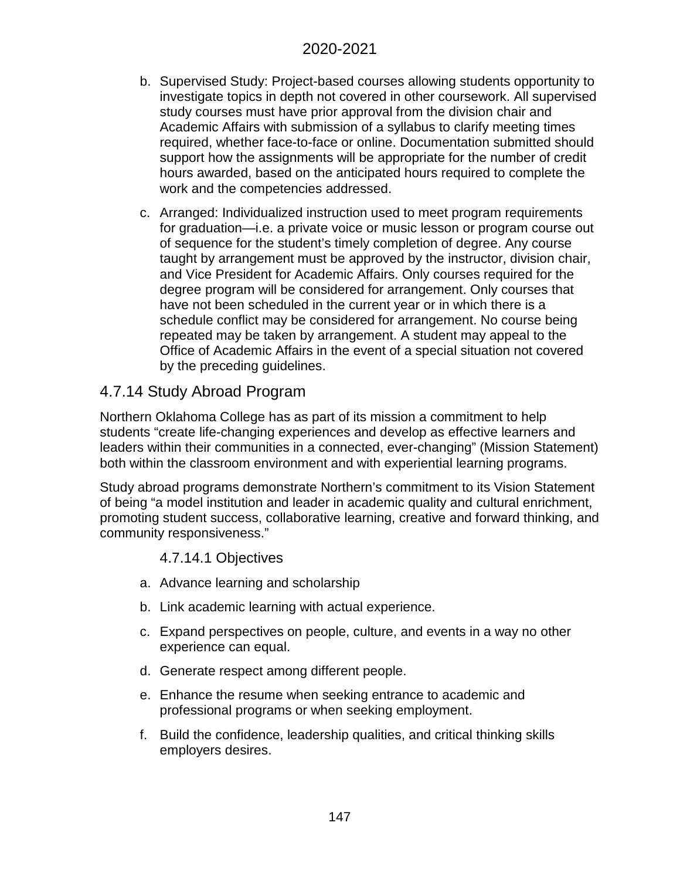b. Supervised Study: Project-based courses allowing students opportunity to investigate topics in depth not covered in other coursework. All supervised study courses must have prior approval from the division chair and Academic Affairs with submission of a syllabus to clarify meeting times required, whether face-to-face or online. Documentation submitted should support how the assignments will be appropriate for the number of credit hours awarded, based on the anticipated hours required to complete the work and the competencies addressed.

c. Arranged: Individualized instruction used to meet program requirements for graduation—i.e. a private voice or music lesson or program course out of sequence for the student's timely completion of degree. Any course taught by arrangement must be approved by the instructor, division chair, and Vice President for Academic Affairs. Only courses required for the degree program will be considered for arrangement. Only courses that have not been scheduled in the current year or in which there is a schedule conflict may be considered for arrangement. No course being repeated may be taken by arrangement. A student may appeal to the Office of Academic Affairs in the event of a special situation not covered by the preceding guidelines.

## 4.7.14 Study Abroad Program

Northern Oklahoma College has as part of its mission a commitment to help students "create life-changing experiences and develop as effective learners and leaders within their communities in a connected, ever-changing" (Mission Statement) both within the classroom environment and with experiential learning programs.

Study abroad programs demonstrate Northern's commitment to its Vision Statement of being "a model institution and leader in academic quality and cultural enrichment, promoting student success, collaborative learning, creative and forward thinking, and community responsiveness."

### 4.7.14.1 Objectives

a. Advance learning and scholarship

b. Link academic learning with actual experience.

c. Expand perspectives on people, culture, and events in a way no other experience can equal.

d. Generate respect among different people.

e. Enhance the resume when seeking entrance to academic and professional programs or when seeking employment.

f. Build the confidence, leadership qualities, and critical thinking skills employers desires.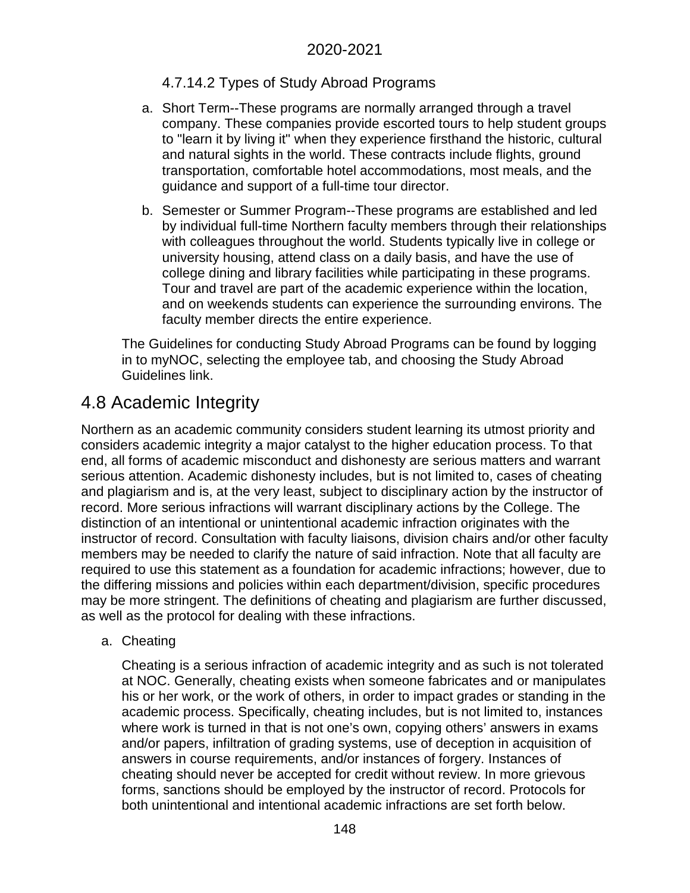#### 4.7.14.2 Types of Study Abroad Programs

a. Short Term--These programs are normally arranged through a travel company. These companies provide escorted tours to help student groups to "learn it by living it" when they experience firsthand the historic, cultural and natural sights in the world. These contracts include flights, ground transportation, comfortable hotel accommodations, most meals, and the guidance and support of a full-time tour director.

b. Semester or Summer Program--These programs are established and led by individual full-time Northern faculty members through their relationships with colleagues throughout the world. Students typically live in college or university housing, attend class on a daily basis, and have the use of college dining and library facilities while participating in these programs. Tour and travel are part of the academic experience within the location, and on weekends students can experience the surrounding environs. The faculty member directs the entire experience.

The Guidelines for conducting Study Abroad Programs can be found by logging in to myNOC, selecting the employee tab, and choosing the Study Abroad Guidelines link.

## 4.8 Academic Integrity

Northern as an academic community considers student learning its utmost priority and considers academic integrity a major catalyst to the higher education process. To that end, all forms of academic misconduct and dishonesty are serious matters and warrant serious attention. Academic dishonesty includes, but is not limited to, cases of cheating and plagiarism and is, at the very least, subject to disciplinary action by the instructor of record. More serious infractions will warrant disciplinary actions by the College. The distinction of an intentional or unintentional academic infraction originates with the instructor of record. Consultation with faculty liaisons, division chairs and/or other faculty members may be needed to clarify the nature of said infraction. Note that all faculty are required to use this statement as a foundation for academic infractions; however, due to the differing missions and policies within each department/division, specific procedures may be more stringent. The definitions of cheating and plagiarism are further discussed, as well as the protocol for dealing with these infractions.

a. Cheating

   Cheating is a serious infraction of academic integrity and as such is not tolerated at NOC. Generally, cheating exists when someone fabricates and or manipulates his or her work, or the work of others, in order to impact grades or standing in the academic process. Specifically, cheating includes, but is not limited to, instances where work is turned in that is not one's own, copying others' answers in exams and/or papers, infiltration of grading systems, use of deception in acquisition of answers in course requirements, and/or instances of forgery. Instances of cheating should never be accepted for credit without review. In more grievous forms, sanctions should be employed by the instructor of record. Protocols for both unintentional and intentional academic infractions are set forth below.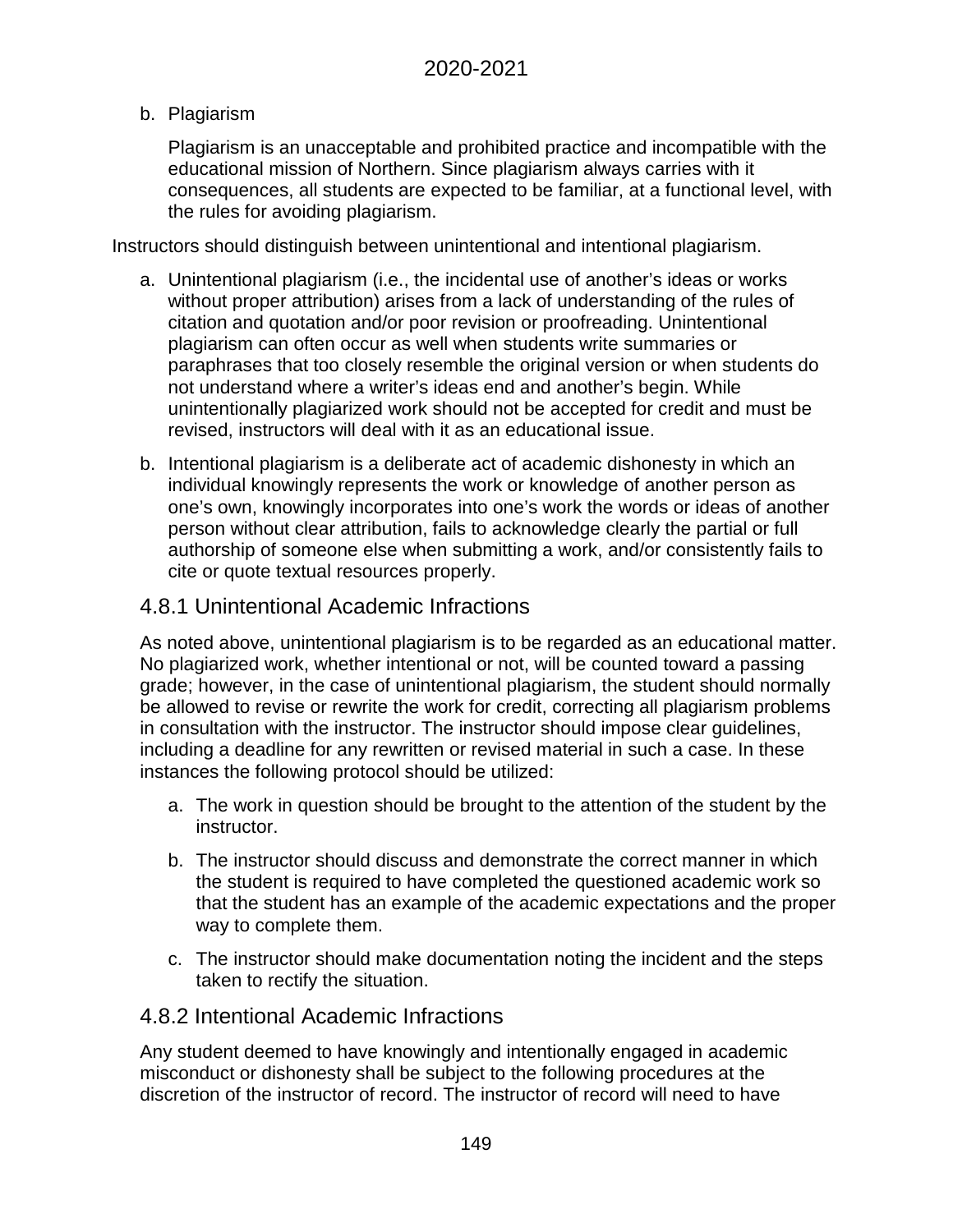b. Plagiarism

   Plagiarism is an unacceptable and prohibited practice and incompatible with the educational mission of Northern. Since plagiarism always carries with it consequences, all students are expected to be familiar, at a functional level, with the rules for avoiding plagiarism.

Instructors should distinguish between unintentional and intentional plagiarism.

a. Unintentional plagiarism (i.e., the incidental use of another's ideas or works without proper attribution) arises from a lack of understanding of the rules of citation and quotation and/or poor revision or proofreading. Unintentional plagiarism can often occur as well when students write summaries or paraphrases that too closely resemble the original version or when students do not understand where a writer's ideas end and another's begin. While unintentionally plagiarized work should not be accepted for credit and must be revised, instructors will deal with it as an educational issue.

b. Intentional plagiarism is a deliberate act of academic dishonesty in which an individual knowingly represents the work or knowledge of another person as one's own, knowingly incorporates into one's work the words or ideas of another person without clear attribution, fails to acknowledge clearly the partial or full authorship of someone else when submitting a work, and/or consistently fails to cite or quote textual resources properly.

### 4.8.1 Unintentional Academic Infractions

As noted above, unintentional plagiarism is to be regarded as an educational matter. No plagiarized work, whether intentional or not, will be counted toward a passing grade; however, in the case of unintentional plagiarism, the student should normally be allowed to revise or rewrite the work for credit, correcting all plagiarism problems in consultation with the instructor. The instructor should impose clear guidelines, including a deadline for any rewritten or revised material in such a case. In these instances the following protocol should be utilized:

a. The work in question should be brought to the attention of the student by the instructor.

b. The instructor should discuss and demonstrate the correct manner in which the student is required to have completed the questioned academic work so that the student has an example of the academic expectations and the proper way to complete them.

c. The instructor should make documentation noting the incident and the steps taken to rectify the situation.

### 4.8.2 Intentional Academic Infractions

Any student deemed to have knowingly and intentionally engaged in academic misconduct or dishonesty shall be subject to the following procedures at the discretion of the instructor of record. The instructor of record will need to have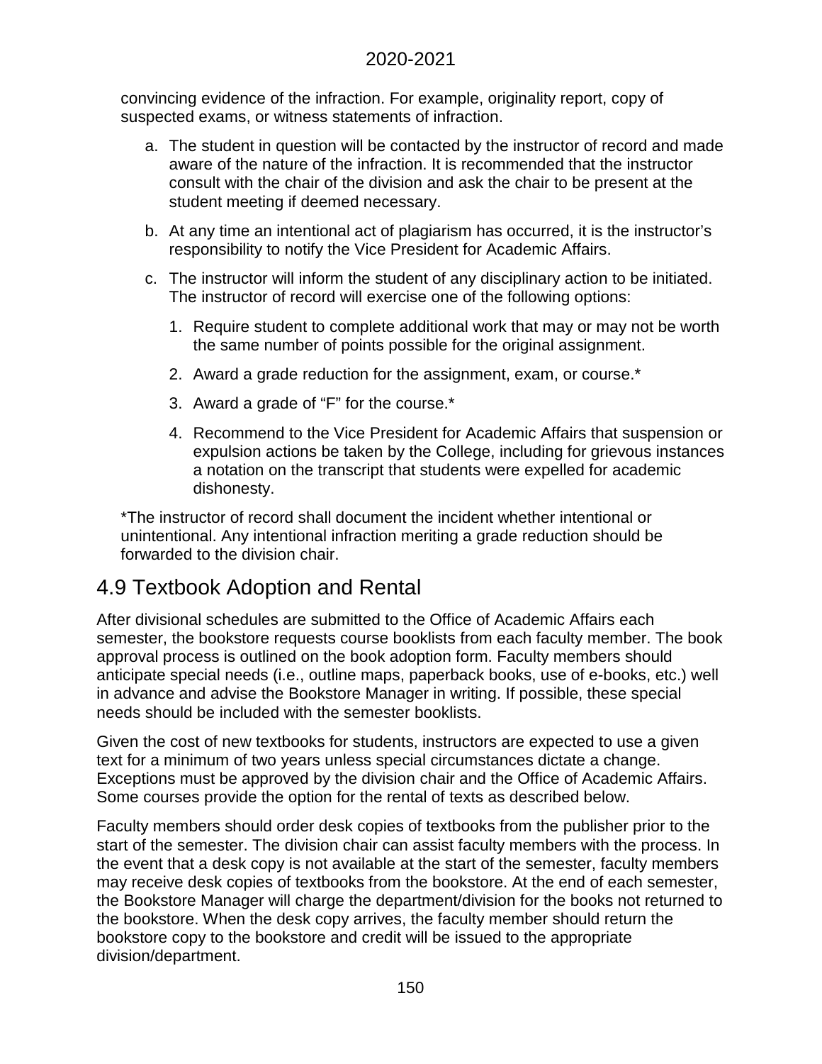convincing evidence of the infraction. For example, originality report, copy of suspected exams, or witness statements of infraction.

a. The student in question will be contacted by the instructor of record and made aware of the nature of the infraction. It is recommended that the instructor consult with the chair of the division and ask the chair to be present at the student meeting if deemed necessary.

b. At any time an intentional act of plagiarism has occurred, it is the instructor's responsibility to notify the Vice President for Academic Affairs.

c. The instructor will inform the student of any disciplinary action to be initiated. The instructor of record will exercise one of the following options:

   1. Require student to complete additional work that may or may not be worth the same number of points possible for the original assignment.
   2. Award a grade reduction for the assignment, exam, or course.*
   3. Award a grade of "F" for the course.*
   4. Recommend to the Vice President for Academic Affairs that suspension or expulsion actions be taken by the College, including for grievous instances a notation on the transcript that students were expelled for academic dishonesty.

*The instructor of record shall document the incident whether intentional or unintentional. Any intentional infraction meriting a grade reduction should be forwarded to the division chair.

## 4.9 Textbook Adoption and Rental

After divisional schedules are submitted to the Office of Academic Affairs each semester, the bookstore requests course booklists from each faculty member. The book approval process is outlined on the book adoption form. Faculty members should anticipate special needs (i.e., outline maps, paperback books, use of e-books, etc.) well in advance and advise the Bookstore Manager in writing. If possible, these special needs should be included with the semester booklists.

Given the cost of new textbooks for students, instructors are expected to use a given text for a minimum of two years unless special circumstances dictate a change. Exceptions must be approved by the division chair and the Office of Academic Affairs. Some courses provide the option for the rental of texts as described below.

Faculty members should order desk copies of textbooks from the publisher prior to the start of the semester. The division chair can assist faculty members with the process. In the event that a desk copy is not available at the start of the semester, faculty members may receive desk copies of textbooks from the bookstore. At the end of each semester, the Bookstore Manager will charge the department/division for the books not returned to the bookstore. When the desk copy arrives, the faculty member should return the bookstore copy to the bookstore and credit will be issued to the appropriate division/department.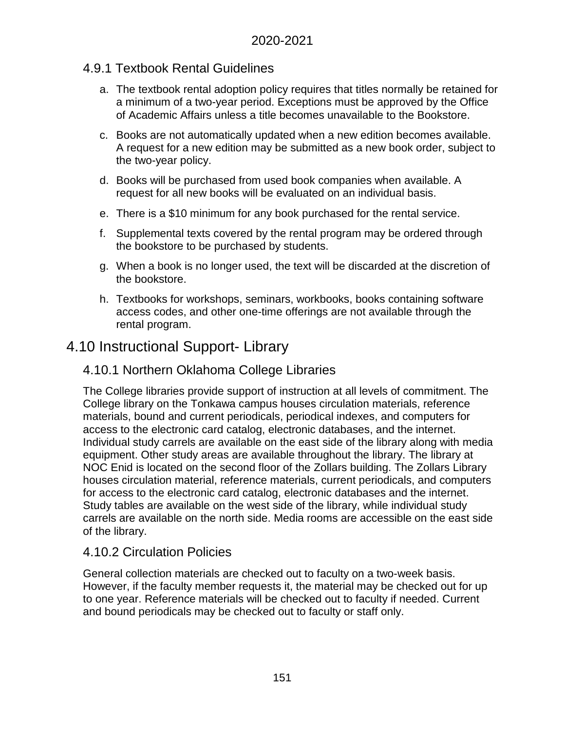### 4.9.1 Textbook Rental Guidelines

a. The textbook rental adoption policy requires that titles normally be retained for a minimum of a two-year period. Exceptions must be approved by the Office of Academic Affairs unless a title becomes unavailable to the Bookstore.

c. Books are not automatically updated when a new edition becomes available. A request for a new edition may be submitted as a new book order, subject to the two-year policy.

d. Books will be purchased from used book companies when available. A request for all new books will be evaluated on an individual basis.

e. There is a $10 minimum for any book purchased for the rental service.

f. Supplemental texts covered by the rental program may be ordered through the bookstore to be purchased by students.

g. When a book is no longer used, the text will be discarded at the discretion of the bookstore.

h. Textbooks for workshops, seminars, workbooks, books containing software access codes, and other one-time offerings are not available through the rental program.

## 4.10 Instructional Support- Library

### 4.10.1 Northern Oklahoma College Libraries

The College libraries provide support of instruction at all levels of commitment. The College library on the Tonkawa campus houses circulation materials, reference materials, bound and current periodicals, periodical indexes, and computers for access to the electronic card catalog, electronic databases, and the internet. Individual study carrels are available on the east side of the library along with media equipment. Other study areas are available throughout the library. The library at NOC Enid is located on the second floor of the Zollars building. The Zollars Library houses circulation material, reference materials, current periodicals, and computers for access to the electronic card catalog, electronic databases and the internet. Study tables are available on the west side of the library, while individual study carrels are available on the north side. Media rooms are accessible on the east side of the library.

### 4.10.2 Circulation Policies

General collection materials are checked out to faculty on a two-week basis. However, if the faculty member requests it, the material may be checked out for up to one year. Reference materials will be checked out to faculty if needed. Current and bound periodicals may be checked out to faculty or staff only.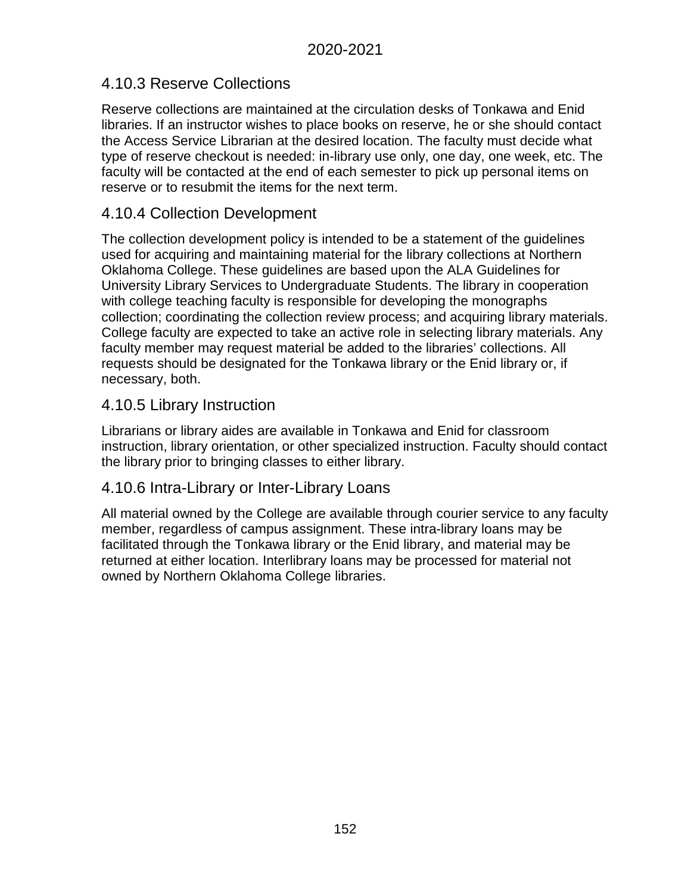## 4.10.3 Reserve Collections

Reserve collections are maintained at the circulation desks of Tonkawa and Enid libraries. If an instructor wishes to place books on reserve, he or she should contact the Access Service Librarian at the desired location. The faculty must decide what type of reserve checkout is needed: in-library use only, one day, one week, etc. The faculty will be contacted at the end of each semester to pick up personal items on reserve or to resubmit the items for the next term.

## 4.10.4 Collection Development

The collection development policy is intended to be a statement of the guidelines used for acquiring and maintaining material for the library collections at Northern Oklahoma College. These guidelines are based upon the ALA Guidelines for University Library Services to Undergraduate Students. The library in cooperation with college teaching faculty is responsible for developing the monographs collection; coordinating the collection review process; and acquiring library materials. College faculty are expected to take an active role in selecting library materials. Any faculty member may request material be added to the libraries' collections. All requests should be designated for the Tonkawa library or the Enid library or, if necessary, both.

## 4.10.5 Library Instruction

Librarians or library aides are available in Tonkawa and Enid for classroom instruction, library orientation, or other specialized instruction. Faculty should contact the library prior to bringing classes to either library.

## 4.10.6 Intra-Library or Inter-Library Loans

All material owned by the College are available through courier service to any faculty member, regardless of campus assignment. These intra-library loans may be facilitated through the Tonkawa library or the Enid library, and material may be returned at either location. Interlibrary loans may be processed for material not owned by Northern Oklahoma College libraries.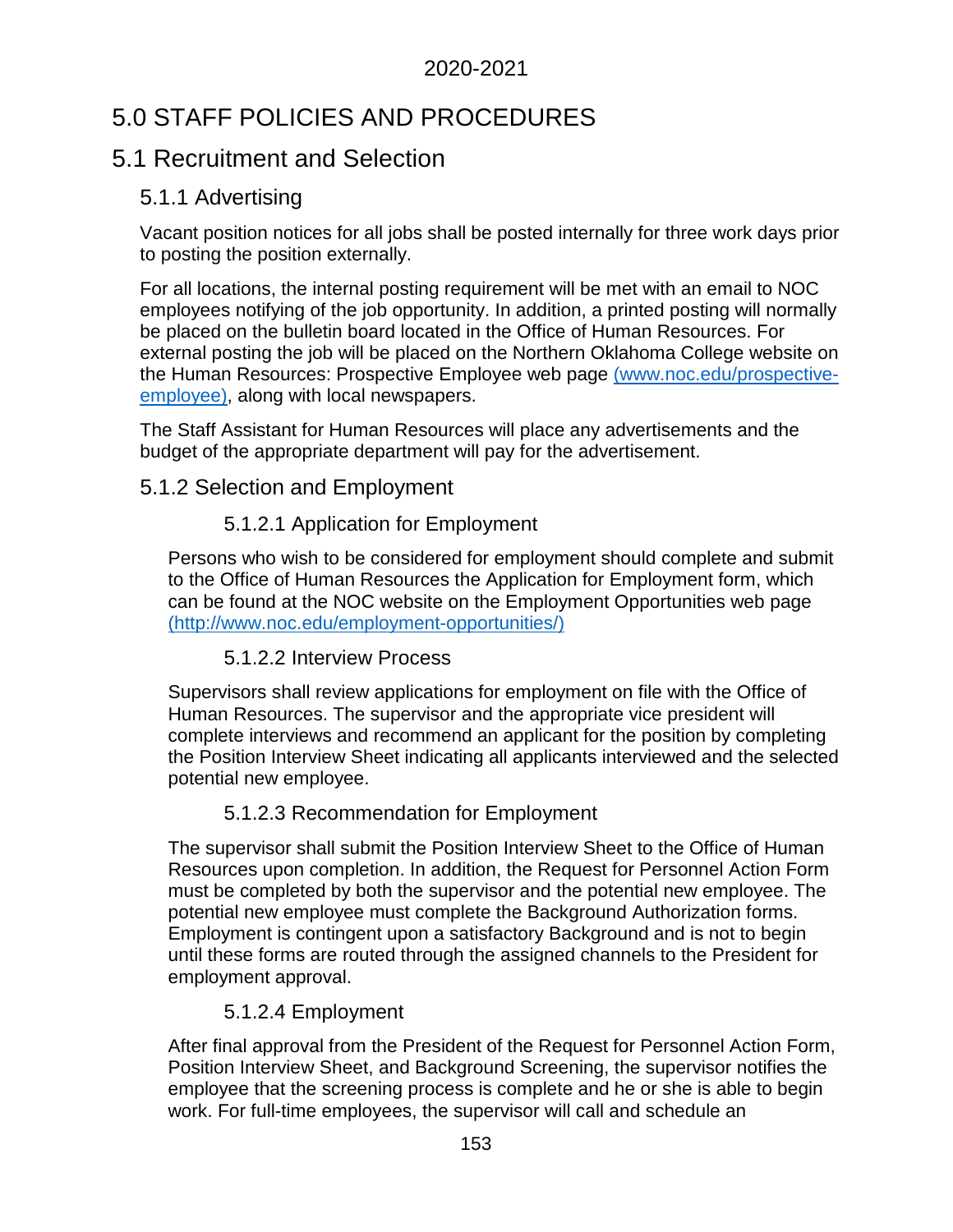# 5.0 STAFF POLICIES AND PROCEDURES

## 5.1 Recruitment and Selection

### 5.1.1 Advertising

Vacant position notices for all jobs shall be posted internally for three work days prior to posting the position externally.

For all locations, the internal posting requirement will be met with an email to NOC employees notifying of the job opportunity. In addition, a printed posting will normally be placed on the bulletin board located in the Office of Human Resources. For external posting the job will be placed on the Northern Oklahoma College website on the Human Resources: Prospective Employee web page (www.noc.edu/prospective-employee), along with local newspapers.

The Staff Assistant for Human Resources will place any advertisements and the budget of the appropriate department will pay for the advertisement.

### 5.1.2 Selection and Employment

#### 5.1.2.1 Application for Employment

Persons who wish to be considered for employment should complete and submit to the Office of Human Resources the Application for Employment form, which can be found at the NOC website on the Employment Opportunities web page (http://www.noc.edu/employment-opportunities/)

#### 5.1.2.2 Interview Process

Supervisors shall review applications for employment on file with the Office of Human Resources. The supervisor and the appropriate vice president will complete interviews and recommend an applicant for the position by completing the Position Interview Sheet indicating all applicants interviewed and the selected potential new employee.

#### 5.1.2.3 Recommendation for Employment

The supervisor shall submit the Position Interview Sheet to the Office of Human Resources upon completion. In addition, the Request for Personnel Action Form must be completed by both the supervisor and the potential new employee. The potential new employee must complete the Background Authorization forms. Employment is contingent upon a satisfactory Background and is not to begin until these forms are routed through the assigned channels to the President for employment approval.

#### 5.1.2.4 Employment

After final approval from the President of the Request for Personnel Action Form, Position Interview Sheet, and Background Screening, the supervisor notifies the employee that the screening process is complete and he or she is able to begin work. For full-time employees, the supervisor will call and schedule an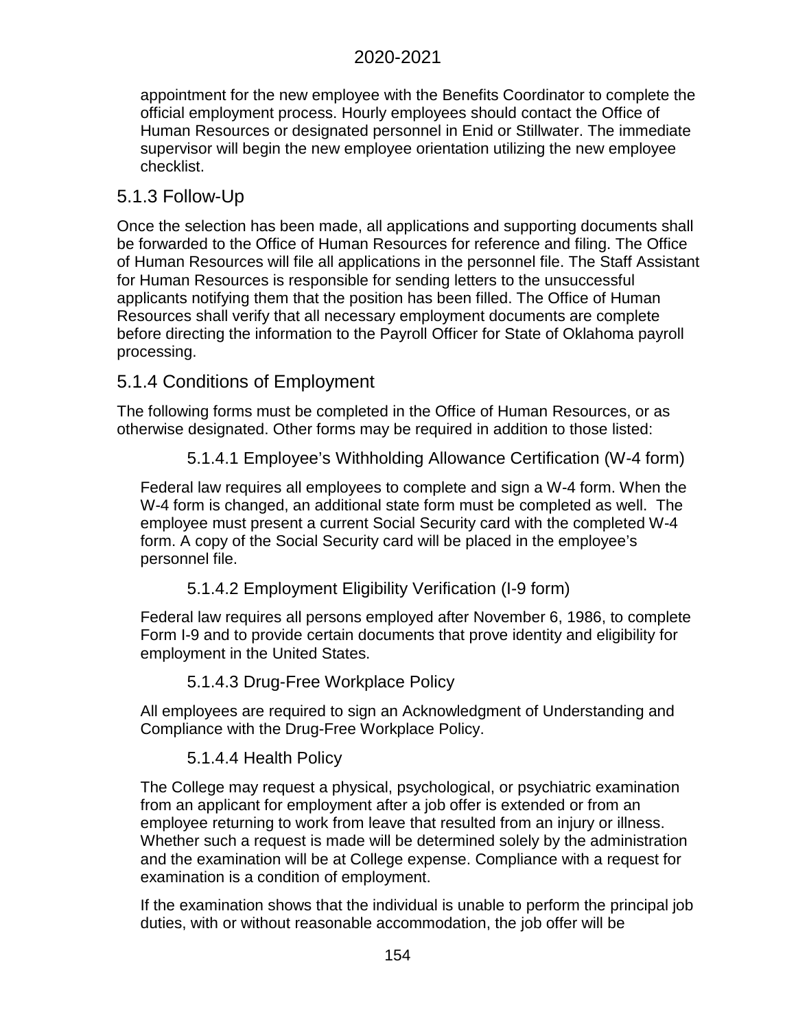appointment for the new employee with the Benefits Coordinator to complete the official employment process. Hourly employees should contact the Office of Human Resources or designated personnel in Enid or Stillwater. The immediate supervisor will begin the new employee orientation utilizing the new employee checklist.

## 5.1.3 Follow-Up

Once the selection has been made, all applications and supporting documents shall be forwarded to the Office of Human Resources for reference and filing. The Office of Human Resources will file all applications in the personnel file. The Staff Assistant for Human Resources is responsible for sending letters to the unsuccessful applicants notifying them that the position has been filled. The Office of Human Resources shall verify that all necessary employment documents are complete before directing the information to the Payroll Officer for State of Oklahoma payroll processing.

## 5.1.4 Conditions of Employment

The following forms must be completed in the Office of Human Resources, or as otherwise designated. Other forms may be required in addition to those listed:

### 5.1.4.1 Employee's Withholding Allowance Certification (W-4 form)

Federal law requires all employees to complete and sign a W-4 form. When the W-4 form is changed, an additional state form must be completed as well. The employee must present a current Social Security card with the completed W-4 form. A copy of the Social Security card will be placed in the employee's personnel file.

### 5.1.4.2 Employment Eligibility Verification (I-9 form)

Federal law requires all persons employed after November 6, 1986, to complete Form I-9 and to provide certain documents that prove identity and eligibility for employment in the United States.

### 5.1.4.3 Drug-Free Workplace Policy

All employees are required to sign an Acknowledgment of Understanding and Compliance with the Drug-Free Workplace Policy.

### 5.1.4.4 Health Policy

The College may request a physical, psychological, or psychiatric examination from an applicant for employment after a job offer is extended or from an employee returning to work from leave that resulted from an injury or illness. Whether such a request is made will be determined solely by the administration and the examination will be at College expense. Compliance with a request for examination is a condition of employment.

If the examination shows that the individual is unable to perform the principal job duties, with or without reasonable accommodation, the job offer will be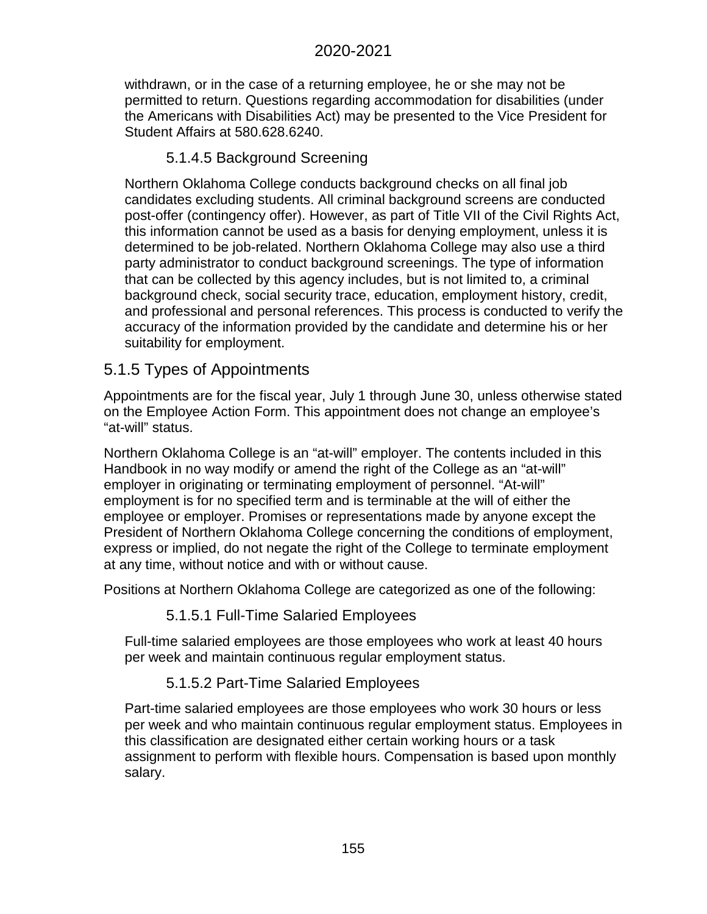withdrawn, or in the case of a returning employee, he or she may not be permitted to return. Questions regarding accommodation for disabilities (under the Americans with Disabilities Act) may be presented to the Vice President for Student Affairs at 580.628.6240.

#### 5.1.4.5 Background Screening

Northern Oklahoma College conducts background checks on all final job candidates excluding students. All criminal background screens are conducted post-offer (contingency offer). However, as part of Title VII of the Civil Rights Act, this information cannot be used as a basis for denying employment, unless it is determined to be job-related. Northern Oklahoma College may also use a third party administrator to conduct background screenings. The type of information that can be collected by this agency includes, but is not limited to, a criminal background check, social security trace, education, employment history, credit, and professional and personal references. This process is conducted to verify the accuracy of the information provided by the candidate and determine his or her suitability for employment.

### 5.1.5 Types of Appointments

Appointments are for the fiscal year, July 1 through June 30, unless otherwise stated on the Employee Action Form. This appointment does not change an employee's "at-will" status.

Northern Oklahoma College is an "at-will" employer. The contents included in this Handbook in no way modify or amend the right of the College as an "at-will" employer in originating or terminating employment of personnel. "At-will" employment is for no specified term and is terminable at the will of either the employee or employer. Promises or representations made by anyone except the President of Northern Oklahoma College concerning the conditions of employment, express or implied, do not negate the right of the College to terminate employment at any time, without notice and with or without cause.

Positions at Northern Oklahoma College are categorized as one of the following:

#### 5.1.5.1 Full-Time Salaried Employees

Full-time salaried employees are those employees who work at least 40 hours per week and maintain continuous regular employment status.

#### 5.1.5.2 Part-Time Salaried Employees

Part-time salaried employees are those employees who work 30 hours or less per week and who maintain continuous regular employment status. Employees in this classification are designated either certain working hours or a task assignment to perform with flexible hours. Compensation is based upon monthly salary.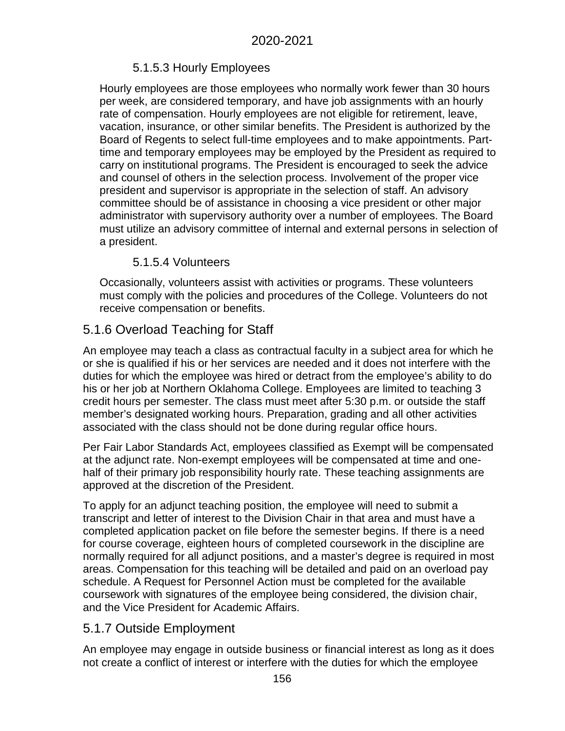#### 5.1.5.3 Hourly Employees

Hourly employees are those employees who normally work fewer than 30 hours per week, are considered temporary, and have job assignments with an hourly rate of compensation. Hourly employees are not eligible for retirement, leave, vacation, insurance, or other similar benefits. The President is authorized by the Board of Regents to select full-time employees and to make appointments. Part-time and temporary employees may be employed by the President as required to carry on institutional programs. The President is encouraged to seek the advice and counsel of others in the selection process. Involvement of the proper vice president and supervisor is appropriate in the selection of staff. An advisory committee should be of assistance in choosing a vice president or other major administrator with supervisory authority over a number of employees. The Board must utilize an advisory committee of internal and external persons in selection of a president.

#### 5.1.5.4 Volunteers

Occasionally, volunteers assist with activities or programs. These volunteers must comply with the policies and procedures of the College. Volunteers do not receive compensation or benefits.

### 5.1.6 Overload Teaching for Staff

An employee may teach a class as contractual faculty in a subject area for which he or she is qualified if his or her services are needed and it does not interfere with the duties for which the employee was hired or detract from the employee's ability to do his or her job at Northern Oklahoma College. Employees are limited to teaching 3 credit hours per semester. The class must meet after 5:30 p.m. or outside the staff member's designated working hours. Preparation, grading and all other activities associated with the class should not be done during regular office hours.

Per Fair Labor Standards Act, employees classified as Exempt will be compensated at the adjunct rate. Non-exempt employees will be compensated at time and one-half of their primary job responsibility hourly rate. These teaching assignments are approved at the discretion of the President.

To apply for an adjunct teaching position, the employee will need to submit a transcript and letter of interest to the Division Chair in that area and must have a completed application packet on file before the semester begins. If there is a need for course coverage, eighteen hours of completed coursework in the discipline are normally required for all adjunct positions, and a master's degree is required in most areas. Compensation for this teaching will be detailed and paid on an overload pay schedule. A Request for Personnel Action must be completed for the available coursework with signatures of the employee being considered, the division chair, and the Vice President for Academic Affairs.

### 5.1.7 Outside Employment

An employee may engage in outside business or financial interest as long as it does not create a conflict of interest or interfere with the duties for which the employee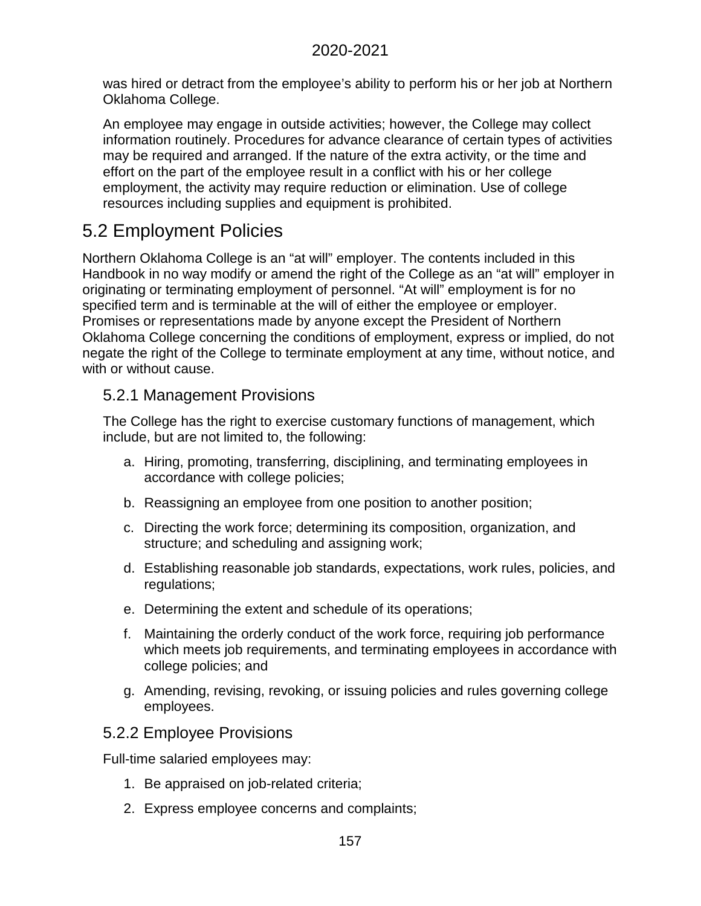was hired or detract from the employee’s ability to perform his or her job at Northern Oklahoma College.

An employee may engage in outside activities; however, the College may collect information routinely. Procedures for advance clearance of certain types of activities may be required and arranged. If the nature of the extra activity, or the time and effort on the part of the employee result in a conflict with his or her college employment, the activity may require reduction or elimination. Use of college resources including supplies and equipment is prohibited.

## 5.2 Employment Policies

Northern Oklahoma College is an “at will” employer. The contents included in this Handbook in no way modify or amend the right of the College as an “at will” employer in originating or terminating employment of personnel. “At will” employment is for no specified term and is terminable at the will of either the employee or employer. Promises or representations made by anyone except the President of Northern Oklahoma College concerning the conditions of employment, express or implied, do not negate the right of the College to terminate employment at any time, without notice, and with or without cause.

### 5.2.1 Management Provisions

The College has the right to exercise customary functions of management, which include, but are not limited to, the following:

a. Hiring, promoting, transferring, disciplining, and terminating employees in accordance with college policies;

b. Reassigning an employee from one position to another position;

c. Directing the work force; determining its composition, organization, and structure; and scheduling and assigning work;

d. Establishing reasonable job standards, expectations, work rules, policies, and regulations;

e. Determining the extent and schedule of its operations;

f. Maintaining the orderly conduct of the work force, requiring job performance which meets job requirements, and terminating employees in accordance with college policies; and

g. Amending, revising, revoking, or issuing policies and rules governing college employees.

### 5.2.2 Employee Provisions

Full-time salaried employees may:

1. Be appraised on job-related criteria;
2. Express employee concerns and complaints;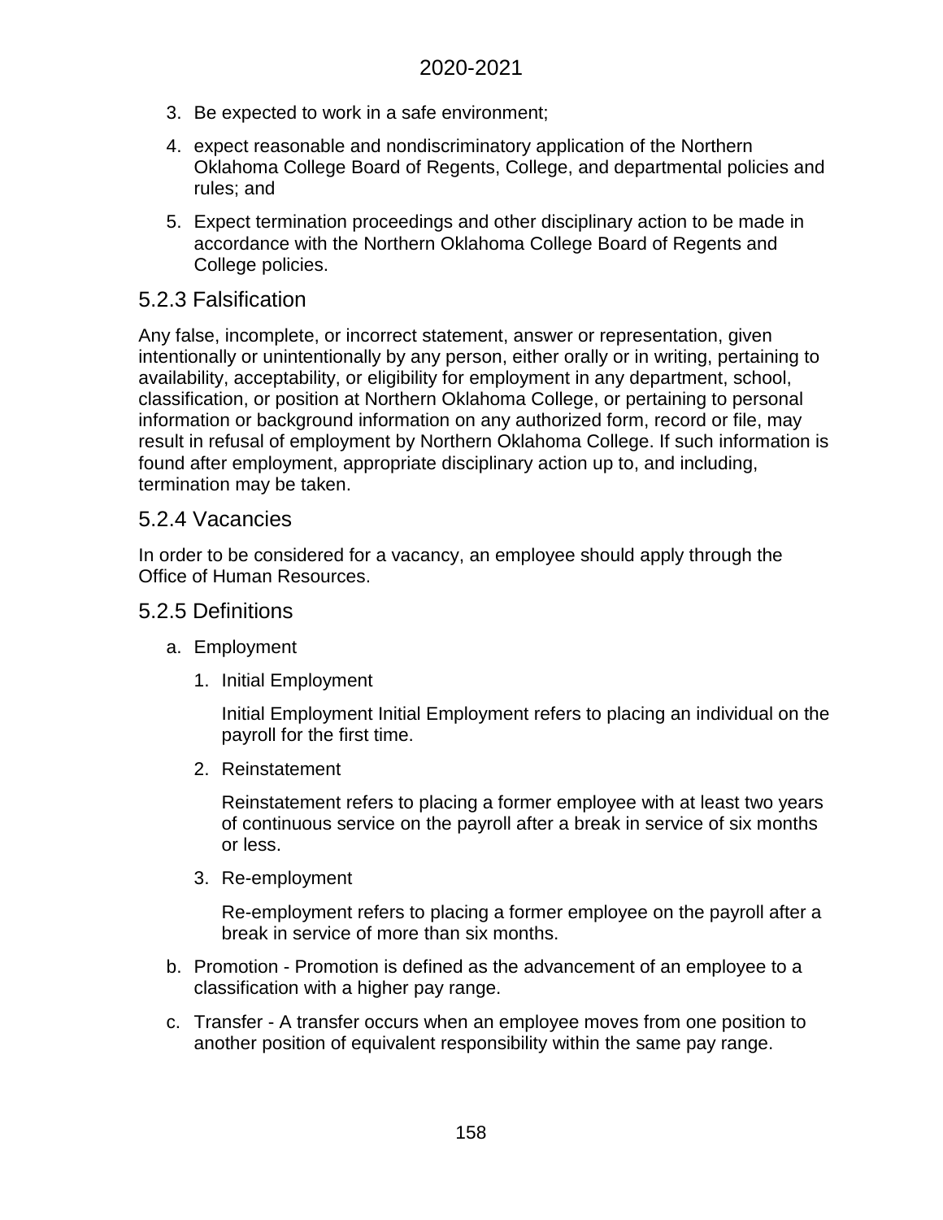3. Be expected to work in a safe environment;
4. expect reasonable and nondiscriminatory application of the Northern Oklahoma College Board of Regents, College, and departmental policies and rules; and
5. Expect termination proceedings and other disciplinary action to be made in accordance with the Northern Oklahoma College Board of Regents and College policies.

## 5.2.3 Falsification

Any false, incomplete, or incorrect statement, answer or representation, given intentionally or unintentionally by any person, either orally or in writing, pertaining to availability, acceptability, or eligibility for employment in any department, school, classification, or position at Northern Oklahoma College, or pertaining to personal information or background information on any authorized form, record or file, may result in refusal of employment by Northern Oklahoma College. If such information is found after employment, appropriate disciplinary action up to, and including, termination may be taken.

## 5.2.4 Vacancies

In order to be considered for a vacancy, an employee should apply through the Office of Human Resources.

## 5.2.5 Definitions

a. Employment

   1. Initial Employment

      Initial Employment Initial Employment refers to placing an individual on the payroll for the first time.

   2. Reinstatement

      Reinstatement refers to placing a former employee with at least two years of continuous service on the payroll after a break in service of six months or less.

   3. Re-employment

      Re-employment refers to placing a former employee on the payroll after a break in service of more than six months.

b. Promotion - Promotion is defined as the advancement of an employee to a classification with a higher pay range.

c. Transfer - A transfer occurs when an employee moves from one position to another position of equivalent responsibility within the same pay range.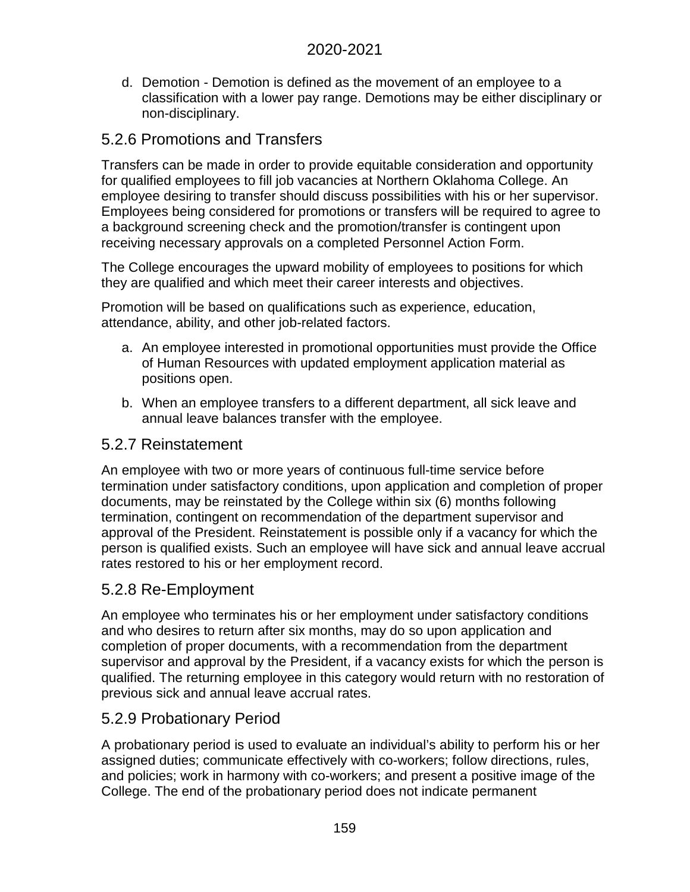d. Demotion - Demotion is defined as the movement of an employee to a classification with a lower pay range. Demotions may be either disciplinary or non-disciplinary.

### 5.2.6 Promotions and Transfers

Transfers can be made in order to provide equitable consideration and opportunity for qualified employees to fill job vacancies at Northern Oklahoma College. An employee desiring to transfer should discuss possibilities with his or her supervisor. Employees being considered for promotions or transfers will be required to agree to a background screening check and the promotion/transfer is contingent upon receiving necessary approvals on a completed Personnel Action Form.

The College encourages the upward mobility of employees to positions for which they are qualified and which meet their career interests and objectives.

Promotion will be based on qualifications such as experience, education, attendance, ability, and other job-related factors.

a. An employee interested in promotional opportunities must provide the Office of Human Resources with updated employment application material as positions open.
b. When an employee transfers to a different department, all sick leave and annual leave balances transfer with the employee.

### 5.2.7 Reinstatement

An employee with two or more years of continuous full-time service before termination under satisfactory conditions, upon application and completion of proper documents, may be reinstated by the College within six (6) months following termination, contingent on recommendation of the department supervisor and approval of the President. Reinstatement is possible only if a vacancy for which the person is qualified exists. Such an employee will have sick and annual leave accrual rates restored to his or her employment record.

### 5.2.8 Re-Employment

An employee who terminates his or her employment under satisfactory conditions and who desires to return after six months, may do so upon application and completion of proper documents, with a recommendation from the department supervisor and approval by the President, if a vacancy exists for which the person is qualified. The returning employee in this category would return with no restoration of previous sick and annual leave accrual rates.

### 5.2.9 Probationary Period

A probationary period is used to evaluate an individual's ability to perform his or her assigned duties; communicate effectively with co-workers; follow directions, rules, and policies; work in harmony with co-workers; and present a positive image of the College. The end of the probationary period does not indicate permanent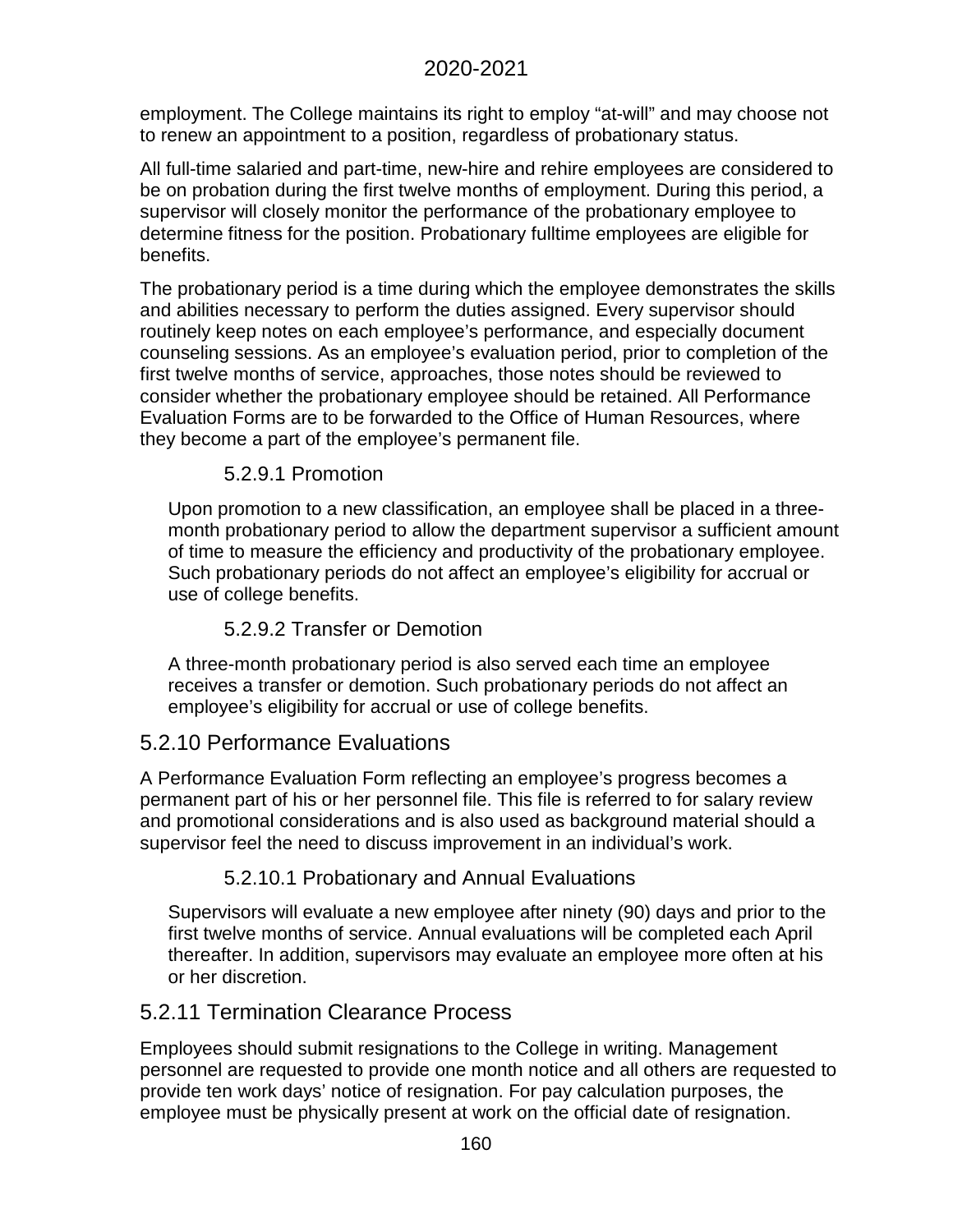employment. The College maintains its right to employ "at-will" and may choose not to renew an appointment to a position, regardless of probationary status.

All full-time salaried and part-time, new-hire and rehire employees are considered to be on probation during the first twelve months of employment. During this period, a supervisor will closely monitor the performance of the probationary employee to determine fitness for the position. Probationary fulltime employees are eligible for benefits.

The probationary period is a time during which the employee demonstrates the skills and abilities necessary to perform the duties assigned. Every supervisor should routinely keep notes on each employee's performance, and especially document counseling sessions. As an employee's evaluation period, prior to completion of the first twelve months of service, approaches, those notes should be reviewed to consider whether the probationary employee should be retained. All Performance Evaluation Forms are to be forwarded to the Office of Human Resources, where they become a part of the employee's permanent file.

### 5.2.9.1 Promotion

Upon promotion to a new classification, an employee shall be placed in a three-month probationary period to allow the department supervisor a sufficient amount of time to measure the efficiency and productivity of the probationary employee. Such probationary periods do not affect an employee's eligibility for accrual or use of college benefits.

### 5.2.9.2 Transfer or Demotion

A three-month probationary period is also served each time an employee receives a transfer or demotion. Such probationary periods do not affect an employee's eligibility for accrual or use of college benefits.

## 5.2.10 Performance Evaluations

A Performance Evaluation Form reflecting an employee's progress becomes a permanent part of his or her personnel file. This file is referred to for salary review and promotional considerations and is also used as background material should a supervisor feel the need to discuss improvement in an individual's work.

### 5.2.10.1 Probationary and Annual Evaluations

Supervisors will evaluate a new employee after ninety (90) days and prior to the first twelve months of service. Annual evaluations will be completed each April thereafter. In addition, supervisors may evaluate an employee more often at his or her discretion.

## 5.2.11 Termination Clearance Process

Employees should submit resignations to the College in writing. Management personnel are requested to provide one month notice and all others are requested to provide ten work days' notice of resignation. For pay calculation purposes, the employee must be physically present at work on the official date of resignation.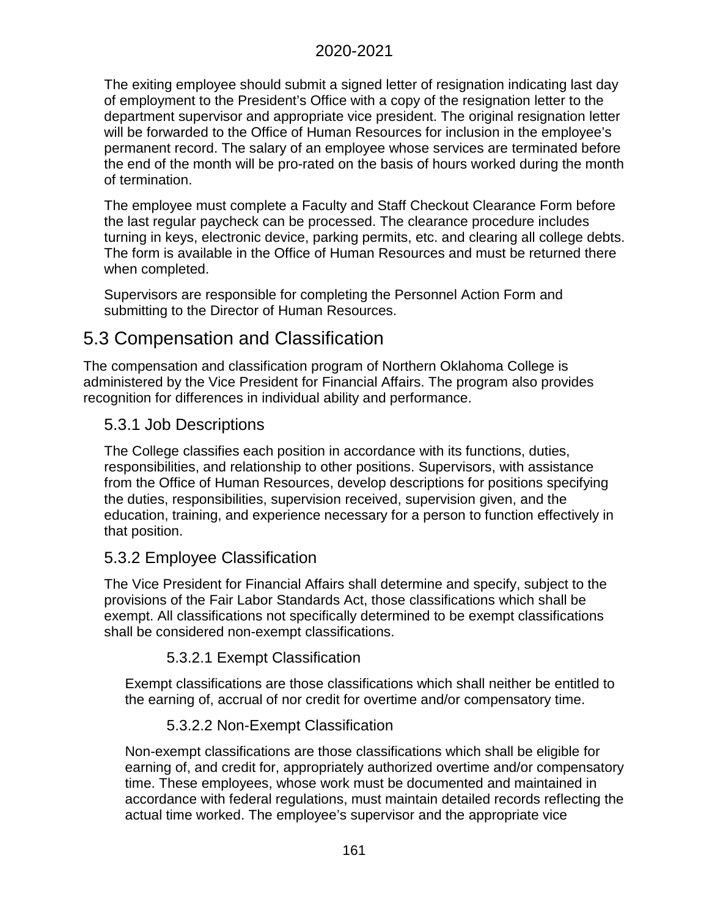The exiting employee should submit a signed letter of resignation indicating last day of employment to the President's Office with a copy of the resignation letter to the department supervisor and appropriate vice president. The original resignation letter will be forwarded to the Office of Human Resources for inclusion in the employee's permanent record. The salary of an employee whose services are terminated before the end of the month will be pro-rated on the basis of hours worked during the month of termination.

The employee must complete a Faculty and Staff Checkout Clearance Form before the last regular paycheck can be processed. The clearance procedure includes turning in keys, electronic device, parking permits, etc. and clearing all college debts. The form is available in the Office of Human Resources and must be returned there when completed.

Supervisors are responsible for completing the Personnel Action Form and submitting to the Director of Human Resources.

## 5.3 Compensation and Classification

The compensation and classification program of Northern Oklahoma College is administered by the Vice President for Financial Affairs. The program also provides recognition for differences in individual ability and performance.

### 5.3.1 Job Descriptions

The College classifies each position in accordance with its functions, duties, responsibilities, and relationship to other positions. Supervisors, with assistance from the Office of Human Resources, develop descriptions for positions specifying the duties, responsibilities, supervision received, supervision given, and the education, training, and experience necessary for a person to function effectively in that position.

### 5.3.2 Employee Classification

The Vice President for Financial Affairs shall determine and specify, subject to the provisions of the Fair Labor Standards Act, those classifications which shall be exempt. All classifications not specifically determined to be exempt classifications shall be considered non-exempt classifications.

#### 5.3.2.1 Exempt Classification

Exempt classifications are those classifications which shall neither be entitled to the earning of, accrual of nor credit for overtime and/or compensatory time.

#### 5.3.2.2 Non-Exempt Classification

Non-exempt classifications are those classifications which shall be eligible for earning of, and credit for, appropriately authorized overtime and/or compensatory time. These employees, whose work must be documented and maintained in accordance with federal regulations, must maintain detailed records reflecting the actual time worked. The employee's supervisor and the appropriate vice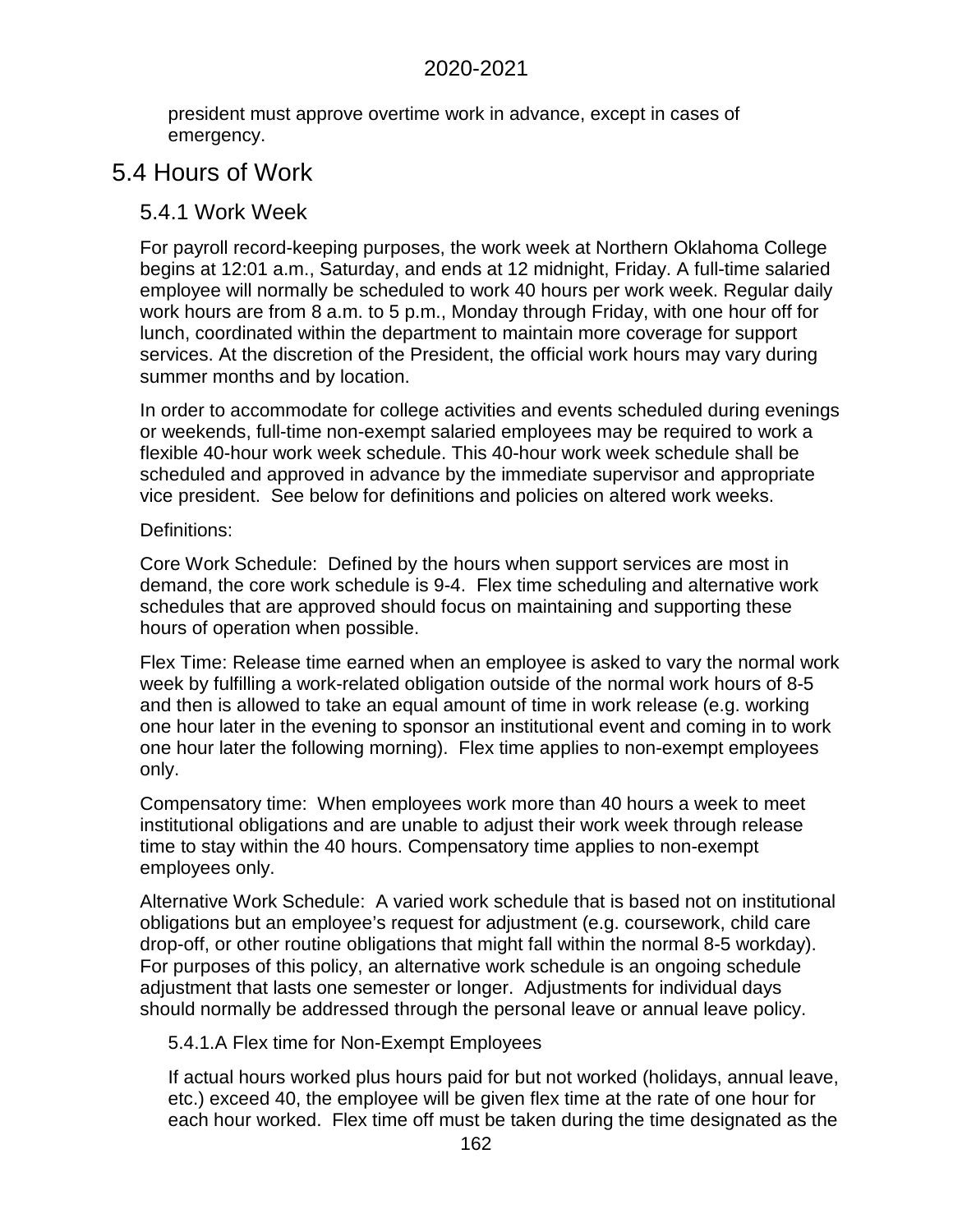president must approve overtime work in advance, except in cases of emergency.

## 5.4 Hours of Work

### 5.4.1 Work Week

For payroll record-keeping purposes, the work week at Northern Oklahoma College begins at 12:01 a.m., Saturday, and ends at 12 midnight, Friday. A full-time salaried employee will normally be scheduled to work 40 hours per work week. Regular daily work hours are from 8 a.m. to 5 p.m., Monday through Friday, with one hour off for lunch, coordinated within the department to maintain more coverage for support services. At the discretion of the President, the official work hours may vary during summer months and by location.

In order to accommodate for college activities and events scheduled during evenings or weekends, full-time non-exempt salaried employees may be required to work a flexible 40-hour work week schedule. This 40-hour work week schedule shall be scheduled and approved in advance by the immediate supervisor and appropriate vice president. See below for definitions and policies on altered work weeks.

Definitions:

Core Work Schedule: Defined by the hours when support services are most in demand, the core work schedule is 9-4. Flex time scheduling and alternative work schedules that are approved should focus on maintaining and supporting these hours of operation when possible.

Flex Time: Release time earned when an employee is asked to vary the normal work week by fulfilling a work-related obligation outside of the normal work hours of 8-5 and then is allowed to take an equal amount of time in work release (e.g. working one hour later in the evening to sponsor an institutional event and coming in to work one hour later the following morning). Flex time applies to non-exempt employees only.

Compensatory time: When employees work more than 40 hours a week to meet institutional obligations and are unable to adjust their work week through release time to stay within the 40 hours. Compensatory time applies to non-exempt employees only.

Alternative Work Schedule: A varied work schedule that is based not on institutional obligations but an employee's request for adjustment (e.g. coursework, child care drop-off, or other routine obligations that might fall within the normal 8-5 workday). For purposes of this policy, an alternative work schedule is an ongoing schedule adjustment that lasts one semester or longer. Adjustments for individual days should normally be addressed through the personal leave or annual leave policy.

#### 5.4.1.A Flex time for Non-Exempt Employees

If actual hours worked plus hours paid for but not worked (holidays, annual leave, etc.) exceed 40, the employee will be given flex time at the rate of one hour for each hour worked. Flex time off must be taken during the time designated as the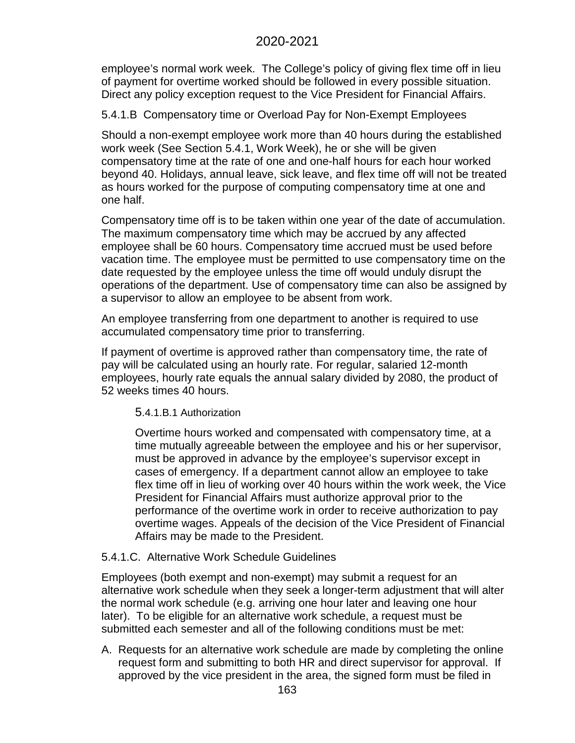employee's normal work week. The College's policy of giving flex time off in lieu of payment for overtime worked should be followed in every possible situation. Direct any policy exception request to the Vice President for Financial Affairs.

### 5.4.1.B Compensatory time or Overload Pay for Non-Exempt Employees

Should a non-exempt employee work more than 40 hours during the established work week (See Section 5.4.1, Work Week), he or she will be given compensatory time at the rate of one and one-half hours for each hour worked beyond 40. Holidays, annual leave, sick leave, and flex time off will not be treated as hours worked for the purpose of computing compensatory time at one and one half.

Compensatory time off is to be taken within one year of the date of accumulation. The maximum compensatory time which may be accrued by any affected employee shall be 60 hours. Compensatory time accrued must be used before vacation time. The employee must be permitted to use compensatory time on the date requested by the employee unless the time off would unduly disrupt the operations of the department. Use of compensatory time can also be assigned by a supervisor to allow an employee to be absent from work.

An employee transferring from one department to another is required to use accumulated compensatory time prior to transferring.

If payment of overtime is approved rather than compensatory time, the rate of pay will be calculated using an hourly rate. For regular, salaried 12-month employees, hourly rate equals the annual salary divided by 2080, the product of 52 weeks times 40 hours.

#### 5.4.1.B.1 Authorization

Overtime hours worked and compensated with compensatory time, at a time mutually agreeable between the employee and his or her supervisor, must be approved in advance by the employee's supervisor except in cases of emergency. If a department cannot allow an employee to take flex time off in lieu of working over 40 hours within the work week, the Vice President for Financial Affairs must authorize approval prior to the performance of the overtime work in order to receive authorization to pay overtime wages. Appeals of the decision of the Vice President of Financial Affairs may be made to the President.

### 5.4.1.C. Alternative Work Schedule Guidelines

Employees (both exempt and non-exempt) may submit a request for an alternative work schedule when they seek a longer-term adjustment that will alter the normal work schedule (e.g. arriving one hour later and leaving one hour later). To be eligible for an alternative work schedule, a request must be submitted each semester and all of the following conditions must be met:

A. Requests for an alternative work schedule are made by completing the online request form and submitting to both HR and direct supervisor for approval. If approved by the vice president in the area, the signed form must be filed in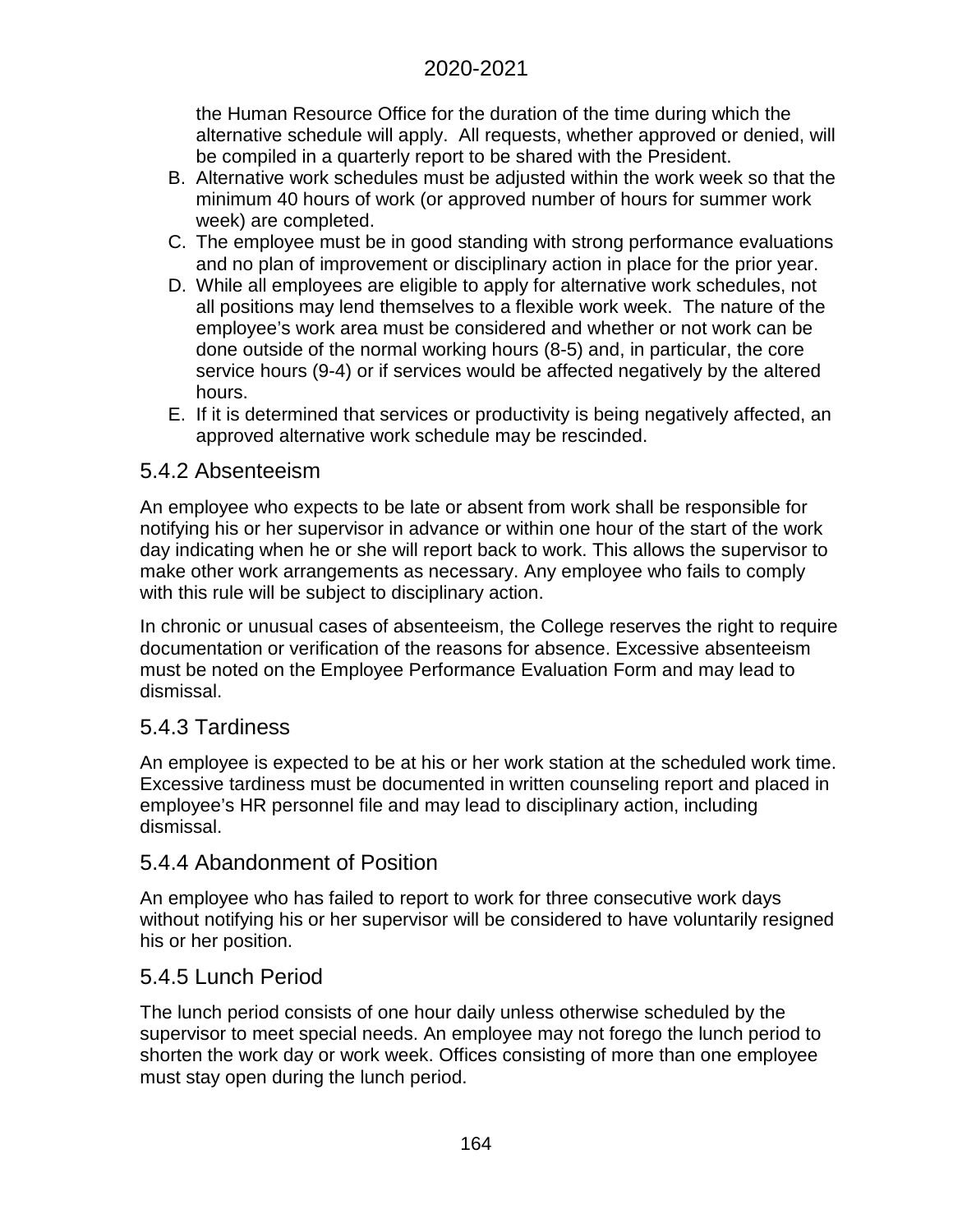the Human Resource Office for the duration of the time during which the alternative schedule will apply. All requests, whether approved or denied, will be compiled in a quarterly report to be shared with the President.

B. Alternative work schedules must be adjusted within the work week so that the minimum 40 hours of work (or approved number of hours for summer work week) are completed.
C. The employee must be in good standing with strong performance evaluations and no plan of improvement or disciplinary action in place for the prior year.
D. While all employees are eligible to apply for alternative work schedules, not all positions may lend themselves to a flexible work week. The nature of the employee's work area must be considered and whether or not work can be done outside of the normal working hours (8-5) and, in particular, the core service hours (9-4) or if services would be affected negatively by the altered hours.
E. If it is determined that services or productivity is being negatively affected, an approved alternative work schedule may be rescinded.

## 5.4.2 Absenteeism

An employee who expects to be late or absent from work shall be responsible for notifying his or her supervisor in advance or within one hour of the start of the work day indicating when he or she will report back to work. This allows the supervisor to make other work arrangements as necessary. Any employee who fails to comply with this rule will be subject to disciplinary action.

In chronic or unusual cases of absenteeism, the College reserves the right to require documentation or verification of the reasons for absence. Excessive absenteeism must be noted on the Employee Performance Evaluation Form and may lead to dismissal.

## 5.4.3 Tardiness

An employee is expected to be at his or her work station at the scheduled work time. Excessive tardiness must be documented in written counseling report and placed in employee's HR personnel file and may lead to disciplinary action, including dismissal.

## 5.4.4 Abandonment of Position

An employee who has failed to report to work for three consecutive work days without notifying his or her supervisor will be considered to have voluntarily resigned his or her position.

## 5.4.5 Lunch Period

The lunch period consists of one hour daily unless otherwise scheduled by the supervisor to meet special needs. An employee may not forego the lunch period to shorten the work day or work week. Offices consisting of more than one employee must stay open during the lunch period.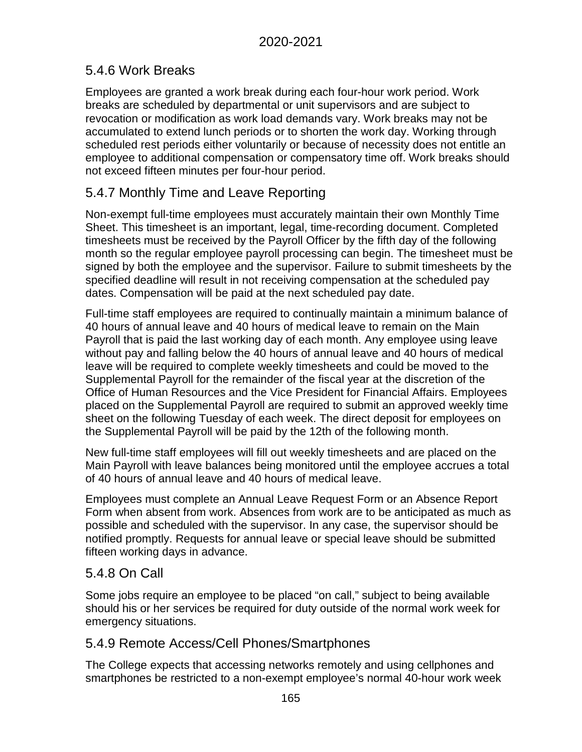### 5.4.6 Work Breaks

Employees are granted a work break during each four-hour work period. Work breaks are scheduled by departmental or unit supervisors and are subject to revocation or modification as work load demands vary. Work breaks may not be accumulated to extend lunch periods or to shorten the work day. Working through scheduled rest periods either voluntarily or because of necessity does not entitle an employee to additional compensation or compensatory time off. Work breaks should not exceed fifteen minutes per four-hour period.

### 5.4.7 Monthly Time and Leave Reporting

Non-exempt full-time employees must accurately maintain their own Monthly Time Sheet. This timesheet is an important, legal, time-recording document. Completed timesheets must be received by the Payroll Officer by the fifth day of the following month so the regular employee payroll processing can begin. The timesheet must be signed by both the employee and the supervisor. Failure to submit timesheets by the specified deadline will result in not receiving compensation at the scheduled pay dates. Compensation will be paid at the next scheduled pay date.

Full-time staff employees are required to continually maintain a minimum balance of 40 hours of annual leave and 40 hours of medical leave to remain on the Main Payroll that is paid the last working day of each month. Any employee using leave without pay and falling below the 40 hours of annual leave and 40 hours of medical leave will be required to complete weekly timesheets and could be moved to the Supplemental Payroll for the remainder of the fiscal year at the discretion of the Office of Human Resources and the Vice President for Financial Affairs. Employees placed on the Supplemental Payroll are required to submit an approved weekly time sheet on the following Tuesday of each week. The direct deposit for employees on the Supplemental Payroll will be paid by the 12th of the following month.

New full-time staff employees will fill out weekly timesheets and are placed on the Main Payroll with leave balances being monitored until the employee accrues a total of 40 hours of annual leave and 40 hours of medical leave.

Employees must complete an Annual Leave Request Form or an Absence Report Form when absent from work. Absences from work are to be anticipated as much as possible and scheduled with the supervisor. In any case, the supervisor should be notified promptly. Requests for annual leave or special leave should be submitted fifteen working days in advance.

### 5.4.8 On Call

Some jobs require an employee to be placed "on call," subject to being available should his or her services be required for duty outside of the normal work week for emergency situations.

### 5.4.9 Remote Access/Cell Phones/Smartphones

The College expects that accessing networks remotely and using cellphones and smartphones be restricted to a non-exempt employee's normal 40-hour work week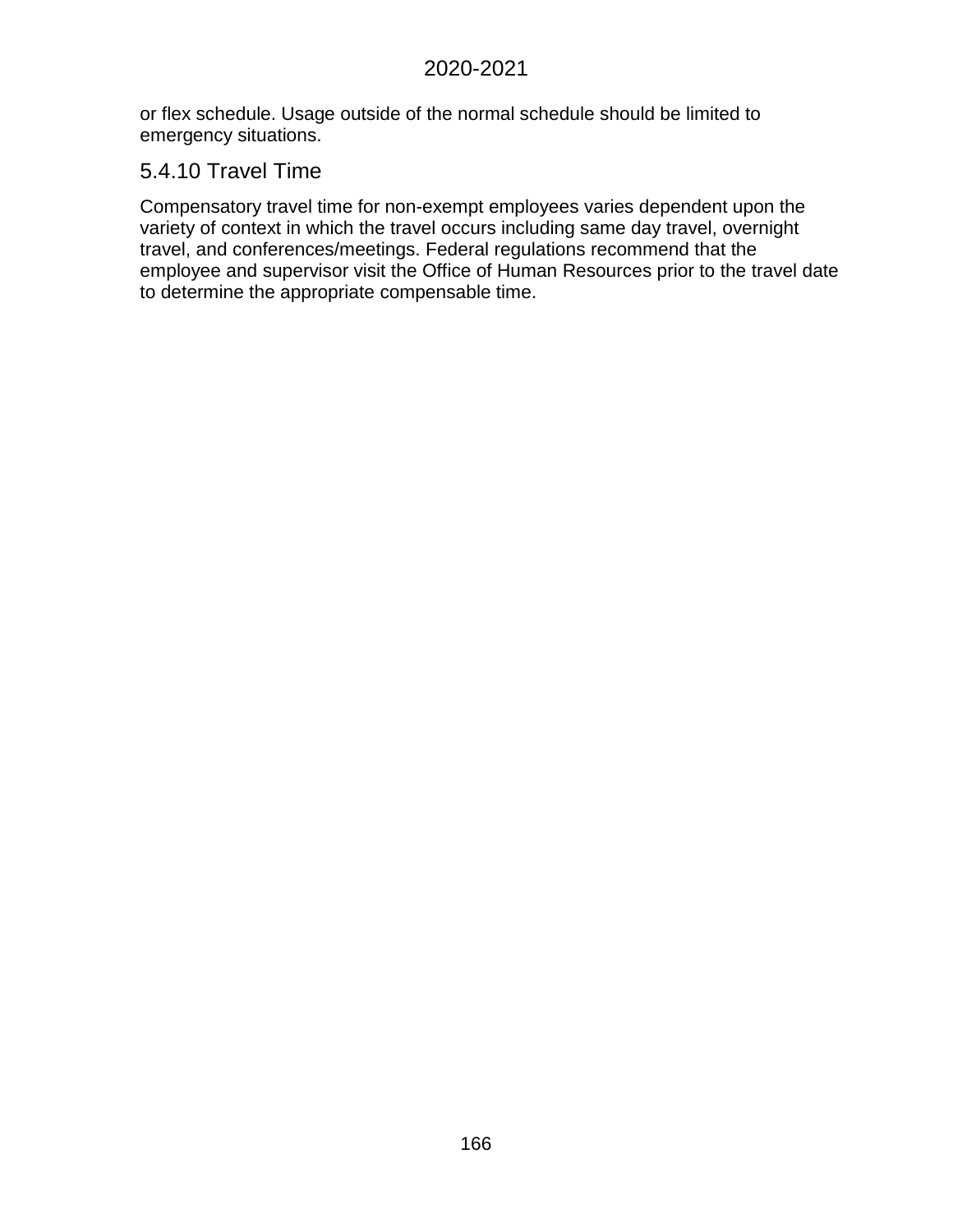or flex schedule. Usage outside of the normal schedule should be limited to emergency situations.

### 5.4.10 Travel Time

Compensatory travel time for non-exempt employees varies dependent upon the variety of context in which the travel occurs including same day travel, overnight travel, and conferences/meetings. Federal regulations recommend that the employee and supervisor visit the Office of Human Resources prior to the travel date to determine the appropriate compensable time.